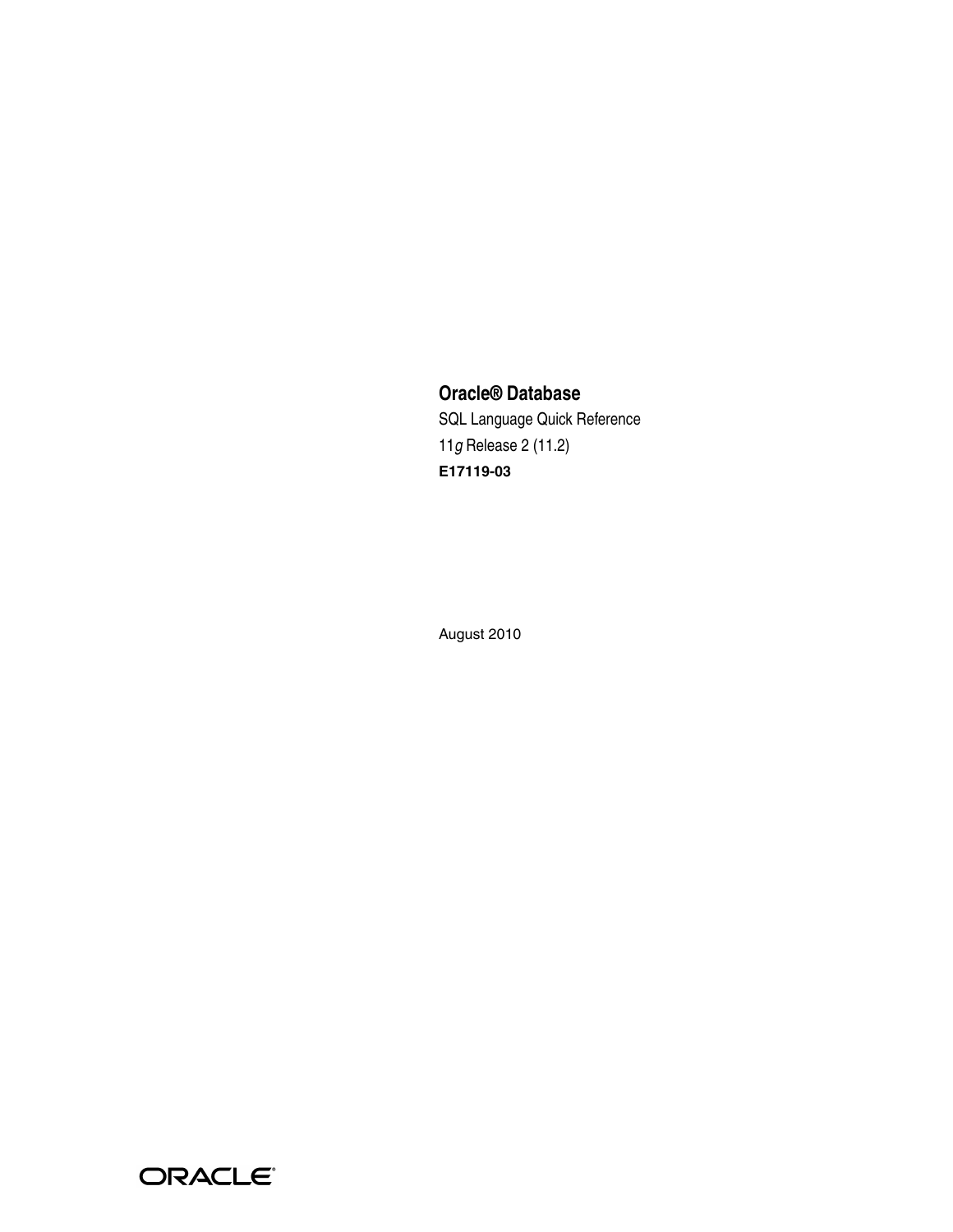# Oracle® Database

SQL Language Quick Reference

11*g* Release 2 (11.2)

**E17119-03**

August 2010

ORACLE®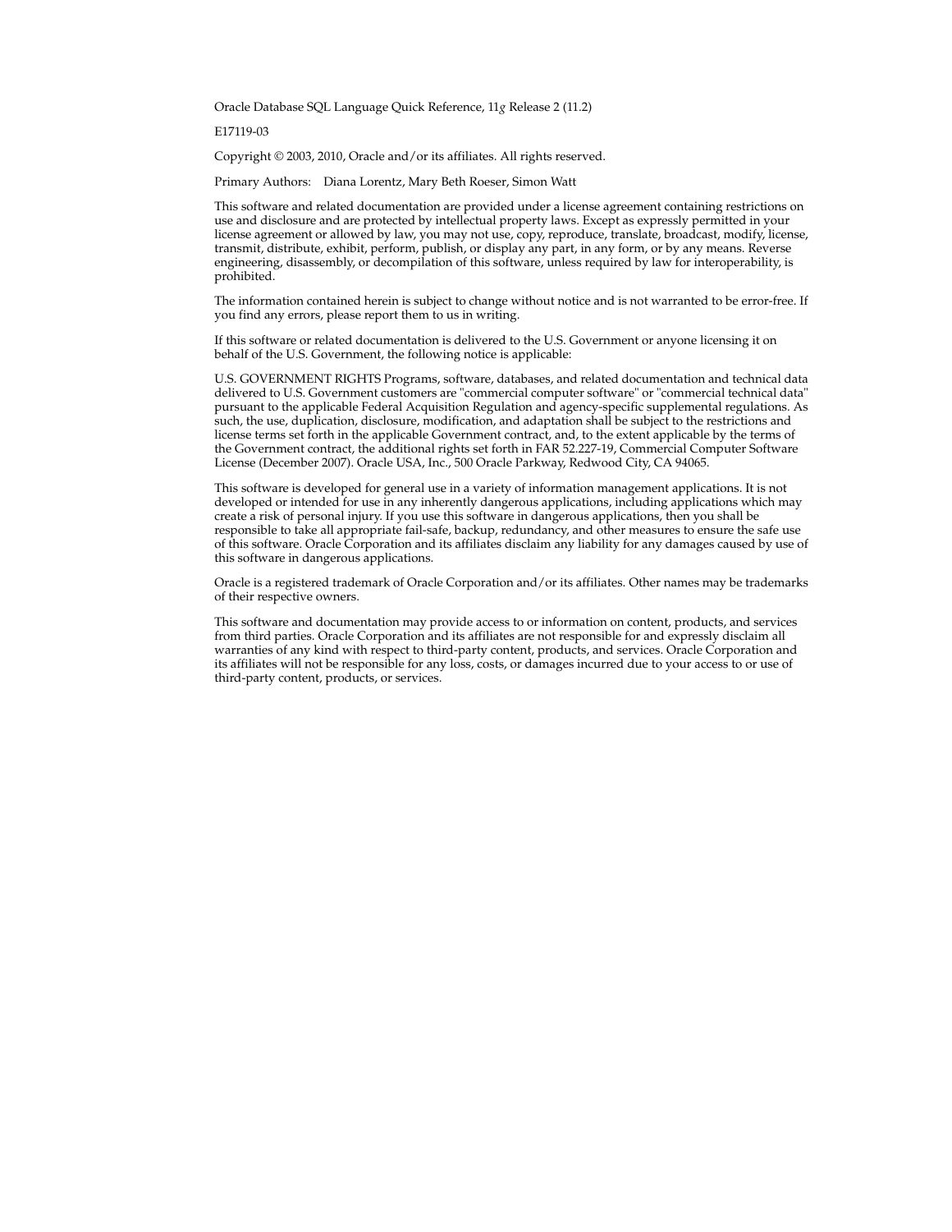Oracle Database SQL Language Quick Reference, 11*g* Release 2 (11.2)

E17119-03

Copyright © 2003, 2010, Oracle and/or its affiliates. All rights reserved.

Primary Authors: Diana Lorentz, Mary Beth Roeser, Simon Watt

This software and related documentation are provided under a license agreement containing restrictions on use and disclosure and are protected by intellectual property laws. Except as expressly permitted in your license agreement or allowed by law, you may not use, copy, reproduce, translate, broadcast, modify, license, transmit, distribute, exhibit, perform, publish, or display any part, in any form, or by any means. Reverse engineering, disassembly, or decompilation of this software, unless required by law for interoperability, is prohibited.

The information contained herein is subject to change without notice and is not warranted to be error-free. If you find any errors, please report them to us in writing.

If this software or related documentation is delivered to the U.S. Government or anyone licensing it on behalf of the U.S. Government, the following notice is applicable:

U.S. GOVERNMENT RIGHTS Programs, software, databases, and related documentation and technical data delivered to U.S. Government customers are "commercial computer software" or "commercial technical data" pursuant to the applicable Federal Acquisition Regulation and agency-specific supplemental regulations. As such, the use, duplication, disclosure, modification, and adaptation shall be subject to the restrictions and license terms set forth in the applicable Government contract, and, to the extent applicable by the terms of the Government contract, the additional rights set forth in FAR 52.227-19, Commercial Computer Software License (December 2007). Oracle USA, Inc., 500 Oracle Parkway, Redwood City, CA 94065.

This software is developed for general use in a variety of information management applications. It is not developed or intended for use in any inherently dangerous applications, including applications which may create a risk of personal injury. If you use this software in dangerous applications, then you shall be responsible to take all appropriate fail-safe, backup, redundancy, and other measures to ensure the safe use of this software. Oracle Corporation and its affiliates disclaim any liability for any damages caused by use of this software in dangerous applications.

Oracle is a registered trademark of Oracle Corporation and/or its affiliates. Other names may be trademarks of their respective owners.

This software and documentation may provide access to or information on content, products, and services from third parties. Oracle Corporation and its affiliates are not responsible for and expressly disclaim all warranties of any kind with respect to third-party content, products, and services. Oracle Corporation and its affiliates will not be responsible for any loss, costs, or damages incurred due to your access to or use of third-party content, products, or services.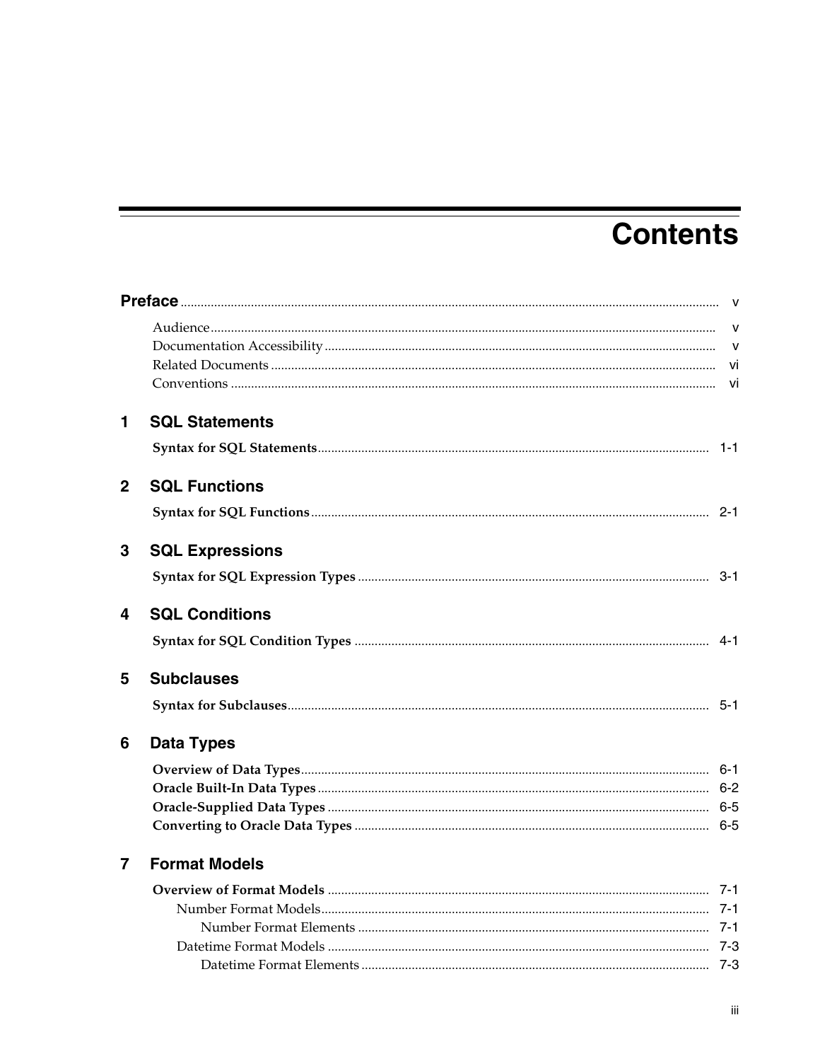# Contents

**Preface** ........................................................................ v

- Audience ........................................................................ v
- Documentation Accessibility ........................................................................ v
- Related Documents ........................................................................ vi
- Conventions ........................................................................ vi

## 1 SQL Statements

**Syntax for SQL Statements** ........................................................................ 1-1

## 2 SQL Functions

**Syntax for SQL Functions** ........................................................................ 2-1

## 3 SQL Expressions

**Syntax for SQL Expression Types** ........................................................................ 3-1

## 4 SQL Conditions

**Syntax for SQL Condition Types** ........................................................................ 4-1

## 5 Subclauses

**Syntax for Subclauses** ........................................................................ 5-1

## 6 Data Types

**Overview of Data Types** ........................................................................ 6-1
**Oracle Built-In Data Types** ........................................................................ 6-2
**Oracle-Supplied Data Types** ........................................................................ 6-5
**Converting to Oracle Data Types** ........................................................................ 6-5

## 7 Format Models

**Overview of Format Models** ........................................................................ 7-1

- Number Format Models ........................................................................ 7-1
  - Number Format Elements ........................................................................ 7-1
- Datetime Format Models ........................................................................ 7-3
  - Datetime Format Elements ........................................................................ 7-3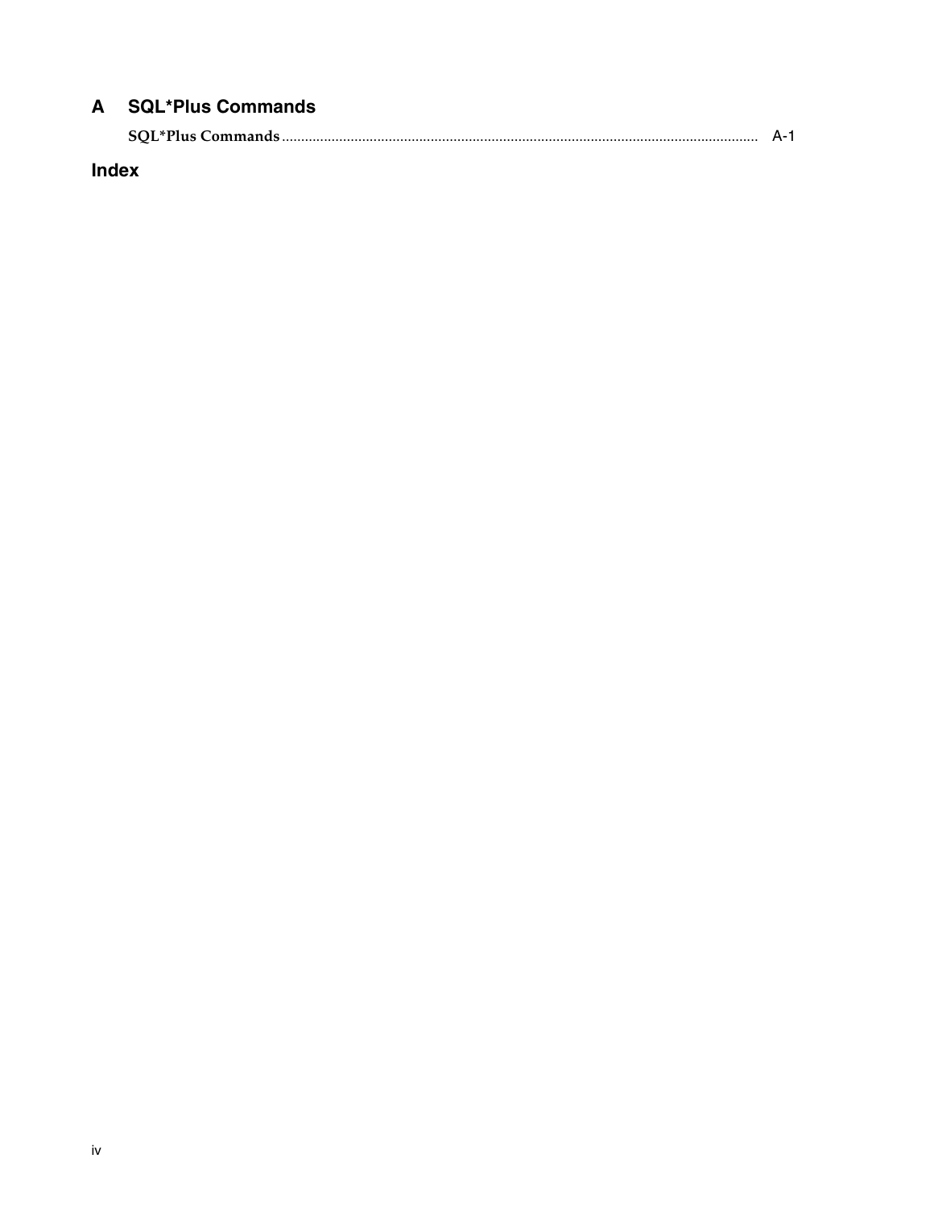## A SQL*Plus Commands

**SQL*Plus Commands** ........................................................................................................................... A-1

## Index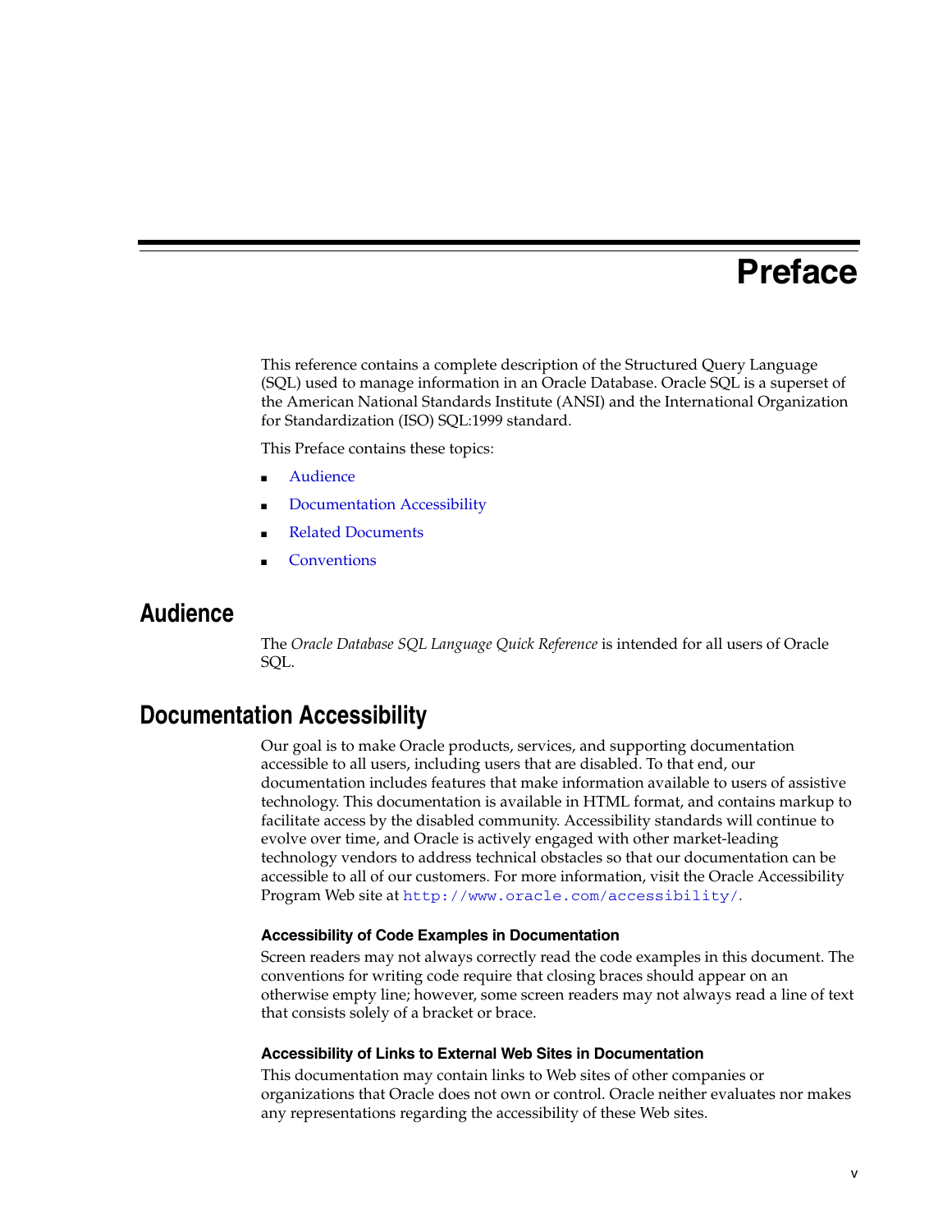# Preface

This reference contains a complete description of the Structured Query Language (SQL) used to manage information in an Oracle Database. Oracle SQL is a superset of the American National Standards Institute (ANSI) and the International Organization for Standardization (ISO) SQL:1999 standard.

This Preface contains these topics:

- Audience
- Documentation Accessibility
- Related Documents
- Conventions

## Audience

The *Oracle Database SQL Language Quick Reference* is intended for all users of Oracle SQL.

## Documentation Accessibility

Our goal is to make Oracle products, services, and supporting documentation accessible to all users, including users that are disabled. To that end, our documentation includes features that make information available to users of assistive technology. This documentation is available in HTML format, and contains markup to facilitate access by the disabled community. Accessibility standards will continue to evolve over time, and Oracle is actively engaged with other market-leading technology vendors to address technical obstacles so that our documentation can be accessible to all of our customers. For more information, visit the Oracle Accessibility Program Web site at `http://www.oracle.com/accessibility/`.

### Accessibility of Code Examples in Documentation

Screen readers may not always correctly read the code examples in this document. The conventions for writing code require that closing braces should appear on an otherwise empty line; however, some screen readers may not always read a line of text that consists solely of a bracket or brace.

### Accessibility of Links to External Web Sites in Documentation

This documentation may contain links to Web sites of other companies or organizations that Oracle does not own or control. Oracle neither evaluates nor makes any representations regarding the accessibility of these Web sites.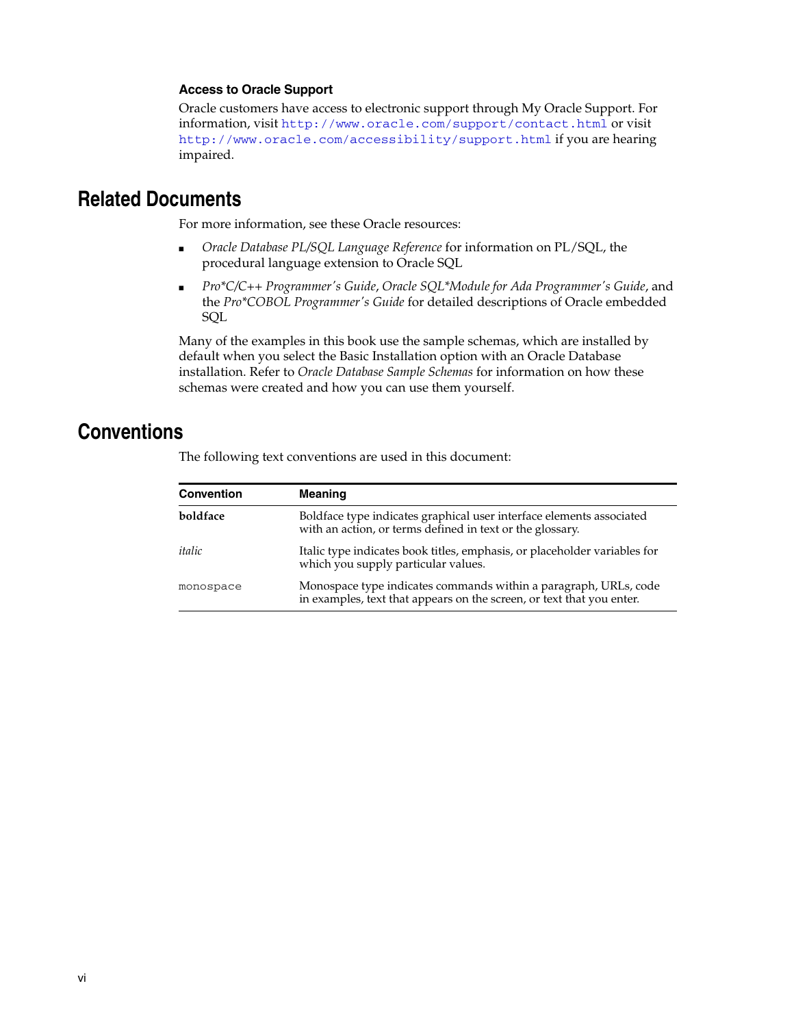### Access to Oracle Support

Oracle customers have access to electronic support through My Oracle Support. For information, visit `http://www.oracle.com/support/contact.html` or visit `http://www.oracle.com/accessibility/support.html` if you are hearing impaired.

## Related Documents

For more information, see these Oracle resources:

- *Oracle Database PL/SQL Language Reference* for information on PL/SQL, the procedural language extension to Oracle SQL
- *Pro*C/C++ Programmer's Guide*, *Oracle SQL*Module for Ada Programmer's Guide*, and the *Pro*COBOL Programmer's Guide* for detailed descriptions of Oracle embedded SQL

Many of the examples in this book use the sample schemas, which are installed by default when you select the Basic Installation option with an Oracle Database installation. Refer to *Oracle Database Sample Schemas* for information on how these schemas were created and how you can use them yourself.

## Conventions

The following text conventions are used in this document:

| Convention | Meaning |
| --- | --- |
| **boldface** | Boldface type indicates graphical user interface elements associated with an action, or terms defined in text or the glossary. |
| *italic* | Italic type indicates book titles, emphasis, or placeholder variables for which you supply particular values. |
| `monospace` | Monospace type indicates commands within a paragraph, URLs, code in examples, text that appears on the screen, or text that you enter. |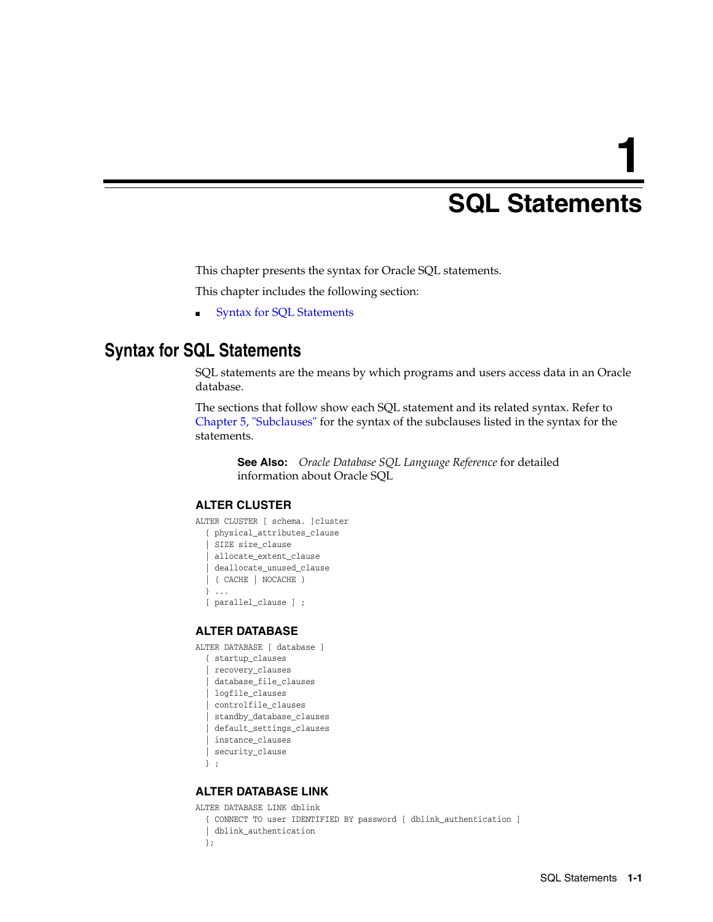# 1 SQL Statements

This chapter presents the syntax for Oracle SQL statements.

This chapter includes the following section:

- Syntax for SQL Statements

## Syntax for SQL Statements

SQL statements are the means by which programs and users access data in an Oracle database.

The sections that follow show each SQL statement and its related syntax. Refer to Chapter 5, "Subclauses" for the syntax of the subclauses listed in the syntax for the statements.

> **See Also:** *Oracle Database SQL Language Reference* for detailed information about Oracle SQL

### ALTER CLUSTER

```
ALTER CLUSTER [ schema. ]cluster
  { physical_attributes_clause
  | SIZE size_clause
  | allocate_extent_clause
  | deallocate_unused_clause
  | { CACHE | NOCACHE }
  } ...
  [ parallel_clause ] ;
```

### ALTER DATABASE

```
ALTER DATABASE [ database ]
  { startup_clauses
  | recovery_clauses
  | database_file_clauses
  | logfile_clauses
  | controlfile_clauses
  | standby_database_clauses
  | default_settings_clauses
  | instance_clauses
  | security_clause
  } ;
```

### ALTER DATABASE LINK

```
ALTER DATABASE LINK dblink
  { CONNECT TO user IDENTIFIED BY password [ dblink_authentication ]
  | dblink_authentication
  };
```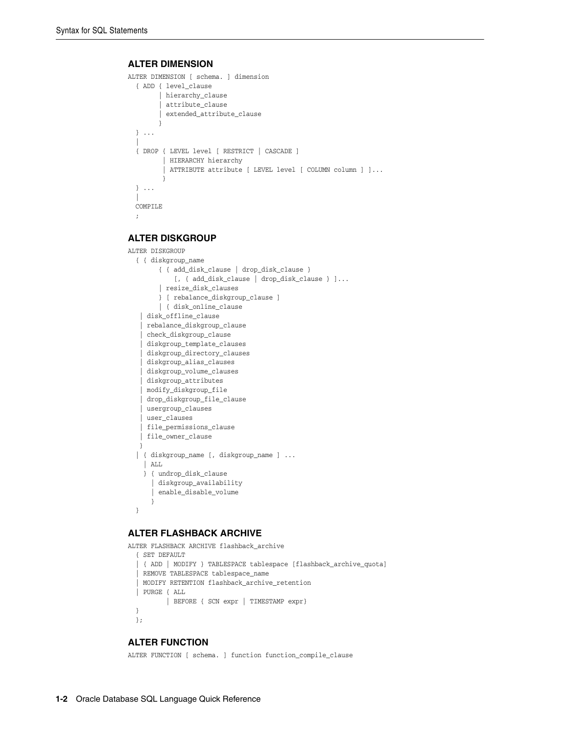## ALTER DIMENSION

```
ALTER DIMENSION [ schema. ] dimension
  { ADD { level_clause
        | hierarchy_clause
        | attribute_clause
        | extended_attribute_clause
        }
  } ...
  |
  { DROP { LEVEL level [ RESTRICT | CASCADE ]
         | HIERARCHY hierarchy
         | ATTRIBUTE attribute [ LEVEL level [ COLUMN column ] ]...
         }
  } ...
  |
  COMPILE
  ;
```

## ALTER DISKGROUP

```
ALTER DISKGROUP
  { { diskgroup_name
        { { add_disk_clause | drop_disk_clause }
            [, { add_disk_clause | drop_disk_clause } ]...
        | resize_disk_clauses
        } [ rebalance_diskgroup_clause ]
        | { disk_online_clause
   | disk_offline_clause
   | rebalance_diskgroup_clause
   | check_diskgroup_clause
   | diskgroup_template_clauses
   | diskgroup_directory_clauses
   | diskgroup_alias_clauses
   | diskgroup_volume_clauses
   | diskgroup_attributes
   | modify_diskgroup_file
   | drop_diskgroup_file_clause
   | usergroup_clauses
   | user_clauses
   | file_permissions_clause
   | file_owner_clause
   }
  | { diskgroup_name [, diskgroup_name ] ...
    | ALL
    } { undrop_disk_clause
      | diskgroup_availability
      | enable_disable_volume
      }
  }
```

## ALTER FLASHBACK ARCHIVE

```
ALTER FLASHBACK ARCHIVE flashback_archive
  { SET DEFAULT
  | { ADD | MODIFY } TABLESPACE tablespace [flashback_archive_quota]
  | REMOVE TABLESPACE tablespace_name
  | MODIFY RETENTION flashback_archive_retention
  | PURGE { ALL
          | BEFORE { SCN expr | TIMESTAMP expr}
  }
  };
```

## ALTER FUNCTION

```
ALTER FUNCTION [ schema. ] function function_compile_clause
```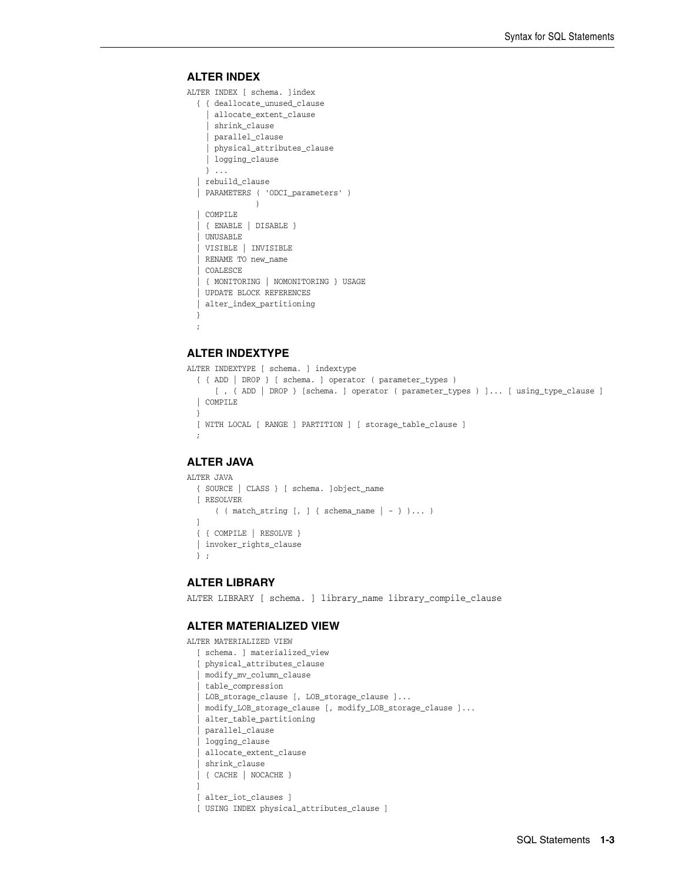## ALTER INDEX

```
ALTER INDEX [ schema. ]index
  { { deallocate_unused_clause
    | allocate_extent_clause
    | shrink_clause
    | parallel_clause
    | physical_attributes_clause
    | logging_clause
    } ...
  | rebuild_clause
  | PARAMETERS ( 'ODCI_parameters' )
               )
  | COMPILE
  | { ENABLE | DISABLE }
  | UNUSABLE
  | VISIBLE | INVISIBLE
  | RENAME TO new_name
  | COALESCE
  | { MONITORING | NOMONITORING } USAGE
  | UPDATE BLOCK REFERENCES
  | alter_index_partitioning
  }
  ;
```

## ALTER INDEXTYPE

```
ALTER INDEXTYPE [ schema. ] indextype
  { { ADD | DROP } [ schema. ] operator ( parameter_types )
      [ , { ADD | DROP } [schema. ] operator ( parameter_types ) ]... [ using_type_clause ]
  | COMPILE
  }
  [ WITH LOCAL [ RANGE ] PARTITION ] [ storage_table_clause ]
  ;
```

## ALTER JAVA

```
ALTER JAVA
  { SOURCE | CLASS } [ schema. ]object_name
  [ RESOLVER
      ( ( match_string [, ] { schema_name | - } )... )
  ]
  { { COMPILE | RESOLVE }
  | invoker_rights_clause
  } ;
```

## ALTER LIBRARY

```
ALTER LIBRARY [ schema. ] library_name library_compile_clause
```

## ALTER MATERIALIZED VIEW

```
ALTER MATERIALIZED VIEW
  [ schema. ] materialized_view
  [ physical_attributes_clause
  | modify_mv_column_clause
  | table_compression
  | LOB_storage_clause [, LOB_storage_clause ]...
  | modify_LOB_storage_clause [, modify_LOB_storage_clause ]...
  | alter_table_partitioning
  | parallel_clause
  | logging_clause
  | allocate_extent_clause
  | shrink_clause
  | { CACHE | NOCACHE }
  ]
  [ alter_iot_clauses ]
  [ USING INDEX physical_attributes_clause ]
```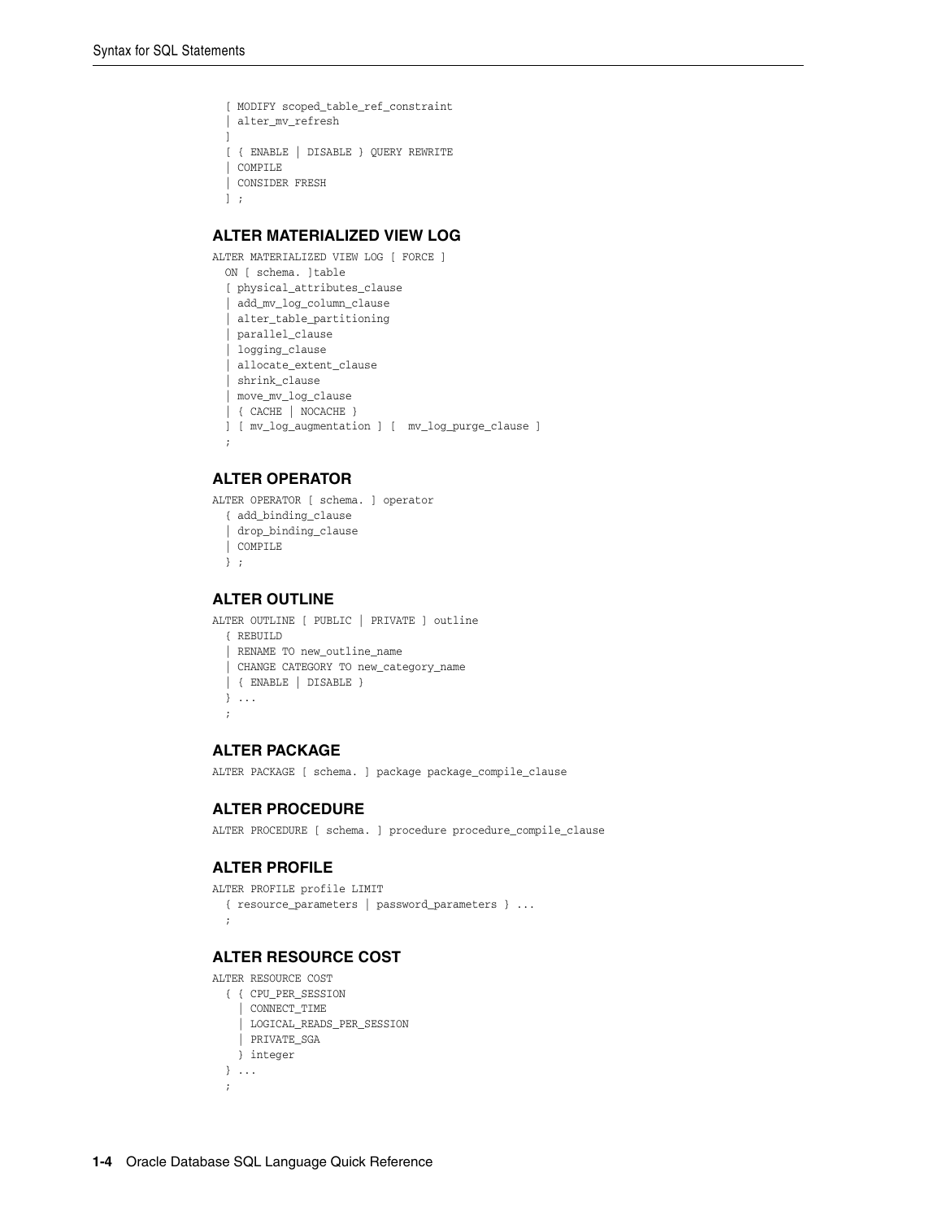```
  [ MODIFY scoped_table_ref_constraint
  | alter_mv_refresh
  ]
  [ { ENABLE | DISABLE } QUERY REWRITE
  | COMPILE
  | CONSIDER FRESH
  ] ;
```

### ALTER MATERIALIZED VIEW LOG

```
ALTER MATERIALIZED VIEW LOG [ FORCE ]
  ON [ schema. ]table
  [ physical_attributes_clause
  | add_mv_log_column_clause
  | alter_table_partitioning
  | parallel_clause
  | logging_clause
  | allocate_extent_clause
  | shrink_clause
  | move_mv_log_clause
  | { CACHE | NOCACHE }
  ] [ mv_log_augmentation ] [  mv_log_purge_clause ]
  ;
```

### ALTER OPERATOR

```
ALTER OPERATOR [ schema. ] operator
  { add_binding_clause
  | drop_binding_clause
  | COMPILE
  } ;
```

### ALTER OUTLINE

```
ALTER OUTLINE [ PUBLIC | PRIVATE ] outline
  { REBUILD
  | RENAME TO new_outline_name
  | CHANGE CATEGORY TO new_category_name
  | { ENABLE | DISABLE }
  } ...
  ;
```

### ALTER PACKAGE

```
ALTER PACKAGE [ schema. ] package package_compile_clause
```

### ALTER PROCEDURE

```
ALTER PROCEDURE [ schema. ] procedure procedure_compile_clause
```

### ALTER PROFILE

```
ALTER PROFILE profile LIMIT
  { resource_parameters | password_parameters } ...
  ;
```

### ALTER RESOURCE COST

```
ALTER RESOURCE COST
  { { CPU_PER_SESSION
    | CONNECT_TIME
    | LOGICAL_READS_PER_SESSION
    | PRIVATE_SGA
    } integer
  } ...
  ;
```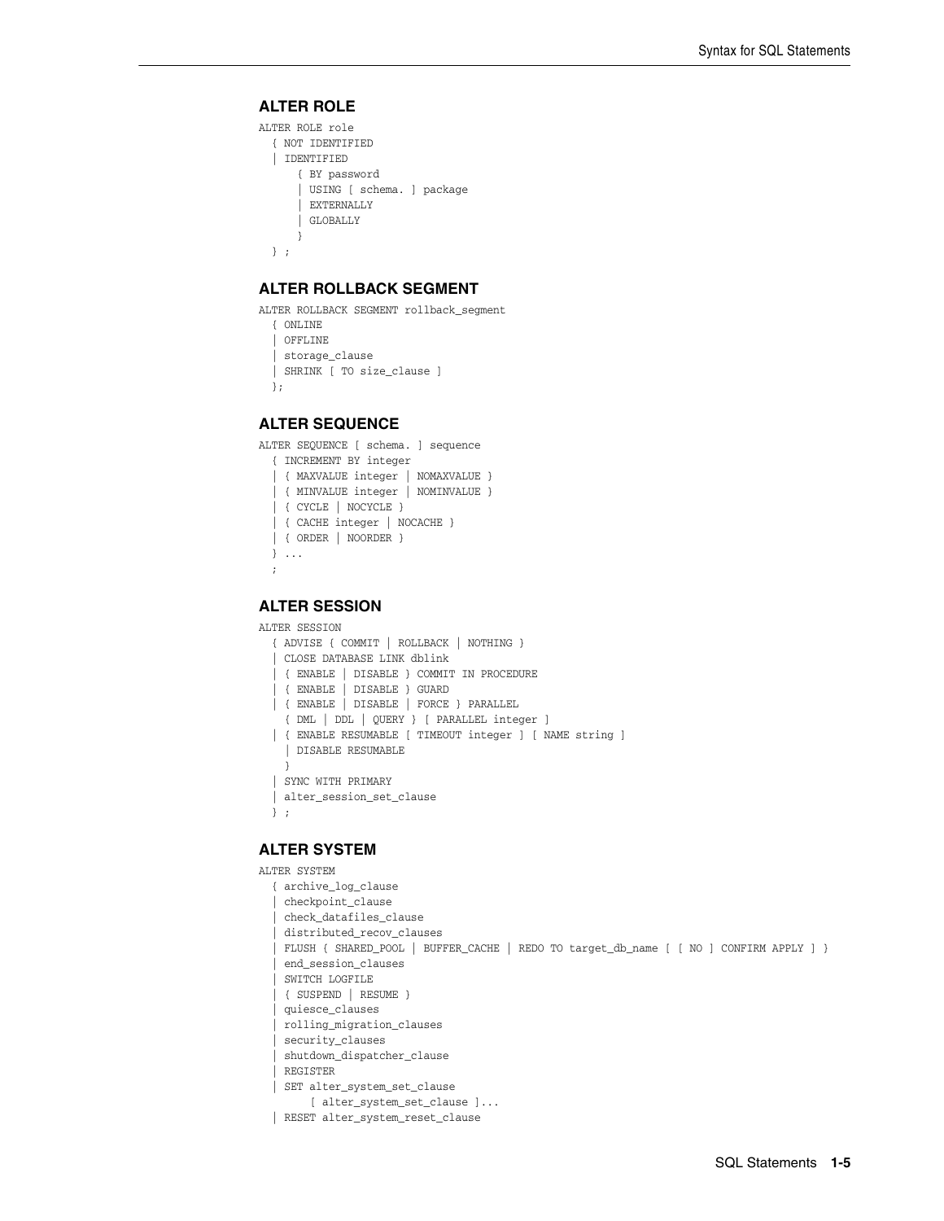### ALTER ROLE

```
ALTER ROLE role
  { NOT IDENTIFIED
  | IDENTIFIED
      { BY password
      | USING [ schema. ] package
      | EXTERNALLY
      | GLOBALLY
      }
  } ;
```

### ALTER ROLLBACK SEGMENT

```
ALTER ROLLBACK SEGMENT rollback_segment
  { ONLINE
  | OFFLINE
  | storage_clause
  | SHRINK [ TO size_clause ]
  };
```

### ALTER SEQUENCE

```
ALTER SEQUENCE [ schema. ] sequence
  { INCREMENT BY integer
  | { MAXVALUE integer | NOMAXVALUE }
  | { MINVALUE integer | NOMINVALUE }
  | { CYCLE | NOCYCLE }
  | { CACHE integer | NOCACHE }
  | { ORDER | NOORDER }
  } ...
  ;
```

### ALTER SESSION

```
ALTER SESSION
  { ADVISE { COMMIT | ROLLBACK | NOTHING }
  | CLOSE DATABASE LINK dblink
  | { ENABLE | DISABLE } COMMIT IN PROCEDURE
  | { ENABLE | DISABLE } GUARD
  | { ENABLE | DISABLE | FORCE } PARALLEL
    { DML | DDL | QUERY } [ PARALLEL integer ]
  | { ENABLE RESUMABLE [ TIMEOUT integer ] [ NAME string ]
    | DISABLE RESUMABLE
    }
  | SYNC WITH PRIMARY
  | alter_session_set_clause
  } ;
```

### ALTER SYSTEM

```
ALTER SYSTEM
  { archive_log_clause
  | checkpoint_clause
  | check_datafiles_clause
  | distributed_recov_clauses
  | FLUSH { SHARED_POOL | BUFFER_CACHE | REDO TO target_db_name [ [ NO ] CONFIRM APPLY ] }
  | end_session_clauses
  | SWITCH LOGFILE
  | { SUSPEND | RESUME }
  | quiesce_clauses
  | rolling_migration_clauses
  | security_clauses
  | shutdown_dispatcher_clause
  | REGISTER
  | SET alter_system_set_clause
        [ alter_system_set_clause ]...
  | RESET alter_system_reset_clause
```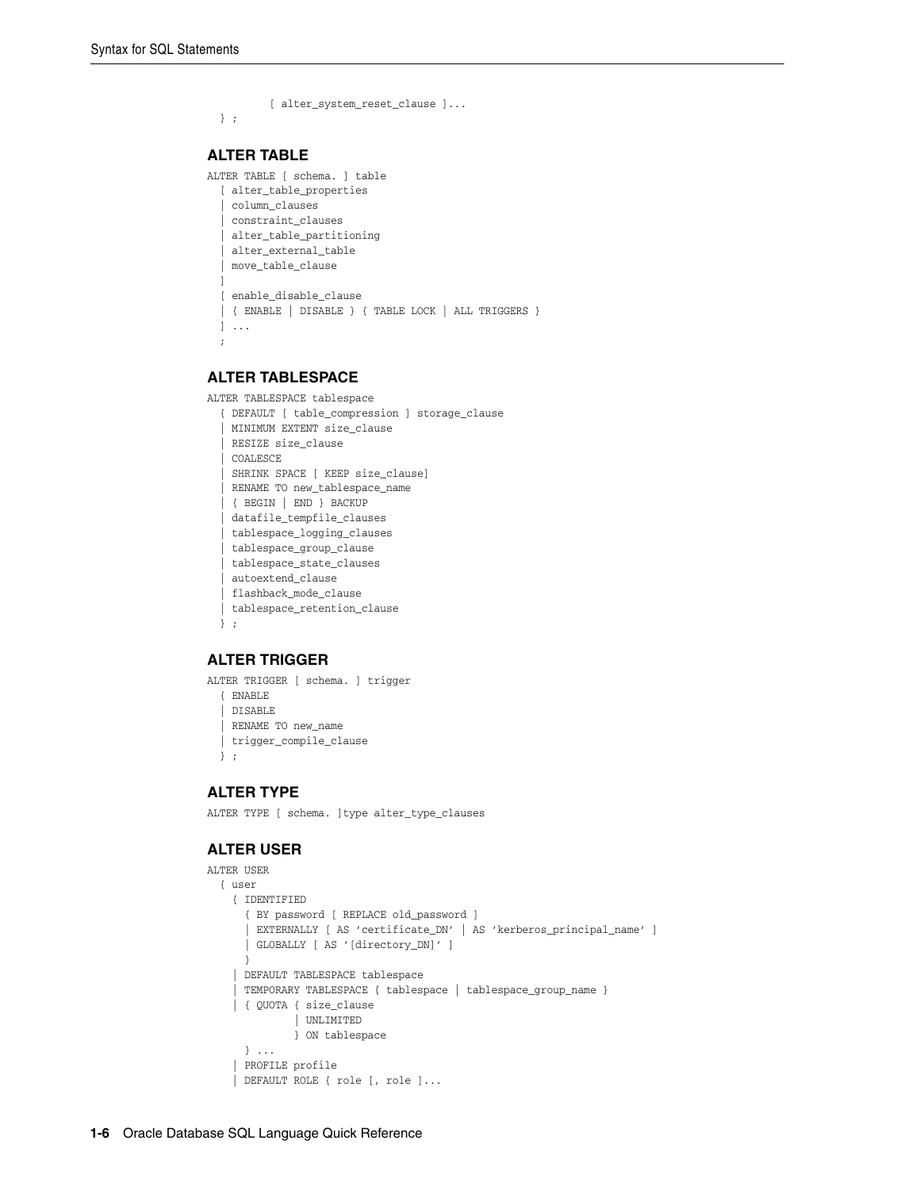```
        [ alter_system_reset_clause ]...
  } ;
```

### ALTER TABLE

```
ALTER TABLE [ schema. ] table
  [ alter_table_properties
  | column_clauses
  | constraint_clauses
  | alter_table_partitioning
  | alter_external_table
  | move_table_clause
  ]
  [ enable_disable_clause
  | { ENABLE | DISABLE } { TABLE LOCK | ALL TRIGGERS }
  ] ...
  ;
```

### ALTER TABLESPACE

```
ALTER TABLESPACE tablespace
  { DEFAULT [ table_compression ] storage_clause
  | MINIMUM EXTENT size_clause
  | RESIZE size_clause
  | COALESCE
  | SHRINK SPACE [ KEEP size_clause]
  | RENAME TO new_tablespace_name
  | { BEGIN | END } BACKUP
  | datafile_tempfile_clauses
  | tablespace_logging_clauses
  | tablespace_group_clause
  | tablespace_state_clauses
  | autoextend_clause
  | flashback_mode_clause
  | tablespace_retention_clause
  } ;
```

### ALTER TRIGGER

```
ALTER TRIGGER [ schema. ] trigger
  { ENABLE
  | DISABLE
  | RENAME TO new_name
  | trigger_compile_clause
  } ;
```

### ALTER TYPE

```
ALTER TYPE [ schema. ]type alter_type_clauses
```

### ALTER USER

```
ALTER USER
  { user
    { IDENTIFIED
      { BY password [ REPLACE old_password ]
      | EXTERNALLY [ AS 'certificate_DN' | AS 'kerberos_principal_name' ]
      | GLOBALLY [ AS '[directory_DN]' ]
      }
    | DEFAULT TABLESPACE tablespace
    | TEMPORARY TABLESPACE { tablespace | tablespace_group_name }
    | { QUOTA { size_clause
              | UNLIMITED
              } ON tablespace
      } ...
    | PROFILE profile
    | DEFAULT ROLE { role [, role ]...
```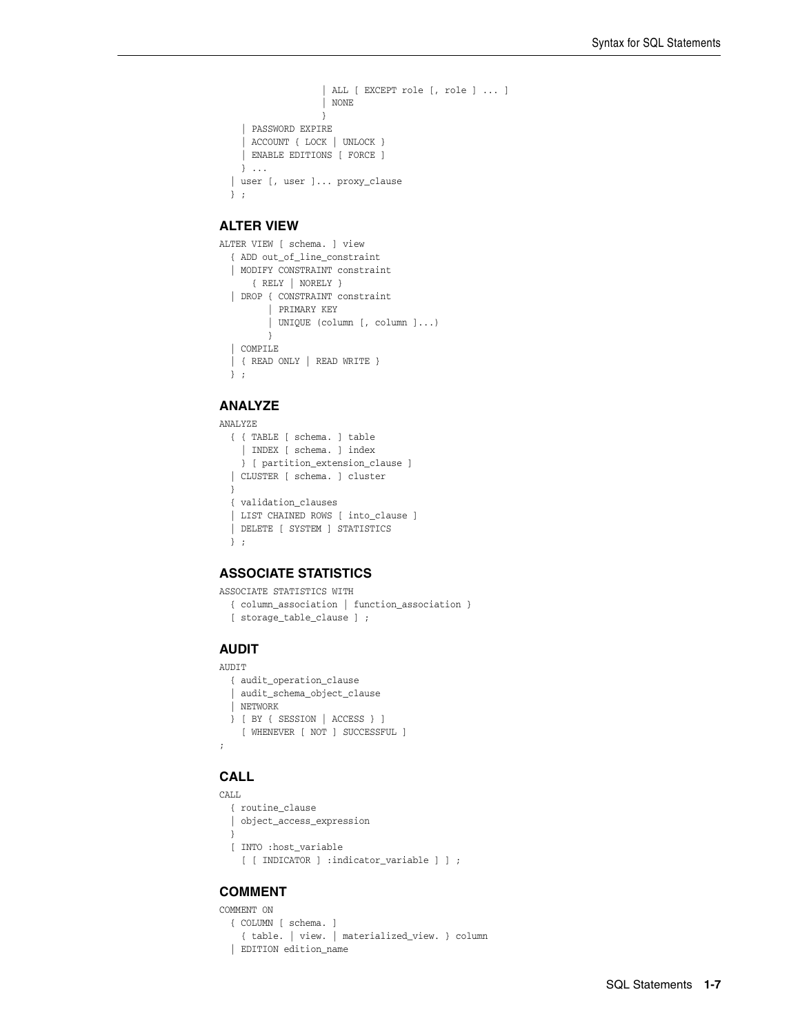```
                 | ALL [ EXCEPT role [, role ] ... ]
                 | NONE
                 }
   | PASSWORD EXPIRE
   | ACCOUNT { LOCK | UNLOCK }
   | ENABLE EDITIONS [ FORCE ]
   } ...
 | user [, user ]... proxy_clause
 } ;
```

## ALTER VIEW

```
ALTER VIEW [ schema. ] view
  { ADD out_of_line_constraint
  | MODIFY CONSTRAINT constraint
      { RELY | NORELY }
  | DROP { CONSTRAINT constraint
         | PRIMARY KEY
         | UNIQUE (column [, column ]...)
         }
  | COMPILE
  | { READ ONLY | READ WRITE }
  } ;
```

## ANALYZE

```
ANALYZE
  { { TABLE [ schema. ] table
    | INDEX [ schema. ] index
    } [ partition_extension_clause ]
  | CLUSTER [ schema. ] cluster
  }
  { validation_clauses
  | LIST CHAINED ROWS [ into_clause ]
  | DELETE [ SYSTEM ] STATISTICS
  } ;
```

## ASSOCIATE STATISTICS

```
ASSOCIATE STATISTICS WITH
  { column_association | function_association }
  [ storage_table_clause ] ;
```

## AUDIT

```
AUDIT
  { audit_operation_clause
  | audit_schema_object_clause
  | NETWORK
  } [ BY { SESSION | ACCESS } ]
    [ WHENEVER [ NOT ] SUCCESSFUL ]
;
```

## CALL

```
CALL
  { routine_clause
  | object_access_expression
  }
  [ INTO :host_variable
    [ [ INDICATOR ] :indicator_variable ] ] ;
```

## COMMENT

```
COMMENT ON
  { COLUMN [ schema. ]
    { table. | view. | materialized_view. } column
  | EDITION edition_name
```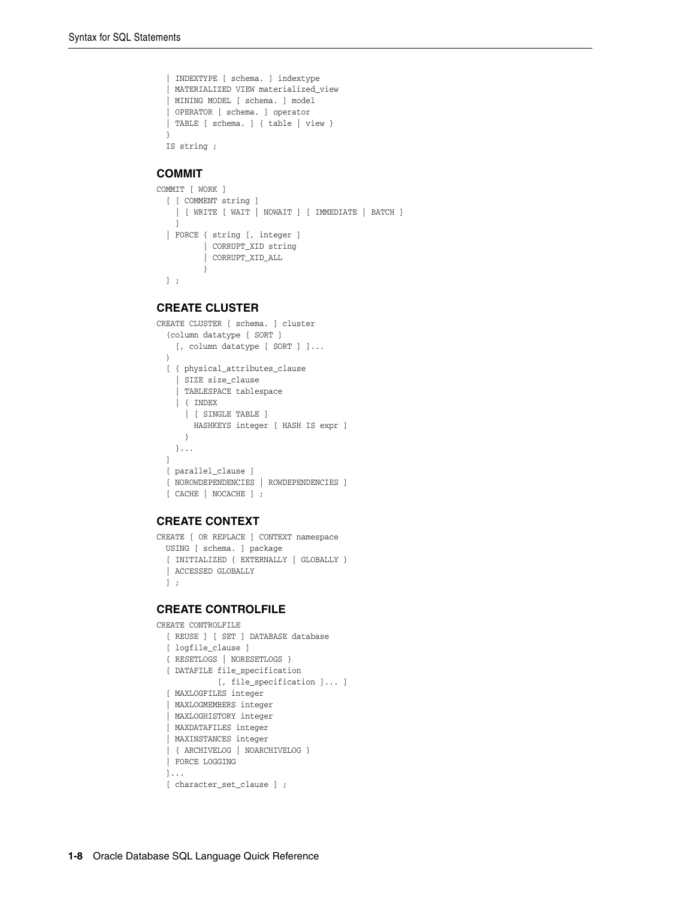```
  | INDEXTYPE [ schema. ] indextype
  | MATERIALIZED VIEW materialized_view
  | MINING MODEL [ schema. ] model
  | OPERATOR [ schema. ] operator
  | TABLE [ schema. ] { table | view }
  }
  IS string ;
```

### COMMIT

```
COMMIT [ WORK ]
  [ [ COMMENT string ]
    | [ WRITE [ WAIT | NOWAIT ] [ IMMEDIATE | BATCH ]
    ]
  | FORCE { string [, integer ]
          | CORRUPT_XID string
          | CORRUPT_XID_ALL
          }
  ] ;
```

### CREATE CLUSTER

```
CREATE CLUSTER [ schema. ] cluster
  (column datatype [ SORT ]
    [, column datatype [ SORT ] ]...
  )
  [ { physical_attributes_clause
    | SIZE size_clause
    | TABLESPACE tablespace
    | { INDEX
      | [ SINGLE TABLE ]
        HASHKEYS integer [ HASH IS expr ]
      }
    }...
  ]
  [ parallel_clause ]
  [ NOROWDEPENDENCIES | ROWDEPENDENCIES ]
  [ CACHE | NOCACHE ] ;
```

### CREATE CONTEXT

```
CREATE [ OR REPLACE ] CONTEXT namespace
  USING [ schema. ] package
  [ INITIALIZED { EXTERNALLY | GLOBALLY }
  | ACCESSED GLOBALLY
  ] ;
```

### CREATE CONTROLFILE

```
CREATE CONTROLFILE
  [ REUSE ] [ SET ] DATABASE database
  [ logfile_clause ]
  { RESETLOGS | NORESETLOGS }
  [ DATAFILE file_specification
             [, file_specification ]... ]
  [ MAXLOGFILES integer
  | MAXLOGMEMBERS integer
  | MAXLOGHISTORY integer
  | MAXDATAFILES integer
  | MAXINSTANCES integer
  | { ARCHIVELOG | NOARCHIVELOG }
  | FORCE LOGGING
  ]...
  [ character_set_clause ] ;
```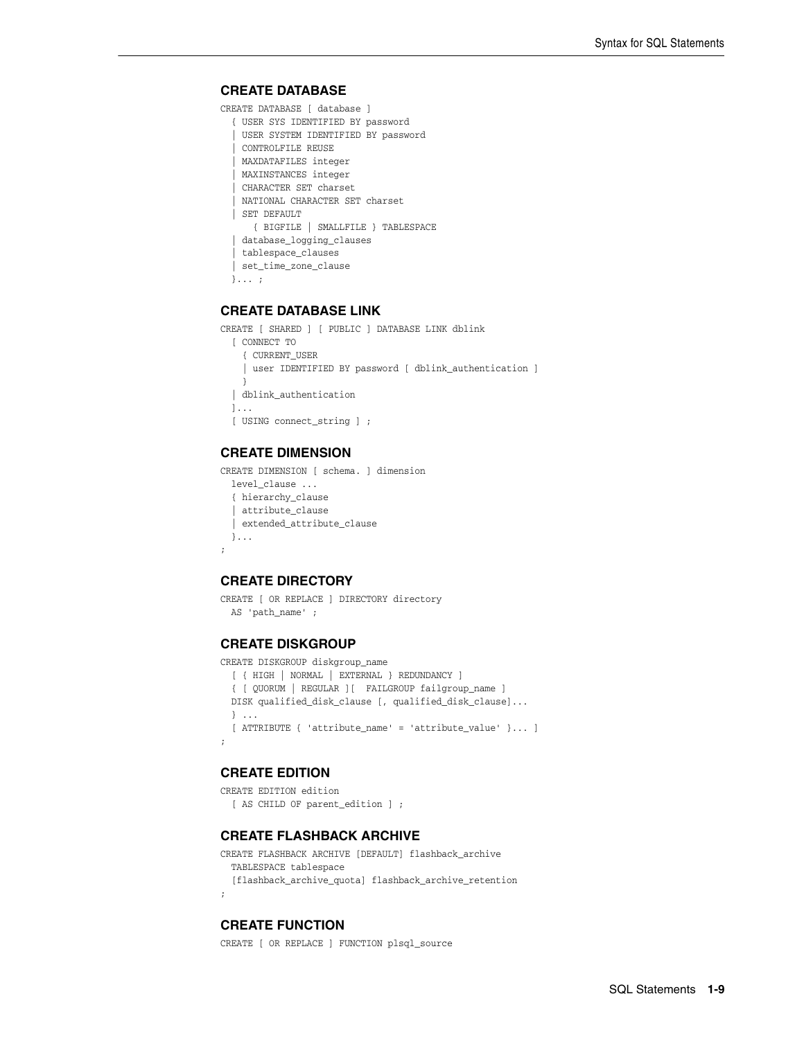### CREATE DATABASE

```
CREATE DATABASE [ database ]
  { USER SYS IDENTIFIED BY password
  | USER SYSTEM IDENTIFIED BY password
  | CONTROLFILE REUSE
  | MAXDATAFILES integer
  | MAXINSTANCES integer
  | CHARACTER SET charset
  | NATIONAL CHARACTER SET charset
  | SET DEFAULT
      { BIGFILE | SMALLFILE } TABLESPACE
  | database_logging_clauses
  | tablespace_clauses
  | set_time_zone_clause
  }... ;
```

### CREATE DATABASE LINK

```
CREATE [ SHARED ] [ PUBLIC ] DATABASE LINK dblink
  [ CONNECT TO
    { CURRENT_USER
    | user IDENTIFIED BY password [ dblink_authentication ]
    }
  | dblink_authentication
  ]...
  [ USING connect_string ] ;
```

### CREATE DIMENSION

```
CREATE DIMENSION [ schema. ] dimension
  level_clause ...
  { hierarchy_clause
  | attribute_clause
  | extended_attribute_clause
  }...
;
```

### CREATE DIRECTORY

```
CREATE [ OR REPLACE ] DIRECTORY directory
  AS 'path_name' ;
```

### CREATE DISKGROUP

```
CREATE DISKGROUP diskgroup_name
  [ { HIGH | NORMAL | EXTERNAL } REDUNDANCY ]
  { [ QUORUM | REGULAR ][  FAILGROUP failgroup_name ]
  DISK qualified_disk_clause [, qualified_disk_clause]...
  } ...
  [ ATTRIBUTE { 'attribute_name' = 'attribute_value' }... ]
;
```

### CREATE EDITION

```
CREATE EDITION edition
  [ AS CHILD OF parent_edition ] ;
```

### CREATE FLASHBACK ARCHIVE

```
CREATE FLASHBACK ARCHIVE [DEFAULT] flashback_archive
  TABLESPACE tablespace
  [flashback_archive_quota] flashback_archive_retention
;
```

### CREATE FUNCTION

```
CREATE [ OR REPLACE ] FUNCTION plsql_source
```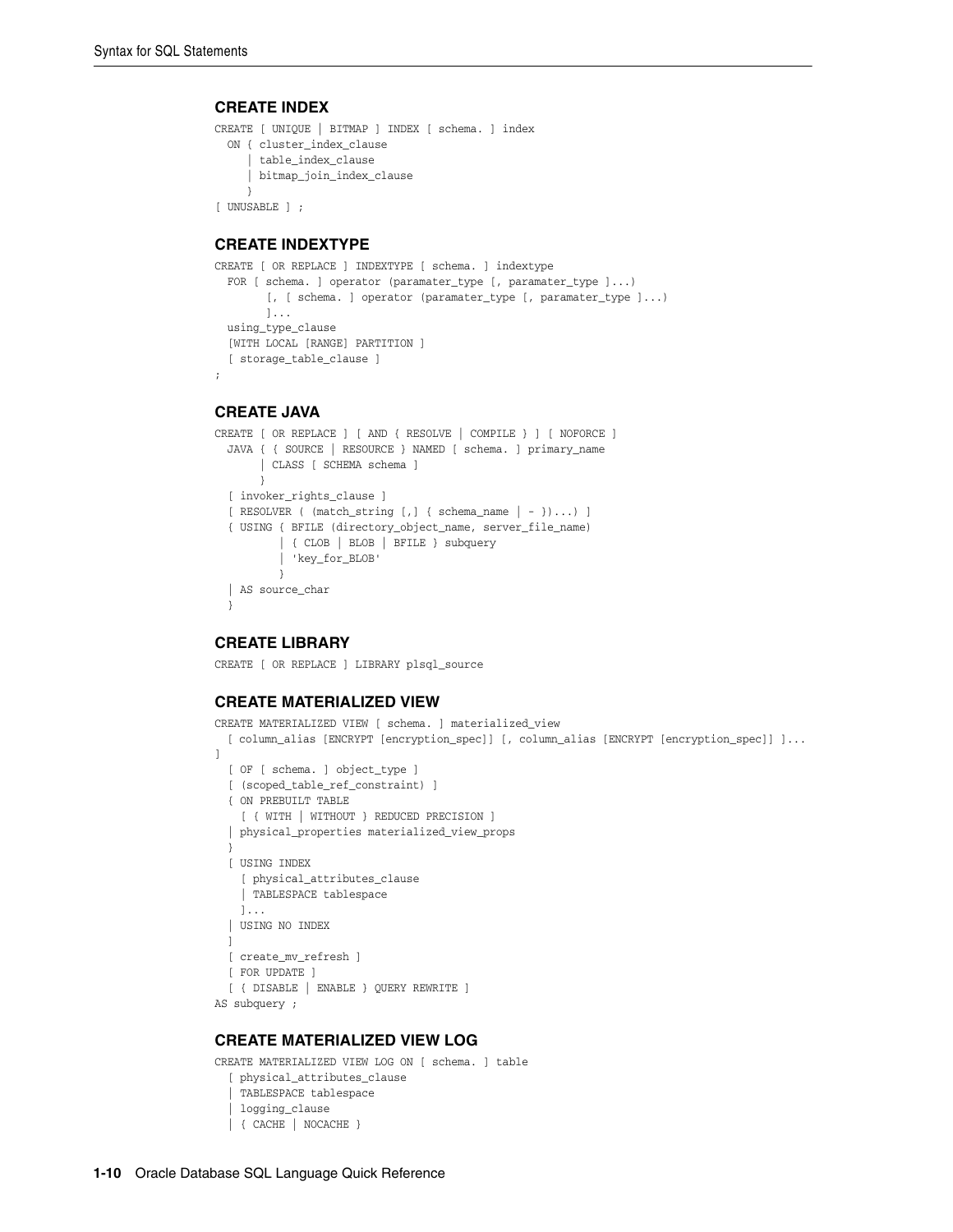### CREATE INDEX

```
CREATE [ UNIQUE | BITMAP ] INDEX [ schema. ] index
  ON { cluster_index_clause
     | table_index_clause
     | bitmap_join_index_clause
     }
[ UNUSABLE ] ;
```

### CREATE INDEXTYPE

```
CREATE [ OR REPLACE ] INDEXTYPE [ schema. ] indextype
  FOR [ schema. ] operator (paramater_type [, paramater_type ]...)
        [, [ schema. ] operator (paramater_type [, paramater_type ]...)
        ]...
  using_type_clause
  [WITH LOCAL [RANGE] PARTITION ]
  [ storage_table_clause ]
;
```

### CREATE JAVA

```
CREATE [ OR REPLACE ] [ AND { RESOLVE | COMPILE } ] [ NOFORCE ]
  JAVA { { SOURCE | RESOURCE } NAMED [ schema. ] primary_name
       | CLASS [ SCHEMA schema ]
       }
  [ invoker_rights_clause ]
  [ RESOLVER ( (match_string [,] { schema_name | - })...) ]
  { USING { BFILE (directory_object_name, server_file_name)
          | { CLOB | BLOB | BFILE } subquery
          | 'key_for_BLOB'
          }
  | AS source_char
  }
```

### CREATE LIBRARY

```
CREATE [ OR REPLACE ] LIBRARY plsql_source
```

### CREATE MATERIALIZED VIEW

```
CREATE MATERIALIZED VIEW [ schema. ] materialized_view
  [ column_alias [ENCRYPT [encryption_spec]] [, column_alias [ENCRYPT [encryption_spec]] ]...
]
  [ OF [ schema. ] object_type ]
  [ (scoped_table_ref_constraint) ]
  { ON PREBUILT TABLE
    [ { WITH | WITHOUT } REDUCED PRECISION ]
  | physical_properties materialized_view_props
  }
  [ USING INDEX
    [ physical_attributes_clause
    | TABLESPACE tablespace
    ]...
  | USING NO INDEX
  ]
  [ create_mv_refresh ]
  [ FOR UPDATE ]
  [ { DISABLE | ENABLE } QUERY REWRITE ]
AS subquery ;
```

### CREATE MATERIALIZED VIEW LOG

```
CREATE MATERIALIZED VIEW LOG ON [ schema. ] table
  [ physical_attributes_clause
  | TABLESPACE tablespace
  | logging_clause
  | { CACHE | NOCACHE }
```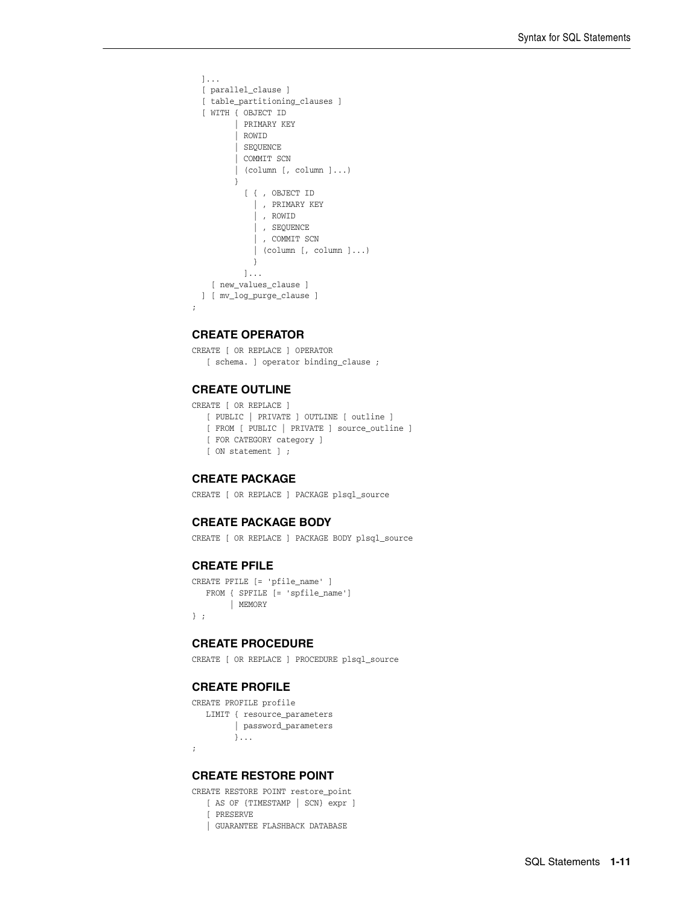```
  ]...
  [ parallel_clause ]
  [ table_partitioning_clauses ]
  [ WITH { OBJECT ID
         | PRIMARY KEY
         | ROWID
         | SEQUENCE
         | COMMIT SCN
         | (column [, column ]...)
         }
           [ { , OBJECT ID
             | , PRIMARY KEY
             | , ROWID
             | , SEQUENCE
             | , COMMIT SCN
             | (column [, column ]...)
             }
           ]...
    [ new_values_clause ]
  ] [ mv_log_purge_clause ]
;
```

### CREATE OPERATOR

```
CREATE [ OR REPLACE ] OPERATOR
   [ schema. ] operator binding_clause ;
```

### CREATE OUTLINE

```
CREATE [ OR REPLACE ]
   [ PUBLIC | PRIVATE ] OUTLINE [ outline ]
   [ FROM [ PUBLIC | PRIVATE ] source_outline ]
   [ FOR CATEGORY category ]
   [ ON statement ] ;
```

### CREATE PACKAGE

```
CREATE [ OR REPLACE ] PACKAGE plsql_source
```

### CREATE PACKAGE BODY

```
CREATE [ OR REPLACE ] PACKAGE BODY plsql_source
```

### CREATE PFILE

```
CREATE PFILE [= 'pfile_name' ]
   FROM { SPFILE [= 'spfile_name']
        | MEMORY
} ;
```

### CREATE PROCEDURE

```
CREATE [ OR REPLACE ] PROCEDURE plsql_source
```

### CREATE PROFILE

```
CREATE PROFILE profile
   LIMIT { resource_parameters
         | password_parameters
         }...
;
```

### CREATE RESTORE POINT

```
CREATE RESTORE POINT restore_point
   [ AS OF {TIMESTAMP | SCN} expr ]
   [ PRESERVE
   | GUARANTEE FLASHBACK DATABASE
```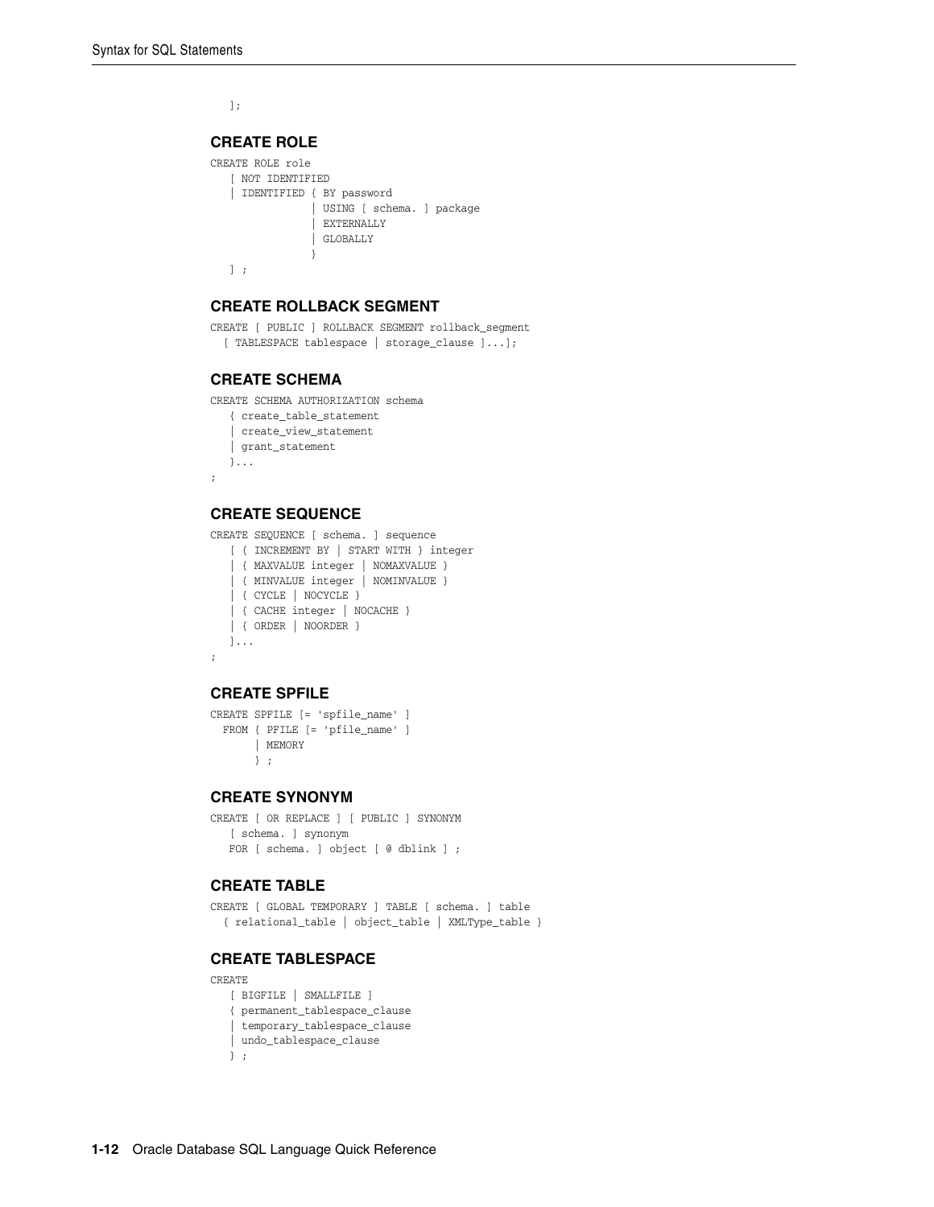```
   ];
```

### CREATE ROLE

```
CREATE ROLE role
   [ NOT IDENTIFIED
   | IDENTIFIED { BY password
                | USING [ schema. ] package
                | EXTERNALLY
                | GLOBALLY
                }
   ] ;
```

### CREATE ROLLBACK SEGMENT

```
CREATE [ PUBLIC ] ROLLBACK SEGMENT rollback_segment
  [ TABLESPACE tablespace | storage_clause ]...];
```

### CREATE SCHEMA

```
CREATE SCHEMA AUTHORIZATION schema
   { create_table_statement
   | create_view_statement
   | grant_statement
   }...
;
```

### CREATE SEQUENCE

```
CREATE SEQUENCE [ schema. ] sequence
   [ { INCREMENT BY | START WITH } integer
   | { MAXVALUE integer | NOMAXVALUE }
   | { MINVALUE integer | NOMINVALUE }
   | { CYCLE | NOCYCLE }
   | { CACHE integer | NOCACHE }
   | { ORDER | NOORDER }
   ]...
;
```

### CREATE SPFILE

```
CREATE SPFILE [= 'spfile_name' ]
  FROM { PFILE [= 'pfile_name' ]
       | MEMORY
       } ;
```

### CREATE SYNONYM

```
CREATE [ OR REPLACE ] [ PUBLIC ] SYNONYM
   [ schema. ] synonym
   FOR [ schema. ] object [ @ dblink ] ;
```

### CREATE TABLE

```
CREATE [ GLOBAL TEMPORARY ] TABLE [ schema. ] table
  { relational_table | object_table | XMLType_table }
```

### CREATE TABLESPACE

```
CREATE
   [ BIGFILE | SMALLFILE ]
   { permanent_tablespace_clause
   | temporary_tablespace_clause
   | undo_tablespace_clause
   } ;
```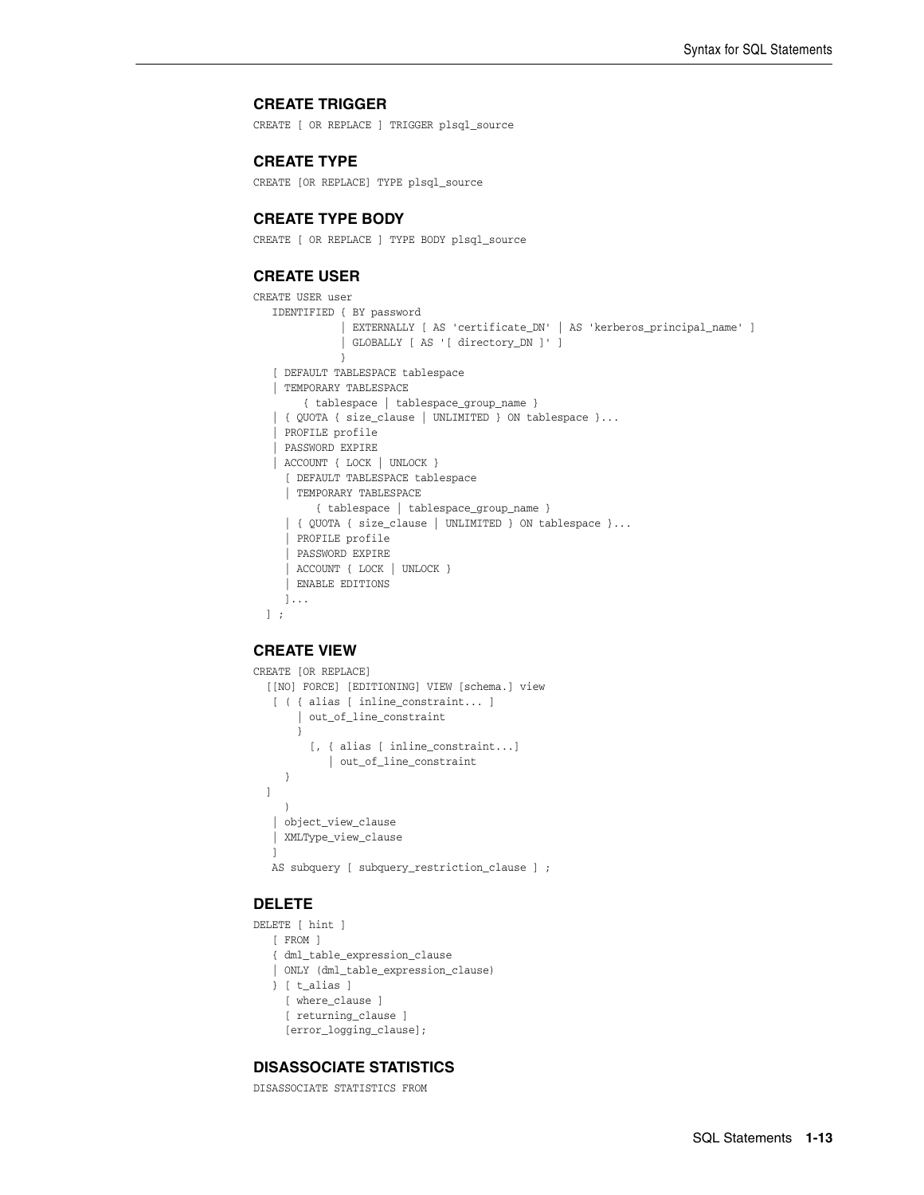### CREATE TRIGGER

```
CREATE [ OR REPLACE ] TRIGGER plsql_source
```

### CREATE TYPE

```
CREATE [OR REPLACE] TYPE plsql_source
```

### CREATE TYPE BODY

```
CREATE [ OR REPLACE ] TYPE BODY plsql_source
```

### CREATE USER

```
CREATE USER user
   IDENTIFIED { BY password
              | EXTERNALLY [ AS 'certificate_DN' | AS 'kerberos_principal_name' ]
              | GLOBALLY [ AS '[ directory_DN ]' ]
              }
   [ DEFAULT TABLESPACE tablespace
   | TEMPORARY TABLESPACE
        { tablespace | tablespace_group_name }
   | { QUOTA { size_clause | UNLIMITED } ON tablespace }...
   | PROFILE profile
   | PASSWORD EXPIRE
   | ACCOUNT { LOCK | UNLOCK }
     [ DEFAULT TABLESPACE tablespace
     | TEMPORARY TABLESPACE
          { tablespace | tablespace_group_name }
     | { QUOTA { size_clause | UNLIMITED } ON tablespace }...
     | PROFILE profile
     | PASSWORD EXPIRE
     | ACCOUNT { LOCK | UNLOCK }
     | ENABLE EDITIONS
     ]...
  ] ;
```

### CREATE VIEW

```
CREATE [OR REPLACE]
  [[NO] FORCE] [EDITIONING] VIEW [schema.] view
   [ ( { alias [ inline_constraint... ]
       | out_of_line_constraint
       }
         [, { alias [ inline_constraint...]
            | out_of_line_constraint
     }
  ]
     )
   | object_view_clause
   | XMLType_view_clause
   ]
   AS subquery [ subquery_restriction_clause ] ;
```

### DELETE

```
DELETE [ hint ]
   [ FROM ]
   { dml_table_expression_clause
   | ONLY (dml_table_expression_clause)
   } [ t_alias ]
     [ where_clause ]
     [ returning_clause ]
     [error_logging_clause];
```

### DISASSOCIATE STATISTICS

```
DISASSOCIATE STATISTICS FROM
```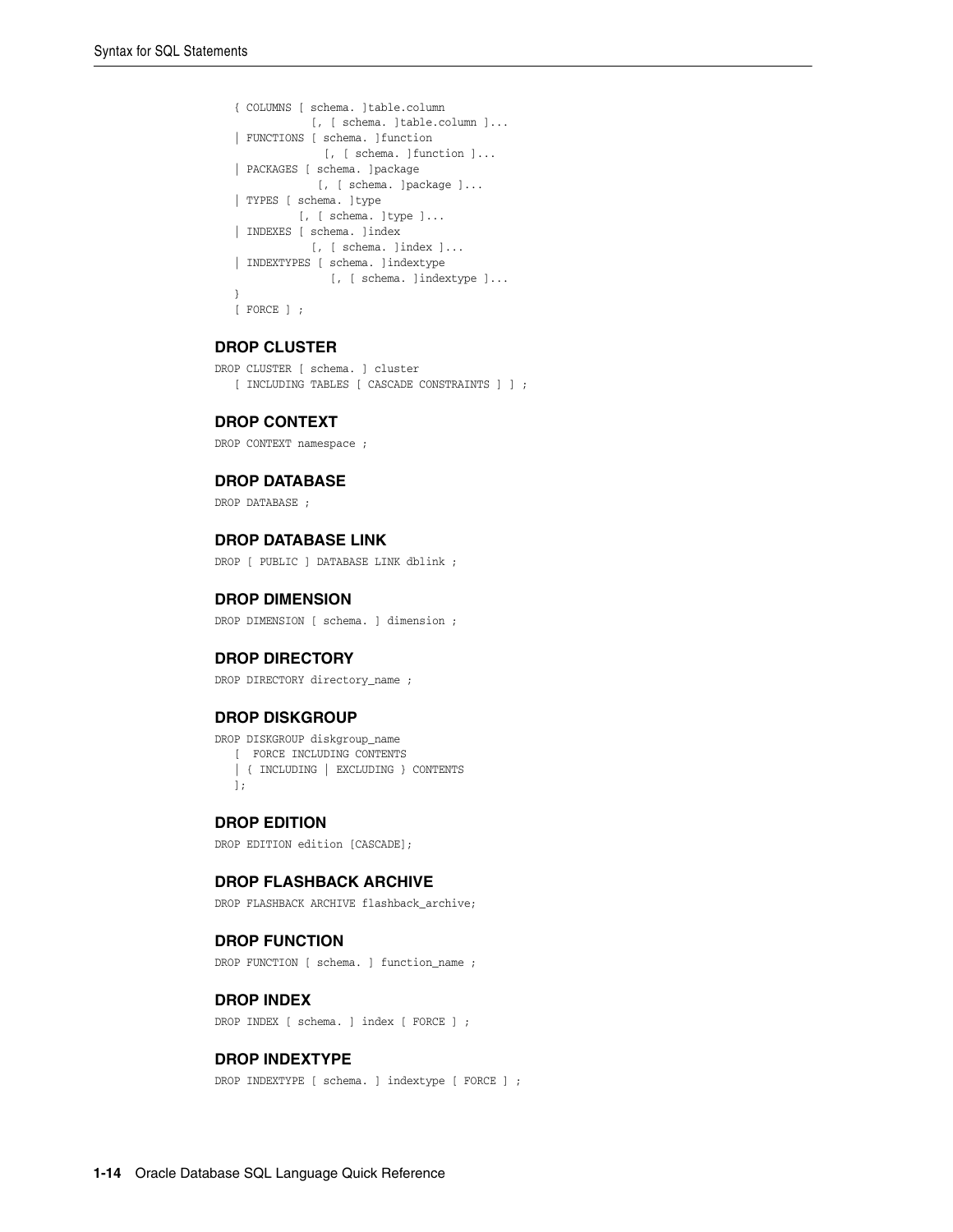```
   { COLUMNS [ schema. ]table.column
             [, [ schema. ]table.column ]...
   | FUNCTIONS [ schema. ]function
               [, [ schema. ]function ]...
   | PACKAGES [ schema. ]package
              [, [ schema. ]package ]...
   | TYPES [ schema. ]type
           [, [ schema. ]type ]...
   | INDEXES [ schema. ]index
             [, [ schema. ]index ]...
   | INDEXTYPES [ schema. ]indextype
                [, [ schema. ]indextype ]...
   }
   [ FORCE ] ;
```

### DROP CLUSTER

```
DROP CLUSTER [ schema. ] cluster
   [ INCLUDING TABLES [ CASCADE CONSTRAINTS ] ] ;
```

### DROP CONTEXT

```
DROP CONTEXT namespace ;
```

### DROP DATABASE

```
DROP DATABASE ;
```

### DROP DATABASE LINK

```
DROP [ PUBLIC ] DATABASE LINK dblink ;
```

### DROP DIMENSION

```
DROP DIMENSION [ schema. ] dimension ;
```

### DROP DIRECTORY

```
DROP DIRECTORY directory_name ;
```

### DROP DISKGROUP

```
DROP DISKGROUP diskgroup_name
   [  FORCE INCLUDING CONTENTS
   | { INCLUDING | EXCLUDING } CONTENTS
   ];
```

### DROP EDITION

```
DROP EDITION edition [CASCADE];
```

### DROP FLASHBACK ARCHIVE

```
DROP FLASHBACK ARCHIVE flashback_archive;
```

### DROP FUNCTION

```
DROP FUNCTION [ schema. ] function_name ;
```

### DROP INDEX

```
DROP INDEX [ schema. ] index [ FORCE ] ;
```

### DROP INDEXTYPE

```
DROP INDEXTYPE [ schema. ] indextype [ FORCE ] ;
```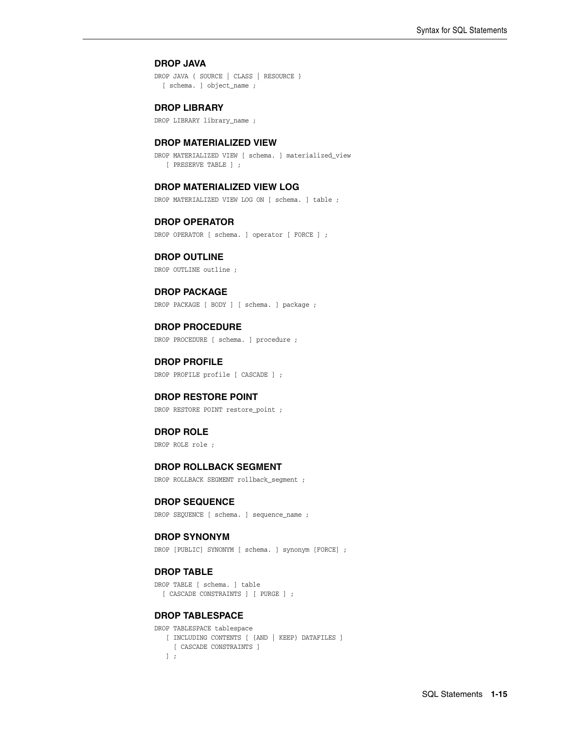### DROP JAVA

```
DROP JAVA { SOURCE | CLASS | RESOURCE }
  [ schema. ] object_name ;
```

### DROP LIBRARY

```
DROP LIBRARY library_name ;
```

### DROP MATERIALIZED VIEW

```
DROP MATERIALIZED VIEW [ schema. ] materialized_view
   [ PRESERVE TABLE ] ;
```

### DROP MATERIALIZED VIEW LOG

```
DROP MATERIALIZED VIEW LOG ON [ schema. ] table ;
```

### DROP OPERATOR

```
DROP OPERATOR [ schema. ] operator [ FORCE ] ;
```

### DROP OUTLINE

```
DROP OUTLINE outline ;
```

### DROP PACKAGE

```
DROP PACKAGE [ BODY ] [ schema. ] package ;
```

### DROP PROCEDURE

```
DROP PROCEDURE [ schema. ] procedure ;
```

### DROP PROFILE

```
DROP PROFILE profile [ CASCADE ] ;
```

### DROP RESTORE POINT

```
DROP RESTORE POINT restore_point ;
```

### DROP ROLE

```
DROP ROLE role ;
```

### DROP ROLLBACK SEGMENT

```
DROP ROLLBACK SEGMENT rollback_segment ;
```

### DROP SEQUENCE

```
DROP SEQUENCE [ schema. ] sequence_name ;
```

### DROP SYNONYM

```
DROP [PUBLIC] SYNONYM [ schema. ] synonym [FORCE] ;
```

### DROP TABLE

```
DROP TABLE [ schema. ] table
  [ CASCADE CONSTRAINTS ] [ PURGE ] ;
```

### DROP TABLESPACE

```
DROP TABLESPACE tablespace
   [ INCLUDING CONTENTS [ {AND | KEEP} DATAFILES ]
     [ CASCADE CONSTRAINTS ]
   ] ;
```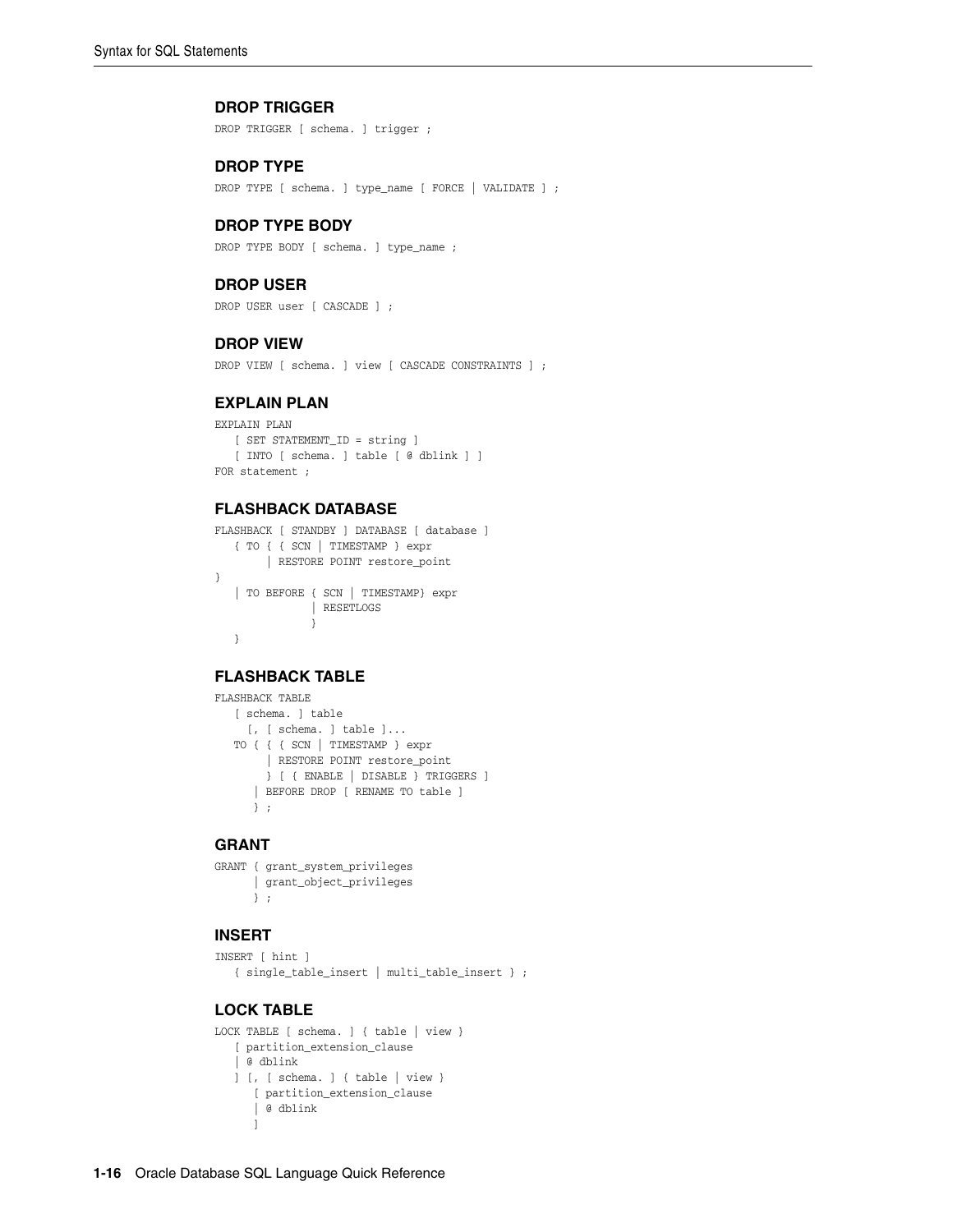### DROP TRIGGER

```
DROP TRIGGER [ schema. ] trigger ;
```

### DROP TYPE

```
DROP TYPE [ schema. ] type_name [ FORCE | VALIDATE ] ;
```

### DROP TYPE BODY

```
DROP TYPE BODY [ schema. ] type_name ;
```

### DROP USER

```
DROP USER user [ CASCADE ] ;
```

### DROP VIEW

```
DROP VIEW [ schema. ] view [ CASCADE CONSTRAINTS ] ;
```

### EXPLAIN PLAN

```
EXPLAIN PLAN
   [ SET STATEMENT_ID = string ]
   [ INTO [ schema. ] table [ @ dblink ] ]
FOR statement ;
```

### FLASHBACK DATABASE

```
FLASHBACK [ STANDBY ] DATABASE [ database ]
   { TO { { SCN | TIMESTAMP } expr
        | RESTORE POINT restore_point
}
   | TO BEFORE { SCN | TIMESTAMP} expr
               | RESETLOGS
               }
   }
```

### FLASHBACK TABLE

```
FLASHBACK TABLE
   [ schema. ] table
     [, [ schema. ] table ]...
   TO { { { SCN | TIMESTAMP } expr
        | RESTORE POINT restore_point
        } [ { ENABLE | DISABLE } TRIGGERS ]
      | BEFORE DROP [ RENAME TO table ]
      } ;
```

### GRANT

```
GRANT { grant_system_privileges
      | grant_object_privileges
      } ;
```

### INSERT

```
INSERT [ hint ]
   { single_table_insert | multi_table_insert } ;
```

### LOCK TABLE

```
LOCK TABLE [ schema. ] { table | view }
   [ partition_extension_clause
   | @ dblink
   ] [, [ schema. ] { table | view }
      [ partition_extension_clause
      | @ dblink
      ]
```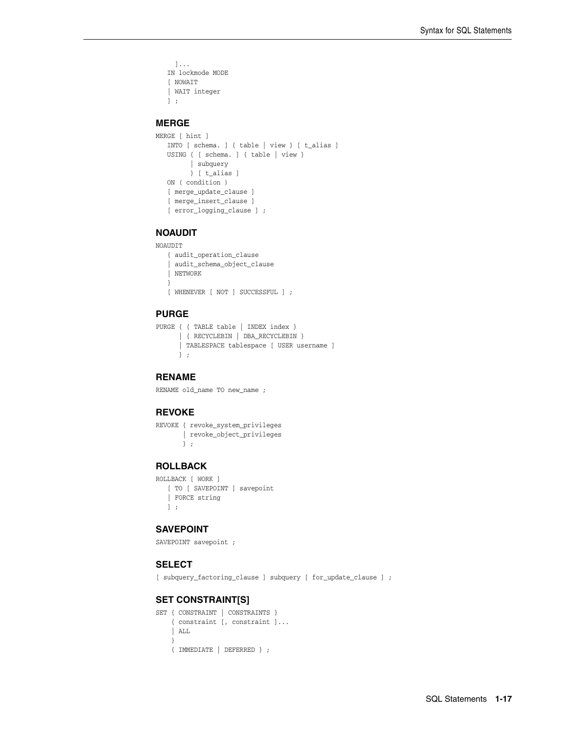```
  ]...
IN lockmode MODE
[ NOWAIT
| WAIT integer
] ;
```

## MERGE

```
MERGE [ hint ]
   INTO [ schema. ] { table | view } [ t_alias ]
   USING { [ schema. ] { table | view }
         | subquery
         } [ t_alias ]
   ON ( condition )
   [ merge_update_clause ]
   [ merge_insert_clause ]
   [ error_logging_clause ] ;
```

## NOAUDIT

```
NOAUDIT
   { audit_operation_clause
   | audit_schema_object_clause
   | NETWORK
   }
   [ WHENEVER [ NOT ] SUCCESSFUL ] ;
```

## PURGE

```
PURGE { { TABLE table | INDEX index }
      | { RECYCLEBIN | DBA_RECYCLEBIN }
      | TABLESPACE tablespace [ USER username ]
      } ;
```

## RENAME

```
RENAME old_name TO new_name ;
```

## REVOKE

```
REVOKE { revoke_system_privileges
       | revoke_object_privileges
       } ;
```

## ROLLBACK

```
ROLLBACK [ WORK ]
   [ TO [ SAVEPOINT ] savepoint
   | FORCE string
   ] ;
```

## SAVEPOINT

```
SAVEPOINT savepoint ;
```

## SELECT

```
[ subquery_factoring_clause ] subquery [ for_update_clause ] ;
```

## SET CONSTRAINT[S]

```
SET { CONSTRAINT | CONSTRAINTS }
    { constraint [, constraint ]...
    | ALL
    }
    { IMMEDIATE | DEFERRED } ;
```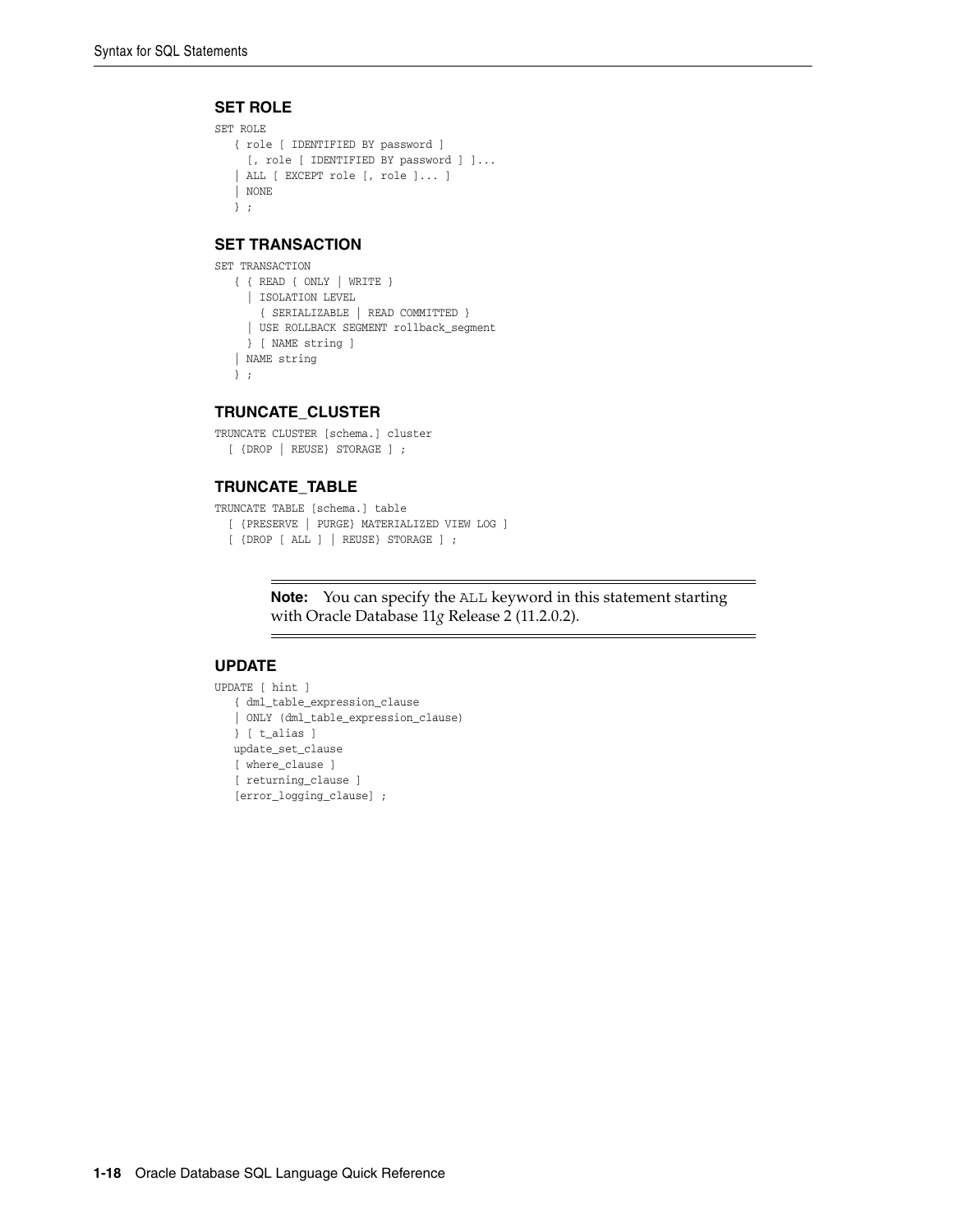### SET ROLE

```
SET ROLE
   { role [ IDENTIFIED BY password ]
     [, role [ IDENTIFIED BY password ] ]...
   | ALL [ EXCEPT role [, role ]... ]
   | NONE
   } ;
```

### SET TRANSACTION

```
SET TRANSACTION
   { { READ { ONLY | WRITE }
     | ISOLATION LEVEL
       { SERIALIZABLE | READ COMMITTED }
     | USE ROLLBACK SEGMENT rollback_segment
     } [ NAME string ]
   | NAME string
   } ;
```

### TRUNCATE_CLUSTER

```
TRUNCATE CLUSTER [schema.] cluster
  [ {DROP | REUSE} STORAGE ] ;
```

### TRUNCATE_TABLE

```
TRUNCATE TABLE [schema.] table
  [ {PRESERVE | PURGE} MATERIALIZED VIEW LOG ]
  [ {DROP [ ALL ] | REUSE} STORAGE ] ;
```

**Note:** You can specify the ALL keyword in this statement starting with Oracle Database 11*g* Release 2 (11.2.0.2).

### UPDATE

```
UPDATE [ hint ]
   { dml_table_expression_clause
   | ONLY (dml_table_expression_clause)
   } [ t_alias ]
   update_set_clause
   [ where_clause ]
   [ returning_clause ]
   [error_logging_clause] ;
```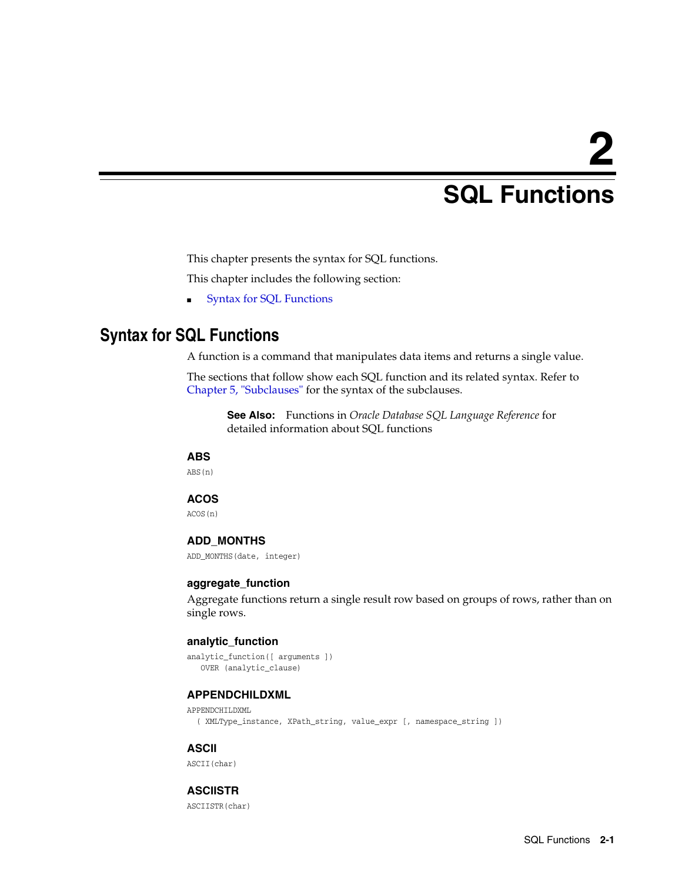# 2 SQL Functions

This chapter presents the syntax for SQL functions.

This chapter includes the following section:

- Syntax for SQL Functions

## Syntax for SQL Functions

A function is a command that manipulates data items and returns a single value.

The sections that follow show each SQL function and its related syntax. Refer to Chapter 5, "Subclauses" for the syntax of the subclauses.

> **See Also:** Functions in *Oracle Database SQL Language Reference* for detailed information about SQL functions

### ABS

```
ABS(n)
```

### ACOS

```
ACOS(n)
```

### ADD_MONTHS

```
ADD_MONTHS(date, integer)
```

### aggregate_function

Aggregate functions return a single result row based on groups of rows, rather than on single rows.

### analytic_function

```
analytic_function([ arguments ])
   OVER (analytic_clause)
```

### APPENDCHILDXML

```
APPENDCHILDXML
  ( XMLType_instance, XPath_string, value_expr [, namespace_string ])
```

### ASCII

```
ASCII(char)
```

### ASCIISTR

```
ASCIISTR(char)
```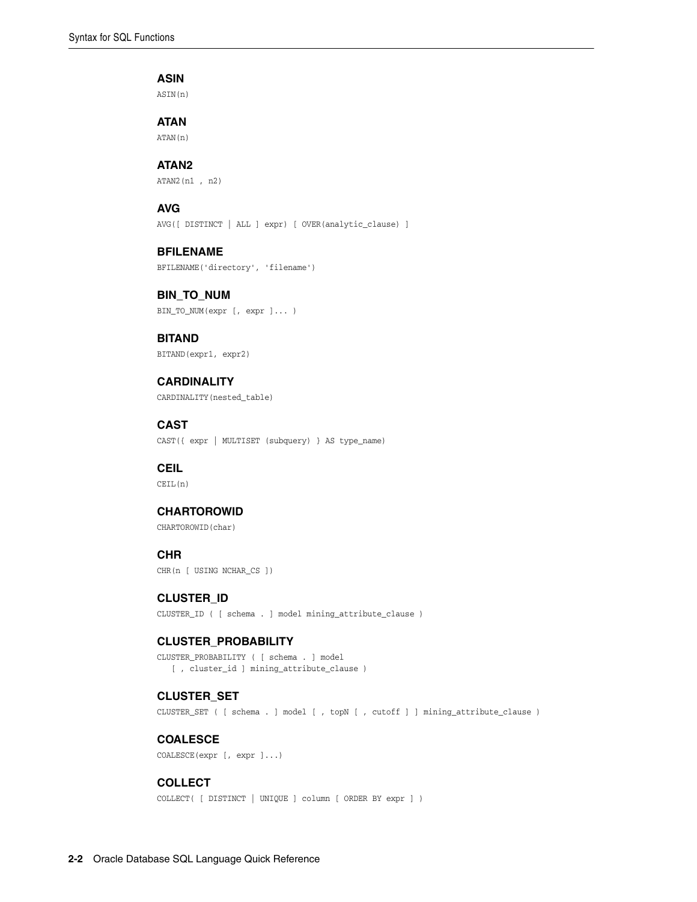### ASIN

```
ASIN(n)
```

### ATAN

```
ATAN(n)
```

### ATAN2

```
ATAN2(n1 , n2)
```

### AVG

```
AVG([ DISTINCT | ALL ] expr) [ OVER(analytic_clause) ]
```

### BFILENAME

```
BFILENAME('directory', 'filename')
```

### BIN_TO_NUM

```
BIN_TO_NUM(expr [, expr ]... )
```

### BITAND

```
BITAND(expr1, expr2)
```

### CARDINALITY

```
CARDINALITY(nested_table)
```

### CAST

```
CAST({ expr | MULTISET (subquery) } AS type_name)
```

### CEIL

```
CEIL(n)
```

### CHARTOROWID

```
CHARTOROWID(char)
```

### CHR

```
CHR(n [ USING NCHAR_CS ])
```

### CLUSTER_ID

```
CLUSTER_ID ( [ schema . ] model mining_attribute_clause )
```

### CLUSTER_PROBABILITY

```
CLUSTER_PROBABILITY ( [ schema . ] model
   [ , cluster_id ] mining_attribute_clause )
```

### CLUSTER_SET

```
CLUSTER_SET ( [ schema . ] model [ , topN [ , cutoff ] ] mining_attribute_clause )
```

### COALESCE

```
COALESCE(expr [, expr ]...)
```

### COLLECT

```
COLLECT( [ DISTINCT | UNIQUE ] column [ ORDER BY expr ] )
```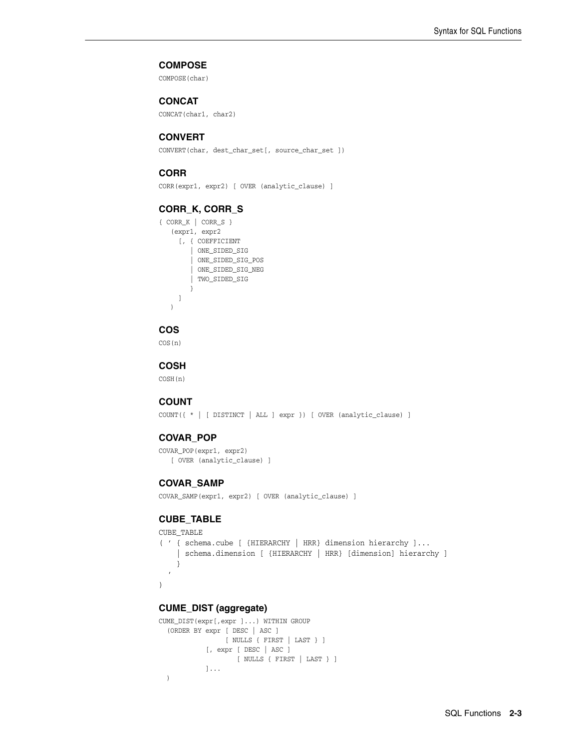### COMPOSE

```
COMPOSE(char)
```

### CONCAT

```
CONCAT(char1, char2)
```

### CONVERT

```
CONVERT(char, dest_char_set[, source_char_set ])
```

### CORR

```
CORR(expr1, expr2) [ OVER (analytic_clause) ]
```

### CORR_K, CORR_S

```
{ CORR_K | CORR_S }
   (expr1, expr2
     [, { COEFFICIENT
        | ONE_SIDED_SIG
        | ONE_SIDED_SIG_POS
        | ONE_SIDED_SIG_NEG
        | TWO_SIDED_SIG
        }
     ]
   )
```

### COS

```
COS(n)
```

### COSH

```
COSH(n)
```

### COUNT

```
COUNT({ * | [ DISTINCT | ALL ] expr }) [ OVER (analytic_clause) ]
```

### COVAR_POP

```
COVAR_POP(expr1, expr2)
   [ OVER (analytic_clause) ]
```

### COVAR_SAMP

```
COVAR_SAMP(expr1, expr2) [ OVER (analytic_clause) ]
```

### CUBE_TABLE

```
CUBE_TABLE
( ' { schema.cube [ {HIERARCHY | HRR} dimension hierarchy ]...
    | schema.dimension [ {HIERARCHY | HRR} [dimension] hierarchy ]
    }
  '
)
```

### CUME_DIST (aggregate)

```
CUME_DIST(expr[,expr ]...) WITHIN GROUP
  (ORDER BY expr [ DESC | ASC ]
               [ NULLS { FIRST | LAST } ]
            [, expr [ DESC | ASC ]
                    [ NULLS { FIRST | LAST } ]
            ]...
  )
```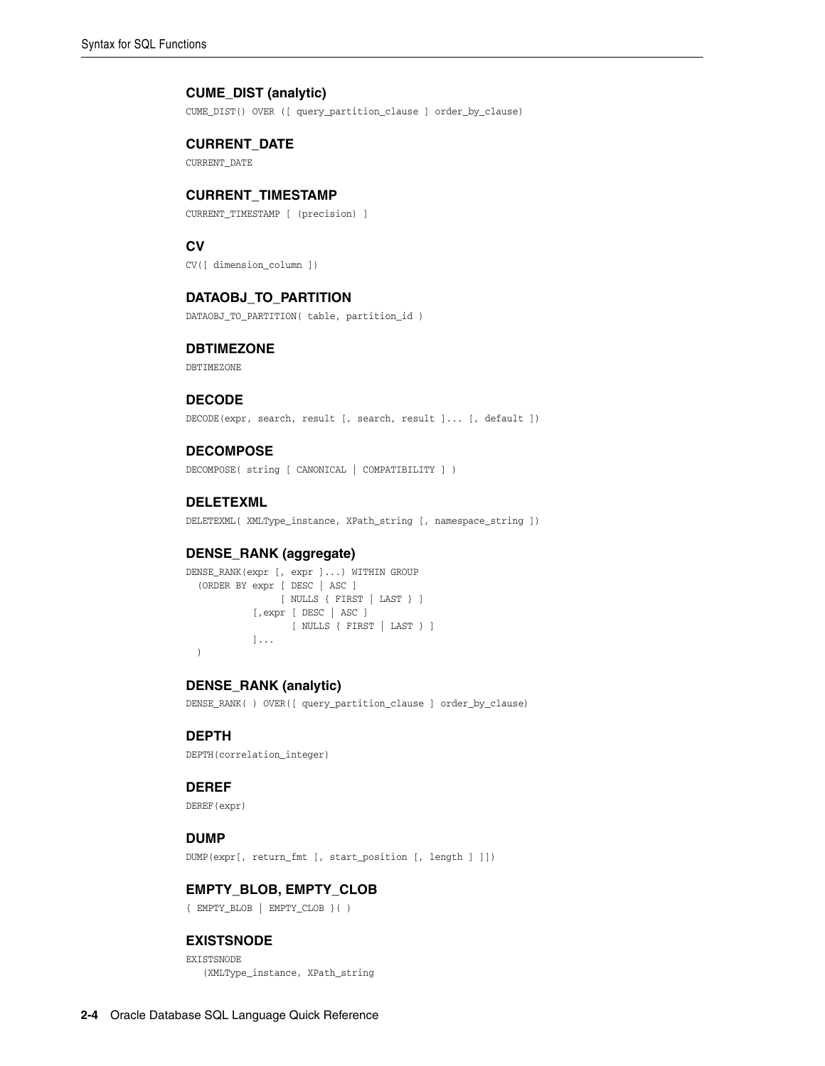### CUME_DIST (analytic)

```
CUME_DIST() OVER ([ query_partition_clause ] order_by_clause)
```

### CURRENT_DATE

```
CURRENT_DATE
```

### CURRENT_TIMESTAMP

```
CURRENT_TIMESTAMP [ (precision) ]
```

### CV

```
CV([ dimension_column ])
```

### DATAOBJ_TO_PARTITION

```
DATAOBJ_TO_PARTITION( table, partition_id )
```

### DBTIMEZONE

```
DBTIMEZONE
```

### DECODE

```
DECODE(expr, search, result [, search, result ]... [, default ])
```

### DECOMPOSE

```
DECOMPOSE( string [ CANONICAL | COMPATIBILITY ] )
```

### DELETEXML

```
DELETEXML( XMLType_instance, XPath_string [, namespace_string ])
```

### DENSE_RANK (aggregate)

```
DENSE_RANK(expr [, expr ]...) WITHIN GROUP
  (ORDER BY expr [ DESC | ASC ]
                 [ NULLS { FIRST | LAST } ]
            [,expr [ DESC | ASC ]
                   [ NULLS { FIRST | LAST } ]
            ]...
  )
```

### DENSE_RANK (analytic)

```
DENSE_RANK( ) OVER([ query_partition_clause ] order_by_clause)
```

### DEPTH

```
DEPTH(correlation_integer)
```

### DEREF

```
DEREF(expr)
```

### DUMP

```
DUMP(expr[, return_fmt [, start_position [, length ] ]])
```

### EMPTY_BLOB, EMPTY_CLOB

```
{ EMPTY_BLOB | EMPTY_CLOB }( )
```

### EXISTSNODE

```
EXISTSNODE
   (XMLType_instance, XPath_string
```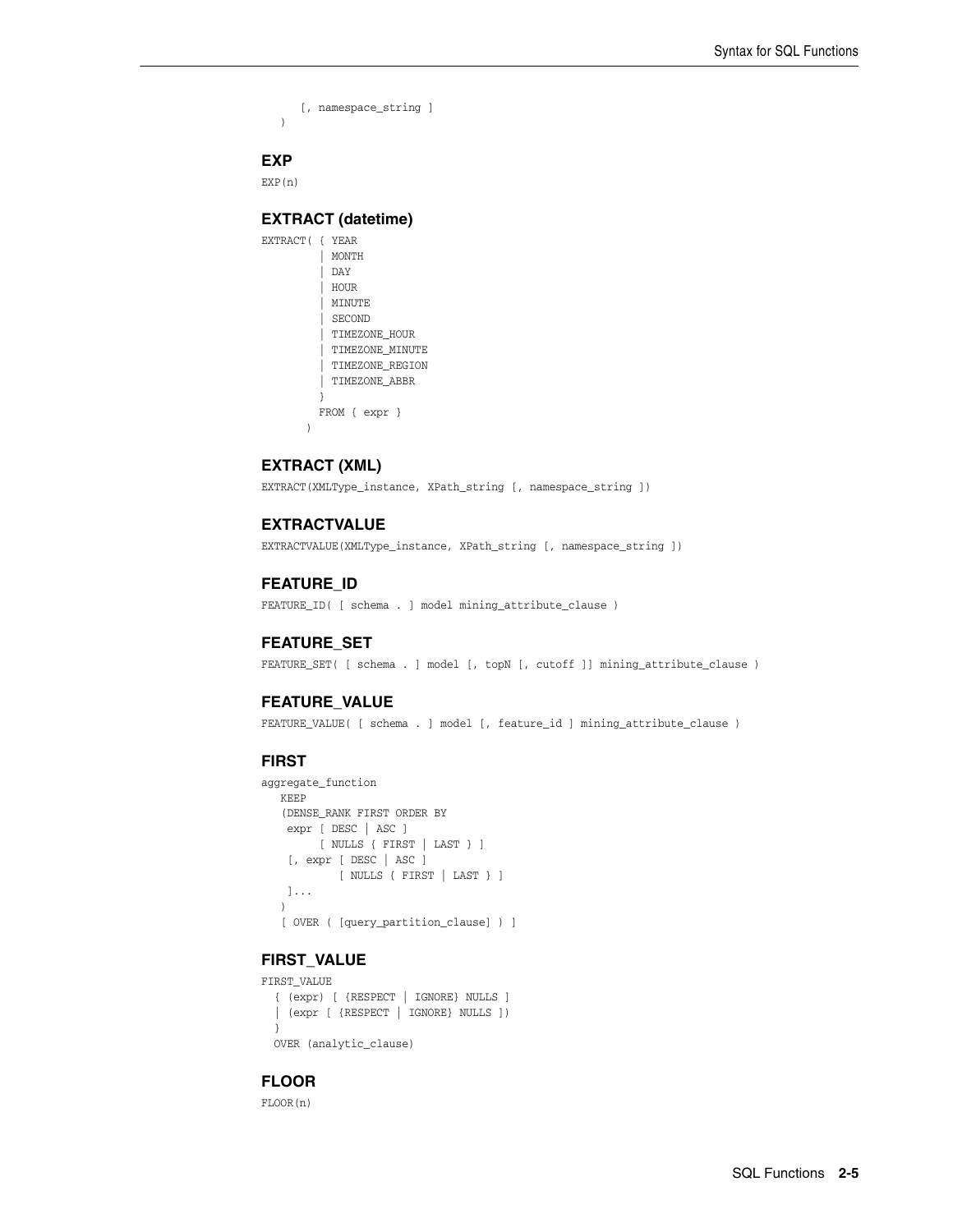```
   [, namespace_string ]
)
```

### EXP

```
EXP(n)
```

### EXTRACT (datetime)

```
EXTRACT( { YEAR
         | MONTH
         | DAY
         | HOUR
         | MINUTE
         | SECOND
         | TIMEZONE_HOUR
         | TIMEZONE_MINUTE
         | TIMEZONE_REGION
         | TIMEZONE_ABBR
         }
         FROM { expr }
       )
```

### EXTRACT (XML)

```
EXTRACT(XMLType_instance, XPath_string [, namespace_string ])
```

### EXTRACTVALUE

```
EXTRACTVALUE(XMLType_instance, XPath_string [, namespace_string ])
```

### FEATURE_ID

```
FEATURE_ID( [ schema . ] model mining_attribute_clause )
```

### FEATURE_SET

```
FEATURE_SET( [ schema . ] model [, topN [, cutoff ]] mining_attribute_clause )
```

### FEATURE_VALUE

```
FEATURE_VALUE( [ schema . ] model [, feature_id ] mining_attribute_clause )
```

### FIRST

```
aggregate_function
   KEEP
   (DENSE_RANK FIRST ORDER BY
    expr [ DESC | ASC ]
         [ NULLS { FIRST | LAST } ]
    [, expr [ DESC | ASC ]
            [ NULLS { FIRST | LAST } ]
    ]...
   )
   [ OVER ( [query_partition_clause] ) ]
```

### FIRST_VALUE

```
FIRST_VALUE
  { (expr) [ {RESPECT | IGNORE} NULLS ]
  | (expr [ {RESPECT | IGNORE} NULLS ])
  }
  OVER (analytic_clause)
```

### FLOOR

```
FLOOR(n)
```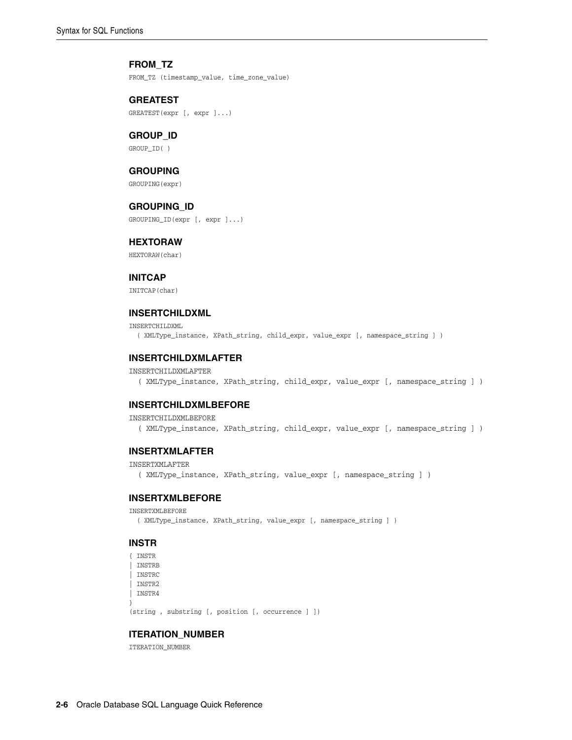### FROM_TZ

```
FROM_TZ (timestamp_value, time_zone_value)
```

### GREATEST

```
GREATEST(expr [, expr ]...)
```

### GROUP_ID

```
GROUP_ID( )
```

### GROUPING

```
GROUPING(expr)
```

### GROUPING_ID

```
GROUPING_ID(expr [, expr ]...)
```

### HEXTORAW

```
HEXTORAW(char)
```

### INITCAP

```
INITCAP(char)
```

### INSERTCHILDXML

```
INSERTCHILDXML
  ( XMLType_instance, XPath_string, child_expr, value_expr [, namespace_string ] )
```

### INSERTCHILDXMLAFTER

```
INSERTCHILDXMLAFTER
  ( XMLType_instance, XPath_string, child_expr, value_expr [, namespace_string ] )
```

### INSERTCHILDXMLBEFORE

```
INSERTCHILDXMLBEFORE
  ( XMLType_instance, XPath_string, child_expr, value_expr [, namespace_string ] )
```

### INSERTXMLAFTER

```
INSERTXMLAFTER
  ( XMLType_instance, XPath_string, value_expr [, namespace_string ] )
```

### INSERTXMLBEFORE

```
INSERTXMLBEFORE
  ( XMLType_instance, XPath_string, value_expr [, namespace_string ] )
```

### INSTR

```
{ INSTR
| INSTRB
| INSTRC
| INSTR2
| INSTR4
}
(string , substring [, position [, occurrence ] ])
```

### ITERATION_NUMBER

```
ITERATION_NUMBER
```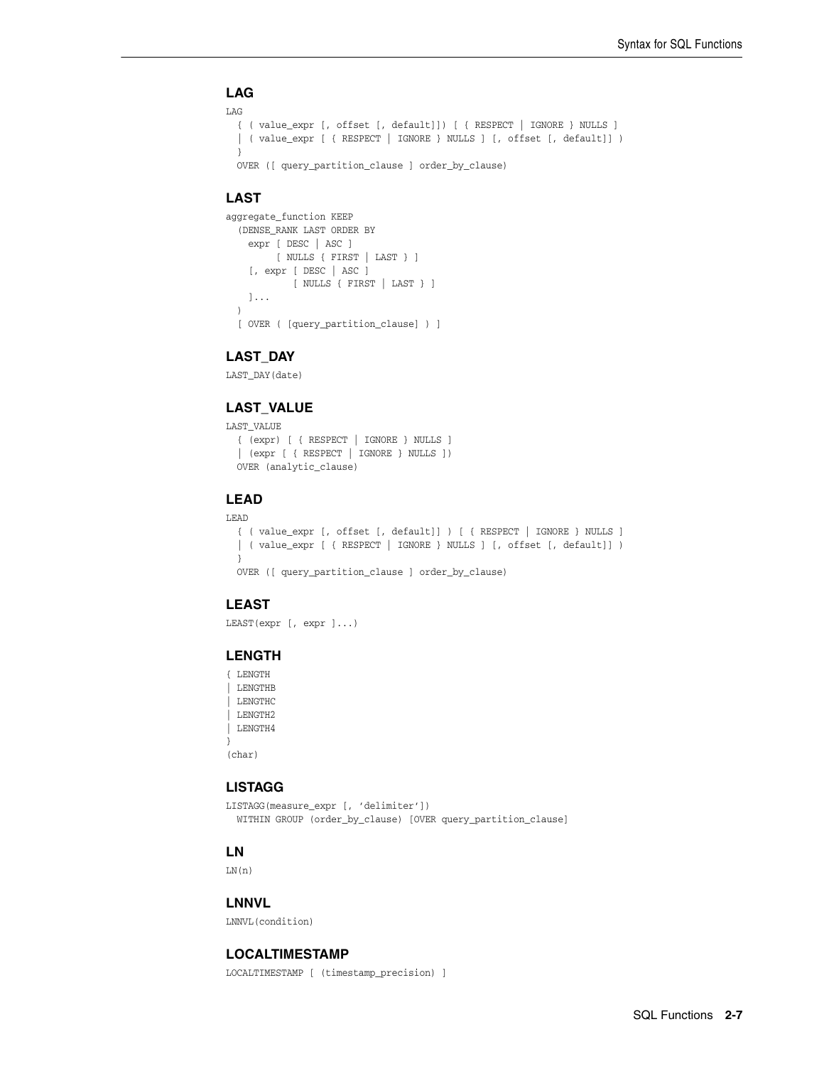### LAG

```
LAG
  { ( value_expr [, offset [, default]]) [ { RESPECT | IGNORE } NULLS ]
  | ( value_expr [ { RESPECT | IGNORE } NULLS ] [, offset [, default]] )
  }
  OVER ([ query_partition_clause ] order_by_clause)
```

### LAST

```
aggregate_function KEEP
  (DENSE_RANK LAST ORDER BY
    expr [ DESC | ASC ]
         [ NULLS { FIRST | LAST } ]
    [, expr [ DESC | ASC ]
            [ NULLS { FIRST | LAST } ]
    ]...
  )
  [ OVER ( [query_partition_clause] ) ]
```

### LAST_DAY

```
LAST_DAY(date)
```

### LAST_VALUE

```
LAST_VALUE
  { (expr) [ { RESPECT | IGNORE } NULLS ]
  | (expr [ { RESPECT | IGNORE } NULLS ])
  OVER (analytic_clause)
```

### LEAD

```
LEAD
  { ( value_expr [, offset [, default]] ) [ { RESPECT | IGNORE } NULLS ]
  | ( value_expr [ { RESPECT | IGNORE } NULLS ] [, offset [, default]] )
  }
  OVER ([ query_partition_clause ] order_by_clause)
```

### LEAST

```
LEAST(expr [, expr ]...)
```

### LENGTH

```
{ LENGTH
| LENGTHB
| LENGTHC
| LENGTH2
| LENGTH4
}
(char)
```

### LISTAGG

```
LISTAGG(measure_expr [, 'delimiter'])
  WITHIN GROUP (order_by_clause) [OVER query_partition_clause]
```

### LN

```
LN(n)
```

### LNNVL

```
LNNVL(condition)
```

### LOCALTIMESTAMP

```
LOCALTIMESTAMP [ (timestamp_precision) ]
```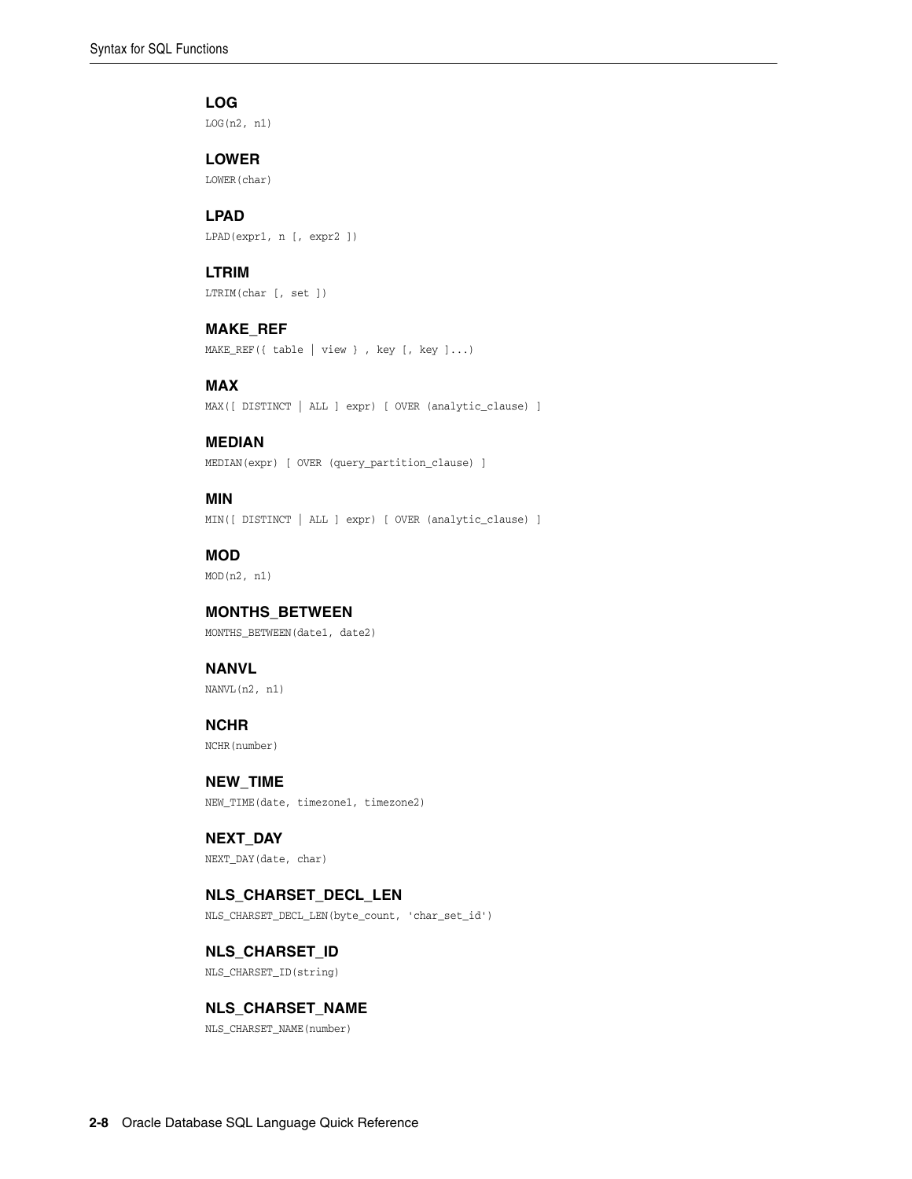### LOG

```
LOG(n2, n1)
```

### LOWER

```
LOWER(char)
```

### LPAD

```
LPAD(expr1, n [, expr2 ])
```

### LTRIM

```
LTRIM(char [, set ])
```

### MAKE_REF

```
MAKE_REF({ table | view } , key [, key ]...)
```

### MAX

```
MAX([ DISTINCT | ALL ] expr) [ OVER (analytic_clause) ]
```

### MEDIAN

```
MEDIAN(expr) [ OVER (query_partition_clause) ]
```

### MIN

```
MIN([ DISTINCT | ALL ] expr) [ OVER (analytic_clause) ]
```

### MOD

```
MOD(n2, n1)
```

### MONTHS_BETWEEN

```
MONTHS_BETWEEN(date1, date2)
```

### NANVL

```
NANVL(n2, n1)
```

### NCHR

```
NCHR(number)
```

### NEW_TIME

```
NEW_TIME(date, timezone1, timezone2)
```

### NEXT_DAY

```
NEXT_DAY(date, char)
```

### NLS_CHARSET_DECL_LEN

```
NLS_CHARSET_DECL_LEN(byte_count, 'char_set_id')
```

### NLS_CHARSET_ID

```
NLS_CHARSET_ID(string)
```

### NLS_CHARSET_NAME

```
NLS_CHARSET_NAME(number)
```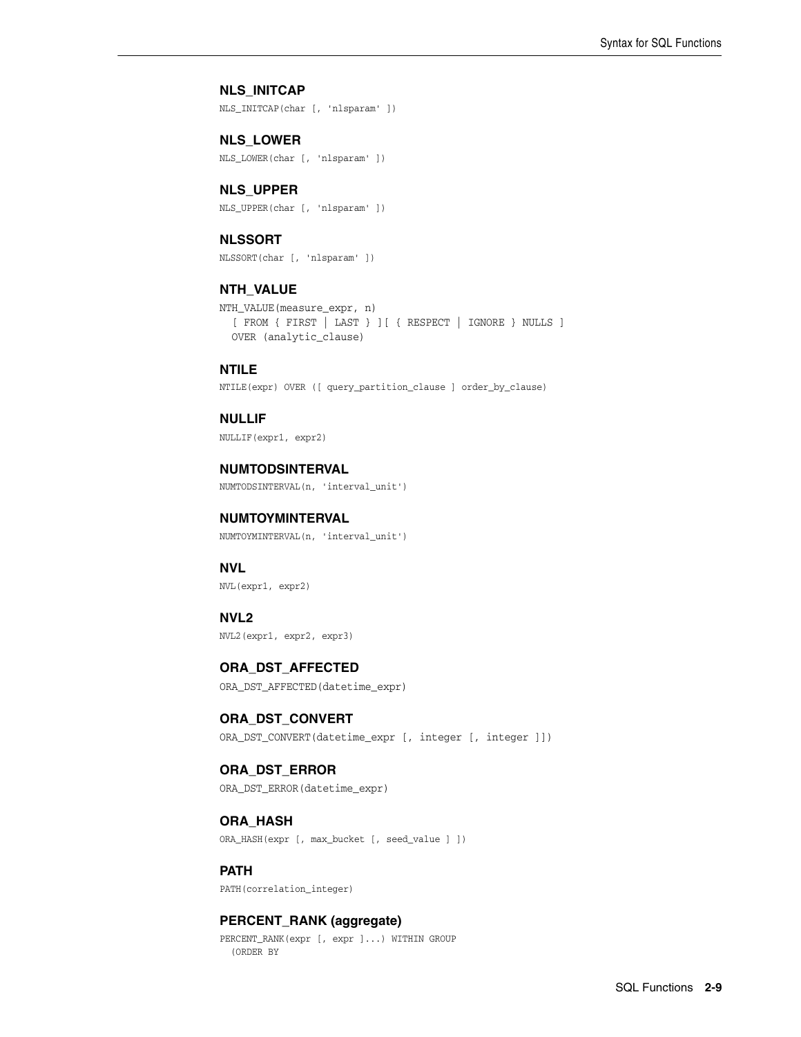### NLS_INITCAP

```
NLS_INITCAP(char [, 'nlsparam' ])
```

### NLS_LOWER

```
NLS_LOWER(char [, 'nlsparam' ])
```

### NLS_UPPER

```
NLS_UPPER(char [, 'nlsparam' ])
```

### NLSSORT

```
NLSSORT(char [, 'nlsparam' ])
```

### NTH_VALUE

```
NTH_VALUE(measure_expr, n)
  [ FROM { FIRST | LAST } ][ { RESPECT | IGNORE } NULLS ]
  OVER (analytic_clause)
```

### NTILE

```
NTILE(expr) OVER ([ query_partition_clause ] order_by_clause)
```

### NULLIF

```
NULLIF(expr1, expr2)
```

### NUMTODSINTERVAL

```
NUMTODSINTERVAL(n, 'interval_unit')
```

### NUMTOYMINTERVAL

```
NUMTOYMINTERVAL(n, 'interval_unit')
```

### NVL

```
NVL(expr1, expr2)
```

### NVL2

```
NVL2(expr1, expr2, expr3)
```

### ORA_DST_AFFECTED

```
ORA_DST_AFFECTED(datetime_expr)
```

### ORA_DST_CONVERT

```
ORA_DST_CONVERT(datetime_expr [, integer [, integer ]])
```

### ORA_DST_ERROR

```
ORA_DST_ERROR(datetime_expr)
```

### ORA_HASH

```
ORA_HASH(expr [, max_bucket [, seed_value ] ])
```

### PATH

```
PATH(correlation_integer)
```

### PERCENT_RANK (aggregate)

```
PERCENT_RANK(expr [, expr ]...) WITHIN GROUP
  (ORDER BY
```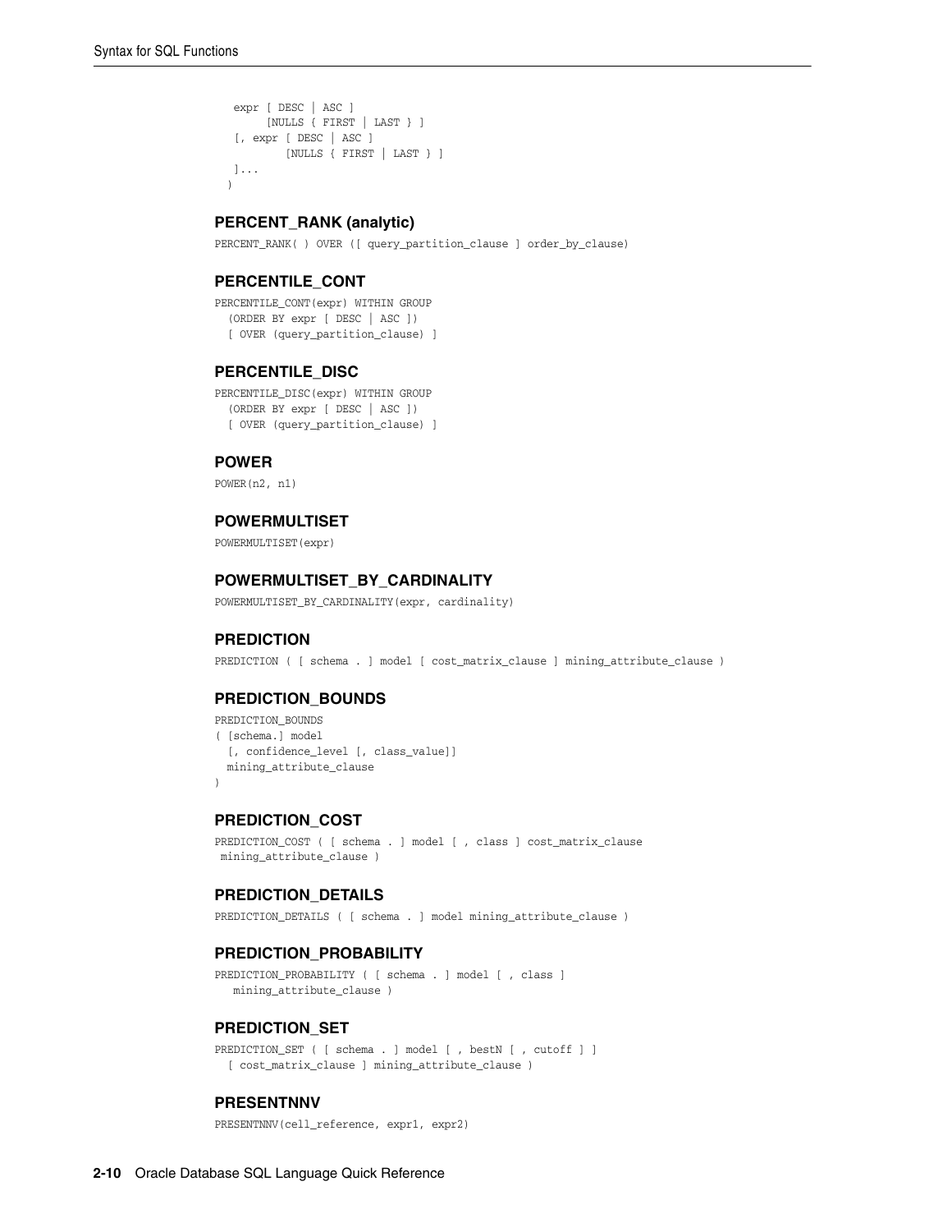```
  expr [ DESC | ASC ]
       [NULLS { FIRST | LAST } ]
  [, expr [ DESC | ASC ]
          [NULLS { FIRST | LAST } ]
  ]...
 )
```

### PERCENT_RANK (analytic)

```
PERCENT_RANK( ) OVER ([ query_partition_clause ] order_by_clause)
```

### PERCENTILE_CONT

```
PERCENTILE_CONT(expr) WITHIN GROUP
  (ORDER BY expr [ DESC | ASC ])
  [ OVER (query_partition_clause) ]
```

### PERCENTILE_DISC

```
PERCENTILE_DISC(expr) WITHIN GROUP
  (ORDER BY expr [ DESC | ASC ])
  [ OVER (query_partition_clause) ]
```

### POWER

```
POWER(n2, n1)
```

### POWERMULTISET

```
POWERMULTISET(expr)
```

### POWERMULTISET_BY_CARDINALITY

```
POWERMULTISET_BY_CARDINALITY(expr, cardinality)
```

### PREDICTION

```
PREDICTION ( [ schema . ] model [ cost_matrix_clause ] mining_attribute_clause )
```

### PREDICTION_BOUNDS

```
PREDICTION_BOUNDS
( [schema.] model
  [, confidence_level [, class_value]]
  mining_attribute_clause
)
```

### PREDICTION_COST

```
PREDICTION_COST ( [ schema . ] model [ , class ] cost_matrix_clause
 mining_attribute_clause )
```

### PREDICTION_DETAILS

```
PREDICTION_DETAILS ( [ schema . ] model mining_attribute_clause )
```

### PREDICTION_PROBABILITY

```
PREDICTION_PROBABILITY ( [ schema . ] model [ , class ]
   mining_attribute_clause )
```

### PREDICTION_SET

```
PREDICTION_SET ( [ schema . ] model [ , bestN [ , cutoff ] ]
  [ cost_matrix_clause ] mining_attribute_clause )
```

### PRESENTNNV

```
PRESENTNNV(cell_reference, expr1, expr2)
```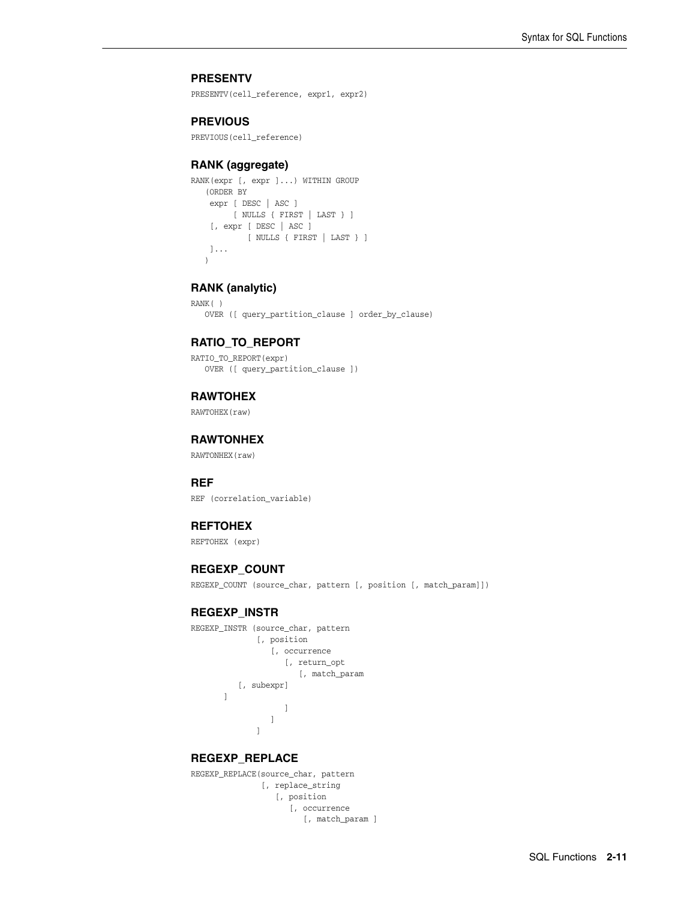### PRESENTV

```
PRESENTV(cell_reference, expr1, expr2)
```

### PREVIOUS

```
PREVIOUS(cell_reference)
```

### RANK (aggregate)

```
RANK(expr [, expr ]...) WITHIN GROUP
   (ORDER BY
    expr [ DESC | ASC ]
         [ NULLS { FIRST | LAST } ]
    [, expr [ DESC | ASC ]
            [ NULLS { FIRST | LAST } ]
    ]...
   )
```

### RANK (analytic)

```
RANK( )
   OVER ([ query_partition_clause ] order_by_clause)
```

### RATIO_TO_REPORT

```
RATIO_TO_REPORT(expr)
   OVER ([ query_partition_clause ])
```

### RAWTOHEX

```
RAWTOHEX(raw)
```

### RAWTONHEX

```
RAWTONHEX(raw)
```

### REF

```
REF (correlation_variable)
```

### REFTOHEX

```
REFTOHEX (expr)
```

### REGEXP_COUNT

```
REGEXP_COUNT (source_char, pattern [, position [, match_param]])
```

### REGEXP_INSTR

```
REGEXP_INSTR (source_char, pattern
              [, position
                 [, occurrence
                    [, return_opt
                       [, match_param
          [, subexpr]
       ]
                    ]
                 ]
              ]
```

### REGEXP_REPLACE

```
REGEXP_REPLACE(source_char, pattern
               [, replace_string
                  [, position
                     [, occurrence
                        [, match_param ]
```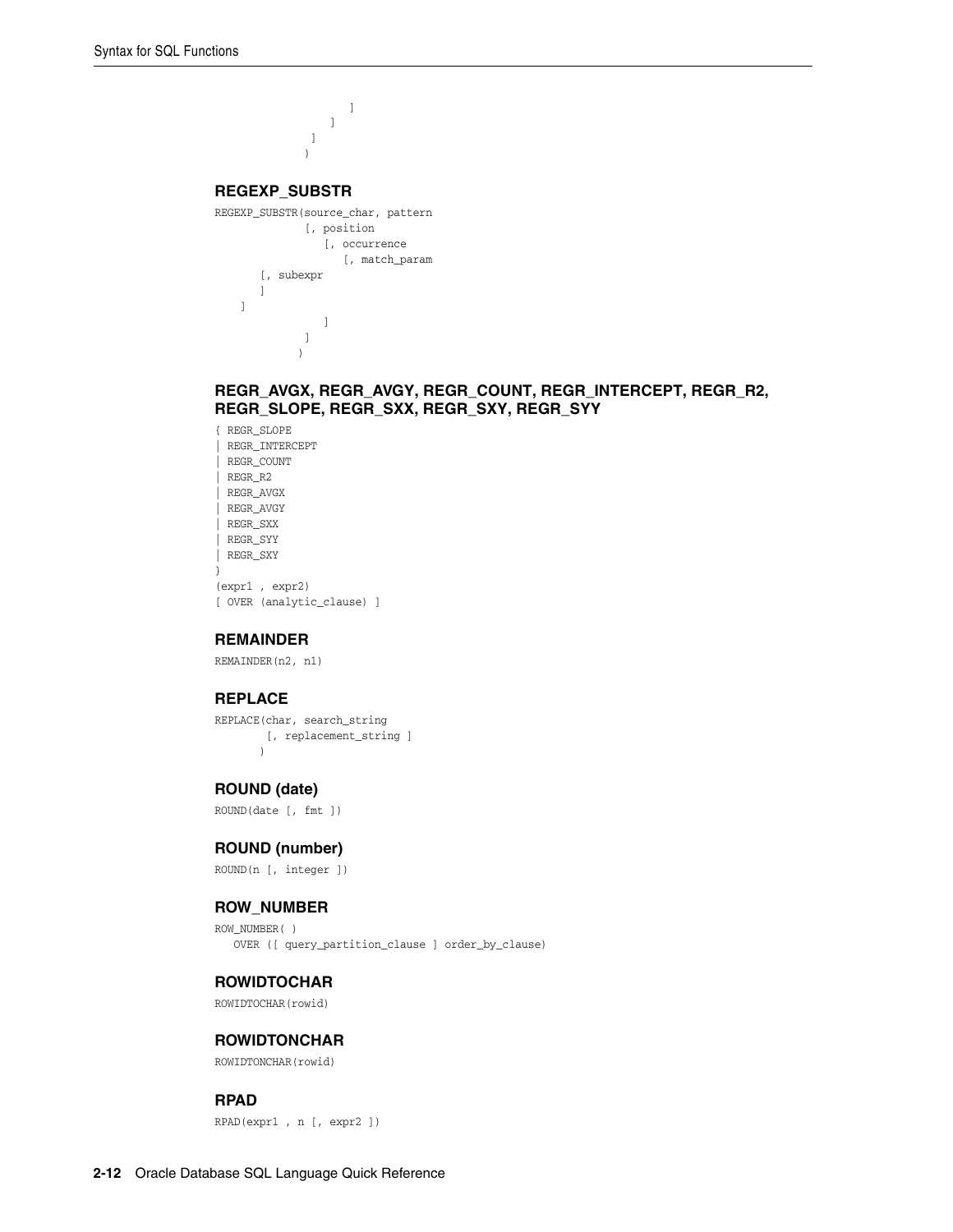```
                    ]
                 ]
              ]
             )
```

### REGEXP_SUBSTR

```
REGEXP_SUBSTR(source_char, pattern
              [, position
                 [, occurrence
                    [, match_param
       [, subexpr
       ]
    ]
                 ]
              ]
             )
```

### REGR_AVGX, REGR_AVGY, REGR_COUNT, REGR_INTERCEPT, REGR_R2, REGR_SLOPE, REGR_SXX, REGR_SXY, REGR_SYY

```
{ REGR_SLOPE
| REGR_INTERCEPT
| REGR_COUNT
| REGR_R2
| REGR_AVGX
| REGR_AVGY
| REGR_SXX
| REGR_SYY
| REGR_SXY
}
(expr1 , expr2)
[ OVER (analytic_clause) ]
```

### REMAINDER

```
REMAINDER(n2, n1)
```

### REPLACE

```
REPLACE(char, search_string
        [, replacement_string ]
       )
```

### ROUND (date)

```
ROUND(date [, fmt ])
```

### ROUND (number)

```
ROUND(n [, integer ])
```

### ROW_NUMBER

```
ROW_NUMBER( )
   OVER ([ query_partition_clause ] order_by_clause)
```

### ROWIDTOCHAR

```
ROWIDTOCHAR(rowid)
```

### ROWIDTONCHAR

```
ROWIDTONCHAR(rowid)
```

### RPAD

```
RPAD(expr1 , n [, expr2 ])
```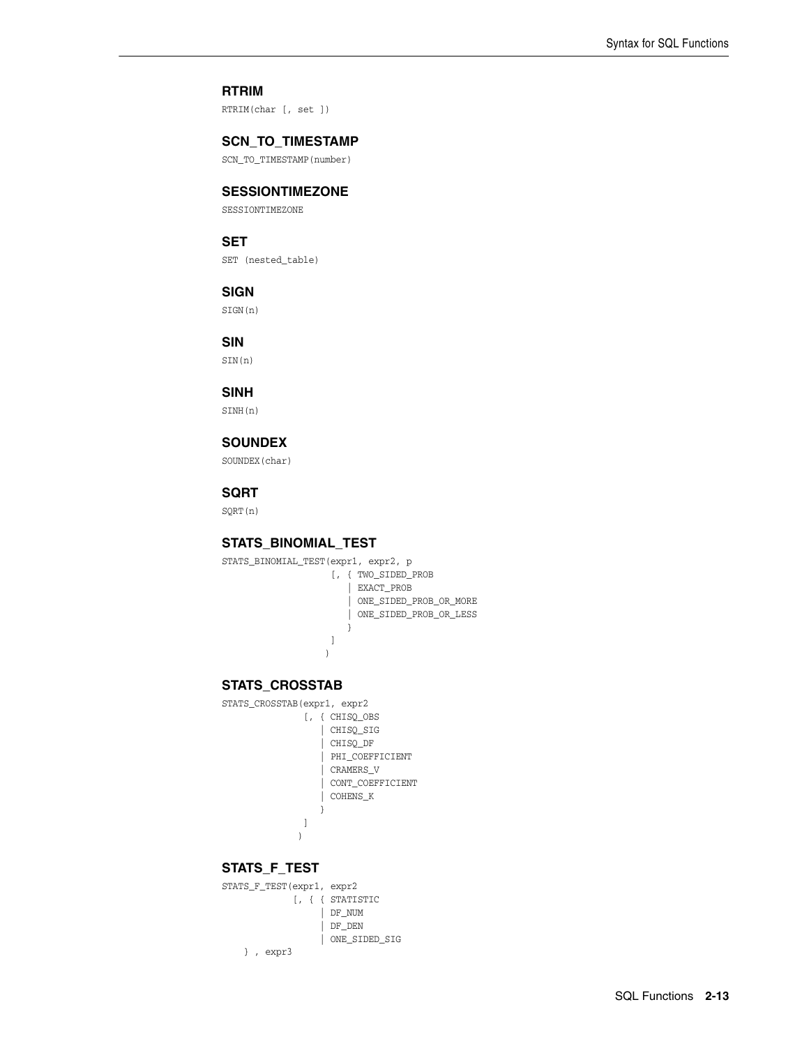### RTRIM

```
RTRIM(char [, set ])
```

### SCN_TO_TIMESTAMP

```
SCN_TO_TIMESTAMP(number)
```

### SESSIONTIMEZONE

```
SESSIONTIMEZONE
```

### SET

```
SET (nested_table)
```

### SIGN

```
SIGN(n)
```

### SIN

```
SIN(n)
```

### SINH

```
SINH(n)
```

### SOUNDEX

```
SOUNDEX(char)
```

### SQRT

```
SQRT(n)
```

### STATS_BINOMIAL_TEST

```
STATS_BINOMIAL_TEST(expr1, expr2, p
                    [, { TWO_SIDED_PROB
                       | EXACT_PROB
                       | ONE_SIDED_PROB_OR_MORE
                       | ONE_SIDED_PROB_OR_LESS
                       }
                    ]
                   )
```

### STATS_CROSSTAB

```
STATS_CROSSTAB(expr1, expr2
               [, { CHISQ_OBS
                  | CHISQ_SIG
                  | CHISQ_DF
                  | PHI_COEFFICIENT
                  | CRAMERS_V
                  | CONT_COEFFICIENT
                  | COHENS_K
                  }
               ]
              )
```

### STATS_F_TEST

```
STATS_F_TEST(expr1, expr2
             [, { { STATISTIC
                  | DF_NUM
                  | DF_DEN
                  | ONE_SIDED_SIG
    } , expr3
```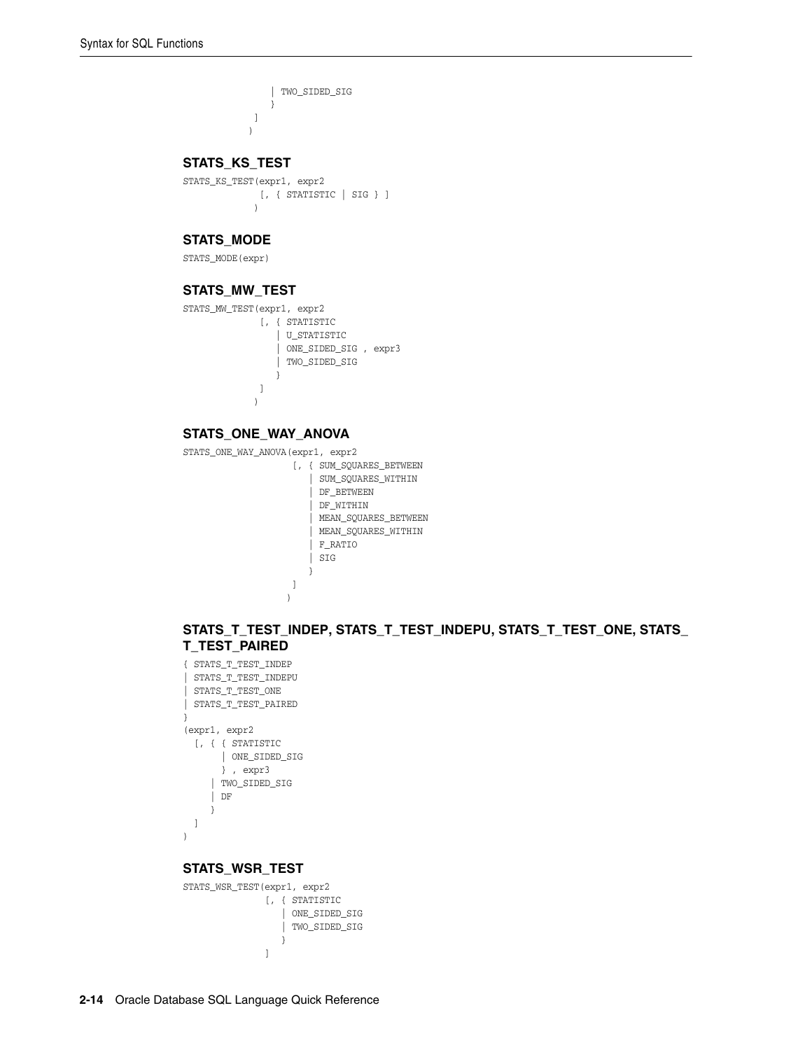```
              | TWO_SIDED_SIG
              }
           ]
         )
```

### STATS_KS_TEST

```
STATS_KS_TEST(expr1, expr2
             [, { STATISTIC | SIG } ]
            )
```

### STATS_MODE

```
STATS_MODE(expr)
```

### STATS_MW_TEST

```
STATS_MW_TEST(expr1, expr2
             [, { STATISTIC
                | U_STATISTIC
                | ONE_SIDED_SIG , expr3
                | TWO_SIDED_SIG
                }
             ]
            )
```

### STATS_ONE_WAY_ANOVA

```
STATS_ONE_WAY_ANOVA(expr1, expr2
                   [, { SUM_SQUARES_BETWEEN
                      | SUM_SQUARES_WITHIN
                      | DF_BETWEEN
                      | DF_WITHIN
                      | MEAN_SQUARES_BETWEEN
                      | MEAN_SQUARES_WITHIN
                      | F_RATIO
                      | SIG
                      }
                   ]
                  )
```

### STATS_T_TEST_INDEP, STATS_T_TEST_INDEPU, STATS_T_TEST_ONE, STATS_T_TEST_PAIRED

```
{ STATS_T_TEST_INDEP
| STATS_T_TEST_INDEPU
| STATS_T_TEST_ONE
| STATS_T_TEST_PAIRED
}
(expr1, expr2
  [, { { STATISTIC
       | ONE_SIDED_SIG
       } , expr3
     | TWO_SIDED_SIG
     | DF
     }
  ]
)
```

### STATS_WSR_TEST

```
STATS_WSR_TEST(expr1, expr2
              [, { STATISTIC
                 | ONE_SIDED_SIG
                 | TWO_SIDED_SIG
                 }
              ]
```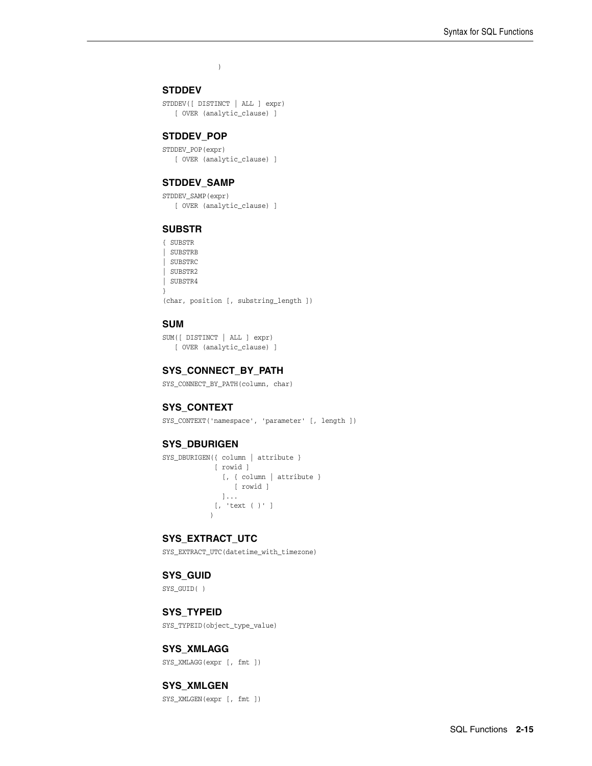```
)
```

### STDDEV

```
STDDEV([ DISTINCT | ALL ] expr)
   [ OVER (analytic_clause) ]
```

### STDDEV_POP

```
STDDEV_POP(expr)
   [ OVER (analytic_clause) ]
```

### STDDEV_SAMP

```
STDDEV_SAMP(expr)
   [ OVER (analytic_clause) ]
```

### SUBSTR

```
{ SUBSTR
| SUBSTRB
| SUBSTRC
| SUBSTR2
| SUBSTR4
}
(char, position [, substring_length ])
```

### SUM

```
SUM([ DISTINCT | ALL ] expr)
   [ OVER (analytic_clause) ]
```

### SYS_CONNECT_BY_PATH

```
SYS_CONNECT_BY_PATH(column, char)
```

### SYS_CONTEXT

```
SYS_CONTEXT('namespace', 'parameter' [, length ])
```

### SYS_DBURIGEN

```
SYS_DBURIGEN({ column | attribute }
             [ rowid ]
               [, { column | attribute }
                  [ rowid ]
               ]...
             [, 'text ( )' ]
            )
```

### SYS_EXTRACT_UTC

```
SYS_EXTRACT_UTC(datetime_with_timezone)
```

### SYS_GUID

```
SYS_GUID( )
```

### SYS_TYPEID

```
SYS_TYPEID(object_type_value)
```

### SYS_XMLAGG

```
SYS_XMLAGG(expr [, fmt ])
```

### SYS_XMLGEN

```
SYS_XMLGEN(expr [, fmt ])
```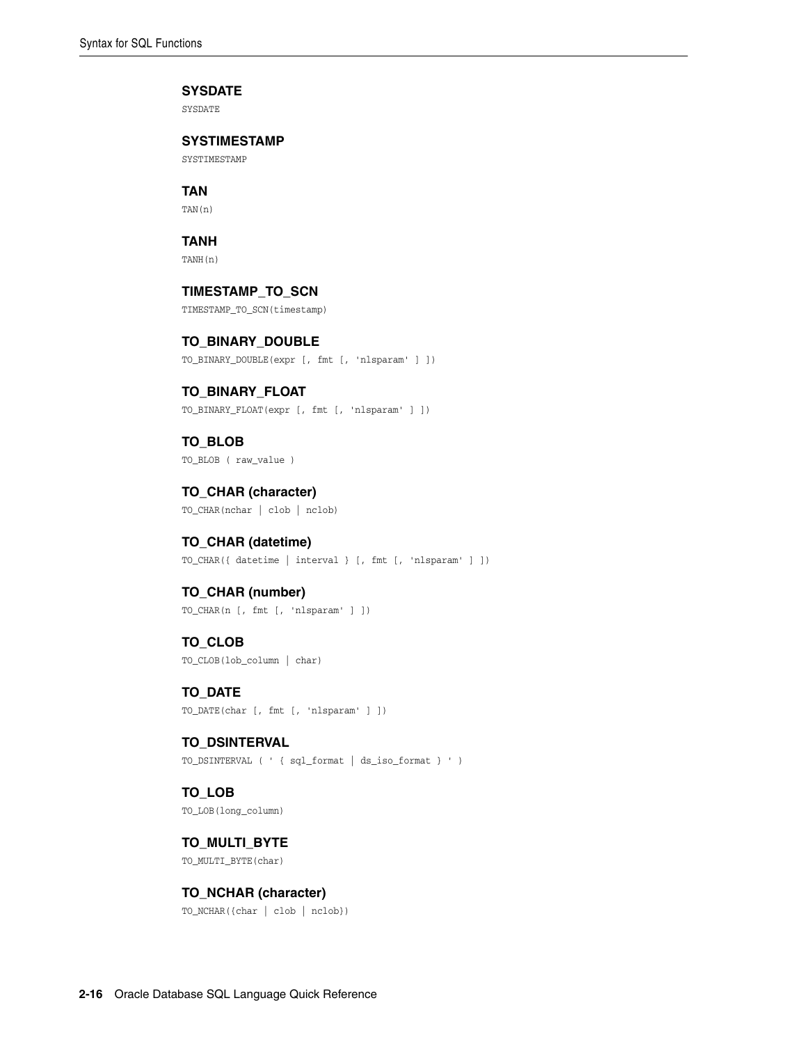### SYSDATE

```
SYSDATE
```

### SYSTIMESTAMP

```
SYSTIMESTAMP
```

### TAN

```
TAN(n)
```

### TANH

```
TANH(n)
```

### TIMESTAMP_TO_SCN

```
TIMESTAMP_TO_SCN(timestamp)
```

### TO_BINARY_DOUBLE

```
TO_BINARY_DOUBLE(expr [, fmt [, 'nlsparam' ] ])
```

### TO_BINARY_FLOAT

```
TO_BINARY_FLOAT(expr [, fmt [, 'nlsparam' ] ])
```

### TO_BLOB

```
TO_BLOB ( raw_value )
```

### TO_CHAR (character)

```
TO_CHAR(nchar | clob | nclob)
```

### TO_CHAR (datetime)

```
TO_CHAR({ datetime | interval } [, fmt [, 'nlsparam' ] ])
```

### TO_CHAR (number)

```
TO_CHAR(n [, fmt [, 'nlsparam' ] ])
```

### TO_CLOB

```
TO_CLOB(lob_column | char)
```

### TO_DATE

```
TO_DATE(char [, fmt [, 'nlsparam' ] ])
```

### TO_DSINTERVAL

```
TO_DSINTERVAL ( ' { sql_format | ds_iso_format } ' )
```

### TO_LOB

```
TO_LOB(long_column)
```

### TO_MULTI_BYTE

```
TO_MULTI_BYTE(char)
```

### TO_NCHAR (character)

```
TO_NCHAR({char | clob | nclob})
```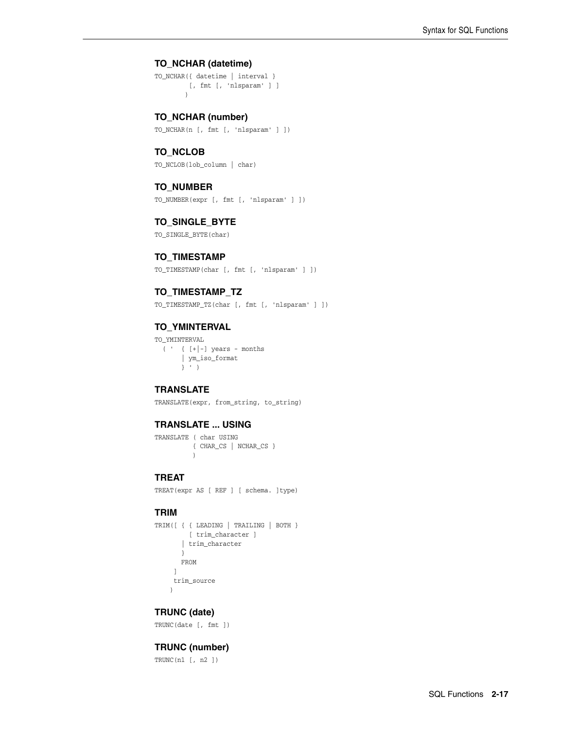### TO_NCHAR (datetime)

```
TO_NCHAR({ datetime | interval }
        [, fmt [, 'nlsparam' ] ]
       )
```

### TO_NCHAR (number)

```
TO_NCHAR(n [, fmt [, 'nlsparam' ] ])
```

### TO_NCLOB

```
TO_NCLOB(lob_column | char)
```

### TO_NUMBER

```
TO_NUMBER(expr [, fmt [, 'nlsparam' ] ])
```

### TO_SINGLE_BYTE

```
TO_SINGLE_BYTE(char)
```

### TO_TIMESTAMP

```
TO_TIMESTAMP(char [, fmt [, 'nlsparam' ] ])
```

### TO_TIMESTAMP_TZ

```
TO_TIMESTAMP_TZ(char [, fmt [, 'nlsparam' ] ])
```

### TO_YMINTERVAL

```
TO_YMINTERVAL
  ( '  { [+|-] years - months
       | ym_iso_format
       } ' )
```

### TRANSLATE

```
TRANSLATE(expr, from_string, to_string)
```

### TRANSLATE ... USING

```
TRANSLATE ( char USING
          { CHAR_CS | NCHAR_CS }
          )
```

### TREAT

```
TREAT(expr AS [ REF ] [ schema. ]type)
```

### TRIM

```
TRIM([ { { LEADING | TRAILING | BOTH }
         [ trim_character ]
       | trim_character
       }
       FROM
     ]
     trim_source
    )
```

### TRUNC (date)

```
TRUNC(date [, fmt ])
```

### TRUNC (number)

```
TRUNC(n1 [, n2 ])
```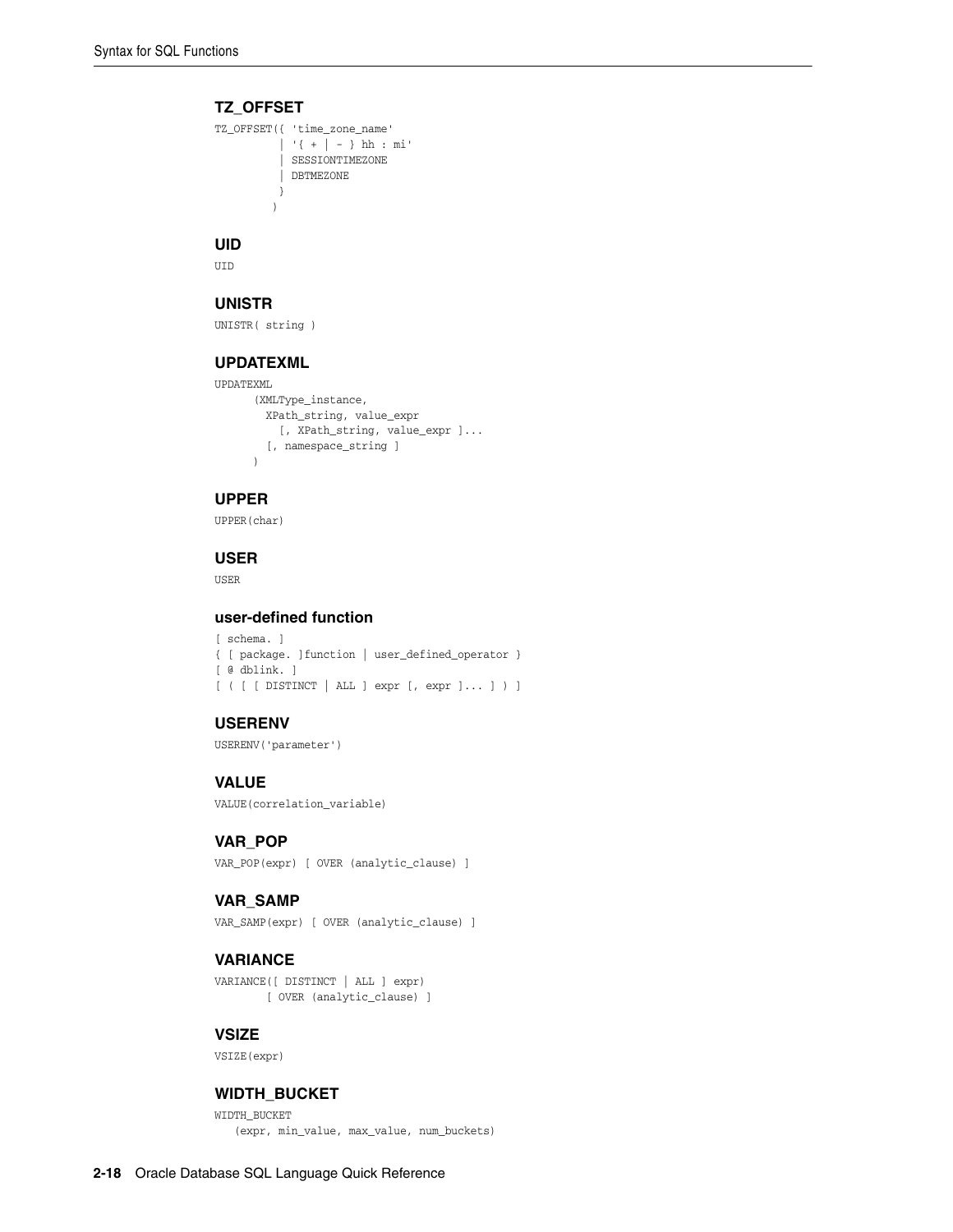### TZ_OFFSET

```
TZ_OFFSET({ 'time_zone_name'
          | '{ + | - } hh : mi'
          | SESSIONTIMEZONE
          | DBTMEZONE
          }
         )
```

### UID

```
UID
```

### UNISTR

```
UNISTR( string )
```

### UPDATEXML

```
UPDATEXML
      (XMLType_instance,
        XPath_string, value_expr
          [, XPath_string, value_expr ]...
        [, namespace_string ]
      )
```

### UPPER

```
UPPER(char)
```

### USER

```
USER
```

### user-defined function

```
[ schema. ]
{ [ package. ]function | user_defined_operator }
[ @ dblink. ]
[ ( [ [ DISTINCT | ALL ] expr [, expr ]... ] ) ]
```

### USERENV

```
USERENV('parameter')
```

### VALUE

```
VALUE(correlation_variable)
```

### VAR_POP

```
VAR_POP(expr) [ OVER (analytic_clause) ]
```

### VAR_SAMP

```
VAR_SAMP(expr) [ OVER (analytic_clause) ]
```

### VARIANCE

```
VARIANCE([ DISTINCT | ALL ] expr)
        [ OVER (analytic_clause) ]
```

### VSIZE

```
VSIZE(expr)
```

### WIDTH_BUCKET

```
WIDTH_BUCKET
   (expr, min_value, max_value, num_buckets)
```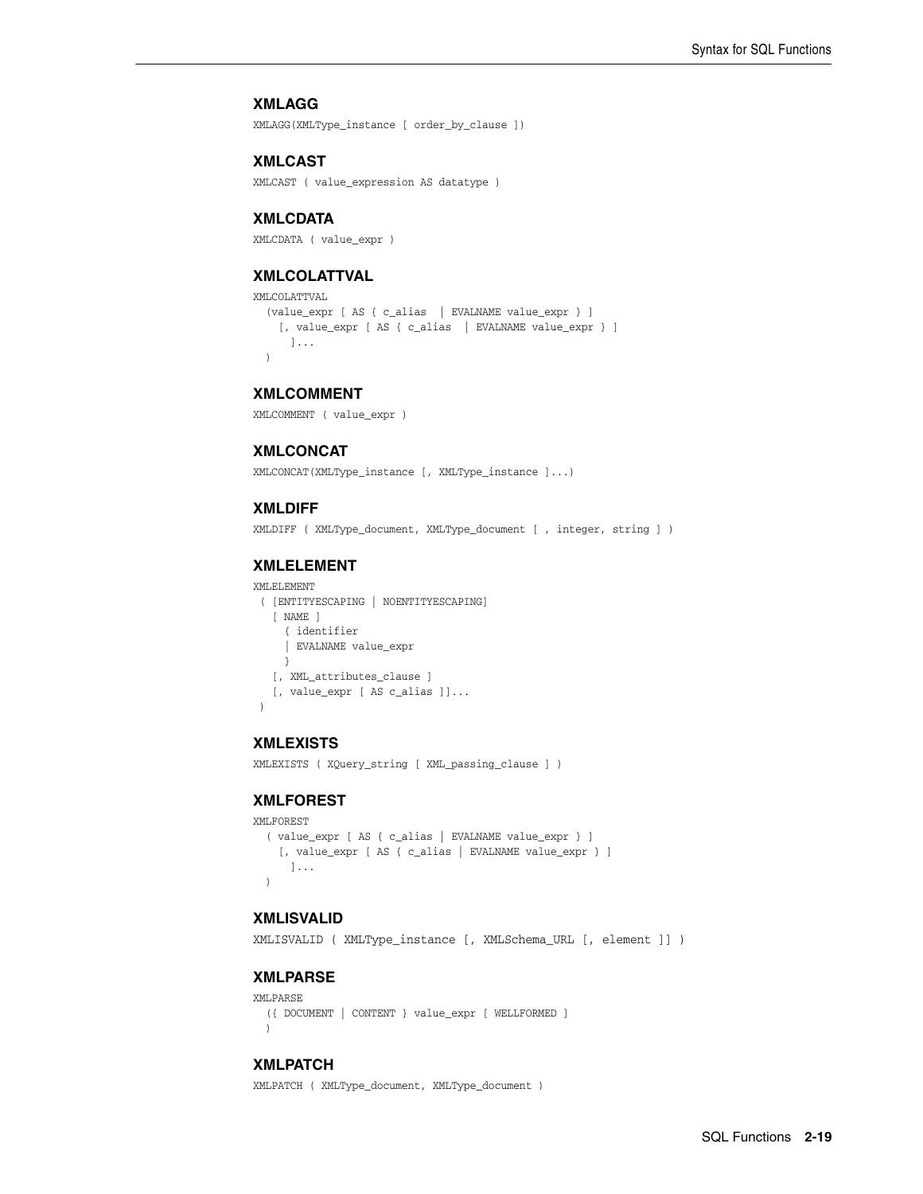### XMLAGG

```
XMLAGG(XMLType_instance [ order_by_clause ])
```

### XMLCAST

```
XMLCAST ( value_expression AS datatype )
```

### XMLCDATA

```
XMLCDATA ( value_expr )
```

### XMLCOLATTVAL

```
XMLCOLATTVAL
  (value_expr [ AS { c_alias  | EVALNAME value_expr } ]
    [, value_expr [ AS { c_alias  | EVALNAME value_expr } ]
      ]...
  )
```

### XMLCOMMENT

```
XMLCOMMENT ( value_expr )
```

### XMLCONCAT

```
XMLCONCAT(XMLType_instance [, XMLType_instance ]...)
```

### XMLDIFF

```
XMLDIFF ( XMLType_document, XMLType_document [ , integer, string ] )
```

### XMLELEMENT

```
XMLELEMENT
 ( [ENTITYESCAPING | NOENTITYESCAPING]
   [ NAME ]
     { identifier
     | EVALNAME value_expr
     }
   [, XML_attributes_clause ]
   [, value_expr [ AS c_alias ]]...
 )
```

### XMLEXISTS

```
XMLEXISTS ( XQuery_string [ XML_passing_clause ] )
```

### XMLFOREST

```
XMLFOREST
  ( value_expr [ AS { c_alias | EVALNAME value_expr } ]
    [, value_expr [ AS { c_alias | EVALNAME value_expr } ]
      ]...
  )
```

### XMLISVALID

```
XMLISVALID ( XMLType_instance [, XMLSchema_URL [, element ]] )
```

### XMLPARSE

```
XMLPARSE
  ({ DOCUMENT | CONTENT } value_expr [ WELLFORMED ]
  )
```

### XMLPATCH

```
XMLPATCH ( XMLType_document, XMLType_document )
```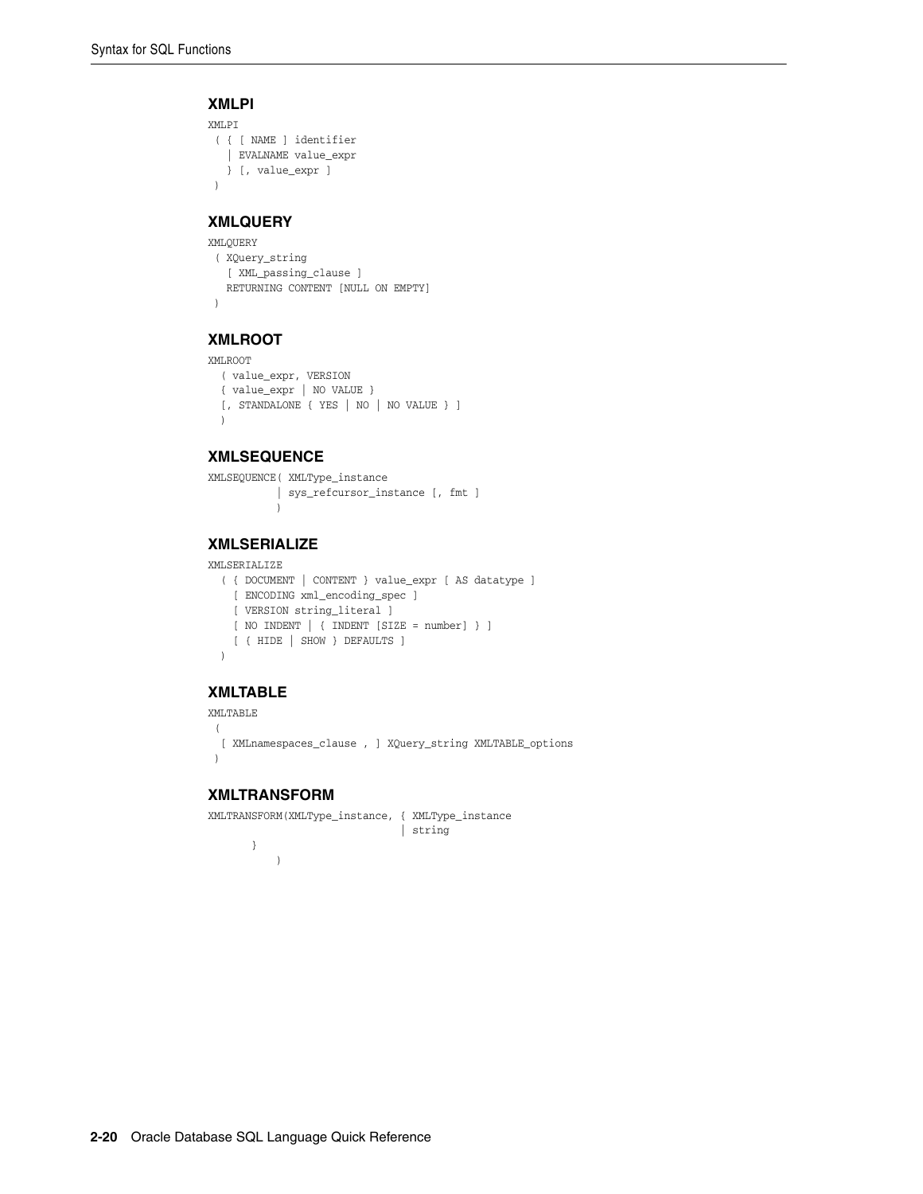### XMLPI

```
XMLPI
 ( { [ NAME ] identifier
   | EVALNAME value_expr
   } [, value_expr ]
 )
```

### XMLQUERY

```
XMLQUERY
 ( XQuery_string
   [ XML_passing_clause ]
   RETURNING CONTENT [NULL ON EMPTY]
 )
```

### XMLROOT

```
XMLROOT
  ( value_expr, VERSION
  { value_expr | NO VALUE }
  [, STANDALONE { YES | NO | NO VALUE } ]
  )
```

### XMLSEQUENCE

```
XMLSEQUENCE( XMLType_instance
           | sys_refcursor_instance [, fmt ]
           )
```

### XMLSERIALIZE

```
XMLSERIALIZE
  ( { DOCUMENT | CONTENT } value_expr [ AS datatype ]
    [ ENCODING xml_encoding_spec ]
    [ VERSION string_literal ]
    [ NO INDENT | { INDENT [SIZE = number] } ]
    [ { HIDE | SHOW } DEFAULTS ]
  )
```

### XMLTABLE

```
XMLTABLE
 (
  [ XMLnamespaces_clause , ] XQuery_string XMLTABLE_options
 )
```

### XMLTRANSFORM

```
XMLTRANSFORM(XMLType_instance, { XMLType_instance
                               | string
       }
           )
```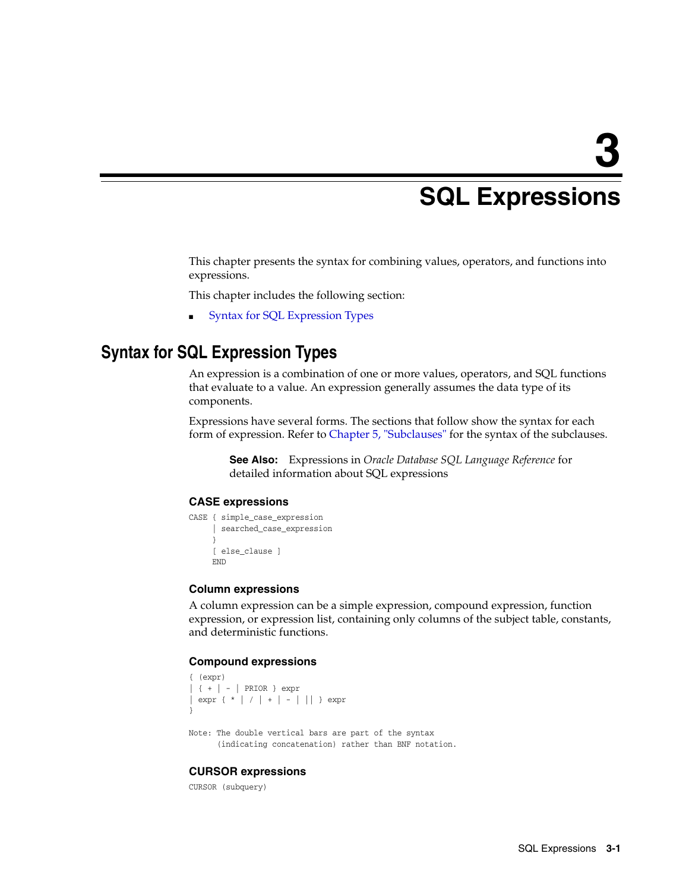# 3 SQL Expressions

This chapter presents the syntax for combining values, operators, and functions into expressions.

This chapter includes the following section:

- Syntax for SQL Expression Types

## Syntax for SQL Expression Types

An expression is a combination of one or more values, operators, and SQL functions that evaluate to a value. An expression generally assumes the data type of its components.

Expressions have several forms. The sections that follow show the syntax for each form of expression. Refer to Chapter 5, "Subclauses" for the syntax of the subclauses.

> **See Also:** Expressions in *Oracle Database SQL Language Reference* for detailed information about SQL expressions

### CASE expressions

```
CASE { simple_case_expression
     | searched_case_expression
     }
     [ else_clause ]
     END
```

### Column expressions

A column expression can be a simple expression, compound expression, function expression, or expression list, containing only columns of the subject table, constants, and deterministic functions.

### Compound expressions

```
{ (expr)
| { + | - | PRIOR } expr
| expr { * | / | + | - | || } expr
}

Note: The double vertical bars are part of the syntax
      (indicating concatenation) rather than BNF notation.
```

### CURSOR expressions

```
CURSOR (subquery)
```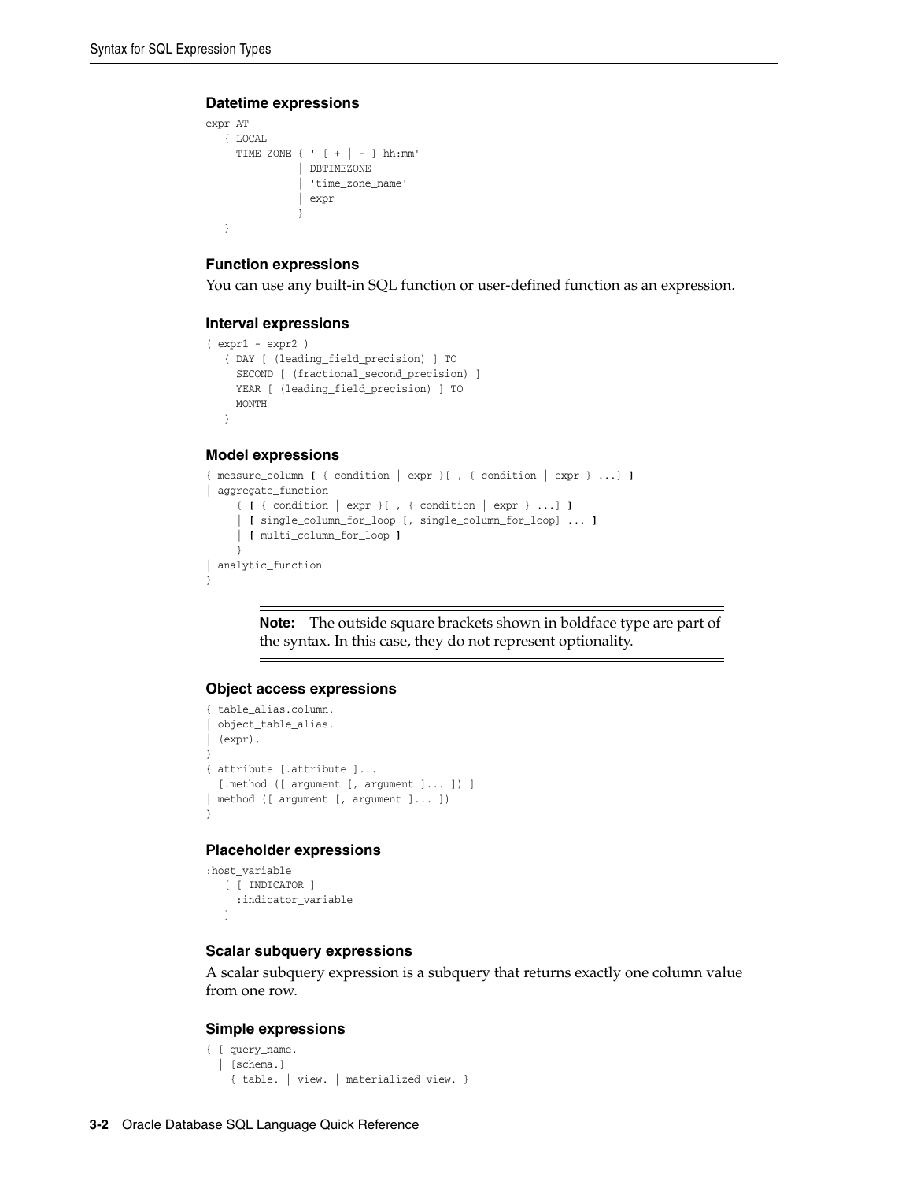#### Datetime expressions

```
expr AT
   { LOCAL
   | TIME ZONE { ' [ + | - ] hh:mm'
               | DBTIMEZONE
               | 'time_zone_name'
               | expr
               }
   }
```

#### Function expressions

You can use any built-in SQL function or user-defined function as an expression.

#### Interval expressions

```
( expr1 - expr2 )
   { DAY [ (leading_field_precision) ] TO
     SECOND [ (fractional_second_precision) ]
   | YEAR [ (leading_field_precision) ] TO
     MONTH
   }
```

#### Model expressions

```
{ measure_column [ { condition | expr }[ , { condition | expr } ...] ]
| aggregate_function
     { [ { condition | expr }[ , { condition | expr } ...] ]
     | [ single_column_for_loop [, single_column_for_loop] ... ]
     | [ multi_column_for_loop ]
     }
| analytic_function
}
```

> **Note:** The outside square brackets shown in boldface type are part of the syntax. In this case, they do not represent optionality.

#### Object access expressions

```
{ table_alias.column.
| object_table_alias.
| (expr).
}
{ attribute [.attribute ]...
  [.method ([ argument [, argument ]... ]) ]
| method ([ argument [, argument ]... ])
}
```

#### Placeholder expressions

```
:host_variable
   [ [ INDICATOR ]
     :indicator_variable
   ]
```

#### Scalar subquery expressions

A scalar subquery expression is a subquery that returns exactly one column value from one row.

#### Simple expressions

```
{ [ query_name.
  | [schema.]
    { table. | view. | materialized view. }
```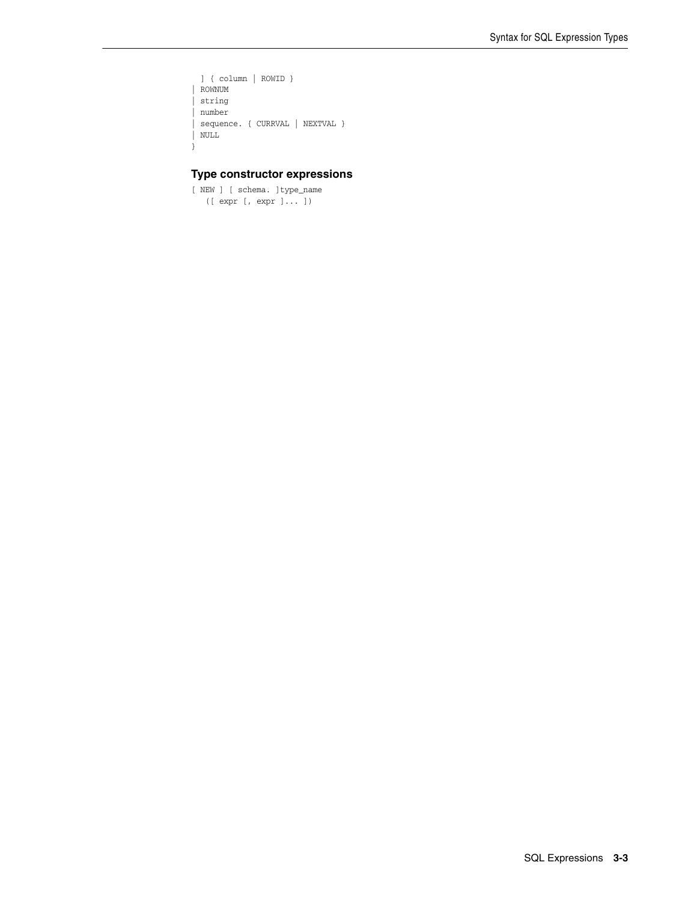```
  ] { column | ROWID }
| ROWNUM
| string
| number
| sequence. { CURRVAL | NEXTVAL }
| NULL
}
```

### Type constructor expressions

```
[ NEW ] [ schema. ]type_name
   ([ expr [, expr ]... ])
```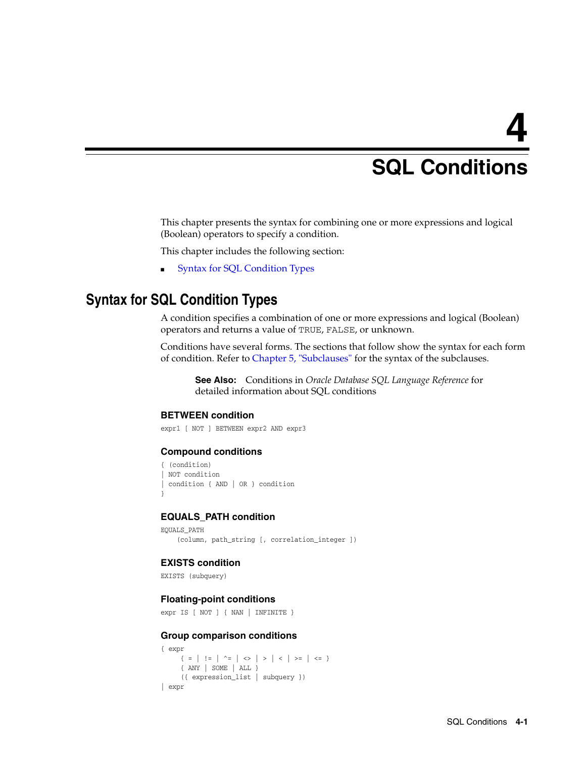# 4 SQL Conditions

This chapter presents the syntax for combining one or more expressions and logical (Boolean) operators to specify a condition.

This chapter includes the following section:

- Syntax for SQL Condition Types

## Syntax for SQL Condition Types

A condition specifies a combination of one or more expressions and logical (Boolean) operators and returns a value of TRUE, FALSE, or unknown.

Conditions have several forms. The sections that follow show the syntax for each form of condition. Refer to Chapter 5, "Subclauses" for the syntax of the subclauses.

> **See Also:** Conditions in *Oracle Database SQL Language Reference* for detailed information about SQL conditions

### BETWEEN condition

```
expr1 [ NOT ] BETWEEN expr2 AND expr3
```

### Compound conditions

```
{ (condition)
| NOT condition
| condition { AND | OR } condition
}
```

### EQUALS_PATH condition

```
EQUALS_PATH
    (column, path_string [, correlation_integer ])
```

### EXISTS condition

```
EXISTS (subquery)
```

### Floating-point conditions

```
expr IS [ NOT ] { NAN | INFINITE }
```

### Group comparison conditions

```
{ expr
    { = | != | ^= | <> | > | < | >= | <= }
    { ANY | SOME | ALL }
    ({ expression_list | subquery })
| expr
```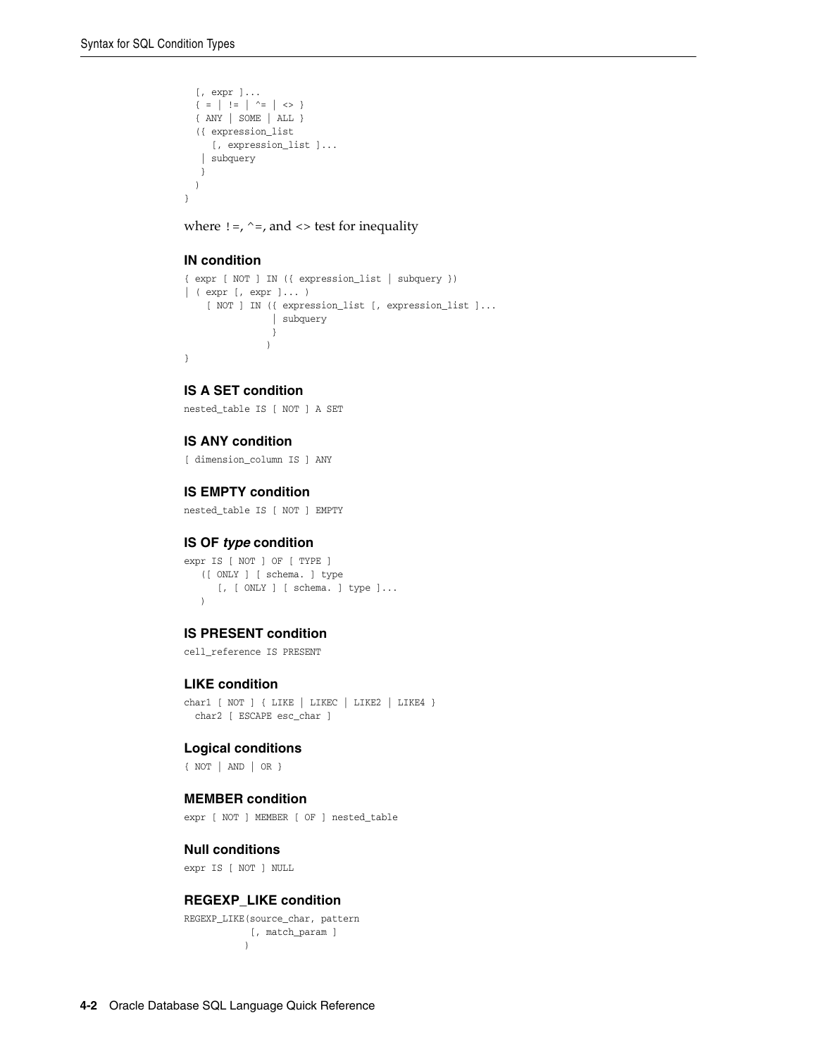```
  [, expr ]...
  { = | != | ^= | <> }
  { ANY | SOME | ALL }
  ({ expression_list
     [, expression_list ]...
   | subquery
   }
  )
}
```

where !=, ^=, and <> test for inequality

### IN condition

```
{ expr [ NOT ] IN ({ expression_list | subquery })
| ( expr [, expr ]... )
    [ NOT ] IN ({ expression_list [, expression_list ]...
                | subquery
                }
               )
}
```

### IS A SET condition

```
nested_table IS [ NOT ] A SET
```

### IS ANY condition

```
[ dimension_column IS ] ANY
```

### IS EMPTY condition

```
nested_table IS [ NOT ] EMPTY
```

### IS OF *type* condition

```
expr IS [ NOT ] OF [ TYPE ]
   ([ ONLY ] [ schema. ] type
      [, [ ONLY ] [ schema. ] type ]...
   )
```

### IS PRESENT condition

```
cell_reference IS PRESENT
```

### LIKE condition

```
char1 [ NOT ] { LIKE | LIKEC | LIKE2 | LIKE4 }
  char2 [ ESCAPE esc_char ]
```

### Logical conditions

```
{ NOT | AND | OR }
```

### MEMBER condition

```
expr [ NOT ] MEMBER [ OF ] nested_table
```

### Null conditions

```
expr IS [ NOT ] NULL
```

### REGEXP_LIKE condition

```
REGEXP_LIKE(source_char, pattern
            [, match_param ]
           )
```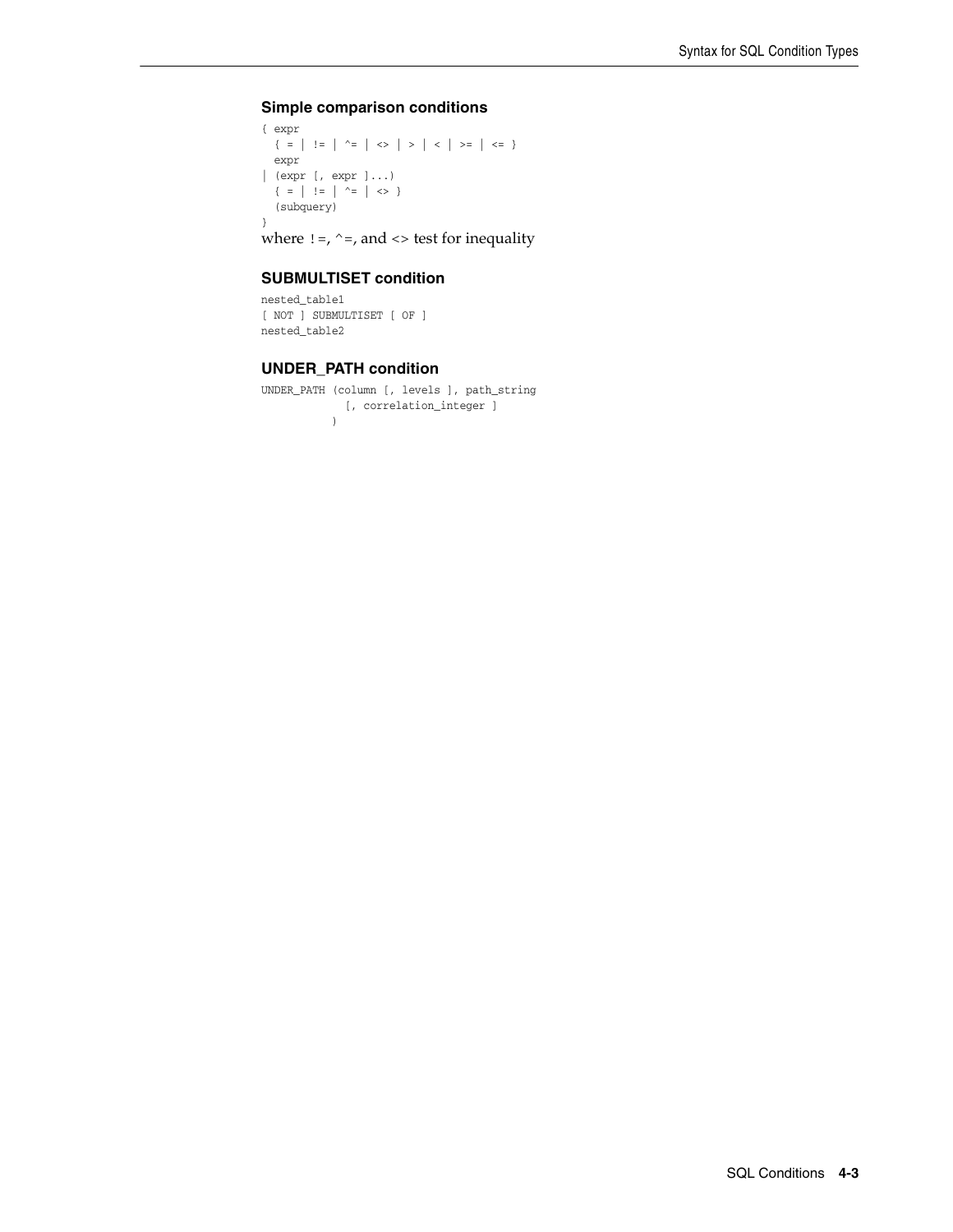### Simple comparison conditions

```
{ expr
  { = | != | ^= | <> | > | < | >= | <= }
  expr
| (expr [, expr ]...)
  { = | != | ^= | <> }
  (subquery)
}
```

where `!=`, `^=`, and <> test for inequality

### SUBMULTISET condition

```
nested_table1
[ NOT ] SUBMULTISET [ OF ]
nested_table2
```

### UNDER_PATH condition

```
UNDER_PATH (column [, levels ], path_string
             [, correlation_integer ]
           )
```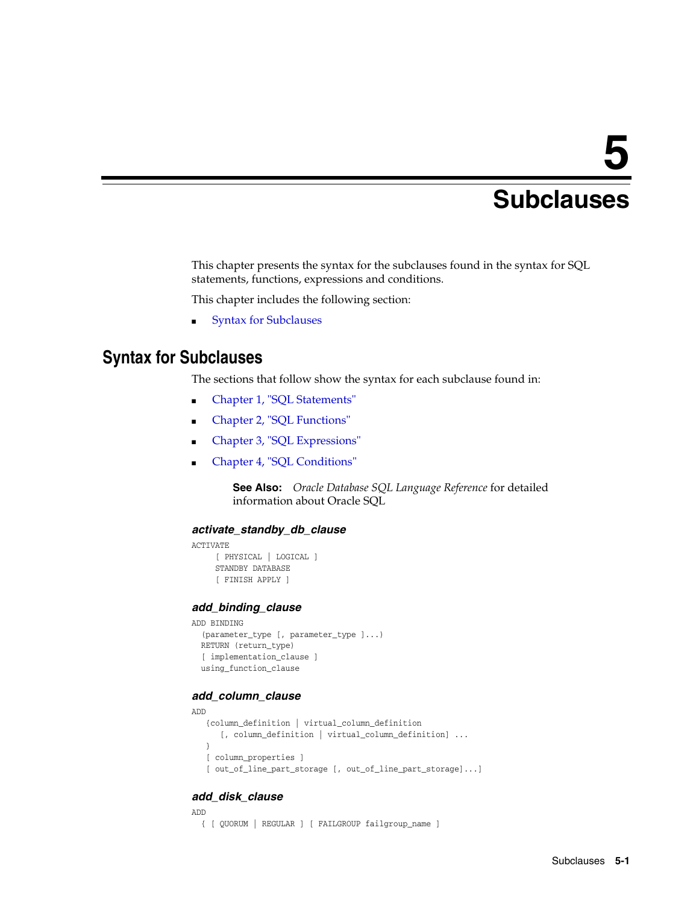# 5 Subclauses

This chapter presents the syntax for the subclauses found in the syntax for SQL statements, functions, expressions and conditions.

This chapter includes the following section:

- Syntax for Subclauses

## Syntax for Subclauses

The sections that follow show the syntax for each subclause found in:

- Chapter 1, "SQL Statements"
- Chapter 2, "SQL Functions"
- Chapter 3, "SQL Expressions"
- Chapter 4, "SQL Conditions"

> **See Also:** *Oracle Database SQL Language Reference* for detailed information about Oracle SQL

### *activate_standby_db_clause*

```
ACTIVATE
     [ PHYSICAL | LOGICAL ]
     STANDBY DATABASE
     [ FINISH APPLY ]
```

### *add_binding_clause*

```
ADD BINDING
  (parameter_type [, parameter_type ]...)
  RETURN (return_type)
  [ implementation_clause ]
  using_function_clause
```

### *add_column_clause*

```
ADD
   {column_definition | virtual_column_definition
      [, column_definition | virtual_column_definition] ...
   }
   [ column_properties ]
   [ out_of_line_part_storage [, out_of_line_part_storage]...]
```

### *add_disk_clause*

```
ADD
  { [ QUORUM | REGULAR ] [ FAILGROUP failgroup_name ]
```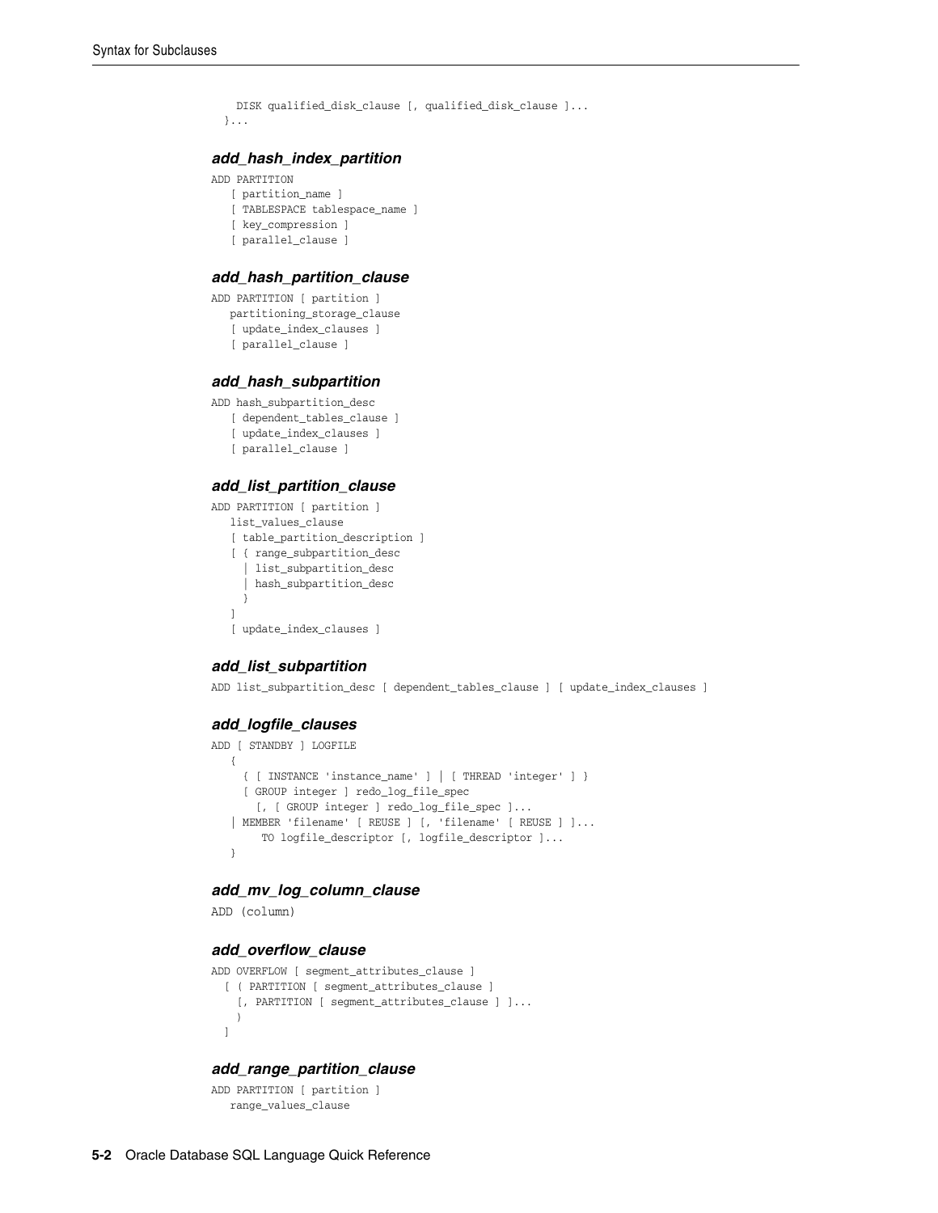```
    DISK qualified_disk_clause [, qualified_disk_clause ]...
  }...
```

### *add_hash_index_partition*

```
ADD PARTITION
   [ partition_name ]
   [ TABLESPACE tablespace_name ]
   [ key_compression ]
   [ parallel_clause ]
```

### *add_hash_partition_clause*

```
ADD PARTITION [ partition ]
   partitioning_storage_clause
   [ update_index_clauses ]
   [ parallel_clause ]
```

### *add_hash_subpartition*

```
ADD hash_subpartition_desc
   [ dependent_tables_clause ]
   [ update_index_clauses ]
   [ parallel_clause ]
```

### *add_list_partition_clause*

```
ADD PARTITION [ partition ]
   list_values_clause
   [ table_partition_description ]
   [ { range_subpartition_desc
     | list_subpartition_desc
     | hash_subpartition_desc
     }
   ]
   [ update_index_clauses ]
```

### *add_list_subpartition*

```
ADD list_subpartition_desc [ dependent_tables_clause ] [ update_index_clauses ]
```

### *add_logfile_clauses*

```
ADD [ STANDBY ] LOGFILE
   {
     { [ INSTANCE 'instance_name' ] | [ THREAD 'integer' ] }
     [ GROUP integer ] redo_log_file_spec
       [, [ GROUP integer ] redo_log_file_spec ]...
   | MEMBER 'filename' [ REUSE ] [, 'filename' [ REUSE ] ]...
        TO logfile_descriptor [, logfile_descriptor ]...
   }
```

### *add_mv_log_column_clause*

```
ADD (column)
```

### *add_overflow_clause*

```
ADD OVERFLOW [ segment_attributes_clause ]
  [ ( PARTITION [ segment_attributes_clause ]
    [, PARTITION [ segment_attributes_clause ] ]...
    )
  ]
```

### *add_range_partition_clause*

```
ADD PARTITION [ partition ]
   range_values_clause
```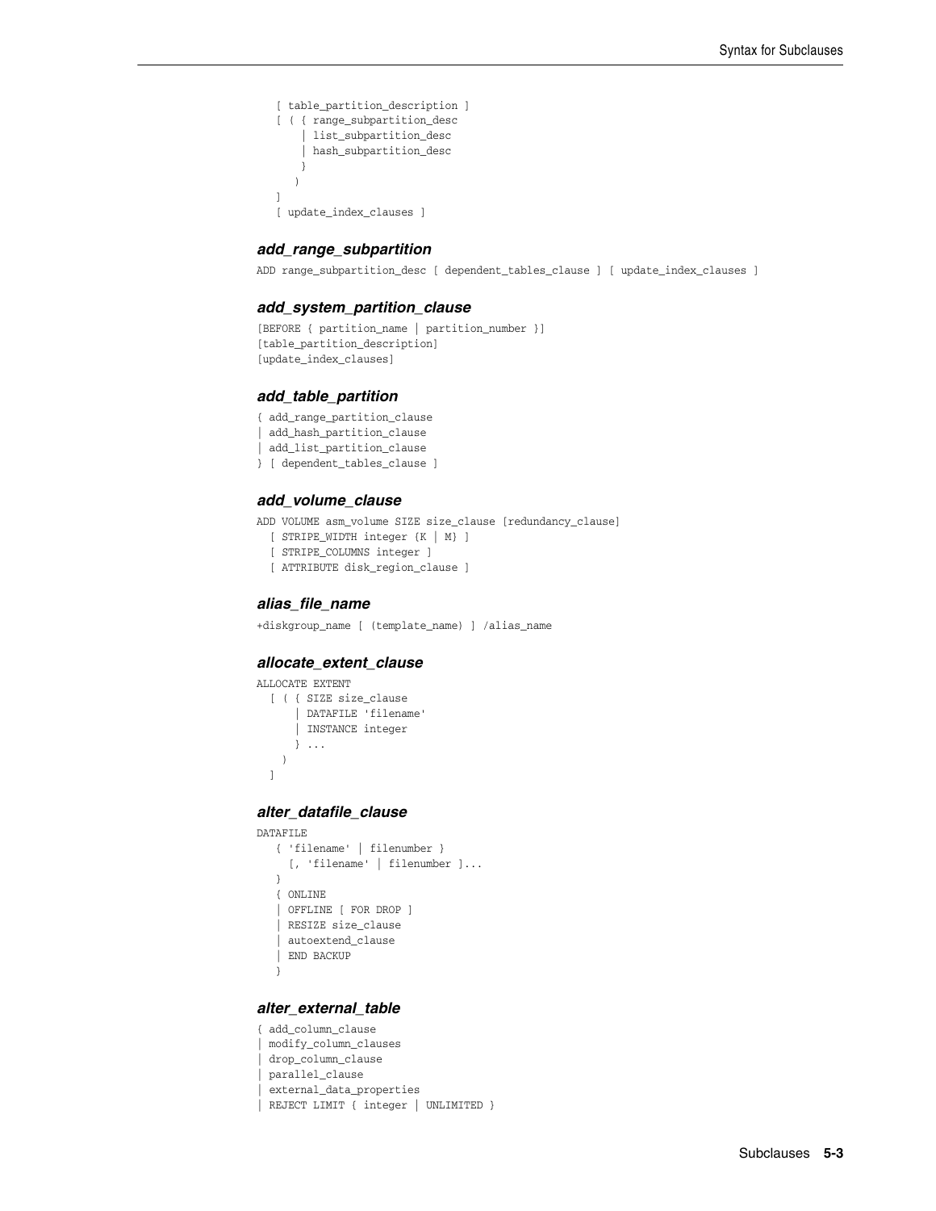```
[ table_partition_description ]
[ ( { range_subpartition_desc
    | list_subpartition_desc
    | hash_subpartition_desc
    }
  )
]
[ update_index_clauses ]
```

### add_range_subpartition

```
ADD range_subpartition_desc [ dependent_tables_clause ] [ update_index_clauses ]
```

### add_system_partition_clause

```
[BEFORE { partition_name | partition_number }]
[table_partition_description]
[update_index_clauses]
```

### add_table_partition

```
{ add_range_partition_clause
| add_hash_partition_clause
| add_list_partition_clause
} [ dependent_tables_clause ]
```

### add_volume_clause

```
ADD VOLUME asm_volume SIZE size_clause [redundancy_clause]
  [ STRIPE_WIDTH integer {K | M} ]
  [ STRIPE_COLUMNS integer ]
  [ ATTRIBUTE disk_region_clause ]
```

### alias_file_name

```
+diskgroup_name [ (template_name) ] /alias_name
```

### allocate_extent_clause

```
ALLOCATE EXTENT
  [ ( { SIZE size_clause
      | DATAFILE 'filename'
      | INSTANCE integer
      } ...
    )
  ]
```

### alter_datafile_clause

```
DATAFILE
   { 'filename' | filenumber }
     [, 'filename' | filenumber ]...
   }
   { ONLINE
   | OFFLINE [ FOR DROP ]
   | RESIZE size_clause
   | autoextend_clause
   | END BACKUP
   }
```

### alter_external_table

```
{ add_column_clause
| modify_column_clauses
| drop_column_clause
| parallel_clause
| external_data_properties
| REJECT LIMIT { integer | UNLIMITED }
```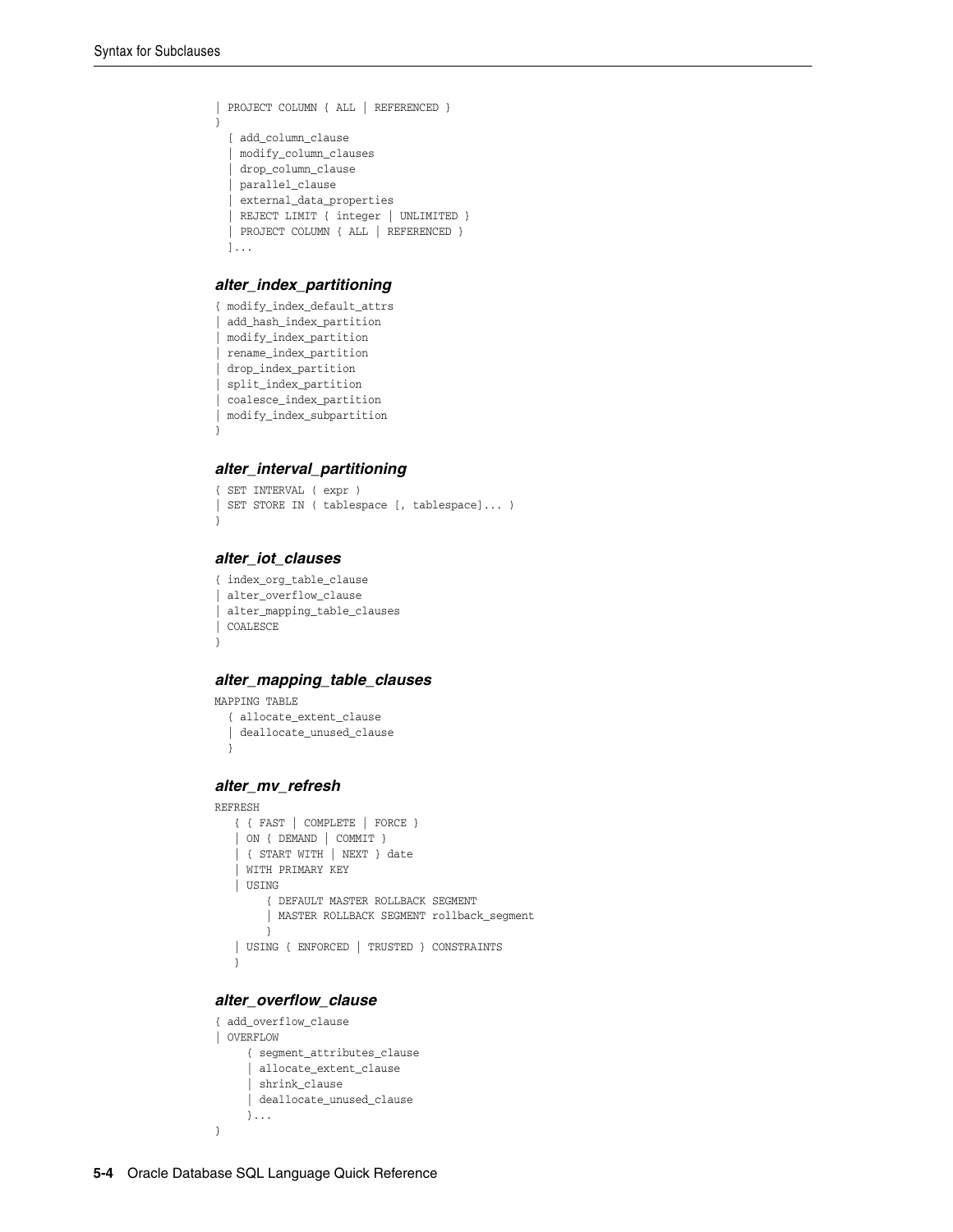```
| PROJECT COLUMN { ALL | REFERENCED }
}
  [ add_column_clause
  | modify_column_clauses
  | drop_column_clause
  | parallel_clause
  | external_data_properties
  | REJECT LIMIT { integer | UNLIMITED }
  | PROJECT COLUMN { ALL | REFERENCED }
  ]...
```

### *alter_index_partitioning*

```
{ modify_index_default_attrs
| add_hash_index_partition
| modify_index_partition
| rename_index_partition
| drop_index_partition
| split_index_partition
| coalesce_index_partition
| modify_index_subpartition
}
```

### *alter_interval_partitioning*

```
{ SET INTERVAL ( expr )
| SET STORE IN ( tablespace [, tablespace]... )
}
```

### *alter_iot_clauses*

```
{ index_org_table_clause
| alter_overflow_clause
| alter_mapping_table_clauses
| COALESCE
}
```

### *alter_mapping_table_clauses*

```
MAPPING TABLE
  { allocate_extent_clause
  | deallocate_unused_clause
  }
```

### *alter_mv_refresh*

```
REFRESH
   { { FAST | COMPLETE | FORCE }
   | ON { DEMAND | COMMIT }
   | { START WITH | NEXT } date
   | WITH PRIMARY KEY
   | USING
        { DEFAULT MASTER ROLLBACK SEGMENT
        | MASTER ROLLBACK SEGMENT rollback_segment
        }
   | USING { ENFORCED | TRUSTED } CONSTRAINTS
   }
```

### *alter_overflow_clause*

```
{ add_overflow_clause
| OVERFLOW
     { segment_attributes_clause
     | allocate_extent_clause
     | shrink_clause
     | deallocate_unused_clause
     }...
}
```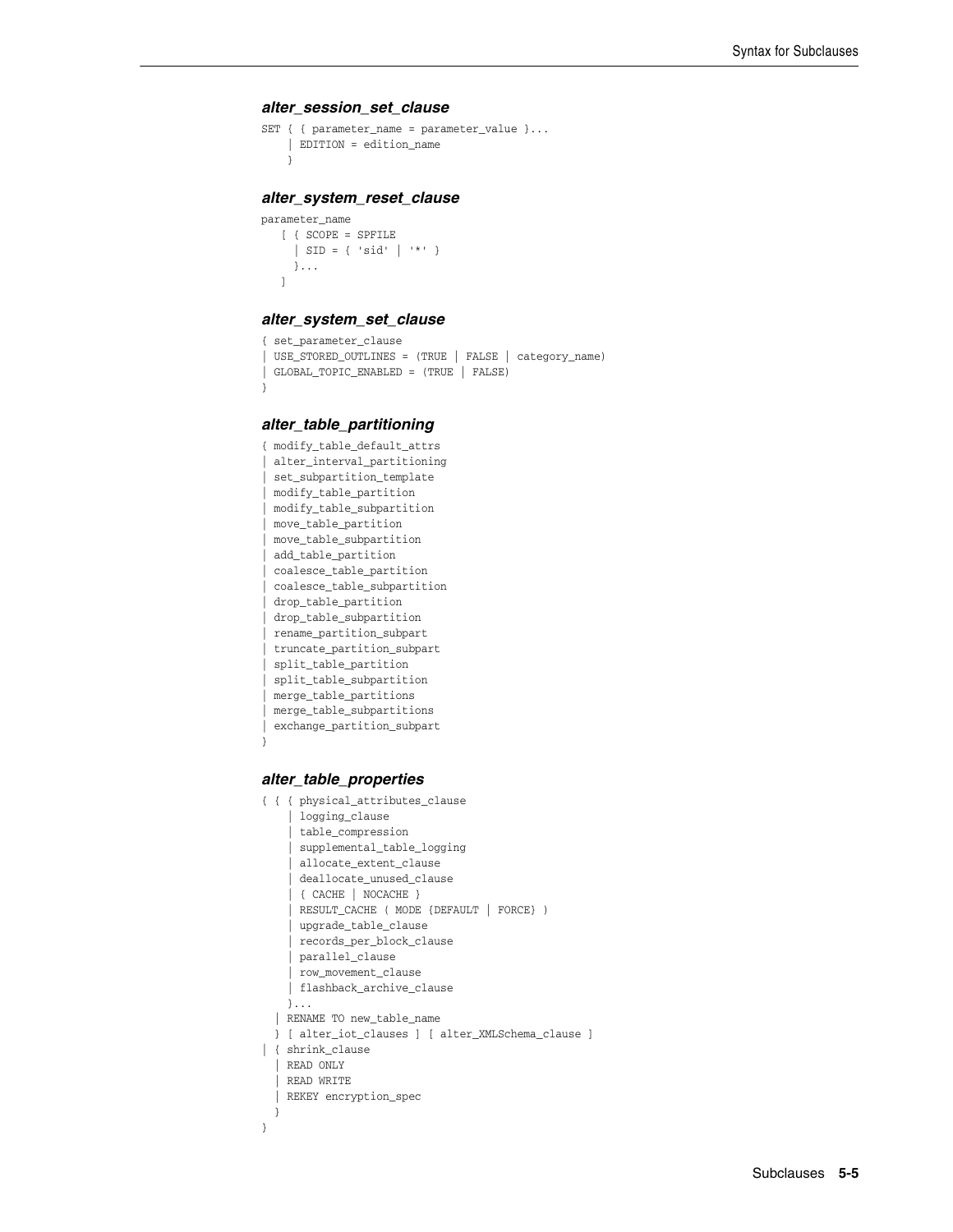### *alter_session_set_clause*

```
SET { { parameter_name = parameter_value }...
    | EDITION = edition_name
    }
```

### *alter_system_reset_clause*

```
parameter_name
   [ { SCOPE = SPFILE
     | SID = { 'sid' | '*' }
     }...
   ]
```

### *alter_system_set_clause*

```
{ set_parameter_clause
| USE_STORED_OUTLINES = (TRUE | FALSE | category_name)
| GLOBAL_TOPIC_ENABLED = (TRUE | FALSE)
}
```

### *alter_table_partitioning*

```
{ modify_table_default_attrs
| alter_interval_partitioning
| set_subpartition_template
| modify_table_partition
| modify_table_subpartition
| move_table_partition
| move_table_subpartition
| add_table_partition
| coalesce_table_partition
| coalesce_table_subpartition
| drop_table_partition
| drop_table_subpartition
| rename_partition_subpart
| truncate_partition_subpart
| split_table_partition
| split_table_subpartition
| merge_table_partitions
| merge_table_subpartitions
| exchange_partition_subpart
}
```

### *alter_table_properties*

```
{ { { physical_attributes_clause
    | logging_clause
    | table_compression
    | supplemental_table_logging
    | allocate_extent_clause
    | deallocate_unused_clause
    | { CACHE | NOCACHE }
    | RESULT_CACHE ( MODE {DEFAULT | FORCE} )
    | upgrade_table_clause
    | records_per_block_clause
    | parallel_clause
    | row_movement_clause
    | flashback_archive_clause
    }...
  | RENAME TO new_table_name
  } [ alter_iot_clauses ] [ alter_XMLSchema_clause ]
| { shrink_clause
  | READ ONLY
  | READ WRITE
  | REKEY encryption_spec
  }
}
```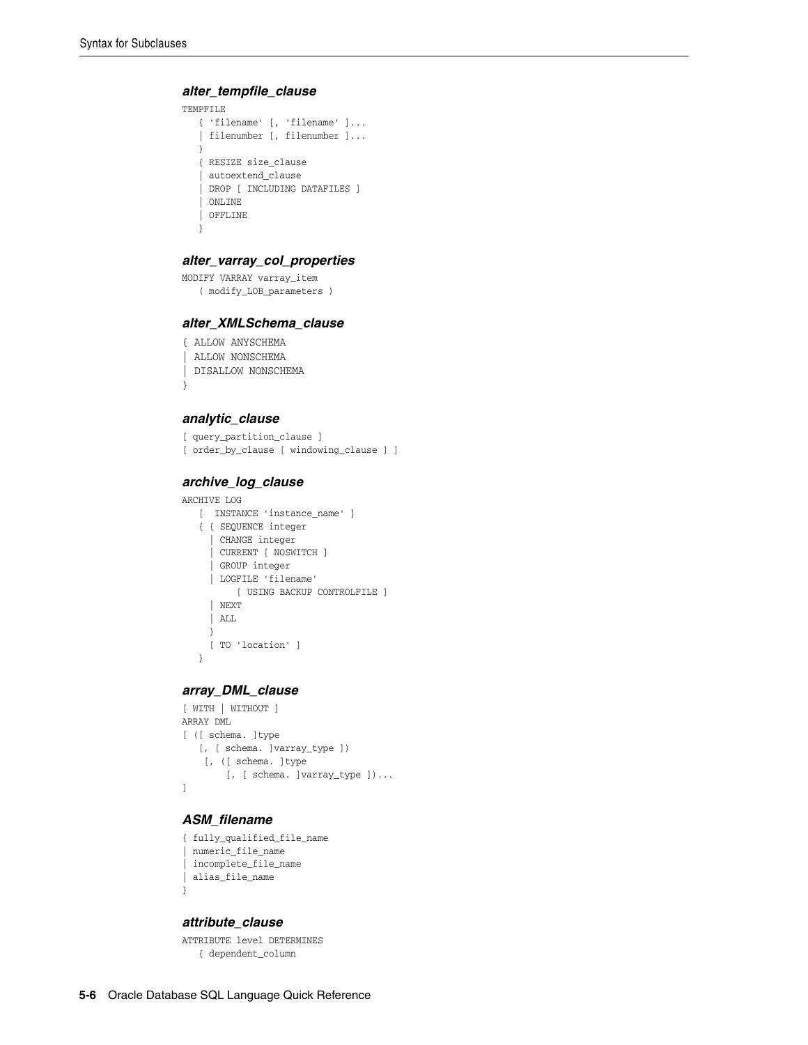### *alter_tempfile_clause*

```
TEMPFILE
   { 'filename' [, 'filename' ]...
   | filenumber [, filenumber ]...
   }
   { RESIZE size_clause
   | autoextend_clause
   | DROP [ INCLUDING DATAFILES ]
   | ONLINE
   | OFFLINE
   }
```

### *alter_varray_col_properties*

```
MODIFY VARRAY varray_item
   ( modify_LOB_parameters )
```

### *alter_XMLSchema_clause*

```
{ ALLOW ANYSCHEMA
| ALLOW NONSCHEMA
| DISALLOW NONSCHEMA
}
```

### *analytic_clause*

```
[ query_partition_clause ]
[ order_by_clause [ windowing_clause ] ]
```

### *archive_log_clause*

```
ARCHIVE LOG
   [  INSTANCE 'instance_name' ]
   { { SEQUENCE integer
     | CHANGE integer
     | CURRENT [ NOSWITCH ]
     | GROUP integer
     | LOGFILE 'filename'
          [ USING BACKUP CONTROLFILE ]
     | NEXT
     | ALL
     }
     [ TO 'location' ]
   }
```

### *array_DML_clause*

```
[ WITH | WITHOUT ]
ARRAY DML
[ ([ schema. ]type
   [, [ schema. ]varray_type ])
    [, ([ schema. ]type
        [, [ schema. ]varray_type ])...
]
```

### *ASM_filename*

```
{ fully_qualified_file_name
| numeric_file_name
| incomplete_file_name
| alias_file_name
}
```

### *attribute_clause*

```
ATTRIBUTE level DETERMINES
   { dependent_column
```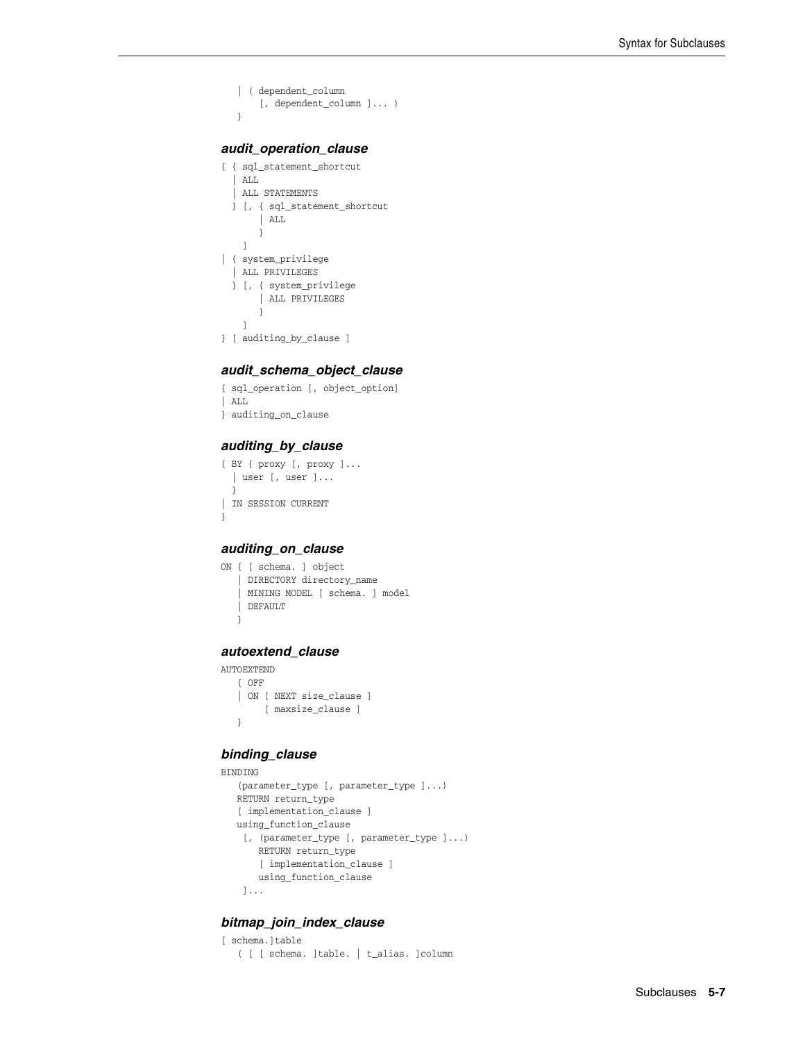```
  | ( dependent_column
      [, dependent_column ]... )
  }
```

### *audit_operation_clause*

```
{ { sql_statement_shortcut
  | ALL
  | ALL STATEMENTS
  } [, { sql_statement_shortcut
       | ALL
       }
    ]
| { system_privilege
  | ALL PRIVILEGES
  } [, { system_privilege
       | ALL PRIVILEGES
       }
    ]
} [ auditing_by_clause ]
```

### *audit_schema_object_clause*

```
{ sql_operation [, object_option]
| ALL
} auditing_on_clause
```

### *auditing_by_clause*

```
{ BY { proxy [, proxy ]...
  | user [, user ]...
  }
| IN SESSION CURRENT
}
```

### *auditing_on_clause*

```
ON { [ schema. ] object
   | DIRECTORY directory_name
   | MINING MODEL [ schema. ] model
   | DEFAULT
   }
```

### *autoextend_clause*

```
AUTOEXTEND
   { OFF
   | ON [ NEXT size_clause ]
        [ maxsize_clause ]
   }
```

### *binding_clause*

```
BINDING
   (parameter_type [, parameter_type ]...)
   RETURN return_type
   [ implementation_clause ]
   using_function_clause
    [, (parameter_type [, parameter_type ]...)
       RETURN return_type
       [ implementation_clause ]
       using_function_clause
    ]...
```

### *bitmap_join_index_clause*

```
[ schema.]table
   ( [ [ schema. ]table. | t_alias. ]column
```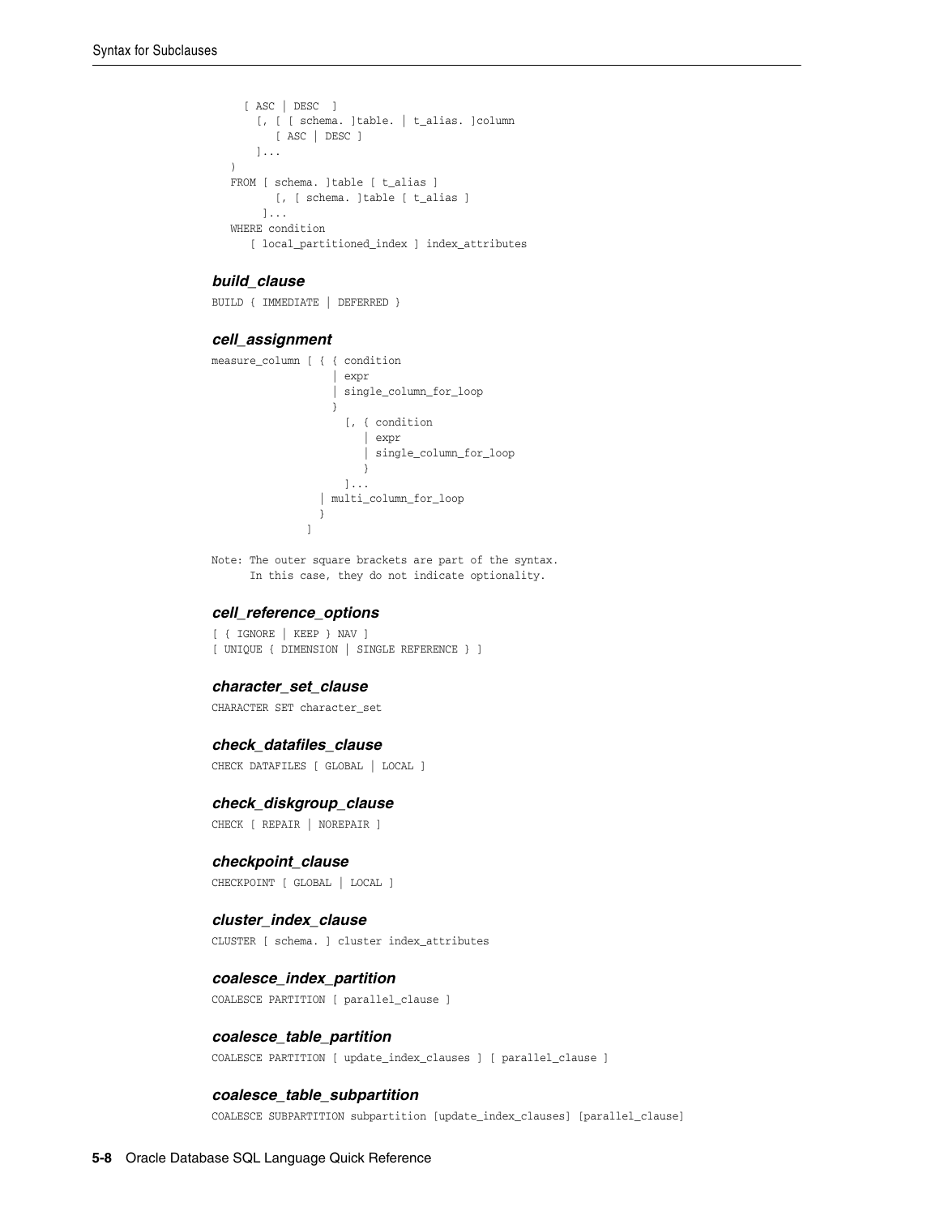```
[ ASC | DESC  ]
  [, [ [ schema. ]table. | t_alias. ]column
     [ ASC | DESC ]
  ]...
)
FROM [ schema. ]table [ t_alias ]
      [, [ schema. ]table [ t_alias ]
    ]...
WHERE condition
   [ local_partitioned_index ] index_attributes
```

### *build_clause*

```
BUILD { IMMEDIATE | DEFERRED }
```

### *cell_assignment*

```
measure_column [ { { condition
                   | expr
                   | single_column_for_loop
                   }
                     [, { condition
                        | expr
                        | single_column_for_loop
                        }
                     ]...
                 | multi_column_for_loop
                 }
               ]

Note: The outer square brackets are part of the syntax.
      In this case, they do not indicate optionality.
```

### *cell_reference_options*

```
[ { IGNORE | KEEP } NAV ]
[ UNIQUE { DIMENSION | SINGLE REFERENCE } ]
```

### *character_set_clause*

```
CHARACTER SET character_set
```

### *check_datafiles_clause*

```
CHECK DATAFILES [ GLOBAL | LOCAL ]
```

### *check_diskgroup_clause*

```
CHECK [ REPAIR | NOREPAIR ]
```

### *checkpoint_clause*

```
CHECKPOINT [ GLOBAL | LOCAL ]
```

### *cluster_index_clause*

```
CLUSTER [ schema. ] cluster index_attributes
```

### *coalesce_index_partition*

```
COALESCE PARTITION [ parallel_clause ]
```

### *coalesce_table_partition*

```
COALESCE PARTITION [ update_index_clauses ] [ parallel_clause ]
```

### *coalesce_table_subpartition*

```
COALESCE SUBPARTITION subpartition [update_index_clauses] [parallel_clause]
```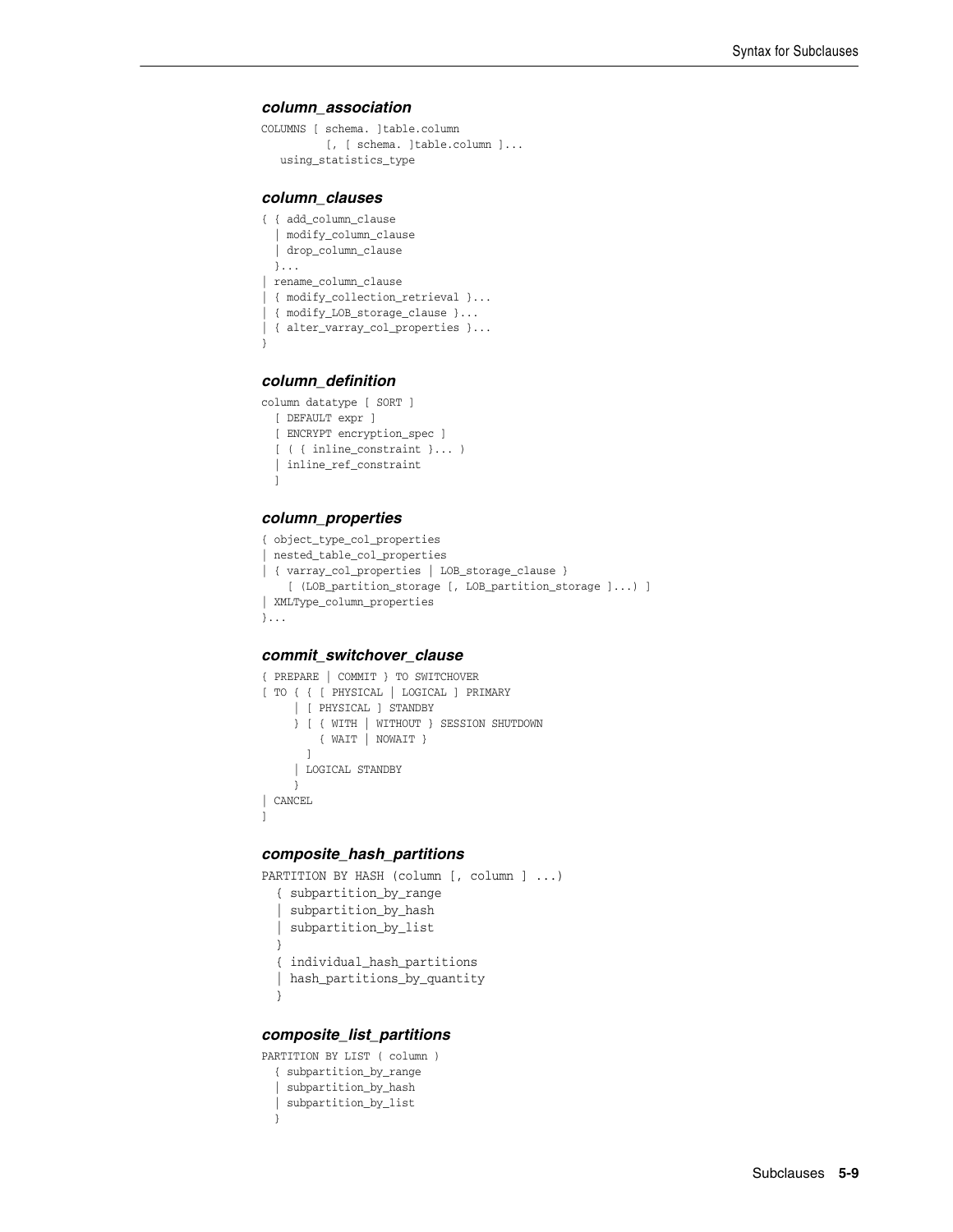### *column_association*

```
COLUMNS [ schema. ]table.column
          [, [ schema. ]table.column ]...
   using_statistics_type
```

### *column_clauses*

```
{ { add_column_clause
  | modify_column_clause
  | drop_column_clause
  }...
| rename_column_clause
| { modify_collection_retrieval }...
| { modify_LOB_storage_clause }...
| { alter_varray_col_properties }...
}
```

### *column_definition*

```
column datatype [ SORT ]
  [ DEFAULT expr ]
  [ ENCRYPT encryption_spec ]
  [ ( { inline_constraint }... )
  | inline_ref_constraint
  ]
```

### *column_properties*

```
{ object_type_col_properties
| nested_table_col_properties
| { varray_col_properties | LOB_storage_clause }
    [ (LOB_partition_storage [, LOB_partition_storage ]...) ]
| XMLType_column_properties
}...
```

### *commit_switchover_clause*

```
{ PREPARE | COMMIT } TO SWITCHOVER
[ TO { { [ PHYSICAL | LOGICAL ] PRIMARY
     | [ PHYSICAL ] STANDBY
     } [ { WITH | WITHOUT } SESSION SHUTDOWN
         { WAIT | NOWAIT }
       ]
     | LOGICAL STANDBY
     }
| CANCEL
]
```

### *composite_hash_partitions*

```
PARTITION BY HASH (column [, column ] ...)
  { subpartition_by_range
  | subpartition_by_hash
  | subpartition_by_list
  }
  { individual_hash_partitions
  | hash_partitions_by_quantity
  }
```

### *composite_list_partitions*

```
PARTITION BY LIST ( column )
  { subpartition_by_range
  | subpartition_by_hash
  | subpartition_by_list
  }
```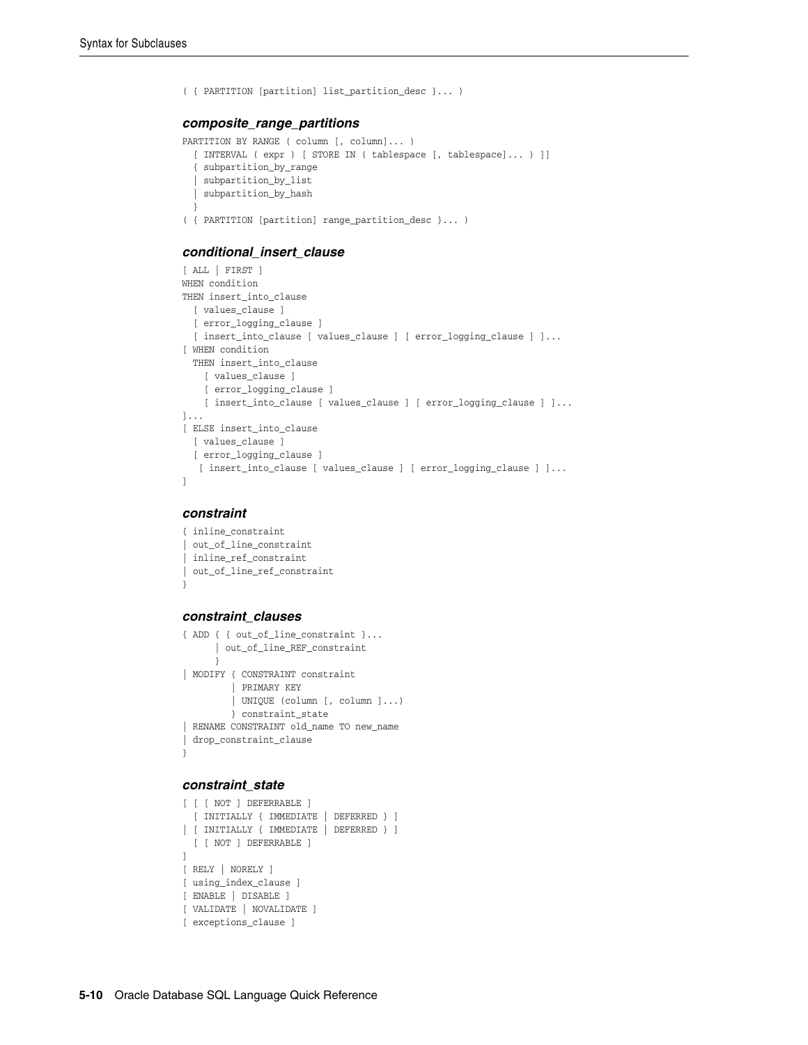```
( { PARTITION [partition] list_partition_desc }... )
```

#### composite_range_partitions

```
PARTITION BY RANGE ( column [, column]... )
  [ INTERVAL ( expr ) [ STORE IN ( tablespace [, tablespace]... ) ]]
  { subpartition_by_range
  | subpartition_by_list
  | subpartition_by_hash
  }
( { PARTITION [partition] range_partition_desc }... )
```

#### conditional_insert_clause

```
[ ALL | FIRST ]
WHEN condition
THEN insert_into_clause
  [ values_clause ]
  [ error_logging_clause ]
  [ insert_into_clause [ values_clause ] [ error_logging_clause ] ]...
[ WHEN condition
  THEN insert_into_clause
    [ values_clause ]
    [ error_logging_clause ]
    [ insert_into_clause [ values_clause ] [ error_logging_clause ] ]...
]...
[ ELSE insert_into_clause
  [ values_clause ]
  [ error_logging_clause ]
   [ insert_into_clause [ values_clause ] [ error_logging_clause ] ]...
]
```

#### constraint

```
{ inline_constraint
| out_of_line_constraint
| inline_ref_constraint
| out_of_line_ref_constraint
}
```

#### constraint_clauses

```
{ ADD { { out_of_line_constraint }...
      | out_of_line_REF_constraint
      }
| MODIFY { CONSTRAINT constraint
         | PRIMARY KEY
         | UNIQUE (column [, column ]...)
         } constraint_state
| RENAME CONSTRAINT old_name TO new_name
| drop_constraint_clause
}
```

#### constraint_state

```
[ [ [ NOT ] DEFERRABLE ]
  [ INITIALLY { IMMEDIATE | DEFERRED } ]
| [ INITIALLY { IMMEDIATE | DEFERRED } ]
  [ [ NOT ] DEFERRABLE ]
]
[ RELY | NORELY ]
[ using_index_clause ]
[ ENABLE | DISABLE ]
[ VALIDATE | NOVALIDATE ]
[ exceptions_clause ]
```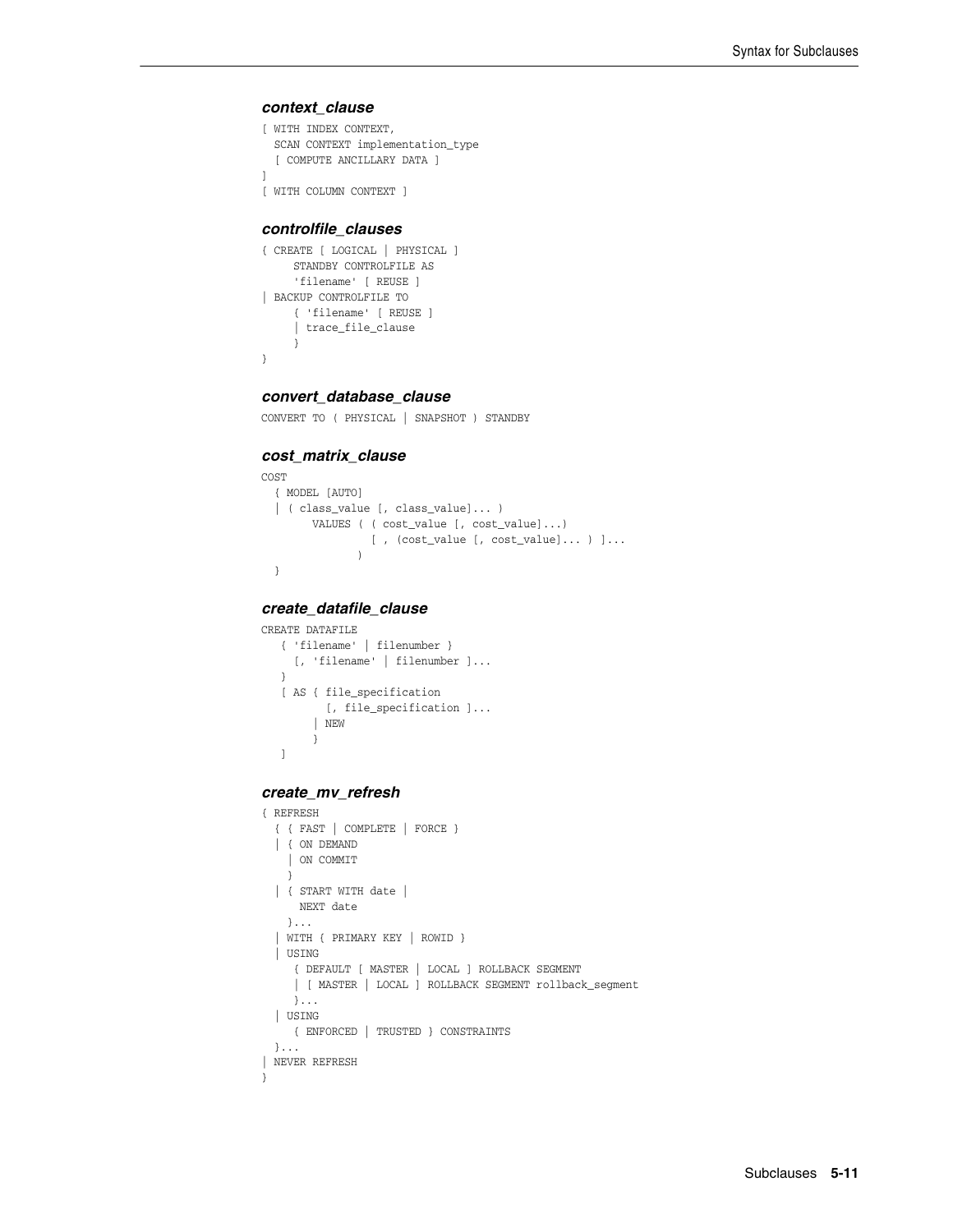### *context_clause*

```
[ WITH INDEX CONTEXT,
  SCAN CONTEXT implementation_type
  [ COMPUTE ANCILLARY DATA ]
]
[ WITH COLUMN CONTEXT ]
```

### *controlfile_clauses*

```
{ CREATE [ LOGICAL | PHYSICAL ]
     STANDBY CONTROLFILE AS
     'filename' [ REUSE ]
| BACKUP CONTROLFILE TO
     { 'filename' [ REUSE ]
     | trace_file_clause
     }
}
```

### *convert_database_clause*

```
CONVERT TO ( PHYSICAL | SNAPSHOT ) STANDBY
```

### *cost_matrix_clause*

```
COST
  { MODEL [AUTO]
  | ( class_value [, class_value]... )
        VALUES ( ( cost_value [, cost_value]...)
                 [ , (cost_value [, cost_value]... ) ]...
               )
  }
```

### *create_datafile_clause*

```
CREATE DATAFILE
   { 'filename' | filenumber }
     [, 'filename' | filenumber ]...
   }
   [ AS { file_specification
          [, file_specification ]...
        | NEW
        }
   ]
```

### *create_mv_refresh*

```
{ REFRESH
  { { FAST | COMPLETE | FORCE }
  | { ON DEMAND
    | ON COMMIT
    }
  | { START WITH date |
      NEXT date
    }...
  | WITH { PRIMARY KEY | ROWID }
  | USING
     { DEFAULT [ MASTER | LOCAL ] ROLLBACK SEGMENT
     | [ MASTER | LOCAL ] ROLLBACK SEGMENT rollback_segment
     }...
  | USING
     { ENFORCED | TRUSTED } CONSTRAINTS
  }...
| NEVER REFRESH
}
```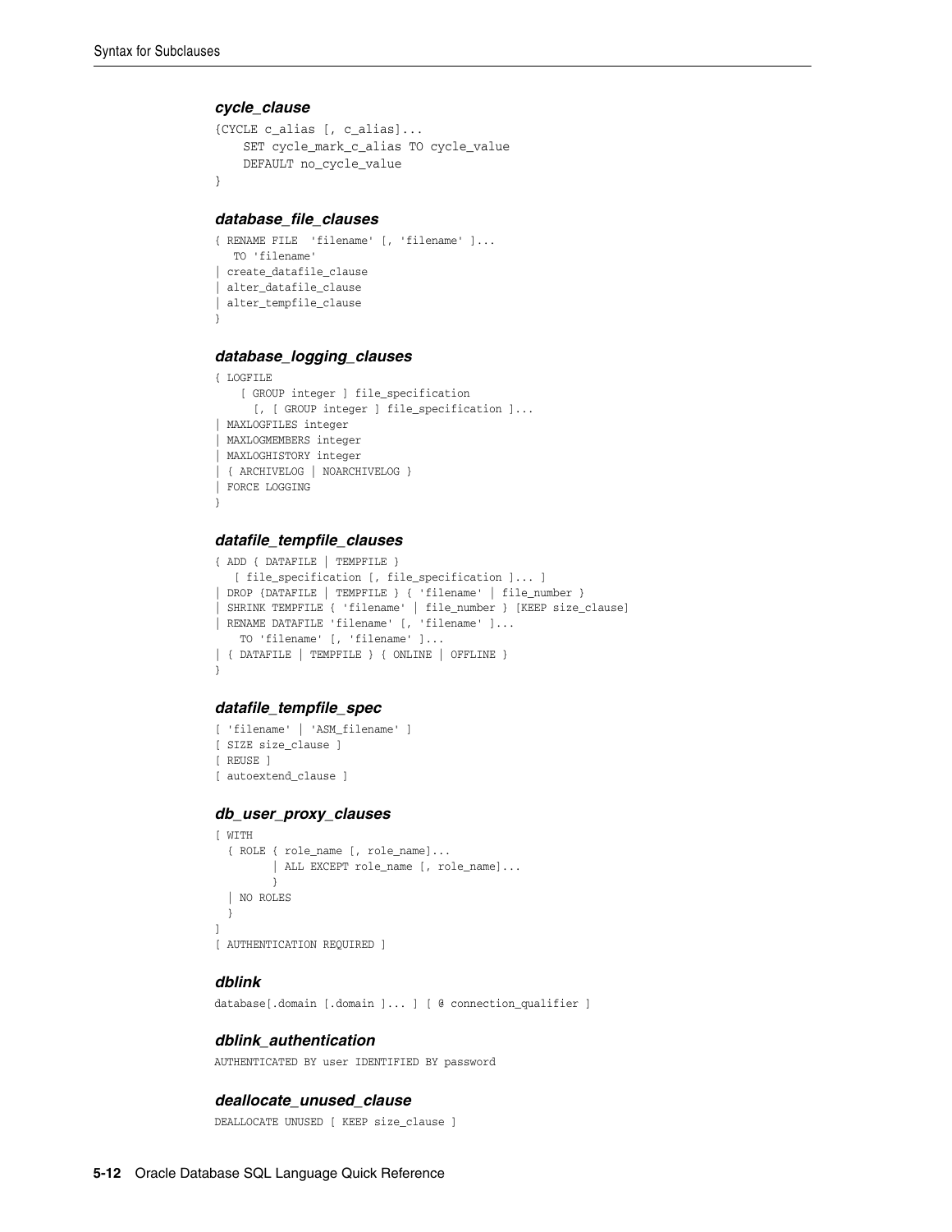#### *cycle_clause*

```
{CYCLE c_alias [, c_alias]...
    SET cycle_mark_c_alias TO cycle_value
    DEFAULT no_cycle_value
}
```

#### *database_file_clauses*

```
{ RENAME FILE  'filename' [, 'filename' ]...
   TO 'filename'
| create_datafile_clause
| alter_datafile_clause
| alter_tempfile_clause
}
```

#### *database_logging_clauses*

```
{ LOGFILE
    [ GROUP integer ] file_specification
      [, [ GROUP integer ] file_specification ]...
| MAXLOGFILES integer
| MAXLOGMEMBERS integer
| MAXLOGHISTORY integer
| { ARCHIVELOG | NOARCHIVELOG }
| FORCE LOGGING
}
```

#### *datafile_tempfile_clauses*

```
{ ADD { DATAFILE | TEMPFILE }
   [ file_specification [, file_specification ]... ]
| DROP {DATAFILE | TEMPFILE } { 'filename' | file_number }
| SHRINK TEMPFILE { 'filename' | file_number } [KEEP size_clause]
| RENAME DATAFILE 'filename' [, 'filename' ]...
    TO 'filename' [, 'filename' ]...
| { DATAFILE | TEMPFILE } { ONLINE | OFFLINE }
}
```

#### *datafile_tempfile_spec*

```
[ 'filename' | 'ASM_filename' ]
[ SIZE size_clause ]
[ REUSE ]
[ autoextend_clause ]
```

#### *db_user_proxy_clauses*

```
[ WITH
  { ROLE { role_name [, role_name]...
         | ALL EXCEPT role_name [, role_name]...
         }
  | NO ROLES
  }
]
[ AUTHENTICATION REQUIRED ]
```

#### *dblink*

```
database[.domain [.domain ]... ] [ @ connection_qualifier ]
```

#### *dblink_authentication*

```
AUTHENTICATED BY user IDENTIFIED BY password
```

#### *deallocate_unused_clause*

```
DEALLOCATE UNUSED [ KEEP size_clause ]
```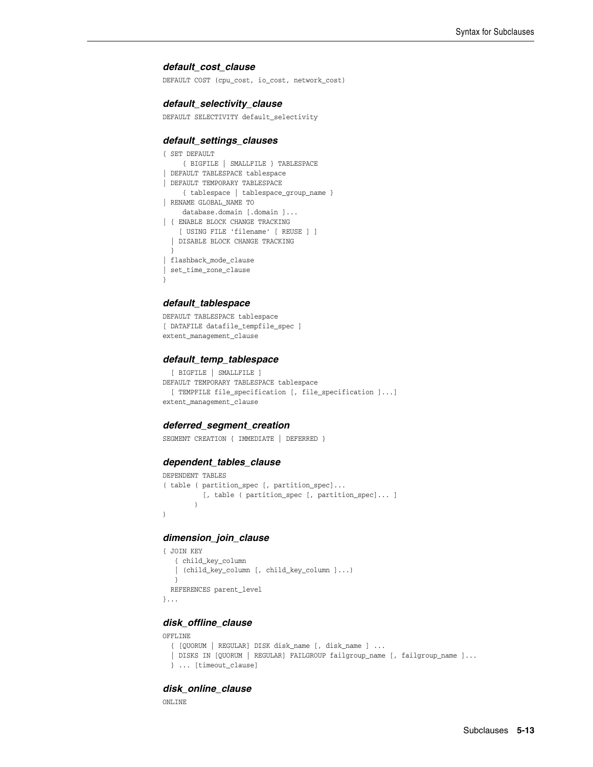### *default_cost_clause*

```
DEFAULT COST (cpu_cost, io_cost, network_cost)
```

### *default_selectivity_clause*

```
DEFAULT SELECTIVITY default_selectivity
```

### *default_settings_clauses*

```
{ SET DEFAULT
     { BIGFILE | SMALLFILE } TABLESPACE
| DEFAULT TABLESPACE tablespace
| DEFAULT TEMPORARY TABLESPACE
     { tablespace | tablespace_group_name }
| RENAME GLOBAL_NAME TO
     database.domain [.domain ]...
| { ENABLE BLOCK CHANGE TRACKING
    [ USING FILE 'filename' [ REUSE ] ]
  | DISABLE BLOCK CHANGE TRACKING
  }
| flashback_mode_clause
| set_time_zone_clause
}
```

### *default_tablespace*

```
DEFAULT TABLESPACE tablespace
[ DATAFILE datafile_tempfile_spec ]
extent_management_clause
```

### *default_temp_tablespace*

```
  [ BIGFILE | SMALLFILE ]
DEFAULT TEMPORARY TABLESPACE tablespace
  [ TEMPFILE file_specification [, file_specification ]...]
extent_management_clause
```

### *deferred_segment_creation*

```
SEGMENT CREATION { IMMEDIATE | DEFERRED }
```

### *dependent_tables_clause*

```
DEPENDENT TABLES
( table ( partition_spec [, partition_spec]...
          [, table ( partition_spec [, partition_spec]... ]
        )
)
```

### *dimension_join_clause*

```
{ JOIN KEY
   { child_key_column
   | (child_key_column [, child_key_column ]...)
   }
  REFERENCES parent_level
}...
```

### *disk_offline_clause*

```
OFFLINE
  { [QUORUM | REGULAR] DISK disk_name [, disk_name ] ...
  | DISKS IN [QUORUM | REGULAR] FAILGROUP failgroup_name [, failgroup_name ]...
  } ... [timeout_clause]
```

### *disk_online_clause*

```
ONLINE
```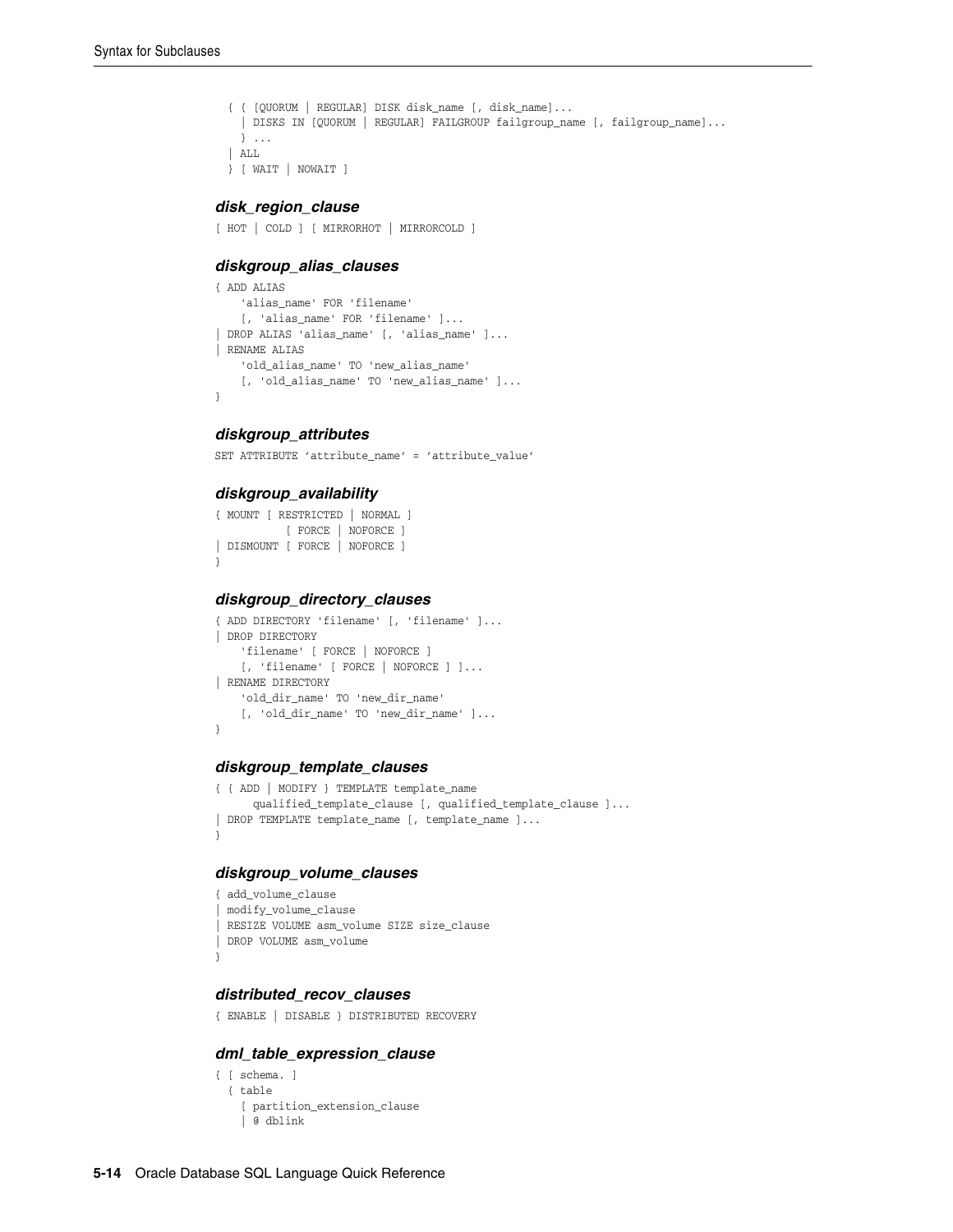```
  { { [QUORUM | REGULAR] DISK disk_name [, disk_name]...
    | DISKS IN [QUORUM | REGULAR] FAILGROUP failgroup_name [, failgroup_name]...
    } ...
  | ALL
  } [ WAIT | NOWAIT ]
```

### *disk_region_clause*

```
[ HOT | COLD ] [ MIRRORHOT | MIRRORCOLD ]
```

### *diskgroup_alias_clauses*

```
{ ADD ALIAS
    'alias_name' FOR 'filename'
    [, 'alias_name' FOR 'filename' ]...
| DROP ALIAS 'alias_name' [, 'alias_name' ]...
| RENAME ALIAS
    'old_alias_name' TO 'new_alias_name'
    [, 'old_alias_name' TO 'new_alias_name' ]...
}
```

### *diskgroup_attributes*

```
SET ATTRIBUTE 'attribute_name' = 'attribute_value'
```

### *diskgroup_availability*

```
{ MOUNT [ RESTRICTED | NORMAL ]
          [ FORCE | NOFORCE ]
| DISMOUNT [ FORCE | NOFORCE ]
}
```

### *diskgroup_directory_clauses*

```
{ ADD DIRECTORY 'filename' [, 'filename' ]...
| DROP DIRECTORY
    'filename' [ FORCE | NOFORCE ]
    [, 'filename' [ FORCE | NOFORCE ] ]...
| RENAME DIRECTORY
    'old_dir_name' TO 'new_dir_name'
    [, 'old_dir_name' TO 'new_dir_name' ]...
}
```

### *diskgroup_template_clauses*

```
{ { ADD | MODIFY } TEMPLATE template_name
      qualified_template_clause [, qualified_template_clause ]...
| DROP TEMPLATE template_name [, template_name ]...
}
```

### *diskgroup_volume_clauses*

```
{ add_volume_clause
| modify_volume_clause
| RESIZE VOLUME asm_volume SIZE size_clause
| DROP VOLUME asm_volume
}
```

### *distributed_recov_clauses*

```
{ ENABLE | DISABLE } DISTRIBUTED RECOVERY
```

### *dml_table_expression_clause*

```
{ [ schema. ]
  { table
    [ partition_extension_clause
    | @ dblink
```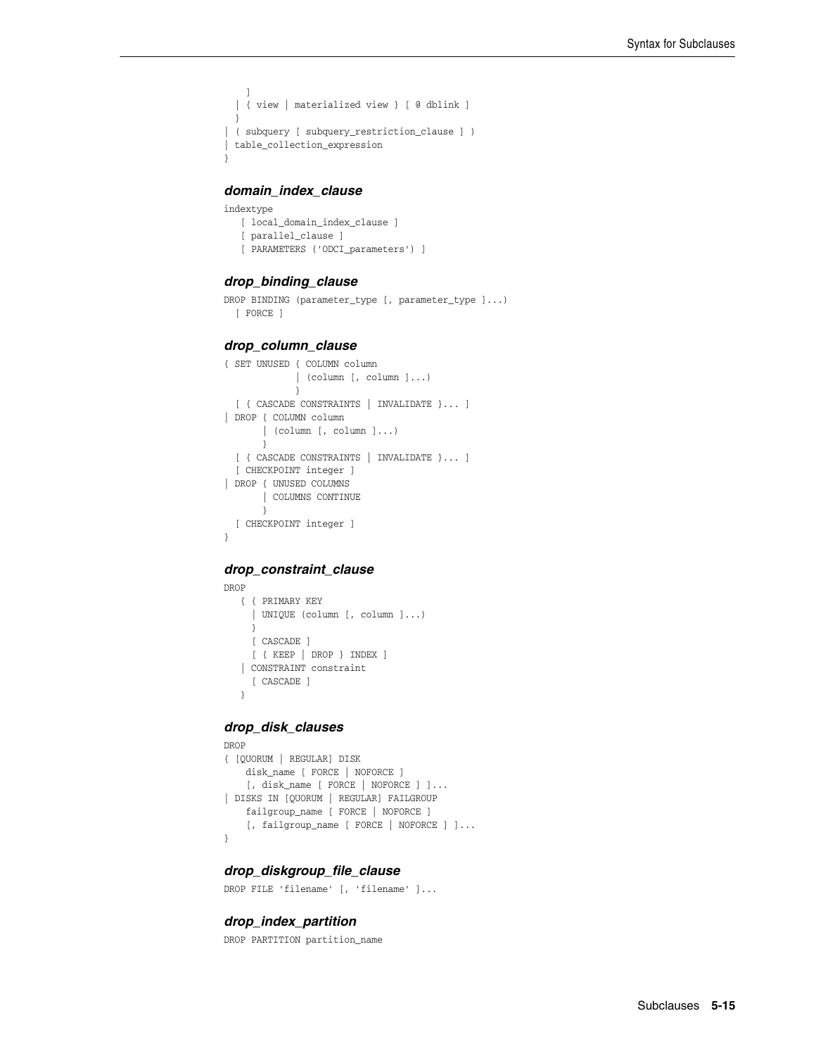```
   ]
  | { view | materialized view } [ @ dblink ]
  }
| ( subquery [ subquery_restriction_clause ] )
| table_collection_expression
}
```

### *domain_index_clause*

```
indextype
   [ local_domain_index_clause ]
   [ parallel_clause ]
   [ PARAMETERS ('ODCI_parameters') ]
```

### *drop_binding_clause*

```
DROP BINDING (parameter_type [, parameter_type ]...)
  [ FORCE ]
```

### *drop_column_clause*

```
{ SET UNUSED { COLUMN column
             | (column [, column ]...)
             }
  [ { CASCADE CONSTRAINTS | INVALIDATE }... ]
| DROP { COLUMN column
       | (column [, column ]...)
       }
  [ { CASCADE CONSTRAINTS | INVALIDATE }... ]
  [ CHECKPOINT integer ]
| DROP { UNUSED COLUMNS
       | COLUMNS CONTINUE
       }
  [ CHECKPOINT integer ]
}
```

### *drop_constraint_clause*

```
DROP
   { { PRIMARY KEY
     | UNIQUE (column [, column ]...)
     }
     [ CASCADE ]
     [ { KEEP | DROP } INDEX ]
   | CONSTRAINT constraint
     [ CASCADE ]
   }
```

### *drop_disk_clauses*

```
DROP
{ [QUORUM | REGULAR] DISK
    disk_name [ FORCE | NOFORCE ]
    [, disk_name [ FORCE | NOFORCE ] ]...
| DISKS IN [QUORUM | REGULAR] FAILGROUP
    failgroup_name [ FORCE | NOFORCE ]
    [, failgroup_name [ FORCE | NOFORCE ] ]...
}
```

### *drop_diskgroup_file_clause*

```
DROP FILE 'filename' [, 'filename' ]...
```

### *drop_index_partition*

```
DROP PARTITION partition_name
```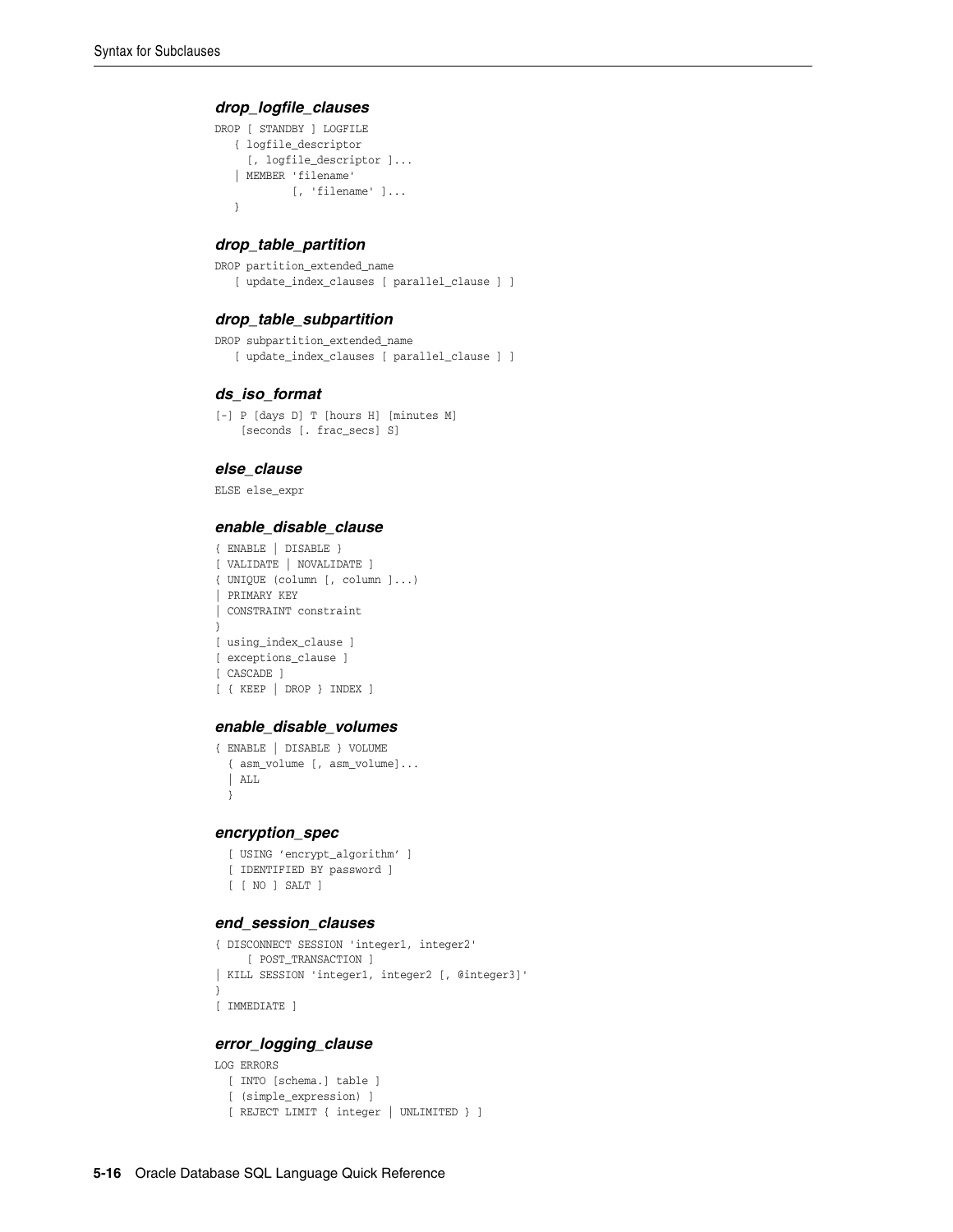#### *drop_logfile_clauses*

```
DROP [ STANDBY ] LOGFILE
   { logfile_descriptor
     [, logfile_descriptor ]...
   | MEMBER 'filename'
            [, 'filename' ]...
   }
```

#### *drop_table_partition*

```
DROP partition_extended_name
   [ update_index_clauses [ parallel_clause ] ]
```

#### *drop_table_subpartition*

```
DROP subpartition_extended_name
   [ update_index_clauses [ parallel_clause ] ]
```

#### *ds_iso_format*

```
[-] P [days D] T [hours H] [minutes M]
    [seconds [. frac_secs] S]
```

#### *else_clause*

```
ELSE else_expr
```

#### *enable_disable_clause*

```
{ ENABLE | DISABLE }
[ VALIDATE | NOVALIDATE ]
{ UNIQUE (column [, column ]...)
| PRIMARY KEY
| CONSTRAINT constraint
}
[ using_index_clause ]
[ exceptions_clause ]
[ CASCADE ]
[ { KEEP | DROP } INDEX ]
```

#### *enable_disable_volumes*

```
{ ENABLE | DISABLE } VOLUME
  { asm_volume [, asm_volume]...
  | ALL
  }
```

#### *encryption_spec*

```
  [ USING 'encrypt_algorithm' ]
  [ IDENTIFIED BY password ]
  [ [ NO ] SALT ]
```

#### *end_session_clauses*

```
{ DISCONNECT SESSION 'integer1, integer2'
     [ POST_TRANSACTION ]
| KILL SESSION 'integer1, integer2 [, @integer3]'
}
[ IMMEDIATE ]
```

#### *error_logging_clause*

```
LOG ERRORS
  [ INTO [schema.] table ]
  [ (simple_expression) ]
  [ REJECT LIMIT { integer | UNLIMITED } ]
```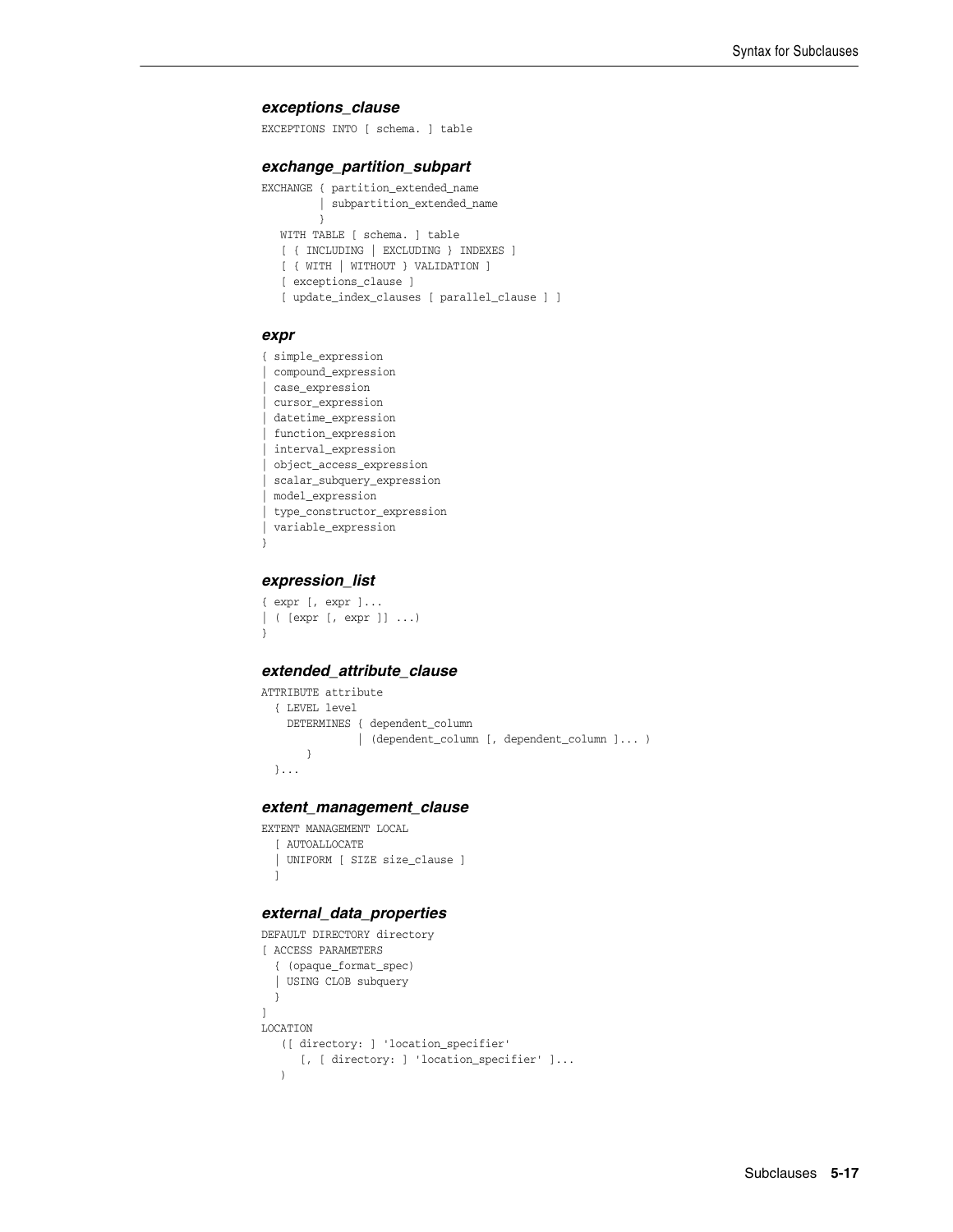### *exceptions_clause*

```
EXCEPTIONS INTO [ schema. ] table
```

### *exchange_partition_subpart*

```
EXCHANGE { partition_extended_name
         | subpartition_extended_name
         }
   WITH TABLE [ schema. ] table
   [ { INCLUDING | EXCLUDING } INDEXES ]
   [ { WITH | WITHOUT } VALIDATION ]
   [ exceptions_clause ]
   [ update_index_clauses [ parallel_clause ] ]
```

### *expr*

```
{ simple_expression
| compound_expression
| case_expression
| cursor_expression
| datetime_expression
| function_expression
| interval_expression
| object_access_expression
| scalar_subquery_expression
| model_expression
| type_constructor_expression
| variable_expression
}
```

### *expression_list*

```
{ expr [, expr ]...
| ( [expr [, expr ]] ...)
}
```

### *extended_attribute_clause*

```
ATTRIBUTE attribute
  { LEVEL level
    DETERMINES { dependent_column
               | (dependent_column [, dependent_column ]... )
       }
  }...
```

### *extent_management_clause*

```
EXTENT MANAGEMENT LOCAL
  [ AUTOALLOCATE
  | UNIFORM [ SIZE size_clause ]
  ]
```

### *external_data_properties*

```
DEFAULT DIRECTORY directory
[ ACCESS PARAMETERS
  { (opaque_format_spec)
  | USING CLOB subquery
  }
]
LOCATION
   ([ directory: ] 'location_specifier'
      [, [ directory: ] 'location_specifier' ]...
   )
```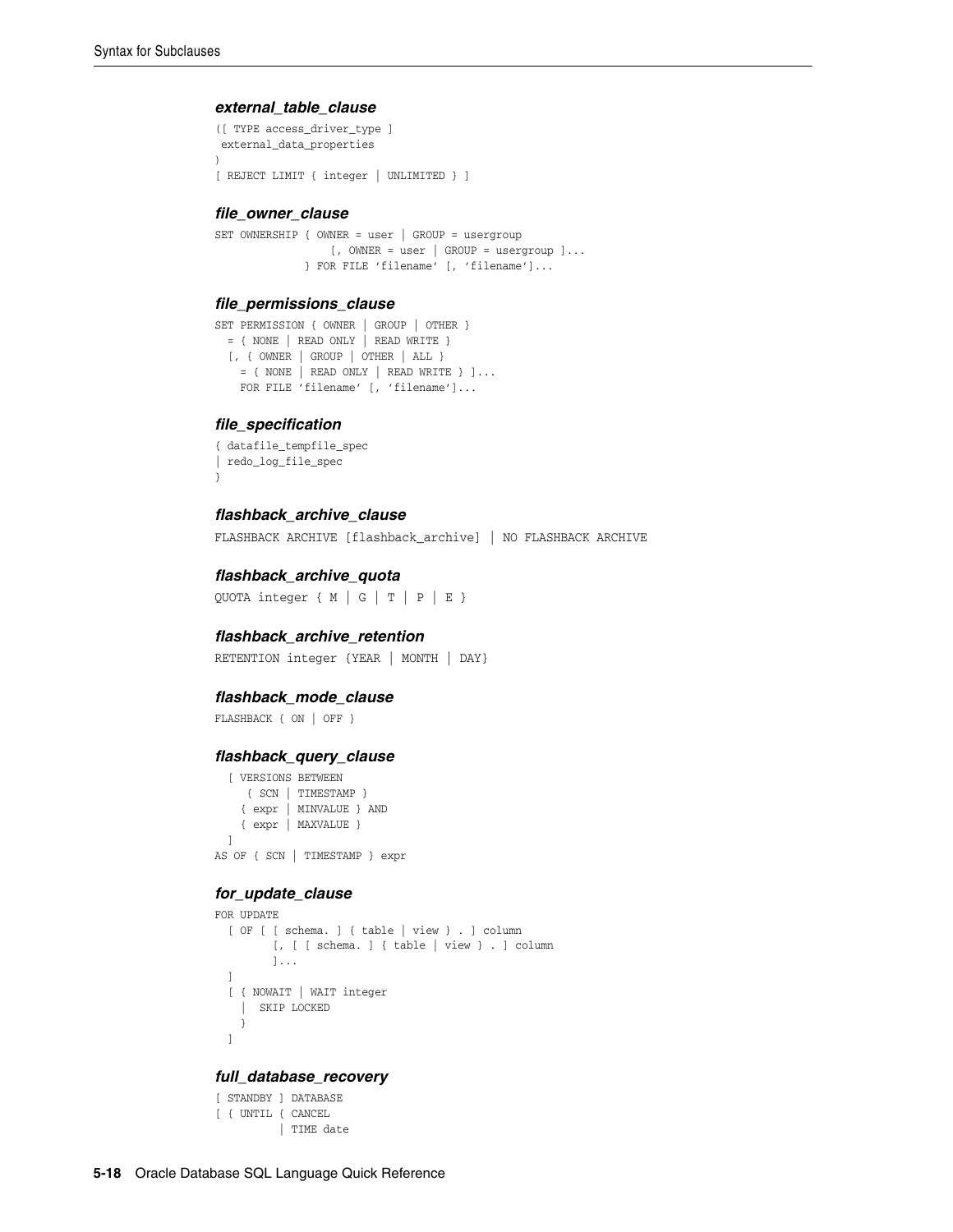### *external_table_clause*

```
([ TYPE access_driver_type ]
 external_data_properties
)
[ REJECT LIMIT { integer | UNLIMITED } ]
```

### *file_owner_clause*

```
SET OWNERSHIP { OWNER = user | GROUP = usergroup
                  [, OWNER = user | GROUP = usergroup ]...
              } FOR FILE 'filename' [, 'filename']...
```

### *file_permissions_clause*

```
SET PERMISSION { OWNER | GROUP | OTHER }
  = { NONE | READ ONLY | READ WRITE }
  [, { OWNER | GROUP | OTHER | ALL }
    = { NONE | READ ONLY | READ WRITE } ]...
    FOR FILE 'filename' [, 'filename']...
```

### *file_specification*

```
{ datafile_tempfile_spec
| redo_log_file_spec
}
```

### *flashback_archive_clause*

```
FLASHBACK ARCHIVE [flashback_archive] | NO FLASHBACK ARCHIVE
```

### *flashback_archive_quota*

```
QUOTA integer { M | G | T | P | E }
```

### *flashback_archive_retention*

```
RETENTION integer {YEAR | MONTH | DAY}
```

### *flashback_mode_clause*

```
FLASHBACK { ON | OFF }
```

### *flashback_query_clause*

```
  [ VERSIONS BETWEEN
     { SCN | TIMESTAMP }
    { expr | MINVALUE } AND
    { expr | MAXVALUE }
  ]
AS OF { SCN | TIMESTAMP } expr
```

### *for_update_clause*

```
FOR UPDATE
  [ OF [ [ schema. ] { table | view } . ] column
         [, [ [ schema. ] { table | view } . ] column
         ]...
  ]
  [ { NOWAIT | WAIT integer
    |  SKIP LOCKED
    }
  ]
```

### *full_database_recovery*

```
[ STANDBY ] DATABASE
[ { UNTIL { CANCEL
          | TIME date
```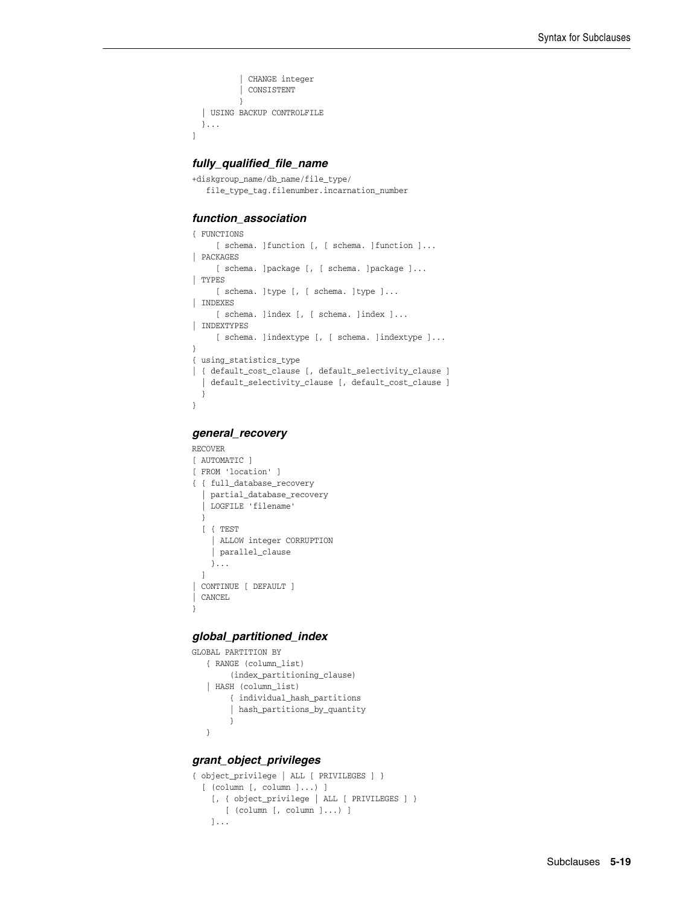```
          | CHANGE integer
          | CONSISTENT
          }
  | USING BACKUP CONTROLFILE
  }...
]
```

### *fully_qualified_file_name*

```
+diskgroup_name/db_name/file_type/
   file_type_tag.filenumber.incarnation_number
```

### *function_association*

```
{ FUNCTIONS
     [ schema. ]function [, [ schema. ]function ]...
| PACKAGES
     [ schema. ]package [, [ schema. ]package ]...
| TYPES
     [ schema. ]type [, [ schema. ]type ]...
| INDEXES
     [ schema. ]index [, [ schema. ]index ]...
| INDEXTYPES
     [ schema. ]indextype [, [ schema. ]indextype ]...
}
{ using_statistics_type
| { default_cost_clause [, default_selectivity_clause ]
  | default_selectivity_clause [, default_cost_clause ]
  }
}
```

### *general_recovery*

```
RECOVER
[ AUTOMATIC ]
[ FROM 'location' ]
{ { full_database_recovery
  | partial_database_recovery
  | LOGFILE 'filename'
  }
  [ { TEST
    | ALLOW integer CORRUPTION
    | parallel_clause
    }...
  ]
| CONTINUE [ DEFAULT ]
| CANCEL
}
```

### *global_partitioned_index*

```
GLOBAL PARTITION BY
   { RANGE (column_list)
        (index_partitioning_clause)
   | HASH (column_list)
        { individual_hash_partitions
        | hash_partitions_by_quantity
        }
   }
```

### *grant_object_privileges*

```
{ object_privilege | ALL [ PRIVILEGES ] }
  [ (column [, column ]...) ]
    [, { object_privilege | ALL [ PRIVILEGES ] }
       [ (column [, column ]...) ]
    ]...
```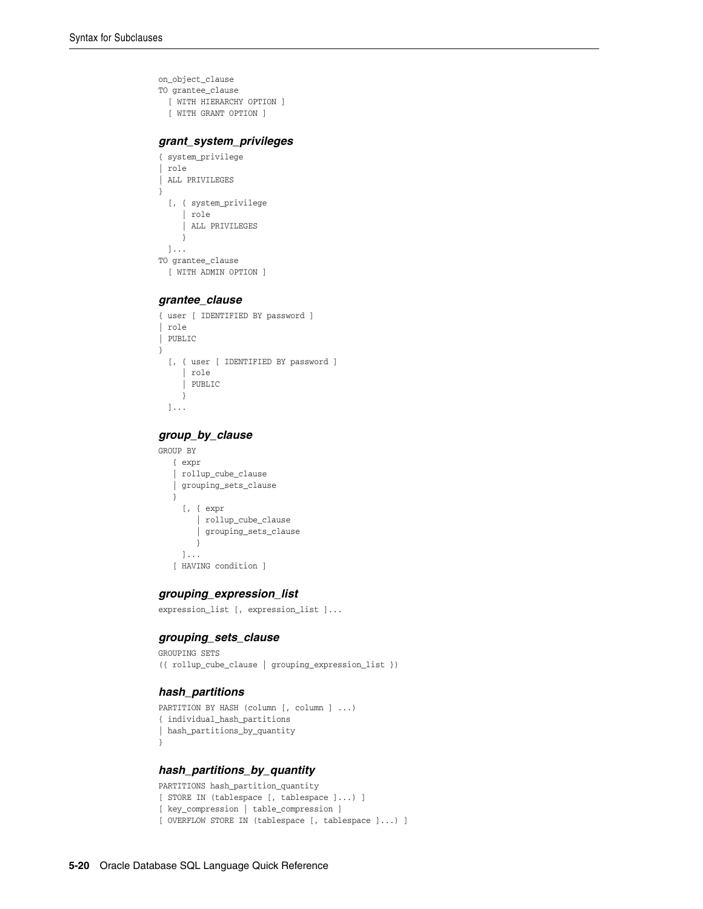```
on_object_clause
TO grantee_clause
  [ WITH HIERARCHY OPTION ]
  [ WITH GRANT OPTION ]
```

### *grant_system_privileges*

```
{ system_privilege
| role
| ALL PRIVILEGES
}
  [, { system_privilege
     | role
     | ALL PRIVILEGES
     }
  ]...
TO grantee_clause
  [ WITH ADMIN OPTION ]
```

### *grantee_clause*

```
{ user [ IDENTIFIED BY password ]
| role
| PUBLIC
}
  [, { user [ IDENTIFIED BY password ]
     | role
     | PUBLIC
     }
  ]...
```

### *group_by_clause*

```
GROUP BY
   { expr
   | rollup_cube_clause
   | grouping_sets_clause
   }
     [, { expr
        | rollup_cube_clause
        | grouping_sets_clause
        }
     ]...
   [ HAVING condition ]
```

### *grouping_expression_list*

```
expression_list [, expression_list ]...
```

### *grouping_sets_clause*

```
GROUPING SETS
({ rollup_cube_clause | grouping_expression_list })
```

### *hash_partitions*

```
PARTITION BY HASH (column [, column ] ...)
{ individual_hash_partitions
| hash_partitions_by_quantity
}
```

### *hash_partitions_by_quantity*

```
PARTITIONS hash_partition_quantity
[ STORE IN (tablespace [, tablespace ]...) ]
[ key_compression | table_compression ]
[ OVERFLOW STORE IN (tablespace [, tablespace ]...) ]
```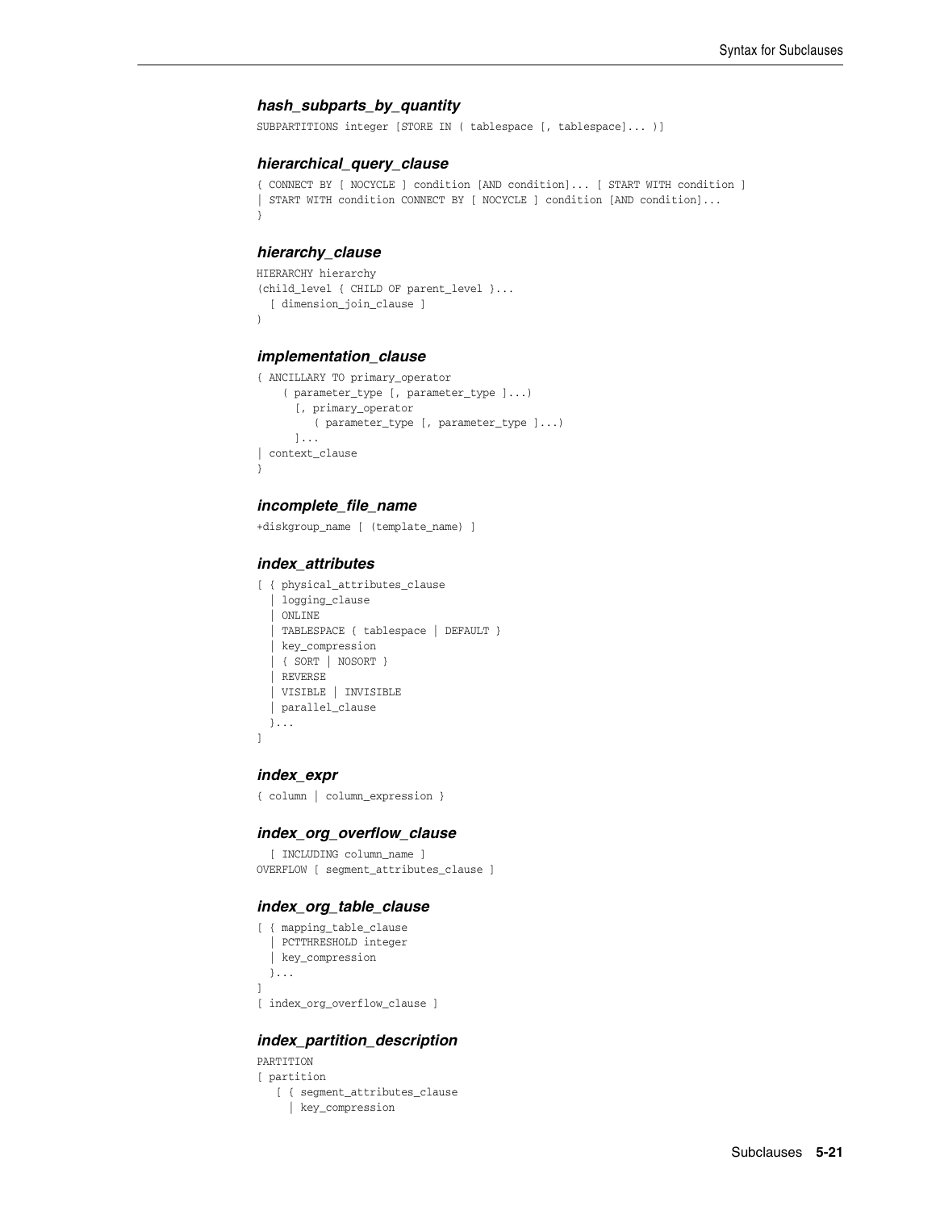### *hash_subparts_by_quantity*

```
SUBPARTITIONS integer [STORE IN ( tablespace [, tablespace]... )]
```

### *hierarchical_query_clause*

```
{ CONNECT BY [ NOCYCLE ] condition [AND condition]... [ START WITH condition ]
| START WITH condition CONNECT BY [ NOCYCLE ] condition [AND condition]...
}
```

### *hierarchy_clause*

```
HIERARCHY hierarchy
(child_level { CHILD OF parent_level }...
  [ dimension_join_clause ]
)
```

### *implementation_clause*

```
{ ANCILLARY TO primary_operator
    ( parameter_type [, parameter_type ]...)
      [, primary_operator
         ( parameter_type [, parameter_type ]...)
      ]...
| context_clause
}
```

### *incomplete_file_name*

```
+diskgroup_name [ (template_name) ]
```

### *index_attributes*

```
[ { physical_attributes_clause
  | logging_clause
  | ONLINE
  | TABLESPACE { tablespace | DEFAULT }
  | key_compression
  | { SORT | NOSORT }
  | REVERSE
  | VISIBLE | INVISIBLE
  | parallel_clause
  }...
]
```

### *index_expr*

```
{ column | column_expression }
```

### *index_org_overflow_clause*

```
  [ INCLUDING column_name ]
OVERFLOW [ segment_attributes_clause ]
```

### *index_org_table_clause*

```
[ { mapping_table_clause
  | PCTTHRESHOLD integer
  | key_compression
  }...
]
[ index_org_overflow_clause ]
```

### *index_partition_description*

```
PARTITION
[ partition
   [ { segment_attributes_clause
     | key_compression
```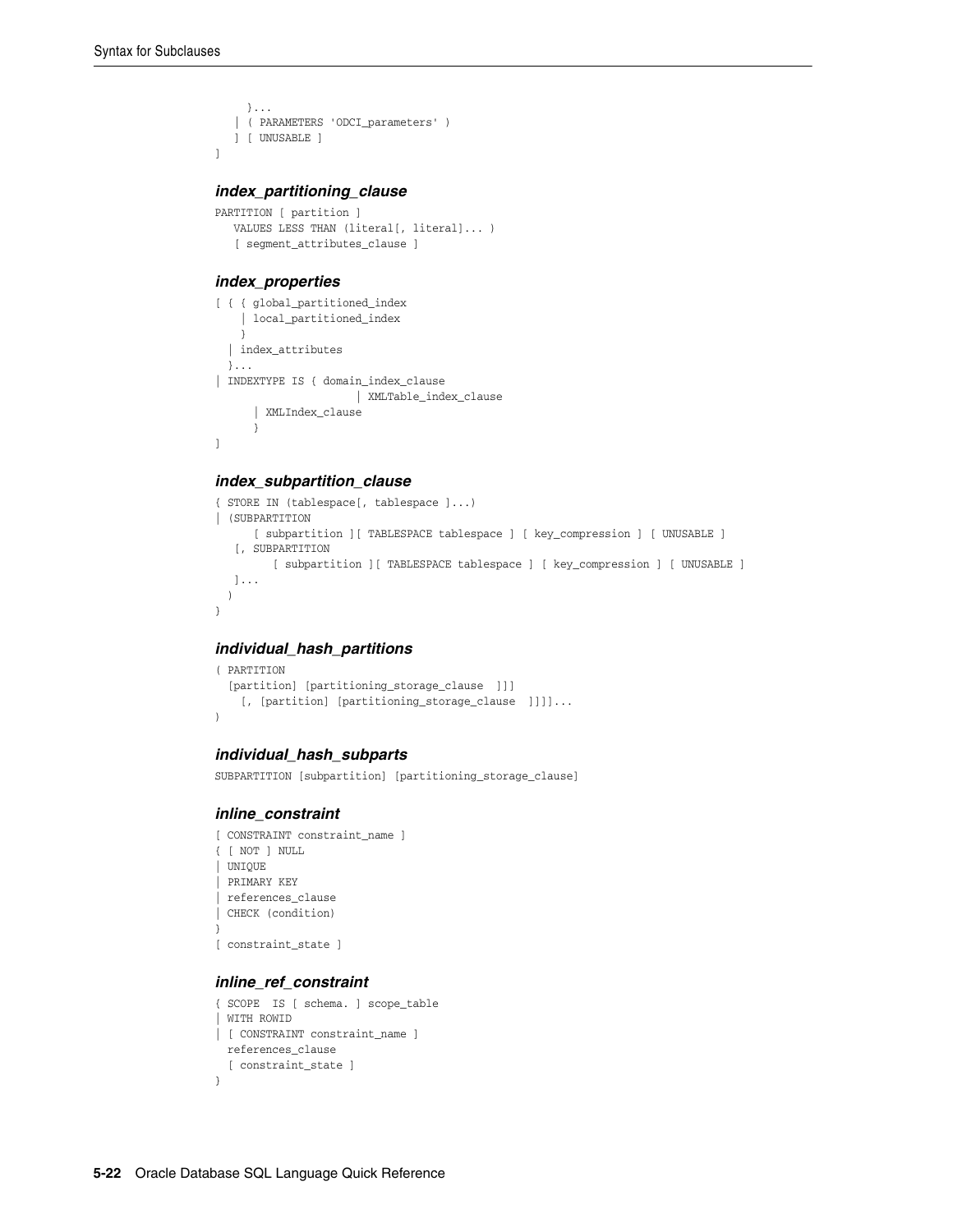```
    }...
  | ( PARAMETERS 'ODCI_parameters' )
  ] [ UNUSABLE ]
]
```

### *index_partitioning_clause*

```
PARTITION [ partition ]
   VALUES LESS THAN (literal[, literal]... )
   [ segment_attributes_clause ]
```

### *index_properties*

```
[ { { global_partitioned_index
    | local_partitioned_index
    }
  | index_attributes
  }...
| INDEXTYPE IS { domain_index_clause
                    | XMLTable_index_clause
      | XMLIndex_clause
      }
]
```

### *index_subpartition_clause*

```
{ STORE IN (tablespace[, tablespace ]...)
| (SUBPARTITION
      [ subpartition ][ TABLESPACE tablespace ] [ key_compression ] [ UNUSABLE ]
   [, SUBPARTITION
         [ subpartition ][ TABLESPACE tablespace ] [ key_compression ] [ UNUSABLE ]
   ]...
  )
}
```

### *individual_hash_partitions*

```
( PARTITION
  [partition] [partitioning_storage_clause  ]]]
    [, [partition] [partitioning_storage_clause  ]]]]...
)
```

### *individual_hash_subparts*

```
SUBPARTITION [subpartition] [partitioning_storage_clause]
```

### *inline_constraint*

```
[ CONSTRAINT constraint_name ]
{ [ NOT ] NULL
| UNIQUE
| PRIMARY KEY
| references_clause
| CHECK (condition)
}
[ constraint_state ]
```

### *inline_ref_constraint*

```
{ SCOPE  IS [ schema. ] scope_table
| WITH ROWID
| [ CONSTRAINT constraint_name ]
  references_clause
  [ constraint_state ]
}
```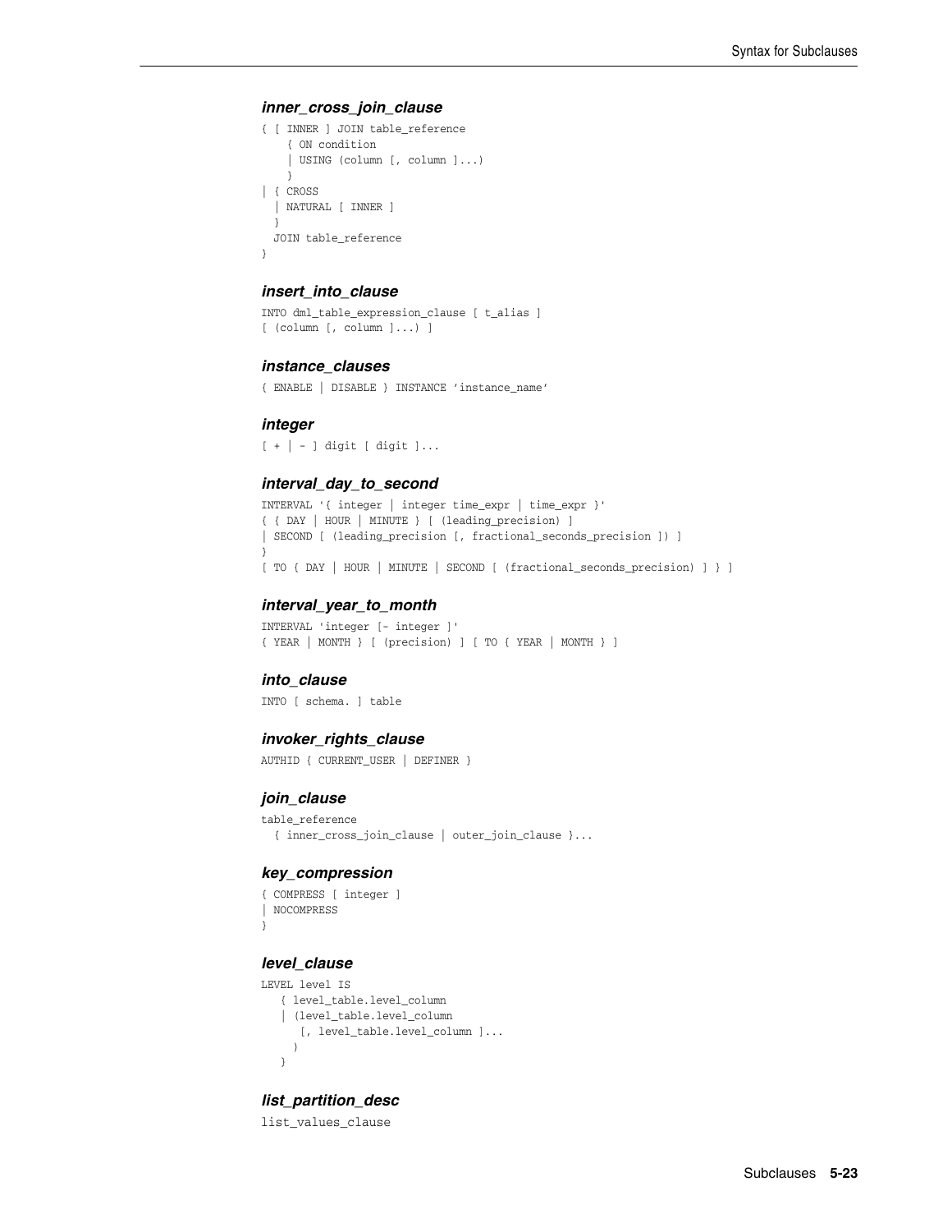### *inner_cross_join_clause*

```
{ [ INNER ] JOIN table_reference
    { ON condition
    | USING (column [, column ]...)
    }
| { CROSS
  | NATURAL [ INNER ]
  }
  JOIN table_reference
}
```

### *insert_into_clause*

```
INTO dml_table_expression_clause [ t_alias ]
[ (column [, column ]...) ]
```

### *instance_clauses*

```
{ ENABLE | DISABLE } INSTANCE 'instance_name'
```

### *integer*

```
[ + | - ] digit [ digit ]...
```

### *interval_day_to_second*

```
INTERVAL '{ integer | integer time_expr | time_expr }'
{ { DAY | HOUR | MINUTE } [ (leading_precision) ]
| SECOND [ (leading_precision [, fractional_seconds_precision ]) ]
}
[ TO { DAY | HOUR | MINUTE | SECOND [ (fractional_seconds_precision) ] } ]
```

### *interval_year_to_month*

```
INTERVAL 'integer [- integer ]'
{ YEAR | MONTH } [ (precision) ] [ TO { YEAR | MONTH } ]
```

### *into_clause*

```
INTO [ schema. ] table
```

### *invoker_rights_clause*

```
AUTHID { CURRENT_USER | DEFINER }
```

### *join_clause*

```
table_reference
  { inner_cross_join_clause | outer_join_clause }...
```

### *key_compression*

```
{ COMPRESS [ integer ]
| NOCOMPRESS
}
```

### *level_clause*

```
LEVEL level IS
   { level_table.level_column
   | (level_table.level_column
     [, level_table.level_column ]...
    )
   }
```

### *list_partition_desc*

```
list_values_clause
```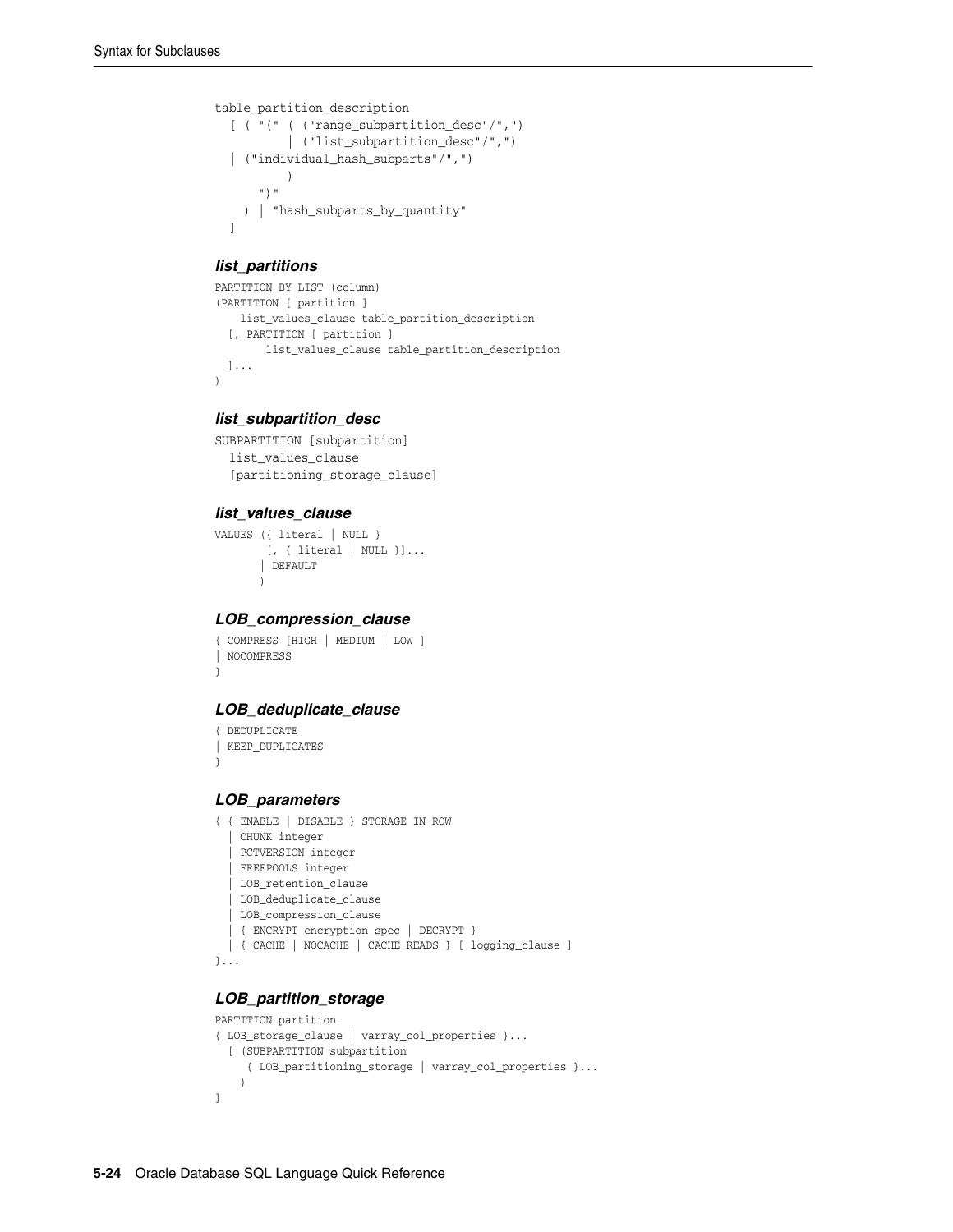```
table_partition_description
  [ ( "(" ( ("range_subpartition_desc"/",")
          | ("list_subpartition_desc"/",")
  | ("individual_hash_subparts"/",")
          )
      ")"
    ) | "hash_subparts_by_quantity"
  ]
```

### *list_partitions*

```
PARTITION BY LIST (column)
(PARTITION [ partition ]
    list_values_clause table_partition_description
  [, PARTITION [ partition ]
        list_values_clause table_partition_description
  ]...
)
```

### *list_subpartition_desc*

```
SUBPARTITION [subpartition]
  list_values_clause
  [partitioning_storage_clause]
```

### *list_values_clause*

```
VALUES ({ literal | NULL }
        [, { literal | NULL }]...
       | DEFAULT
       )
```

### *LOB_compression_clause*

```
{ COMPRESS [HIGH | MEDIUM | LOW ]
| NOCOMPRESS
}
```

### *LOB_deduplicate_clause*

```
{ DEDUPLICATE
| KEEP_DUPLICATES
}
```

### *LOB_parameters*

```
{ { ENABLE | DISABLE } STORAGE IN ROW
  | CHUNK integer
  | PCTVERSION integer
  | FREEPOOLS integer
  | LOB_retention_clause
  | LOB_deduplicate_clause
  | LOB_compression_clause
  | { ENCRYPT encryption_spec | DECRYPT }
  | { CACHE | NOCACHE | CACHE READS } [ logging_clause ]
}...
```

### *LOB_partition_storage*

```
PARTITION partition
{ LOB_storage_clause | varray_col_properties }...
  [ (SUBPARTITION subpartition
     { LOB_partitioning_storage | varray_col_properties }...
    )
]
```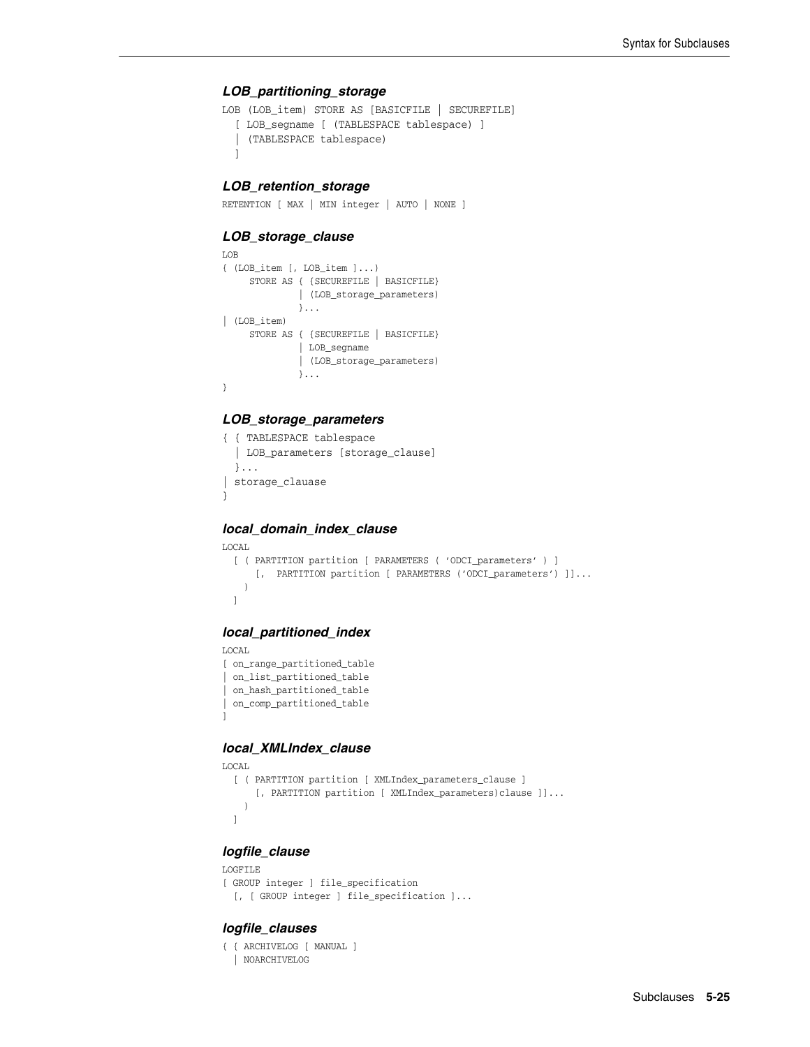### *LOB_partitioning_storage*

```
LOB (LOB_item) STORE AS [BASICFILE | SECUREFILE]
  [ LOB_segname [ (TABLESPACE tablespace) ]
  | (TABLESPACE tablespace)
  ]
```

### *LOB_retention_storage*

```
RETENTION [ MAX | MIN integer | AUTO | NONE ]
```

### *LOB_storage_clause*

```
LOB
{ (LOB_item [, LOB_item ]...)
     STORE AS { {SECUREFILE | BASICFILE}
              | (LOB_storage_parameters)
              }...
| (LOB_item)
     STORE AS { {SECUREFILE | BASICFILE}
              | LOB_segname
              | (LOB_storage_parameters)
              }...
}
```

### *LOB_storage_parameters*

```
{ { TABLESPACE tablespace
  | LOB_parameters [storage_clause]
  }...
| storage_clauase
}
```

### *local_domain_index_clause*

```
LOCAL
  [ ( PARTITION partition [ PARAMETERS ( 'ODCI_parameters' ) ]
      [,  PARTITION partition [ PARAMETERS ('ODCI_parameters') ]]...
    )
  ]
```

### *local_partitioned_index*

```
LOCAL
[ on_range_partitioned_table
| on_list_partitioned_table
| on_hash_partitioned_table
| on_comp_partitioned_table
]
```

### *local_XMLIndex_clause*

```
LOCAL
  [ ( PARTITION partition [ XMLIndex_parameters_clause ]
      [, PARTITION partition [ XMLIndex_parameters)clause ]]...
    )
  ]
```

### *logfile_clause*

```
LOGFILE
[ GROUP integer ] file_specification
  [, [ GROUP integer ] file_specification ]...
```

### *logfile_clauses*

```
{ { ARCHIVELOG [ MANUAL ]
  | NOARCHIVELOG
```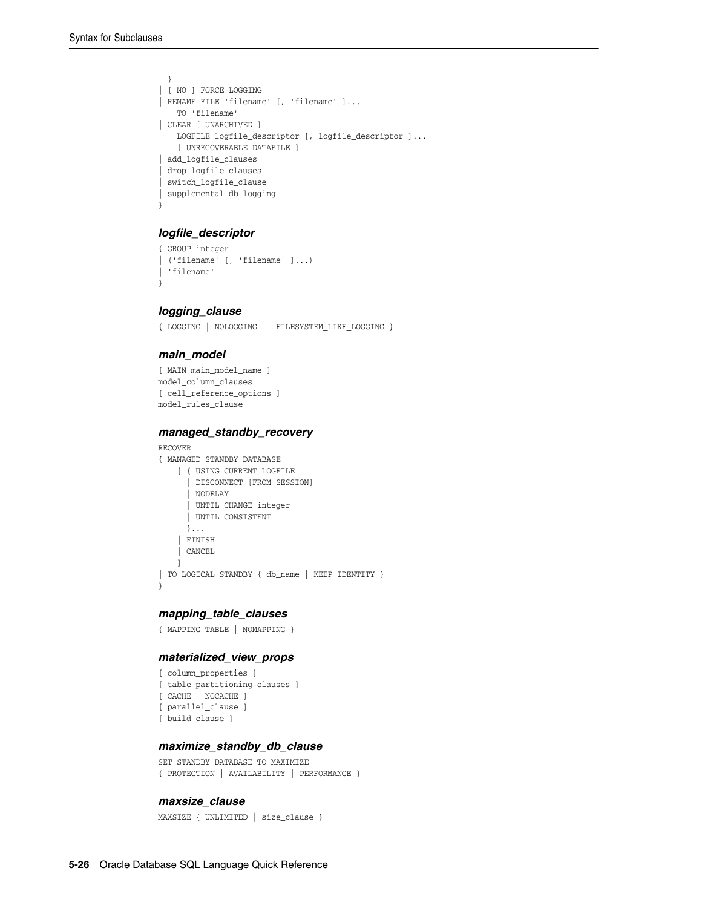```
  }
| [ NO ] FORCE LOGGING
| RENAME FILE 'filename' [, 'filename' ]...
    TO 'filename'
| CLEAR [ UNARCHIVED ]
    LOGFILE logfile_descriptor [, logfile_descriptor ]...
    [ UNRECOVERABLE DATAFILE ]
| add_logfile_clauses
| drop_logfile_clauses
| switch_logfile_clause
| supplemental_db_logging
}
```

### *logfile_descriptor*

```
{ GROUP integer
| ('filename' [, 'filename' ]...)
| 'filename'
}
```

### *logging_clause*

```
{ LOGGING | NOLOGGING |  FILESYSTEM_LIKE_LOGGING }
```

### *main_model*

```
[ MAIN main_model_name ]
model_column_clauses
[ cell_reference_options ]
model_rules_clause
```

### *managed_standby_recovery*

```
RECOVER
{ MANAGED STANDBY DATABASE
    [ { USING CURRENT LOGFILE
      | DISCONNECT [FROM SESSION]
      | NODELAY
      | UNTIL CHANGE integer
      | UNTIL CONSISTENT
      }...
    | FINISH
    | CANCEL
    ]
| TO LOGICAL STANDBY { db_name | KEEP IDENTITY }
}
```

### *mapping_table_clauses*

```
{ MAPPING TABLE | NOMAPPING }
```

### *materialized_view_props*

```
[ column_properties ]
[ table_partitioning_clauses ]
[ CACHE | NOCACHE ]
[ parallel_clause ]
[ build_clause ]
```

### *maximize_standby_db_clause*

```
SET STANDBY DATABASE TO MAXIMIZE
{ PROTECTION | AVAILABILITY | PERFORMANCE }
```

### *maxsize_clause*

```
MAXSIZE { UNLIMITED | size_clause }
```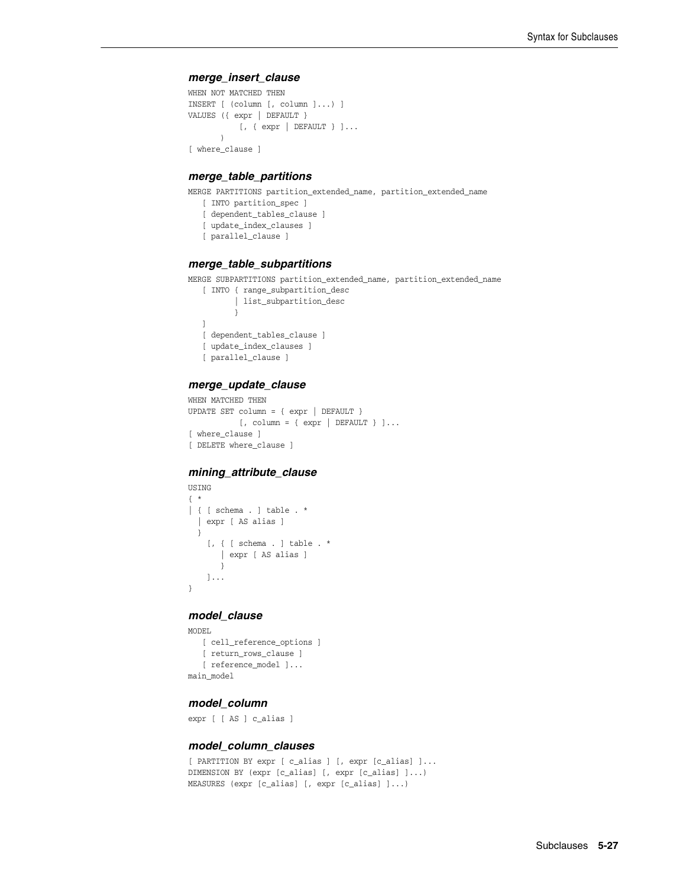### *merge_insert_clause*

```
WHEN NOT MATCHED THEN
INSERT [ (column [, column ]...) ]
VALUES ({ expr | DEFAULT }
           [, { expr | DEFAULT } ]...
       )
[ where_clause ]
```

### *merge_table_partitions*

```
MERGE PARTITIONS partition_extended_name, partition_extended_name
   [ INTO partition_spec ]
   [ dependent_tables_clause ]
   [ update_index_clauses ]
   [ parallel_clause ]
```

### *merge_table_subpartitions*

```
MERGE SUBPARTITIONS partition_extended_name, partition_extended_name
   [ INTO { range_subpartition_desc
          | list_subpartition_desc
          }
   ]
   [ dependent_tables_clause ]
   [ update_index_clauses ]
   [ parallel_clause ]
```

### *merge_update_clause*

```
WHEN MATCHED THEN
UPDATE SET column = { expr | DEFAULT }
           [, column = { expr | DEFAULT } ]...
[ where_clause ]
[ DELETE where_clause ]
```

### *mining_attribute_clause*

```
USING
{ *
| { [ schema . ] table . *
  | expr [ AS alias ]
  }
    [, { [ schema . ] table . *
       | expr [ AS alias ]
       }
    ]...
}
```

### *model_clause*

```
MODEL
   [ cell_reference_options ]
   [ return_rows_clause ]
   [ reference_model ]...
main_model
```

### *model_column*

```
expr [ [ AS ] c_alias ]
```

### *model_column_clauses*

```
[ PARTITION BY expr [ c_alias ] [, expr [c_alias] ]...
DIMENSION BY (expr [c_alias] [, expr [c_alias] ]...)
MEASURES (expr [c_alias] [, expr [c_alias] ]...)
```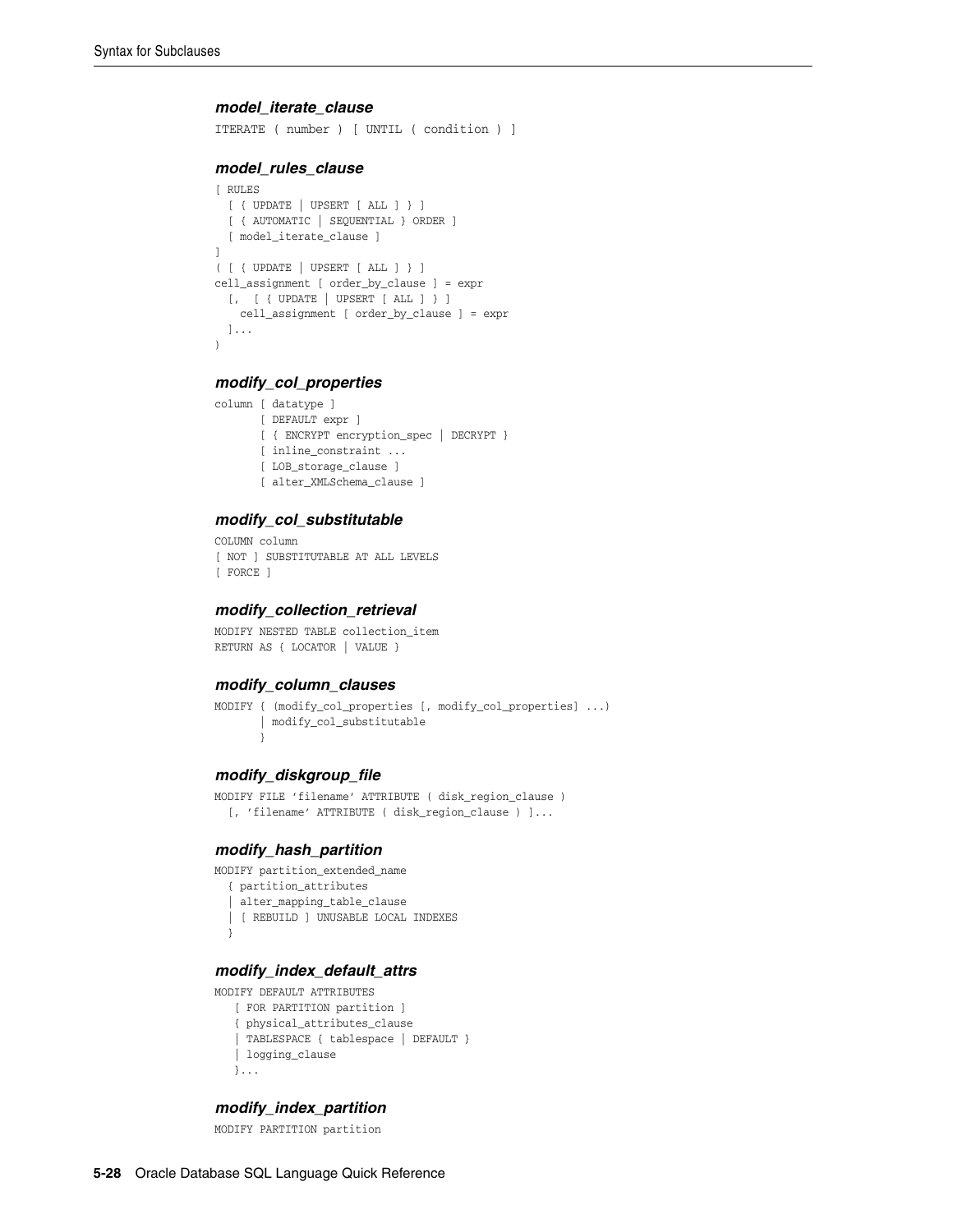#### *model_iterate_clause*

```
ITERATE ( number ) [ UNTIL ( condition ) ]
```

#### *model_rules_clause*

```
[ RULES
  [ { UPDATE | UPSERT [ ALL ] } ]
  [ { AUTOMATIC | SEQUENTIAL } ORDER ]
  [ model_iterate_clause ]
]
( [ { UPDATE | UPSERT [ ALL ] } ]
cell_assignment [ order_by_clause ] = expr
  [,  [ { UPDATE | UPSERT [ ALL ] } ]
    cell_assignment [ order_by_clause ] = expr
  ]...
)
```

#### *modify_col_properties*

```
column [ datatype ]
       [ DEFAULT expr ]
       [ { ENCRYPT encryption_spec | DECRYPT }
       [ inline_constraint ...
       [ LOB_storage_clause ]
       [ alter_XMLSchema_clause ]
```

#### *modify_col_substitutable*

```
COLUMN column
[ NOT ] SUBSTITUTABLE AT ALL LEVELS
[ FORCE ]
```

#### *modify_collection_retrieval*

```
MODIFY NESTED TABLE collection_item
RETURN AS { LOCATOR | VALUE }
```

#### *modify_column_clauses*

```
MODIFY { (modify_col_properties [, modify_col_properties] ...)
       | modify_col_substitutable
       }
```

#### *modify_diskgroup_file*

```
MODIFY FILE 'filename' ATTRIBUTE ( disk_region_clause )
  [, 'filename' ATTRIBUTE ( disk_region_clause ) ]...
```

#### *modify_hash_partition*

```
MODIFY partition_extended_name
  { partition_attributes
  | alter_mapping_table_clause
  | [ REBUILD ] UNUSABLE LOCAL INDEXES
  }
```

#### *modify_index_default_attrs*

```
MODIFY DEFAULT ATTRIBUTES
   [ FOR PARTITION partition ]
   { physical_attributes_clause
   | TABLESPACE { tablespace | DEFAULT }
   | logging_clause
   }...
```

#### *modify_index_partition*

```
MODIFY PARTITION partition
```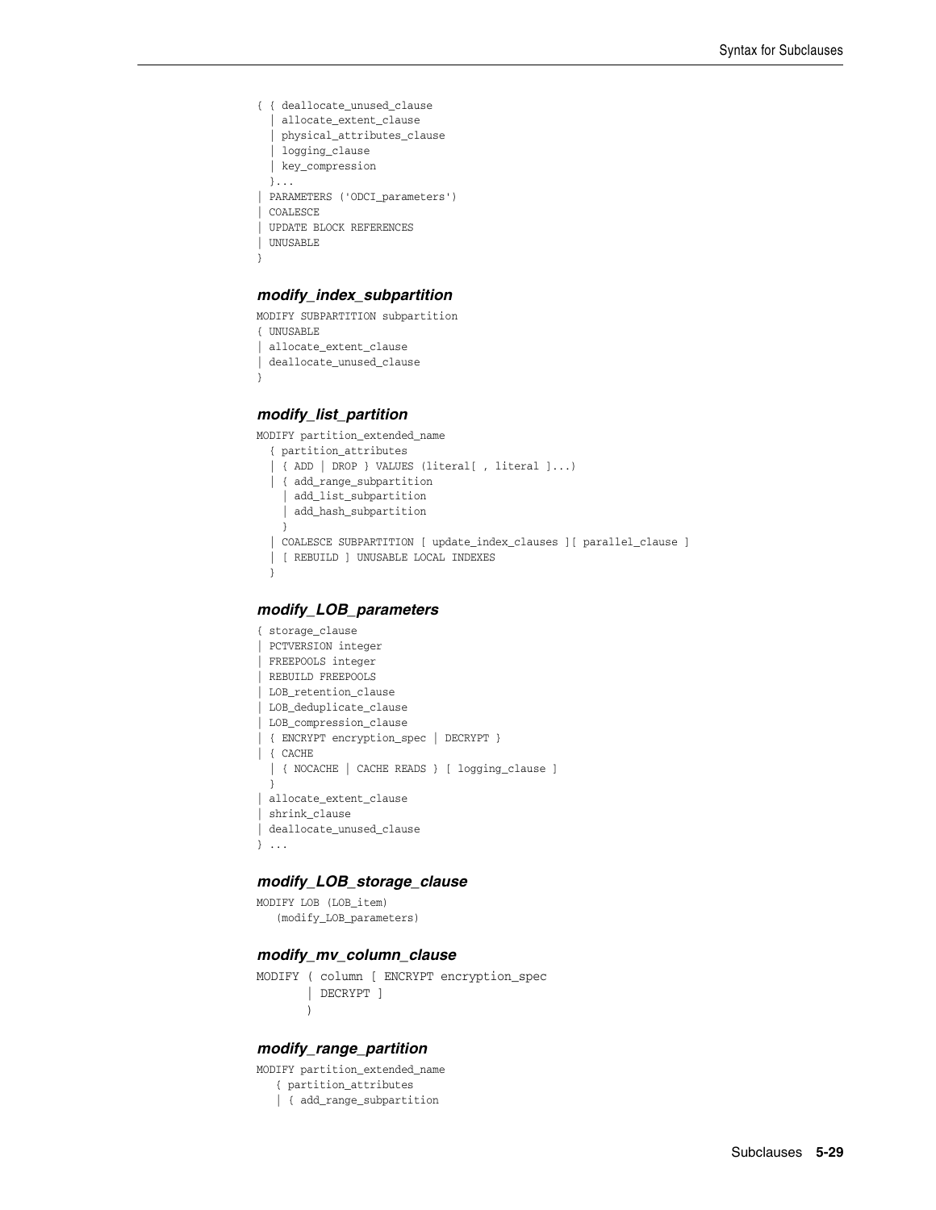```
{ { deallocate_unused_clause
  | allocate_extent_clause
  | physical_attributes_clause
  | logging_clause
  | key_compression
  }...
| PARAMETERS ('ODCI_parameters')
| COALESCE
| UPDATE BLOCK REFERENCES
| UNUSABLE
}
```

### *modify_index_subpartition*

```
MODIFY SUBPARTITION subpartition
{ UNUSABLE
| allocate_extent_clause
| deallocate_unused_clause
}
```

### *modify_list_partition*

```
MODIFY partition_extended_name
  { partition_attributes
  | { ADD | DROP } VALUES (literal[ , literal ]...)
  | { add_range_subpartition
    | add_list_subpartition
    | add_hash_subpartition
    }
  | COALESCE SUBPARTITION [ update_index_clauses ][ parallel_clause ]
  | [ REBUILD ] UNUSABLE LOCAL INDEXES
  }
```

### *modify_LOB_parameters*

```
{ storage_clause
| PCTVERSION integer
| FREEPOOLS integer
| REBUILD FREEPOOLS
| LOB_retention_clause
| LOB_deduplicate_clause
| LOB_compression_clause
| { ENCRYPT encryption_spec | DECRYPT }
| { CACHE
  | { NOCACHE | CACHE READS } [ logging_clause ]
  }
| allocate_extent_clause
| shrink_clause
| deallocate_unused_clause
} ...
```

### *modify_LOB_storage_clause*

```
MODIFY LOB (LOB_item)
   (modify_LOB_parameters)
```

### *modify_mv_column_clause*

```
MODIFY ( column [ ENCRYPT encryption_spec
       | DECRYPT ]
       )
```

### *modify_range_partition*

```
MODIFY partition_extended_name
   { partition_attributes
   | { add_range_subpartition
```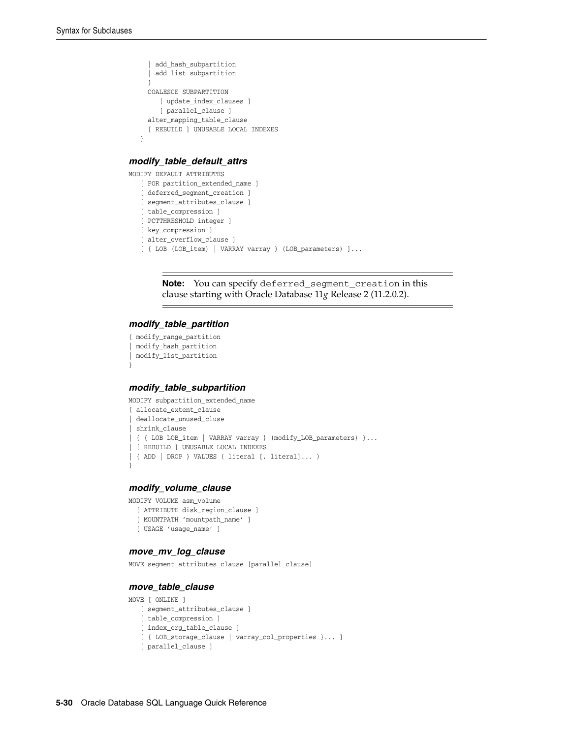```
    | add_hash_subpartition
    | add_list_subpartition
    }
  | COALESCE SUBPARTITION
       [ update_index_clauses ]
       [ parallel_clause ]
  | alter_mapping_table_clause
  | [ REBUILD ] UNUSABLE LOCAL INDEXES
  }
```

### *modify_table_default_attrs*

```
MODIFY DEFAULT ATTRIBUTES
   [ FOR partition_extended_name ]
   [ deferred_segment_creation ]
   [ segment_attributes_clause ]
   [ table_compression ]
   [ PCTTHRESHOLD integer ]
   [ key_compression ]
   [ alter_overflow_clause ]
   [ { LOB (LOB_item) | VARRAY varray } (LOB_parameters) ]...
```

---

**Note:** You can specify `deferred_segment_creation` in this clause starting with Oracle Database 11*g* Release 2 (11.2.0.2).

---

### *modify_table_partition*

```
{ modify_range_partition
| modify_hash_partition
| modify_list_partition
}
```

### *modify_table_subpartition*

```
MODIFY subpartition_extended_name
{ allocate_extent_clause
| deallocate_unused_cluse
| shrink_clause
| { { LOB LOB_item | VARRAY varray } (modify_LOB_parameters) }...
| [ REBUILD ] UNUSABLE LOCAL INDEXES
| { ADD | DROP } VALUES ( literal [, literal]... )
}
```

### *modify_volume_clause*

```
MODIFY VOLUME asm_volume
  [ ATTRIBUTE disk_region_clause ]
  [ MOUNTPATH 'mountpath_name' ]
  [ USAGE 'usage_name' ]
```

### *move_mv_log_clause*

```
MOVE segment_attributes_clause [parallel_clause]
```

### *move_table_clause*

```
MOVE [ ONLINE ]
   [ segment_attributes_clause ]
   [ table_compression ]
   [ index_org_table_clause ]
   [ { LOB_storage_clause | varray_col_properties }... ]
   [ parallel_clause ]
```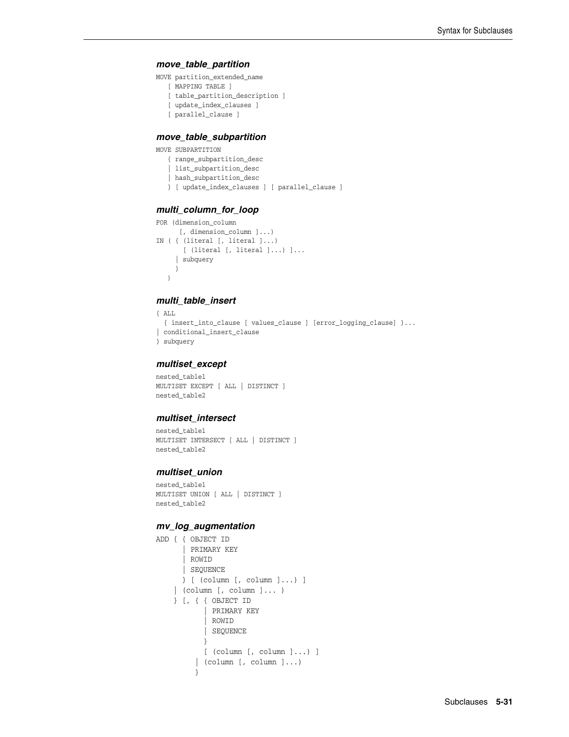### *move_table_partition*

```
MOVE partition_extended_name
   [ MAPPING TABLE ]
   [ table_partition_description ]
   [ update_index_clauses ]
   [ parallel_clause ]
```

### *move_table_subpartition*

```
MOVE SUBPARTITION
   { range_subpartition_desc
   | list_subpartition_desc
   | hash_subpartition_desc
   } [ update_index_clauses ] [ parallel_clause ]
```

### *multi_column_for_loop*

```
FOR (dimension_column
      [, dimension_column ]...)
IN ( { (literal [, literal ]...)
       [ (literal [, literal ]...) ]...
     | subquery
     }
   )
```

### *multi_table_insert*

```
{ ALL
  { insert_into_clause [ values_clause ] [error_logging_clause] }...
| conditional_insert_clause
} subquery
```

### *multiset_except*

```
nested_table1
MULTISET EXCEPT [ ALL | DISTINCT ]
nested_table2
```

### *multiset_intersect*

```
nested_table1
MULTISET INTERSECT [ ALL | DISTINCT ]
nested_table2
```

### *multiset_union*

```
nested_table1
MULTISET UNION [ ALL | DISTINCT ]
nested_table2
```

### *mv_log_augmentation*

```
ADD { { OBJECT ID
      | PRIMARY KEY
      | ROWID
      | SEQUENCE
      } [ (column [, column ]...) ]
    | (column [, column ]... )
    } [, { { OBJECT ID
           | PRIMARY KEY
           | ROWID
           | SEQUENCE
           }
           [ (column [, column ]...) ]
         | (column [, column ]...)
         }
```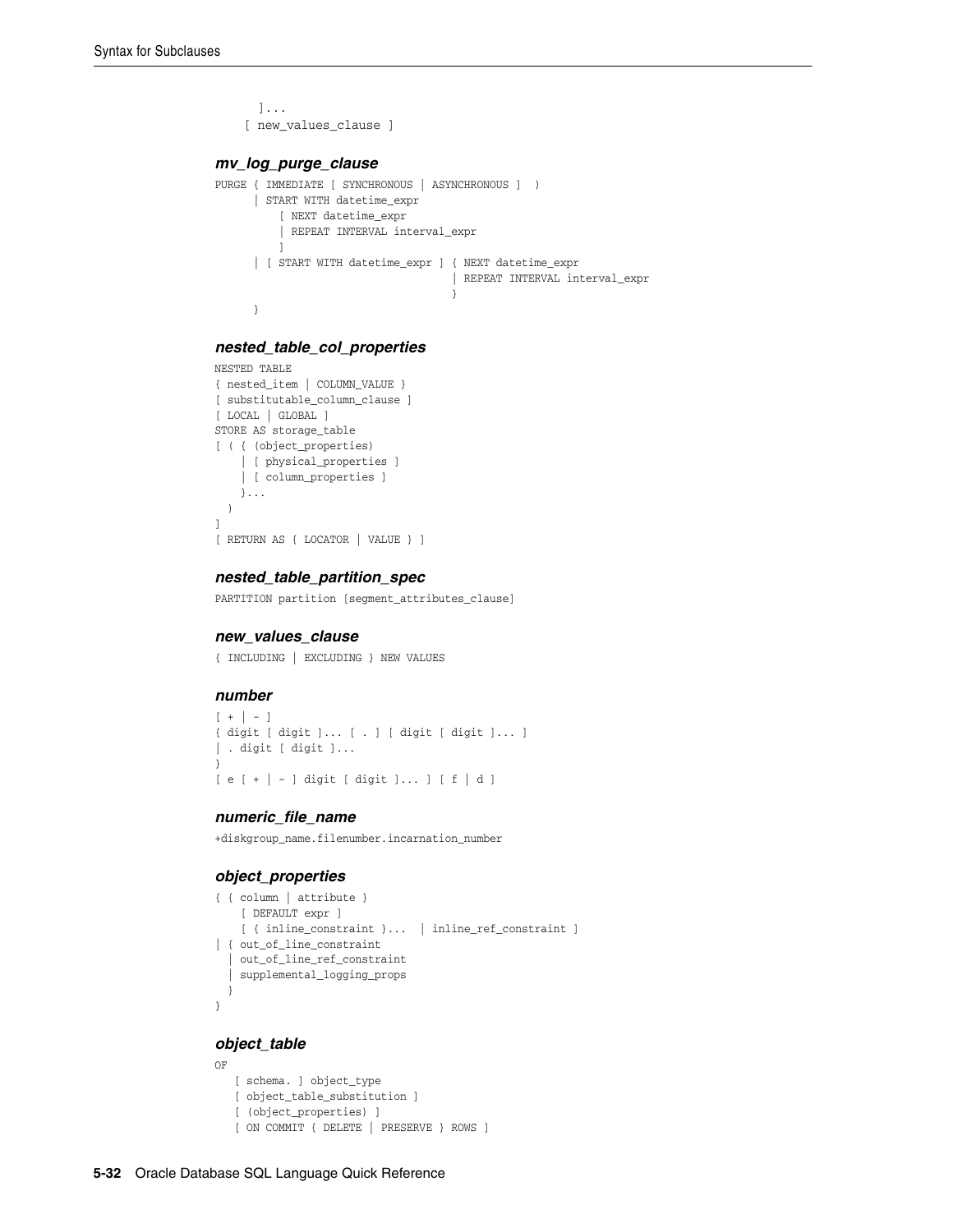```
      ]...
    [ new_values_clause ]
```

### *mv_log_purge_clause*

```
PURGE { IMMEDIATE [ SYNCHRONOUS | ASYNCHRONOUS ]  )
      | START WITH datetime_expr
          [ NEXT datetime_expr
          | REPEAT INTERVAL interval_expr
          ]
      | [ START WITH datetime_expr ] { NEXT datetime_expr
                                     | REPEAT INTERVAL interval_expr
                                     }
      }
```

### *nested_table_col_properties*

```
NESTED TABLE
{ nested_item | COLUMN_VALUE }
[ substitutable_column_clause ]
[ LOCAL | GLOBAL ]
STORE AS storage_table
[ ( { (object_properties)
    | [ physical_properties ]
    | [ column_properties ]
    }...
  )
]
[ RETURN AS { LOCATOR | VALUE } ]
```

### *nested_table_partition_spec*

```
PARTITION partition [segment_attributes_clause]
```

### *new_values_clause*

```
{ INCLUDING | EXCLUDING } NEW VALUES
```

### *number*

```
[ + | - ]
{ digit [ digit ]... [ . ] [ digit [ digit ]... ]
| . digit [ digit ]...
}
[ e [ + | - ] digit [ digit ]... ] [ f | d ]
```

### *numeric_file_name*

```
+diskgroup_name.filenumber.incarnation_number
```

### *object_properties*

```
{ { column | attribute }
    [ DEFAULT expr ]
    [ { inline_constraint }...  | inline_ref_constraint ]
| { out_of_line_constraint
  | out_of_line_ref_constraint
  | supplemental_logging_props
  }
}
```

### *object_table*

```
OF
   [ schema. ] object_type
   [ object_table_substitution ]
   [ (object_properties) ]
   [ ON COMMIT { DELETE | PRESERVE } ROWS ]
```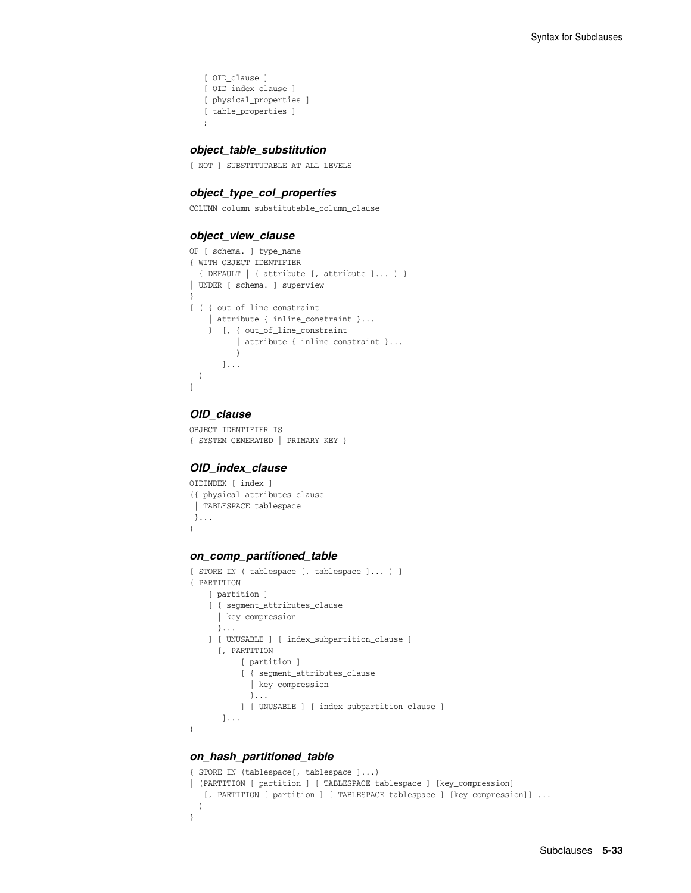```
   [ OID_clause ]
   [ OID_index_clause ]
   [ physical_properties ]
   [ table_properties ]
   ;
```

### *object_table_substitution*

```
[ NOT ] SUBSTITUTABLE AT ALL LEVELS
```

### *object_type_col_properties*

```
COLUMN column substitutable_column_clause
```

### *object_view_clause*

```
OF [ schema. ] type_name
{ WITH OBJECT IDENTIFIER
  { DEFAULT | ( attribute [, attribute ]... ) }
| UNDER [ schema. ] superview
}
[ ( { out_of_line_constraint
    | attribute { inline_constraint }...
    }  [, { out_of_line_constraint
          | attribute { inline_constraint }...
          }
       ]...
  )
]
```

### *OID_clause*

```
OBJECT IDENTIFIER IS
{ SYSTEM GENERATED | PRIMARY KEY }
```

### *OID_index_clause*

```
OIDINDEX [ index ]
({ physical_attributes_clause
 | TABLESPACE tablespace
 }...
)
```

### *on_comp_partitioned_table*

```
[ STORE IN ( tablespace [, tablespace ]... ) ]
( PARTITION
    [ partition ]
    [ { segment_attributes_clause
      | key_compression
      }...
    ] [ UNUSABLE ] [ index_subpartition_clause ]
      [, PARTITION
           [ partition ]
           [ { segment_attributes_clause
             | key_compression
             }...
           ] [ UNUSABLE ] [ index_subpartition_clause ]
       ]...
)
```

### *on_hash_partitioned_table*

```
{ STORE IN (tablespace[, tablespace ]...)
| (PARTITION [ partition ] [ TABLESPACE tablespace ] [key_compression]
   [, PARTITION [ partition ] [ TABLESPACE tablespace ] [key_compression]] ...
  )
}
```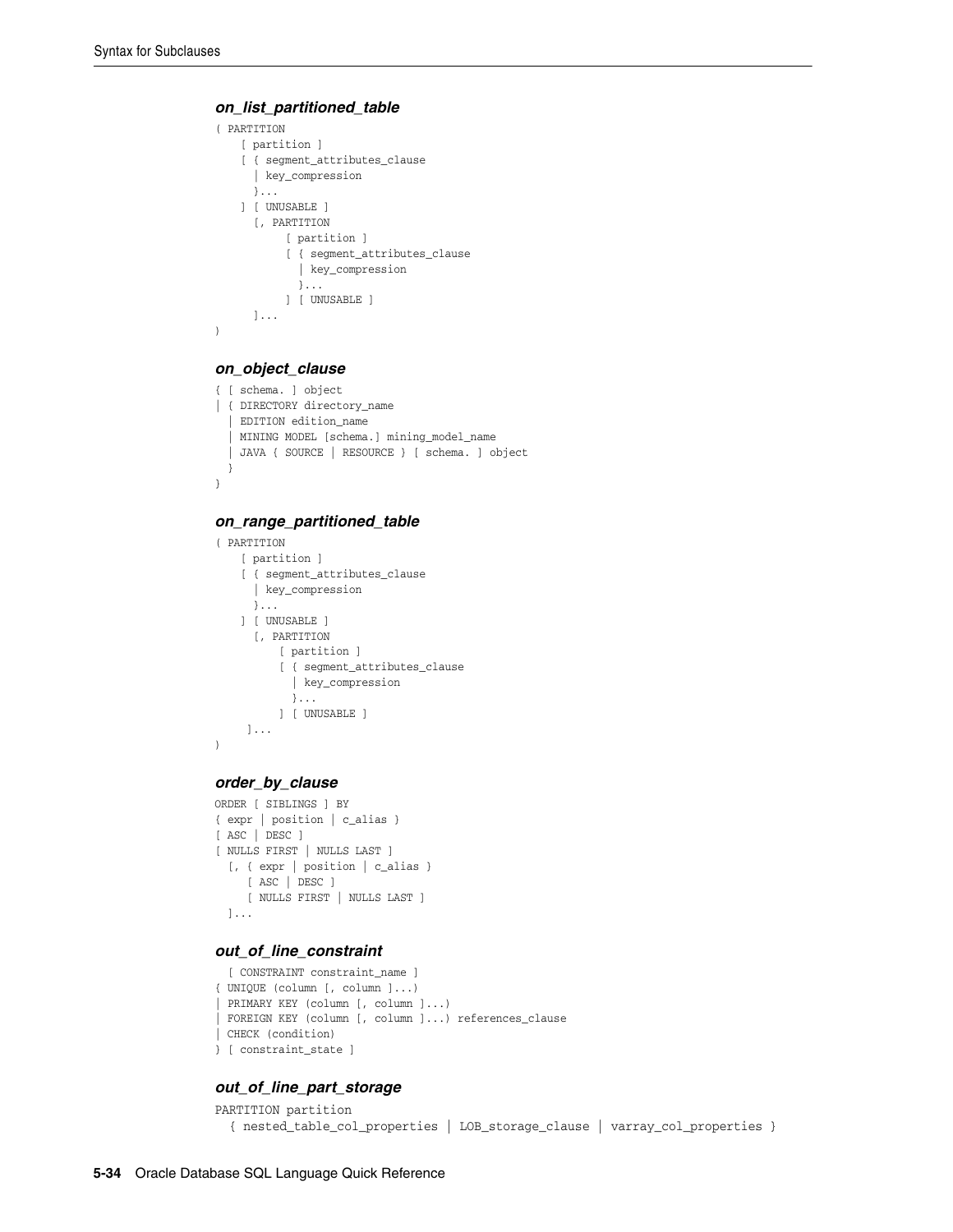#### *on_list_partitioned_table*

```
( PARTITION
    [ partition ]
    [ { segment_attributes_clause
      | key_compression
      }...
    ] [ UNUSABLE ]
      [, PARTITION
           [ partition ]
           [ { segment_attributes_clause
             | key_compression
             }...
           ] [ UNUSABLE ]
      ]...
)
```

#### *on_object_clause*

```
{ [ schema. ] object
| { DIRECTORY directory_name
  | EDITION edition_name
  | MINING MODEL [schema.] mining_model_name
  | JAVA { SOURCE | RESOURCE } [ schema. ] object
  }
}
```

#### *on_range_partitioned_table*

```
( PARTITION
    [ partition ]
    [ { segment_attributes_clause
      | key_compression
      }...
    ] [ UNUSABLE ]
      [, PARTITION
          [ partition ]
          [ { segment_attributes_clause
            | key_compression
            }...
          ] [ UNUSABLE ]
     ]...
)
```

#### *order_by_clause*

```
ORDER [ SIBLINGS ] BY
{ expr | position | c_alias }
[ ASC | DESC ]
[ NULLS FIRST | NULLS LAST ]
  [, { expr | position | c_alias }
     [ ASC | DESC ]
     [ NULLS FIRST | NULLS LAST ]
  ]...
```

#### *out_of_line_constraint*

```
  [ CONSTRAINT constraint_name ]
{ UNIQUE (column [, column ]...)
| PRIMARY KEY (column [, column ]...)
| FOREIGN KEY (column [, column ]...) references_clause
| CHECK (condition)
} [ constraint_state ]
```

#### *out_of_line_part_storage*

```
PARTITION partition
  { nested_table_col_properties | LOB_storage_clause | varray_col_properties }
```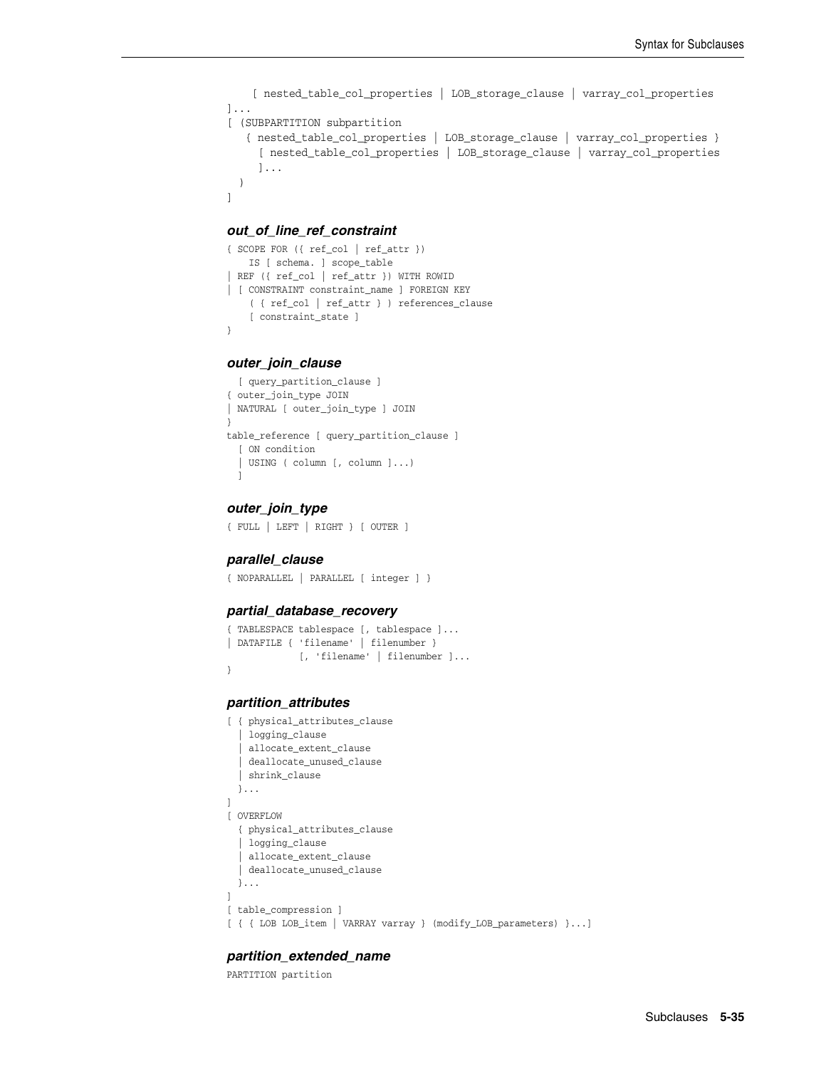```
    [ nested_table_col_properties | LOB_storage_clause | varray_col_properties
]...
[ (SUBPARTITION subpartition
   { nested_table_col_properties | LOB_storage_clause | varray_col_properties }
     [ nested_table_col_properties | LOB_storage_clause | varray_col_properties
     ]...
  )
]
```

### *out_of_line_ref_constraint*

```
{ SCOPE FOR ({ ref_col | ref_attr })
    IS [ schema. ] scope_table
| REF ({ ref_col | ref_attr }) WITH ROWID
| [ CONSTRAINT constraint_name ] FOREIGN KEY
    ( { ref_col | ref_attr } ) references_clause
    [ constraint_state ]
}
```

### *outer_join_clause*

```
  [ query_partition_clause ]
{ outer_join_type JOIN
| NATURAL [ outer_join_type ] JOIN
}
table_reference [ query_partition_clause ]
  [ ON condition
  | USING ( column [, column ]...)
  ]
```

### *outer_join_type*

```
{ FULL | LEFT | RIGHT } [ OUTER ]
```

### *parallel_clause*

```
{ NOPARALLEL | PARALLEL [ integer ] }
```

### *partial_database_recovery*

```
{ TABLESPACE tablespace [, tablespace ]...
| DATAFILE { 'filename' | filenumber }
           [, 'filename' | filenumber ]...
}
```

### *partition_attributes*

```
[ { physical_attributes_clause
  | logging_clause
  | allocate_extent_clause
  | deallocate_unused_clause
  | shrink_clause
  }...
]
[ OVERFLOW
  { physical_attributes_clause
  | logging_clause
  | allocate_extent_clause
  | deallocate_unused_clause
  }...
]
[ table_compression ]
[ { { LOB LOB_item | VARRAY varray } (modify_LOB_parameters) }...]
```

### *partition_extended_name*

```
PARTITION partition
```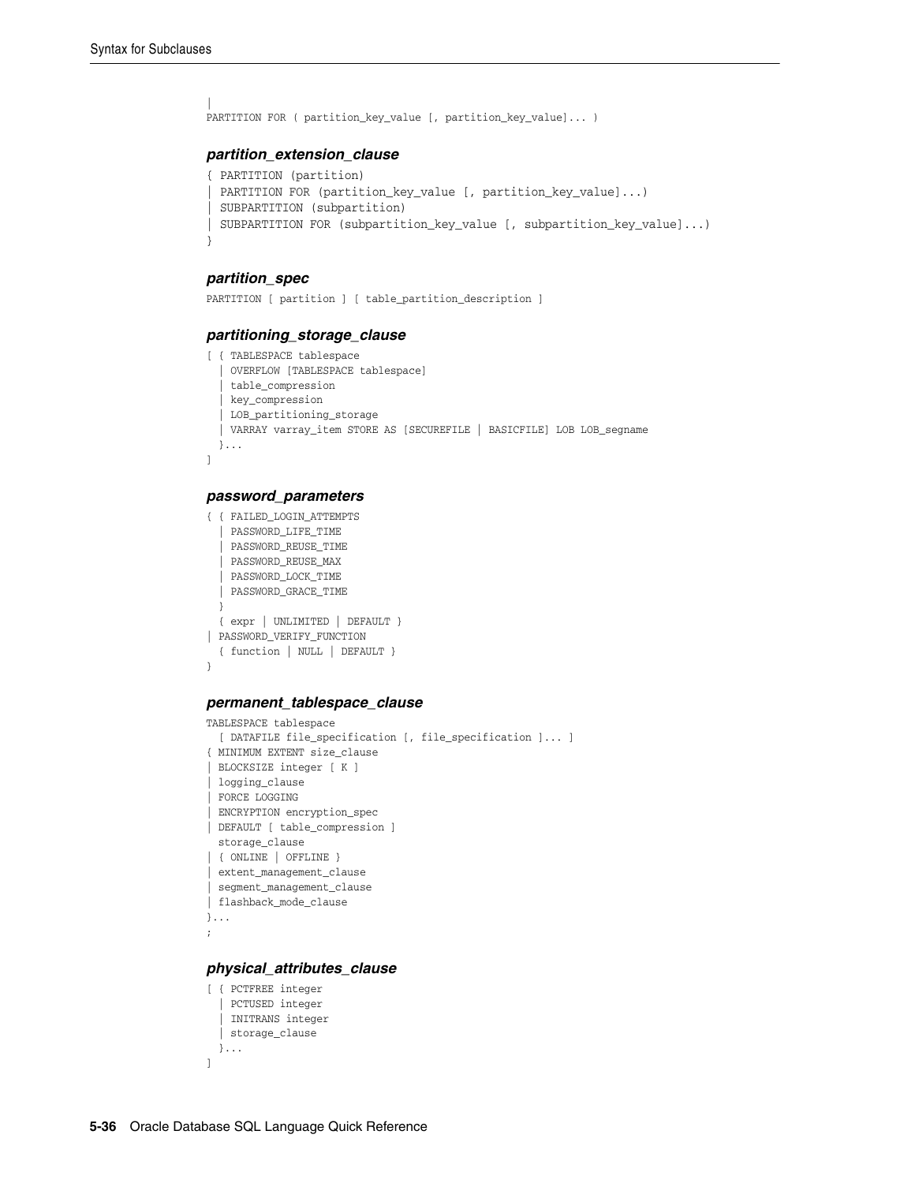```
|
PARTITION FOR ( partition_key_value [, partition_key_value]... )
```

***partition_extension_clause***

```
{ PARTITION (partition)
| PARTITION FOR (partition_key_value [, partition_key_value]...)
| SUBPARTITION (subpartition)
| SUBPARTITION FOR (subpartition_key_value [, subpartition_key_value]...)
}
```

***partition_spec***

```
PARTITION [ partition ] [ table_partition_description ]
```

***partitioning_storage_clause***

```
[ { TABLESPACE tablespace
  | OVERFLOW [TABLESPACE tablespace]
  | table_compression
  | key_compression
  | LOB_partitioning_storage
  | VARRAY varray_item STORE AS [SECUREFILE | BASICFILE] LOB LOB_segname
  }...
]
```

***password_parameters***

```
{ { FAILED_LOGIN_ATTEMPTS
  | PASSWORD_LIFE_TIME
  | PASSWORD_REUSE_TIME
  | PASSWORD_REUSE_MAX
  | PASSWORD_LOCK_TIME
  | PASSWORD_GRACE_TIME
  }
  { expr | UNLIMITED | DEFAULT }
| PASSWORD_VERIFY_FUNCTION
  { function | NULL | DEFAULT }
}
```

***permanent_tablespace_clause***

```
TABLESPACE tablespace
  [ DATAFILE file_specification [, file_specification ]... ]
{ MINIMUM EXTENT size_clause
| BLOCKSIZE integer [ K ]
| logging_clause
| FORCE LOGGING
| ENCRYPTION encryption_spec
| DEFAULT [ table_compression ]
  storage_clause
| { ONLINE | OFFLINE }
| extent_management_clause
| segment_management_clause
| flashback_mode_clause
}...
;
```

***physical_attributes_clause***

```
[ { PCTFREE integer
  | PCTUSED integer
  | INITRANS integer
  | storage_clause
  }...
]
```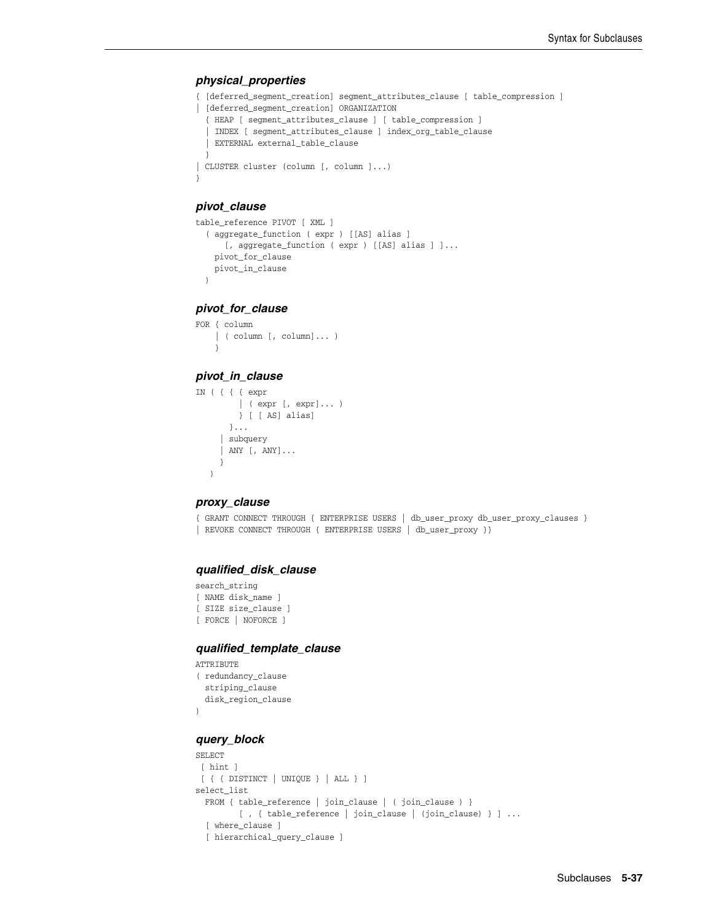### *physical_properties*

```
{ [deferred_segment_creation] segment_attributes_clause [ table_compression ]
| [deferred_segment_creation] ORGANIZATION
  { HEAP [ segment_attributes_clause ] [ table_compression ]
  | INDEX [ segment_attributes_clause ] index_org_table_clause
  | EXTERNAL external_table_clause
  }
| CLUSTER cluster (column [, column ]...)
}
```

### *pivot_clause*

```
table_reference PIVOT [ XML ]
  ( aggregate_function ( expr ) [[AS] alias ]
      [, aggregate_function ( expr ) [[AS] alias ] ]...
    pivot_for_clause
    pivot_in_clause
  )
```

### *pivot_for_clause*

```
FOR { column
    | ( column [, column]... )
    }
```

### *pivot_in_clause*

```
IN ( { { { expr
         | ( expr [, expr]... )
         } [ [ AS] alias]
       }...
     | subquery
     | ANY [, ANY]...
     }
   )
```

### *proxy_clause*

```
{ GRANT CONNECT THROUGH { ENTERPRISE USERS | db_user_proxy db_user_proxy_clauses }
| REVOKE CONNECT THROUGH { ENTERPRISE USERS | db_user_proxy }}
```

### *qualified_disk_clause*

```
search_string
[ NAME disk_name ]
[ SIZE size_clause ]
[ FORCE | NOFORCE ]
```

### *qualified_template_clause*

```
ATTRIBUTE
( redundancy_clause
  striping_clause
  disk_region_clause
)
```

### *query_block*

```
SELECT
 [ hint ]
 [ { { DISTINCT | UNIQUE } | ALL } ]
select_list
  FROM { table_reference | join_clause | ( join_clause ) }
        [ , { table_reference | join_clause | (join_clause) } ] ...
  [ where_clause ]
  [ hierarchical_query_clause ]
```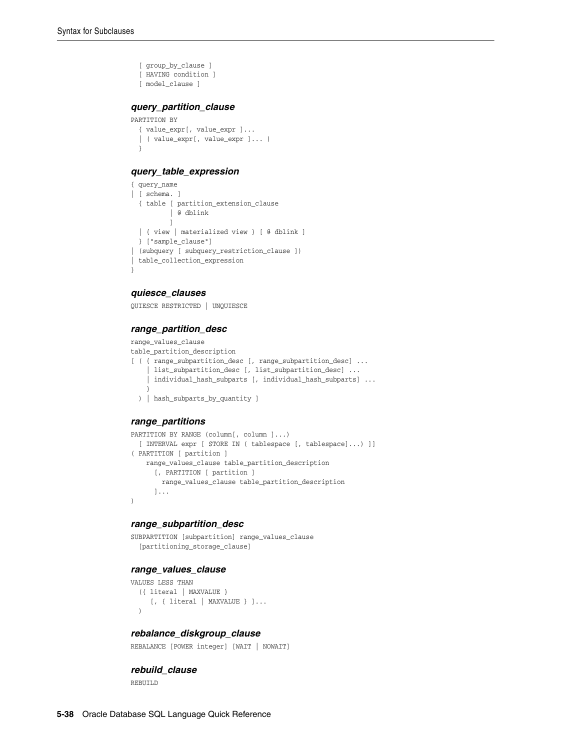```
  [ group_by_clause ]
  [ HAVING condition ]
  [ model_clause ]
```

### *query_partition_clause*

```
PARTITION BY
  { value_expr[, value_expr ]...
  | ( value_expr[, value_expr ]... )
  }
```

### *query_table_expression*

```
{ query_name
| [ schema. ]
  { table [ partition_extension_clause
          | @ dblink
          ]
  | { view | materialized view } [ @ dblink ]
  } ["sample_clause"]
| (subquery [ subquery_restriction_clause ])
| table_collection_expression
}
```

### *quiesce_clauses*

```
QUIESCE RESTRICTED | UNQUIESCE
```

### *range_partition_desc*

```
range_values_clause
table_partition_description
[ ( { range_subpartition_desc [, range_subpartition_desc] ...
    | list_subpartition_desc [, list_subpartition_desc] ...
    | individual_hash_subparts [, individual_hash_subparts] ...
    }
  ) | hash_subparts_by_quantity ]
```

### *range_partitions*

```
PARTITION BY RANGE (column[, column ]...)
  [ INTERVAL expr [ STORE IN ( tablespace [, tablespace]...) ]]
( PARTITION [ partition ]
    range_values_clause table_partition_description
      [, PARTITION [ partition ]
        range_values_clause table_partition_description
      ]...
)
```

### *range_subpartition_desc*

```
SUBPARTITION [subpartition] range_values_clause
  [partitioning_storage_clause]
```

### *range_values_clause*

```
VALUES LESS THAN
  ({ literal | MAXVALUE }
     [, { literal | MAXVALUE } ]...
  )
```

### *rebalance_diskgroup_clause*

```
REBALANCE [POWER integer] [WAIT | NOWAIT]
```

### *rebuild_clause*

```
REBUILD
```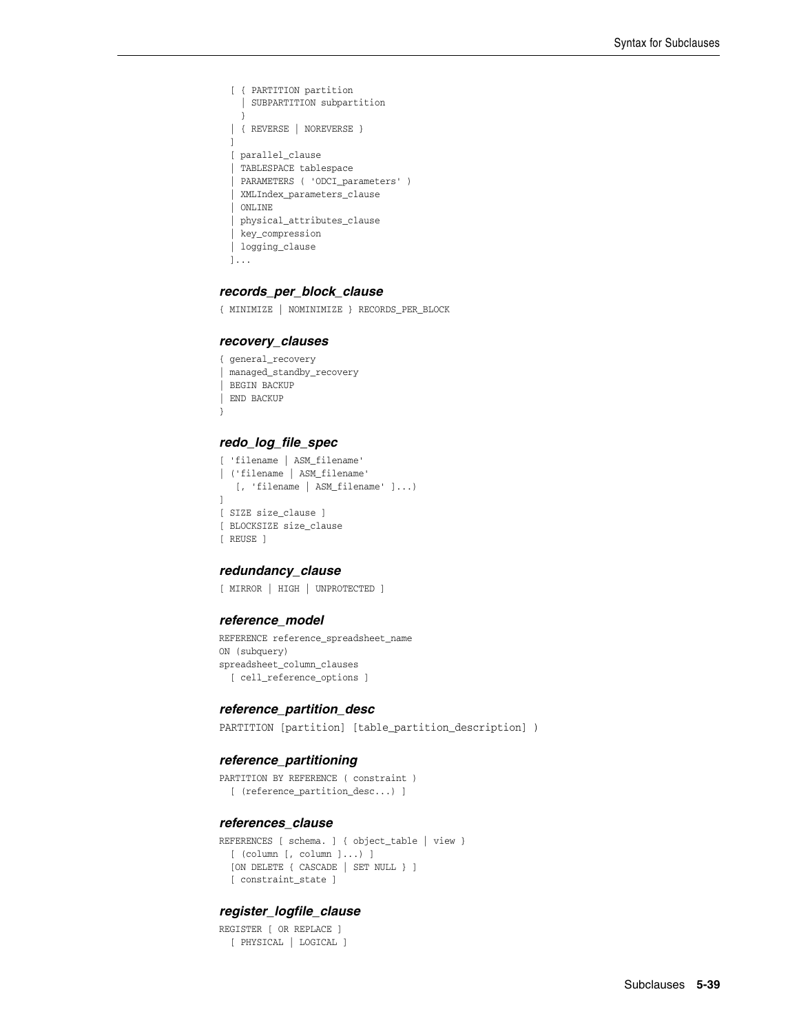```
  [ { PARTITION partition
    | SUBPARTITION subpartition
    }
  | { REVERSE | NOREVERSE }
  ]
  [ parallel_clause
  | TABLESPACE tablespace
  | PARAMETERS ( 'ODCI_parameters' )
  | XMLIndex_parameters_clause
  | ONLINE
  | physical_attributes_clause
  | key_compression
  | logging_clause
  ]...
```

### records_per_block_clause

```
{ MINIMIZE | NOMINIMIZE } RECORDS_PER_BLOCK
```

### recovery_clauses

```
{ general_recovery
| managed_standby_recovery
| BEGIN BACKUP
| END BACKUP
}
```

### redo_log_file_spec

```
[ 'filename | ASM_filename'
| ('filename | ASM_filename'
   [, 'filename | ASM_filename' ]...)
]
[ SIZE size_clause ]
[ BLOCKSIZE size_clause
[ REUSE ]
```

### redundancy_clause

```
[ MIRROR | HIGH | UNPROTECTED ]
```

### reference_model

```
REFERENCE reference_spreadsheet_name
ON (subquery)
spreadsheet_column_clauses
  [ cell_reference_options ]
```

### reference_partition_desc

```
PARTITION [partition] [table_partition_description] )
```

### reference_partitioning

```
PARTITION BY REFERENCE ( constraint )
  [ (reference_partition_desc...) ]
```

### references_clause

```
REFERENCES [ schema. ] { object_table | view }
  [ (column [, column ]...) ]
  [ON DELETE { CASCADE | SET NULL } ]
  [ constraint_state ]
```

### register_logfile_clause

```
REGISTER [ OR REPLACE ]
  [ PHYSICAL | LOGICAL ]
```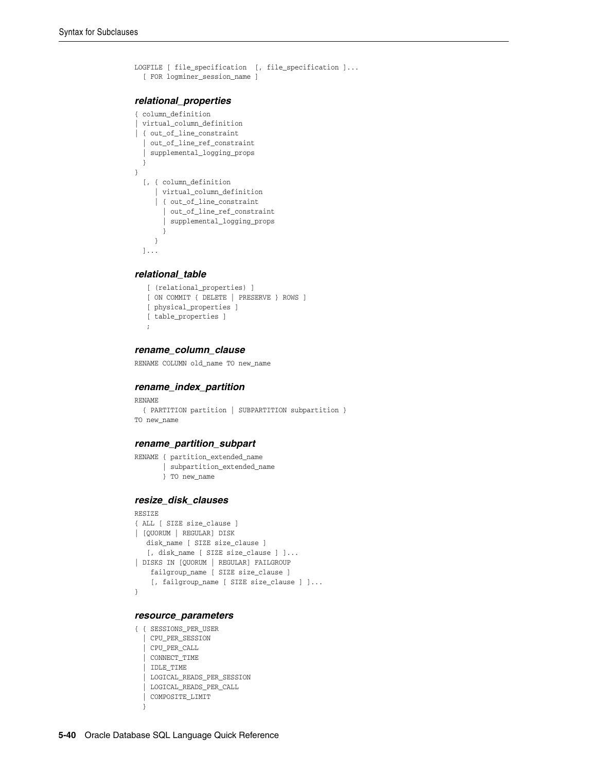```
LOGFILE [ file_specification  [, file_specification ]...
  [ FOR logminer_session_name ]
```

### *relational_properties*

```
{ column_definition
| virtual_column_definition
| { out_of_line_constraint
  | out_of_line_ref_constraint
  | supplemental_logging_props
  }
}
  [, { column_definition
     | virtual_column_definition
     | { out_of_line_constraint
       | out_of_line_ref_constraint
       | supplemental_logging_props
       }
     }
  ]...
```

### *relational_table*

```
   [ (relational_properties) ]
   [ ON COMMIT { DELETE | PRESERVE } ROWS ]
   [ physical_properties ]
   [ table_properties ]
   ;
```

### *rename_column_clause*

```
RENAME COLUMN old_name TO new_name
```

### *rename_index_partition*

```
RENAME
  { PARTITION partition | SUBPARTITION subpartition }
TO new_name
```

### *rename_partition_subpart*

```
RENAME { partition_extended_name
       | subpartition_extended_name
       } TO new_name
```

### *resize_disk_clauses*

```
RESIZE
{ ALL [ SIZE size_clause ]
| [QUORUM | REGULAR] DISK
   disk_name [ SIZE size_clause ]
   [, disk_name [ SIZE size_clause ] ]...
| DISKS IN [QUORUM | REGULAR] FAILGROUP
    failgroup_name [ SIZE size_clause ]
    [, failgroup_name [ SIZE size_clause ] ]...
}
```

### *resource_parameters*

```
{ { SESSIONS_PER_USER
  | CPU_PER_SESSION
  | CPU_PER_CALL
  | CONNECT_TIME
  | IDLE_TIME
  | LOGICAL_READS_PER_SESSION
  | LOGICAL_READS_PER_CALL
  | COMPOSITE_LIMIT
  }
```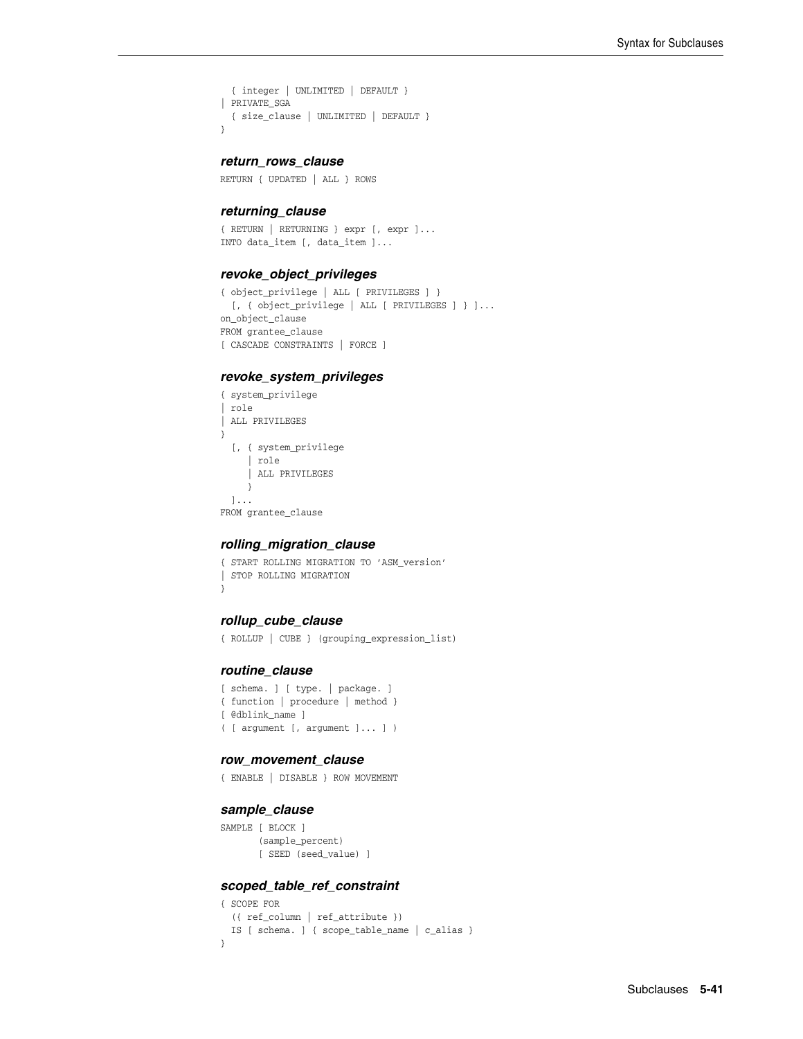```
  { integer | UNLIMITED | DEFAULT }
| PRIVATE_SGA
  { size_clause | UNLIMITED | DEFAULT }
}
```

### *return_rows_clause*

```
RETURN { UPDATED | ALL } ROWS
```

### *returning_clause*

```
{ RETURN | RETURNING } expr [, expr ]...
INTO data_item [, data_item ]...
```

### *revoke_object_privileges*

```
{ object_privilege | ALL [ PRIVILEGES ] }
  [, { object_privilege | ALL [ PRIVILEGES ] } ]...
on_object_clause
FROM grantee_clause
[ CASCADE CONSTRAINTS | FORCE ]
```

### *revoke_system_privileges*

```
{ system_privilege
| role
| ALL PRIVILEGES
}
  [, { system_privilege
     | role
     | ALL PRIVILEGES
     }
  ]...
FROM grantee_clause
```

### *rolling_migration_clause*

```
{ START ROLLING MIGRATION TO 'ASM_version'
| STOP ROLLING MIGRATION
}
```

### *rollup_cube_clause*

```
{ ROLLUP | CUBE } (grouping_expression_list)
```

### *routine_clause*

```
[ schema. ] [ type. | package. ]
{ function | procedure | method }
[ @dblink_name ]
( [ argument [, argument ]... ] )
```

### *row_movement_clause*

```
{ ENABLE | DISABLE } ROW MOVEMENT
```

### *sample_clause*

```
SAMPLE [ BLOCK ]
       (sample_percent)
       [ SEED (seed_value) ]
```

### *scoped_table_ref_constraint*

```
{ SCOPE FOR
  ({ ref_column | ref_attribute })
  IS [ schema. ] { scope_table_name | c_alias }
}
```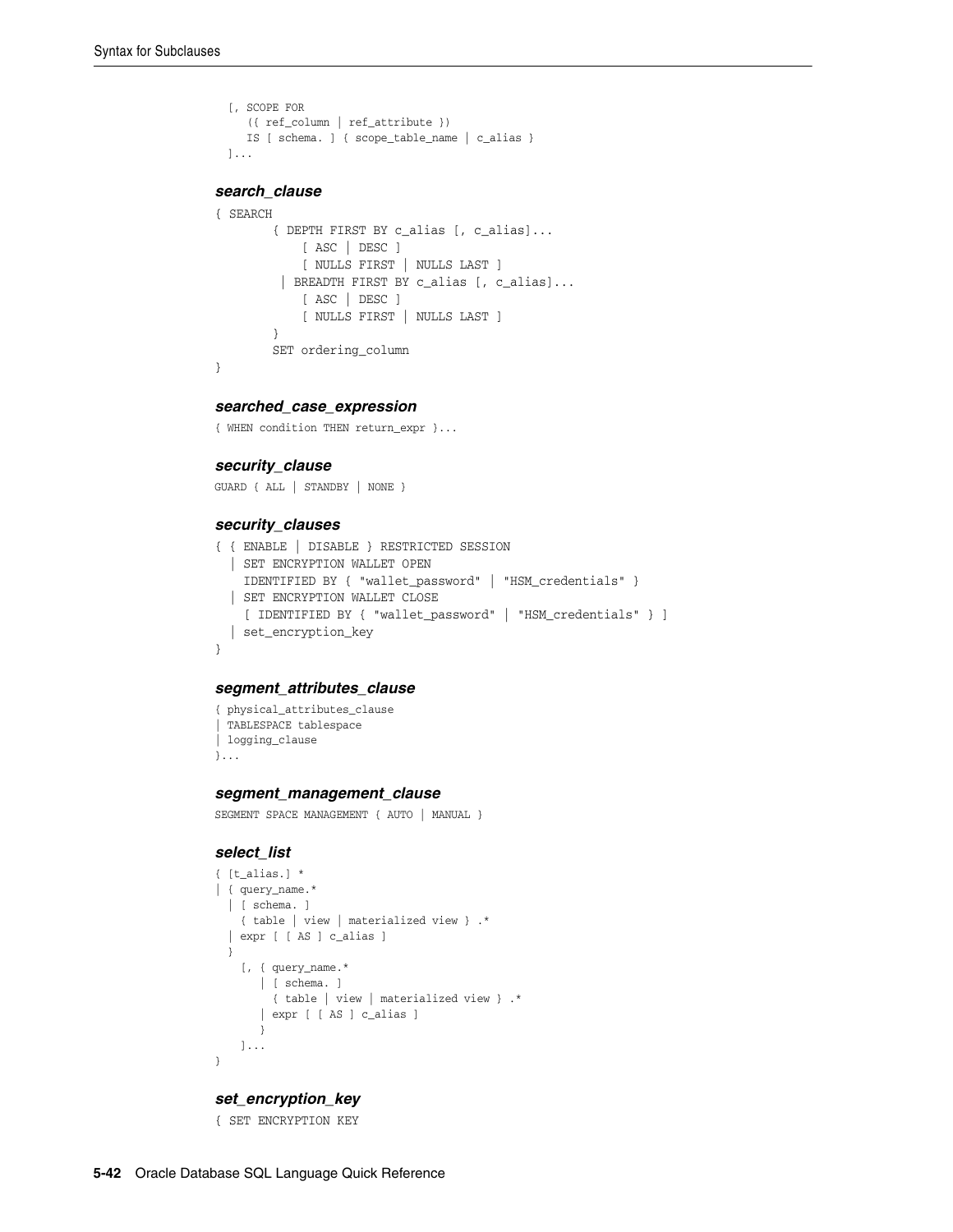```
  [, SCOPE FOR
     ({ ref_column | ref_attribute })
     IS [ schema. ] { scope_table_name | c_alias }
  ]...
```

#### search_clause

```
{ SEARCH
        { DEPTH FIRST BY c_alias [, c_alias]...
            [ ASC | DESC ]
            [ NULLS FIRST | NULLS LAST ]
         | BREADTH FIRST BY c_alias [, c_alias]...
            [ ASC | DESC ]
            [ NULLS FIRST | NULLS LAST ]
        }
        SET ordering_column
}
```

#### searched_case_expression

```
{ WHEN condition THEN return_expr }...
```

#### security_clause

```
GUARD { ALL | STANDBY | NONE }
```

#### security_clauses

```
{ { ENABLE | DISABLE } RESTRICTED SESSION
  | SET ENCRYPTION WALLET OPEN
    IDENTIFIED BY { "wallet_password" | "HSM_credentials" }
  | SET ENCRYPTION WALLET CLOSE
    [ IDENTIFIED BY { "wallet_password" | "HSM_credentials" } ]
  | set_encryption_key
}
```

#### segment_attributes_clause

```
{ physical_attributes_clause
| TABLESPACE tablespace
| logging_clause
}...
```

#### segment_management_clause

```
SEGMENT SPACE MANAGEMENT { AUTO | MANUAL }
```

#### select_list

```
{ [t_alias.] *
| { query_name.*
  | [ schema. ]
    { table | view | materialized view } .*
  | expr [ [ AS ] c_alias ]
  }
    [, { query_name.*
       | [ schema. ]
         { table | view | materialized view } .*
       | expr [ [ AS ] c_alias ]
       }
    ]...
}
```

#### set_encryption_key

```
{ SET ENCRYPTION KEY
```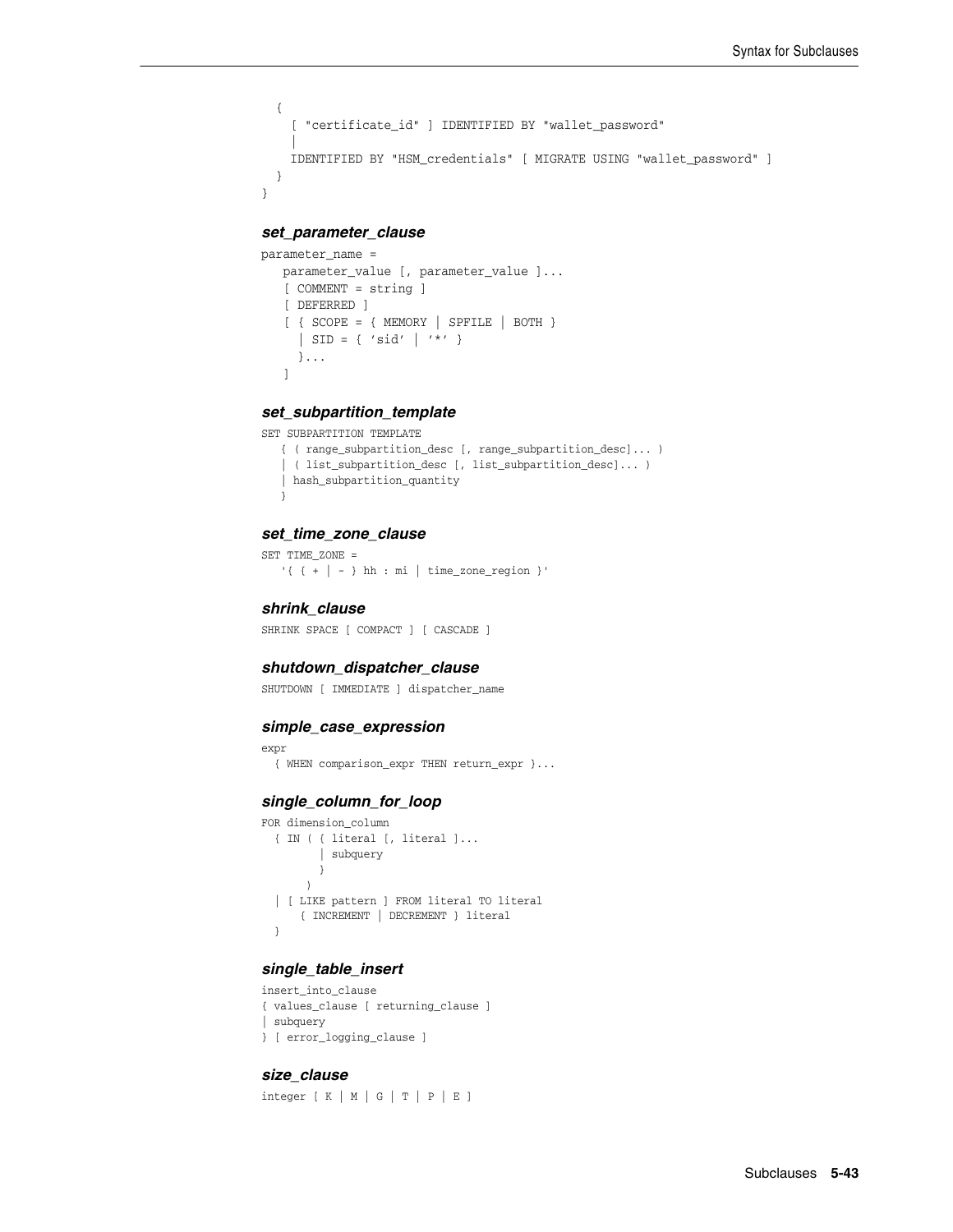```
  {
    [ "certificate_id" ] IDENTIFIED BY "wallet_password"
    |
    IDENTIFIED BY "HSM_credentials" [ MIGRATE USING "wallet_password" ]
  }
}
```

### *set_parameter_clause*

```
parameter_name =
   parameter_value [, parameter_value ]...
   [ COMMENT = string ]
   [ DEFERRED ]
   [ { SCOPE = { MEMORY | SPFILE | BOTH }
     | SID = { 'sid' | '*' }
     }...
   ]
```

### *set_subpartition_template*

```
SET SUBPARTITION TEMPLATE
   { ( range_subpartition_desc [, range_subpartition_desc]... )
   | ( list_subpartition_desc [, list_subpartition_desc]... )
   | hash_subpartition_quantity
   }
```

### *set_time_zone_clause*

```
SET TIME_ZONE =
   '{ { + | - } hh : mi | time_zone_region }'
```

### *shrink_clause*

```
SHRINK SPACE [ COMPACT ] [ CASCADE ]
```

### *shutdown_dispatcher_clause*

```
SHUTDOWN [ IMMEDIATE ] dispatcher_name
```

### *simple_case_expression*

```
expr
  { WHEN comparison_expr THEN return_expr }...
```

### *single_column_for_loop*

```
FOR dimension_column
  { IN ( { literal [, literal ]...
         | subquery
         }
       )
  | [ LIKE pattern ] FROM literal TO literal
      { INCREMENT | DECREMENT } literal
  }
```

### *single_table_insert*

```
insert_into_clause
{ values_clause [ returning_clause ]
| subquery
} [ error_logging_clause ]
```

### *size_clause*

```
integer [ K | M | G | T | P | E ]
```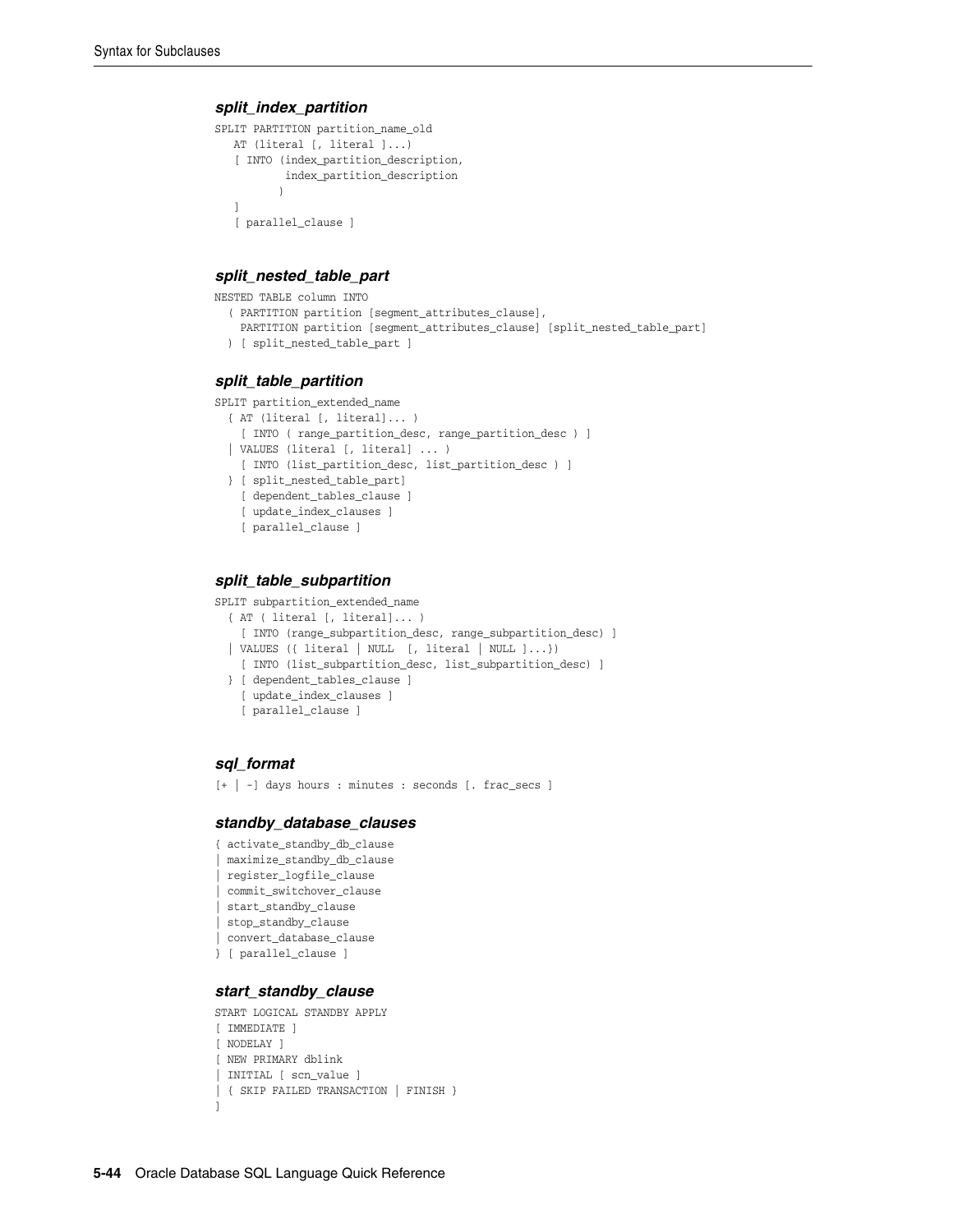### *split_index_partition*

```
SPLIT PARTITION partition_name_old
   AT (literal [, literal ]...)
   [ INTO (index_partition_description,
           index_partition_description
          )
   ]
   [ parallel_clause ]
```

### *split_nested_table_part*

```
NESTED TABLE column INTO
  ( PARTITION partition [segment_attributes_clause],
    PARTITION partition [segment_attributes_clause] [split_nested_table_part]
  ) [ split_nested_table_part ]
```

### *split_table_partition*

```
SPLIT partition_extended_name
  { AT (literal [, literal]... )
    [ INTO ( range_partition_desc, range_partition_desc ) ]
  | VALUES (literal [, literal] ... )
    [ INTO (list_partition_desc, list_partition_desc ) ]
  } [ split_nested_table_part]
    [ dependent_tables_clause ]
    [ update_index_clauses ]
    [ parallel_clause ]
```

### *split_table_subpartition*

```
SPLIT subpartition_extended_name
  { AT ( literal [, literal]... )
    [ INTO (range_subpartition_desc, range_subpartition_desc) ]
  | VALUES ({ literal | NULL  [, literal | NULL ]...})
    [ INTO (list_subpartition_desc, list_subpartition_desc) ]
  } [ dependent_tables_clause ]
    [ update_index_clauses ]
    [ parallel_clause ]
```

### *sql_format*

```
[+ | -] days hours : minutes : seconds [. frac_secs ]
```

### *standby_database_clauses*

```
{ activate_standby_db_clause
| maximize_standby_db_clause
| register_logfile_clause
| commit_switchover_clause
| start_standby_clause
| stop_standby_clause
| convert_database_clause
} [ parallel_clause ]
```

### *start_standby_clause*

```
START LOGICAL STANDBY APPLY
[ IMMEDIATE ]
[ NODELAY ]
[ NEW PRIMARY dblink
| INITIAL [ scn_value ]
| { SKIP FAILED TRANSACTION | FINISH }
]
```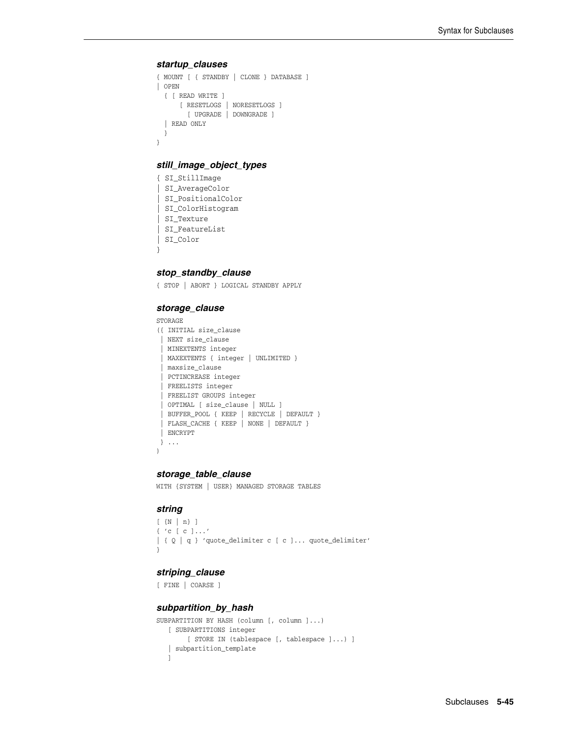### *startup_clauses*

```
{ MOUNT [ { STANDBY | CLONE } DATABASE ]
| OPEN
  { [ READ WRITE ]
      [ RESETLOGS | NORESETLOGS ]
        [ UPGRADE | DOWNGRADE ]
  | READ ONLY
  }
}
```

### *still_image_object_types*

```
{ SI_StillImage
| SI_AverageColor
| SI_PositionalColor
| SI_ColorHistogram
| SI_Texture
| SI_FeatureList
| SI_Color
}
```

### *stop_standby_clause*

```
{ STOP | ABORT } LOGICAL STANDBY APPLY
```

### *storage_clause*

```
STORAGE
({ INITIAL size_clause
 | NEXT size_clause
 | MINEXTENTS integer
 | MAXEXTENTS { integer | UNLIMITED }
 | maxsize_clause
 | PCTINCREASE integer
 | FREELISTS integer
 | FREELIST GROUPS integer
 | OPTIMAL [ size_clause | NULL ]
 | BUFFER_POOL { KEEP | RECYCLE | DEFAULT }
 | FLASH_CACHE { KEEP | NONE | DEFAULT }
 | ENCRYPT
 } ...
)
```

### *storage_table_clause*

```
WITH {SYSTEM | USER} MANAGED STORAGE TABLES
```

### *string*

```
[ {N | n} ]
{ 'c [ c ]...'
| { Q | q } 'quote_delimiter c [ c ]... quote_delimiter'
}
```

### *striping_clause*

```
[ FINE | COARSE ]
```

### *subpartition_by_hash*

```
SUBPARTITION BY HASH (column [, column ]...)
   [ SUBPARTITIONS integer
        [ STORE IN (tablespace [, tablespace ]...) ]
   | subpartition_template
   ]
```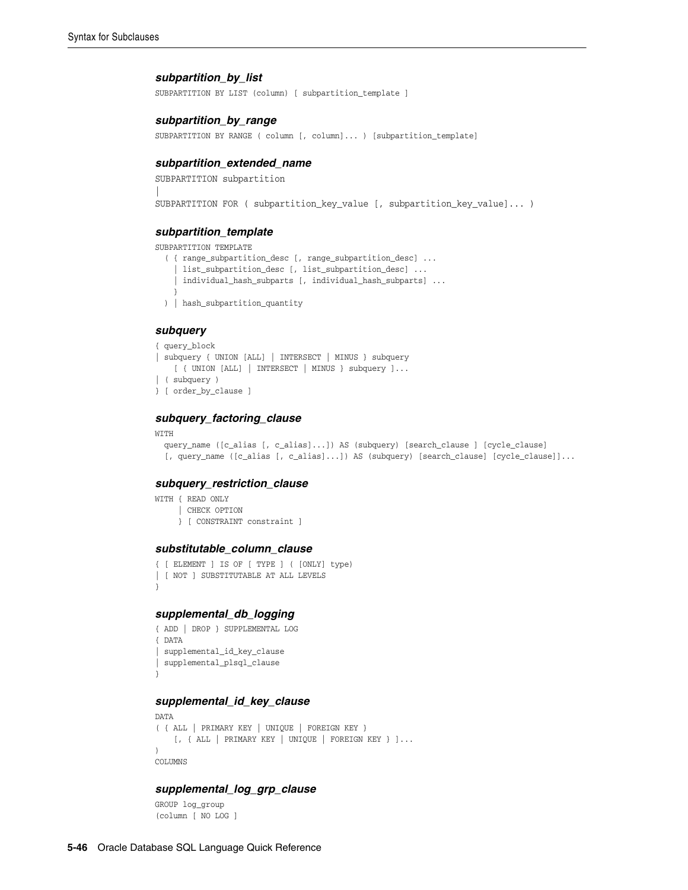### *subpartition_by_list*

```
SUBPARTITION BY LIST (column) [ subpartition_template ]
```

### *subpartition_by_range*

```
SUBPARTITION BY RANGE ( column [, column]... ) [subpartition_template]
```

### *subpartition_extended_name*

```
SUBPARTITION subpartition
|
SUBPARTITION FOR ( subpartition_key_value [, subpartition_key_value]... )
```

### *subpartition_template*

```
SUBPARTITION TEMPLATE
  ( { range_subpartition_desc [, range_subpartition_desc] ...
    | list_subpartition_desc [, list_subpartition_desc] ...
    | individual_hash_subparts [, individual_hash_subparts] ...
    }
  ) | hash_subpartition_quantity
```

### *subquery*

```
{ query_block
| subquery { UNION [ALL] | INTERSECT | MINUS } subquery
    [ { UNION [ALL] | INTERSECT | MINUS } subquery ]...
| ( subquery )
} [ order_by_clause ]
```

### *subquery_factoring_clause*

```
WITH
  query_name ([c_alias [, c_alias]...]) AS (subquery) [search_clause ] [cycle_clause]
  [, query_name ([c_alias [, c_alias]...]) AS (subquery) [search_clause] [cycle_clause]]...
```

### *subquery_restriction_clause*

```
WITH { READ ONLY
     | CHECK OPTION
     } [ CONSTRAINT constraint ]
```

### *substitutable_column_clause*

```
{ [ ELEMENT ] IS OF [ TYPE ] ( [ONLY] type)
| [ NOT ] SUBSTITUTABLE AT ALL LEVELS
}
```

### *supplemental_db_logging*

```
{ ADD | DROP } SUPPLEMENTAL LOG
{ DATA
| supplemental_id_key_clause
| supplemental_plsql_clause
}
```

### *supplemental_id_key_clause*

```
DATA
( { ALL | PRIMARY KEY | UNIQUE | FOREIGN KEY }
    [, { ALL | PRIMARY KEY | UNIQUE | FOREIGN KEY } ]...
)
COLUMNS
```

### *supplemental_log_grp_clause*

```
GROUP log_group
(column [ NO LOG ]
```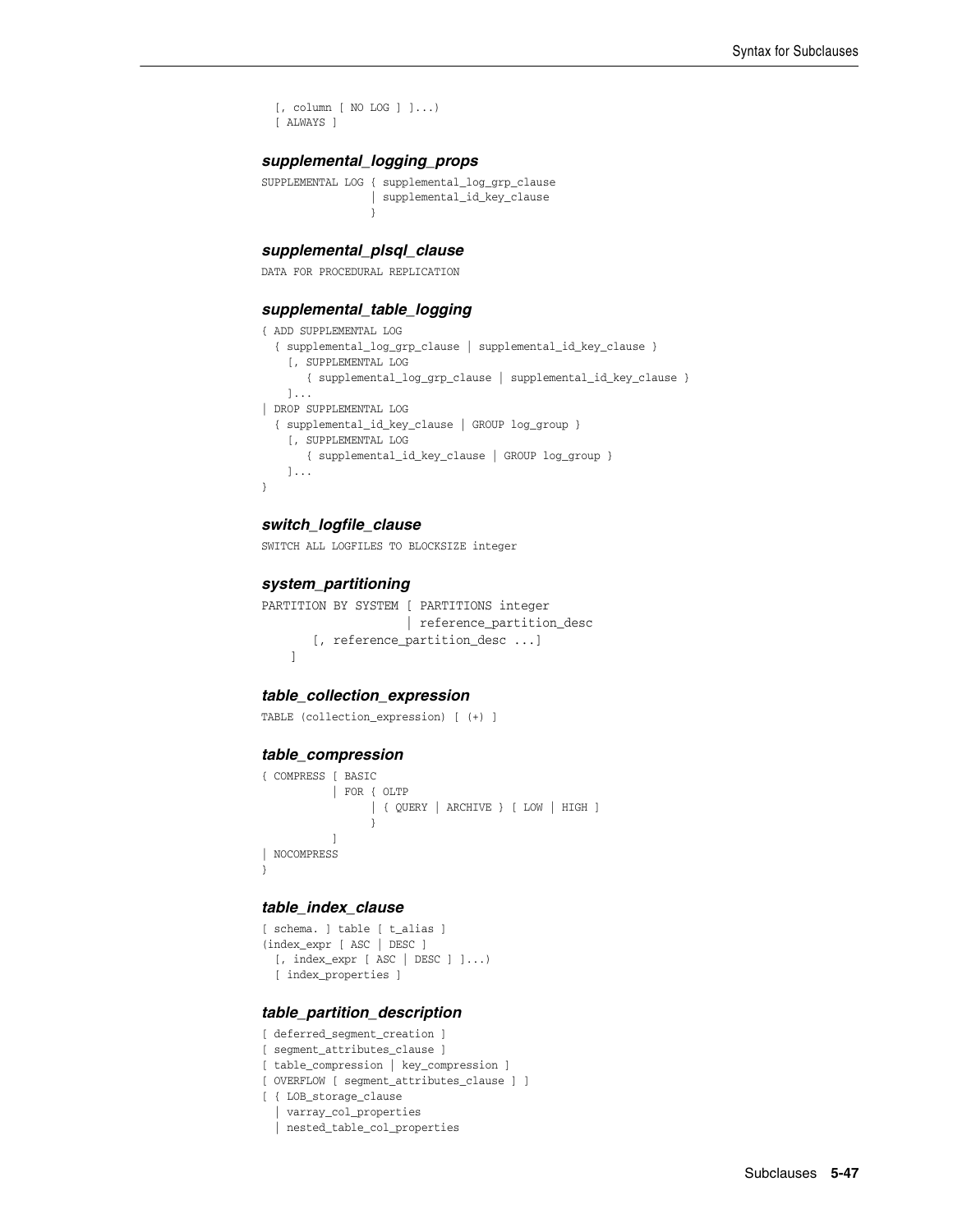```
  [, column [ NO LOG ] ]...)
  [ ALWAYS ]
```

### *supplemental_logging_props*

```
SUPPLEMENTAL LOG { supplemental_log_grp_clause
                 | supplemental_id_key_clause
                 }
```

### *supplemental_plsql_clause*

```
DATA FOR PROCEDURAL REPLICATION
```

### *supplemental_table_logging*

```
{ ADD SUPPLEMENTAL LOG
  { supplemental_log_grp_clause | supplemental_id_key_clause }
    [, SUPPLEMENTAL LOG
       { supplemental_log_grp_clause | supplemental_id_key_clause }
    ]...
| DROP SUPPLEMENTAL LOG
  { supplemental_id_key_clause | GROUP log_group }
    [, SUPPLEMENTAL LOG
       { supplemental_id_key_clause | GROUP log_group }
    ]...
}
```

### *switch_logfile_clause*

```
SWITCH ALL LOGFILES TO BLOCKSIZE integer
```

### *system_partitioning*

```
PARTITION BY SYSTEM [ PARTITIONS integer
                    | reference_partition_desc
       [, reference_partition_desc ...]
    ]
```

### *table_collection_expression*

```
TABLE (collection_expression) [ (+) ]
```

### *table_compression*

```
{ COMPRESS [ BASIC
           | FOR { OLTP
                 | { QUERY | ARCHIVE } [ LOW | HIGH ]
                 }
           ]
| NOCOMPRESS
}
```

### *table_index_clause*

```
[ schema. ] table [ t_alias ]
(index_expr [ ASC | DESC ]
  [, index_expr [ ASC | DESC ] ]...)
  [ index_properties ]
```

### *table_partition_description*

```
[ deferred_segment_creation ]
[ segment_attributes_clause ]
[ table_compression | key_compression ]
[ OVERFLOW [ segment_attributes_clause ] ]
[ { LOB_storage_clause
  | varray_col_properties
  | nested_table_col_properties
```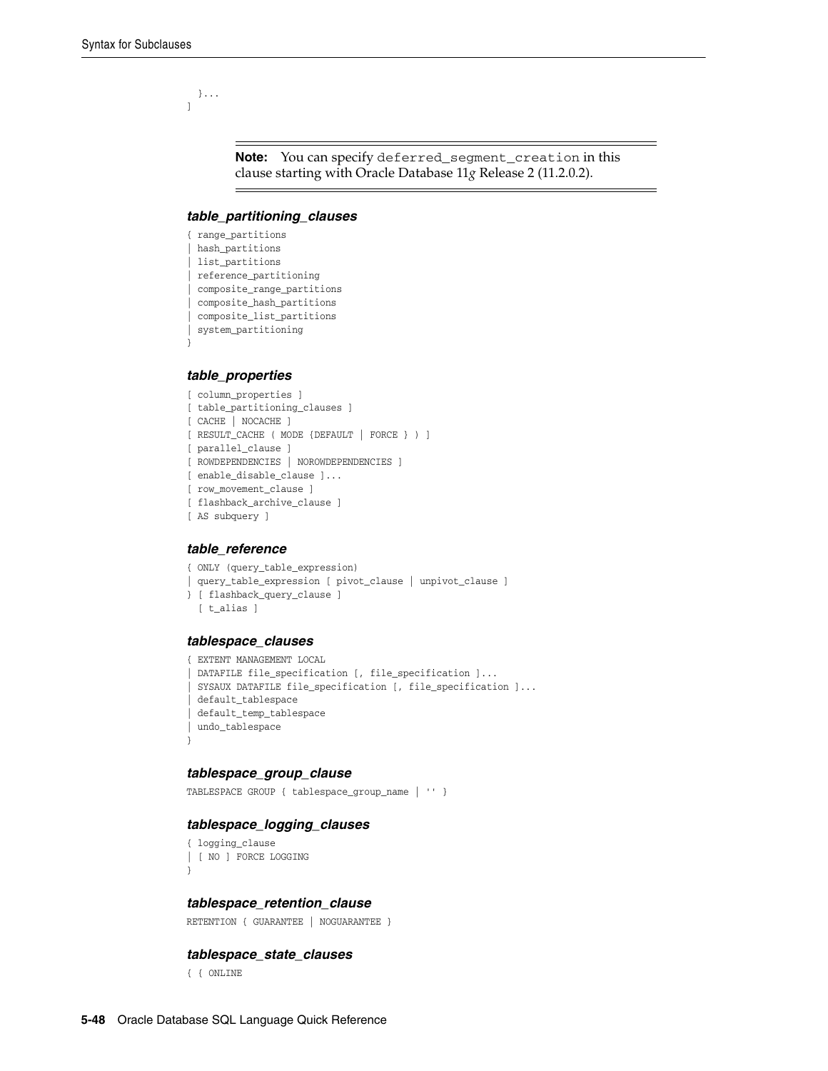```
  }...
]
```

> **Note:** You can specify `deferred_segment_creation` in this clause starting with Oracle Database 11*g* Release 2 (11.2.0.2).

### *table_partitioning_clauses*

```
{ range_partitions
| hash_partitions
| list_partitions
| reference_partitioning
| composite_range_partitions
| composite_hash_partitions
| composite_list_partitions
| system_partitioning
}
```

### *table_properties*

```
[ column_properties ]
[ table_partitioning_clauses ]
[ CACHE | NOCACHE ]
[ RESULT_CACHE ( MODE {DEFAULT | FORCE } ) ]
[ parallel_clause ]
[ ROWDEPENDENCIES | NOROWDEPENDENCIES ]
[ enable_disable_clause ]...
[ row_movement_clause ]
[ flashback_archive_clause ]
[ AS subquery ]
```

### *table_reference*

```
{ ONLY (query_table_expression)
| query_table_expression [ pivot_clause | unpivot_clause ]
} [ flashback_query_clause ]
  [ t_alias ]
```

### *tablespace_clauses*

```
{ EXTENT MANAGEMENT LOCAL
| DATAFILE file_specification [, file_specification ]...
| SYSAUX DATAFILE file_specification [, file_specification ]...
| default_tablespace
| default_temp_tablespace
| undo_tablespace
}
```

### *tablespace_group_clause*

```
TABLESPACE GROUP { tablespace_group_name | '' }
```

### *tablespace_logging_clauses*

```
{ logging_clause
| [ NO ] FORCE LOGGING
}
```

### *tablespace_retention_clause*

```
RETENTION { GUARANTEE | NOGUARANTEE }
```

### *tablespace_state_clauses*

```
{ { ONLINE
```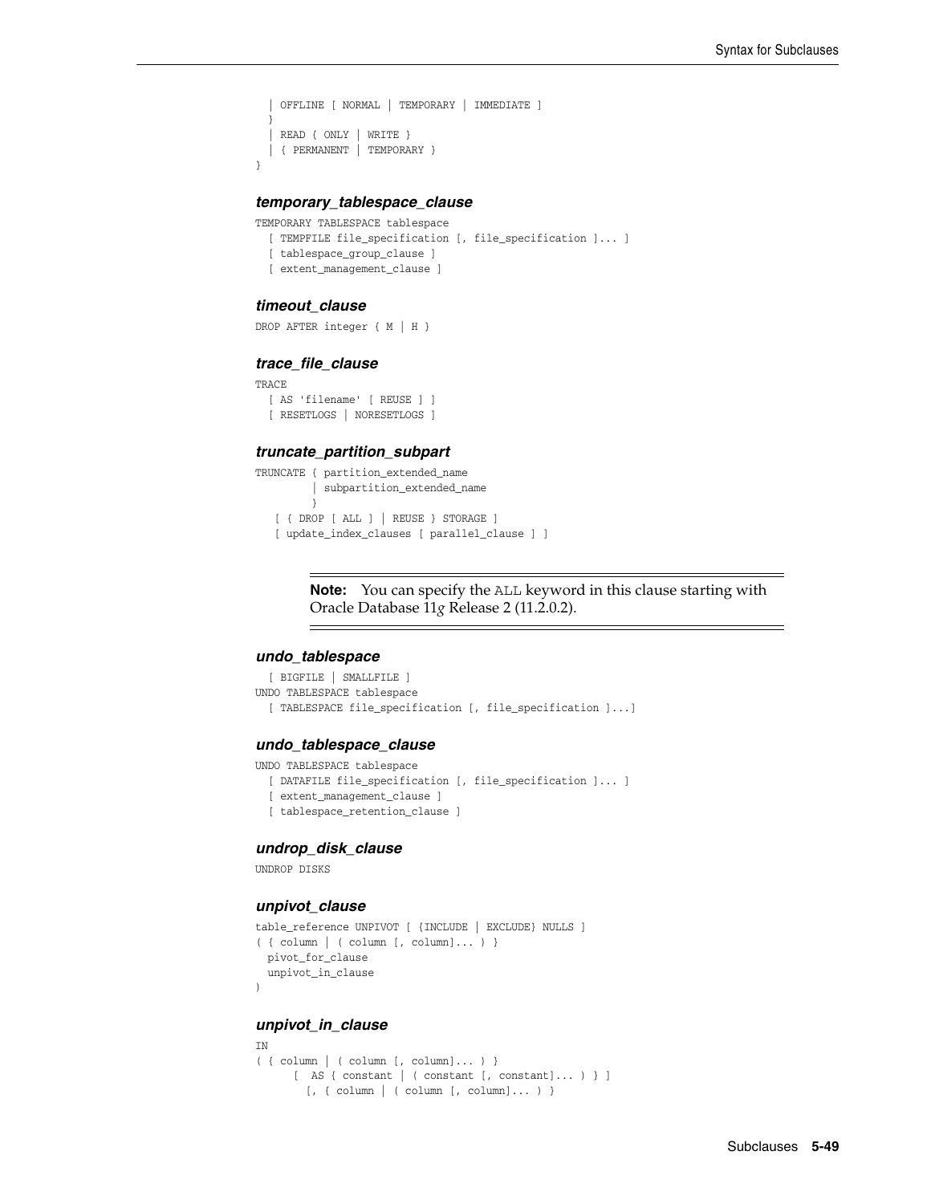```
  | OFFLINE [ NORMAL | TEMPORARY | IMMEDIATE ]
  }
  | READ { ONLY | WRITE }
  | { PERMANENT | TEMPORARY }
}
```

### *temporary_tablespace_clause*

```
TEMPORARY TABLESPACE tablespace
  [ TEMPFILE file_specification [, file_specification ]... ]
  [ tablespace_group_clause ]
  [ extent_management_clause ]
```

### *timeout_clause*

```
DROP AFTER integer { M | H }
```

### *trace_file_clause*

```
TRACE
  [ AS 'filename' [ REUSE ] ]
  [ RESETLOGS | NORESETLOGS ]
```

### *truncate_partition_subpart*

```
TRUNCATE { partition_extended_name
         | subpartition_extended_name
         }
   [ { DROP [ ALL ] | REUSE } STORAGE ]
   [ update_index_clauses [ parallel_clause ] ]
```

> **Note:** You can specify the ALL keyword in this clause starting with Oracle Database 11*g* Release 2 (11.2.0.2).

### *undo_tablespace*

```
  [ BIGFILE | SMALLFILE ]
UNDO TABLESPACE tablespace
  [ TABLESPACE file_specification [, file_specification ]...]
```

### *undo_tablespace_clause*

```
UNDO TABLESPACE tablespace
  [ DATAFILE file_specification [, file_specification ]... ]
  [ extent_management_clause ]
  [ tablespace_retention_clause ]
```

### *undrop_disk_clause*

```
UNDROP DISKS
```

### *unpivot_clause*

```
table_reference UNPIVOT [ {INCLUDE | EXCLUDE} NULLS ]
( { column | ( column [, column]... ) }
  pivot_for_clause
  unpivot_in_clause
)
```

### *unpivot_in_clause*

```
IN
( { column | ( column [, column]... ) }
      [  AS { constant | ( constant [, constant]... ) } ]
        [, { column | ( column [, column]... ) }
```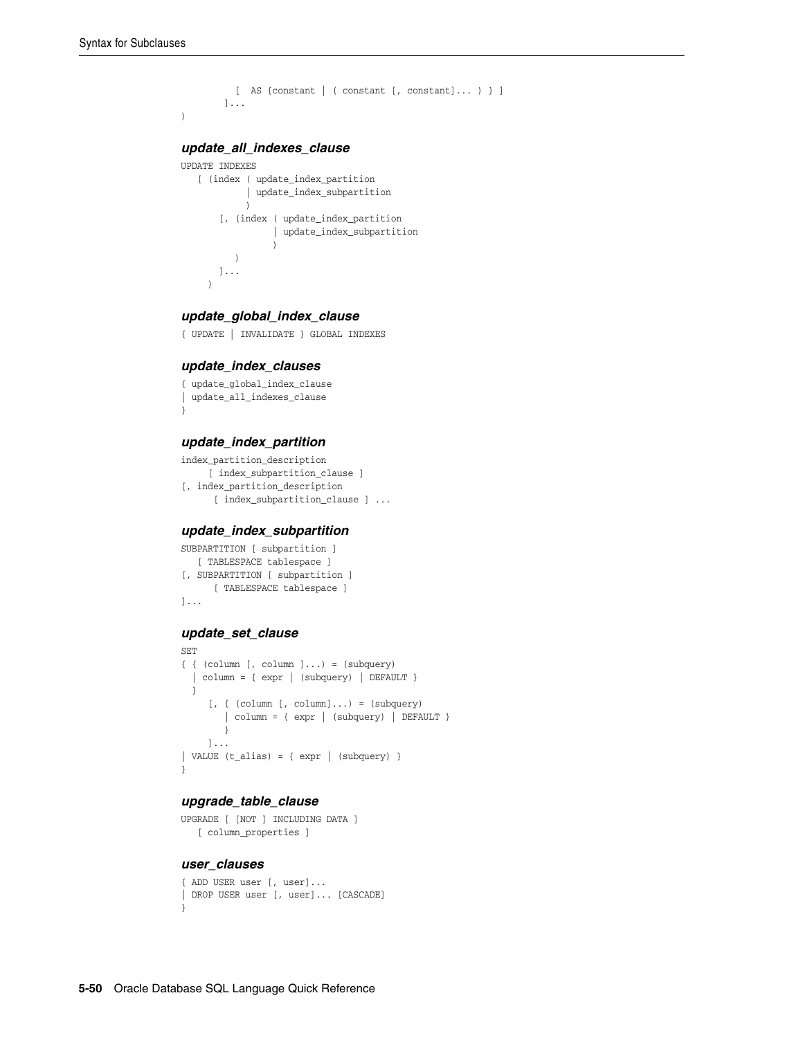```
          [  AS {constant | ( constant [, constant]... ) } ]
        ]...
)
```

### *update_all_indexes_clause*

```
UPDATE INDEXES
   [ (index ( update_index_partition
            | update_index_subpartition
            )
       [, (index ( update_index_partition
                 | update_index_subpartition
                 )
          )
       ]...
     )
```

### *update_global_index_clause*

```
{ UPDATE | INVALIDATE } GLOBAL INDEXES
```

### *update_index_clauses*

```
{ update_global_index_clause
| update_all_indexes_clause
}
```

### *update_index_partition*

```
index_partition_description
     [ index_subpartition_clause ]
[, index_partition_description
      [ index_subpartition_clause ] ...
```

### *update_index_subpartition*

```
SUBPARTITION [ subpartition ]
   [ TABLESPACE tablespace ]
[, SUBPARTITION [ subpartition ]
      [ TABLESPACE tablespace ]
]...
```

### *update_set_clause*

```
SET
{ { (column [, column ]...) = (subquery)
  | column = { expr | (subquery) | DEFAULT }
  }
     [, { (column [, column]...) = (subquery)
        | column = { expr | (subquery) | DEFAULT }
        }
     ]...
| VALUE (t_alias) = { expr | (subquery) }
}
```

### *upgrade_table_clause*

```
UPGRADE [ [NOT ] INCLUDING DATA ]
   [ column_properties ]
```

### *user_clauses*

```
{ ADD USER user [, user]...
| DROP USER user [, user]... [CASCADE]
}
```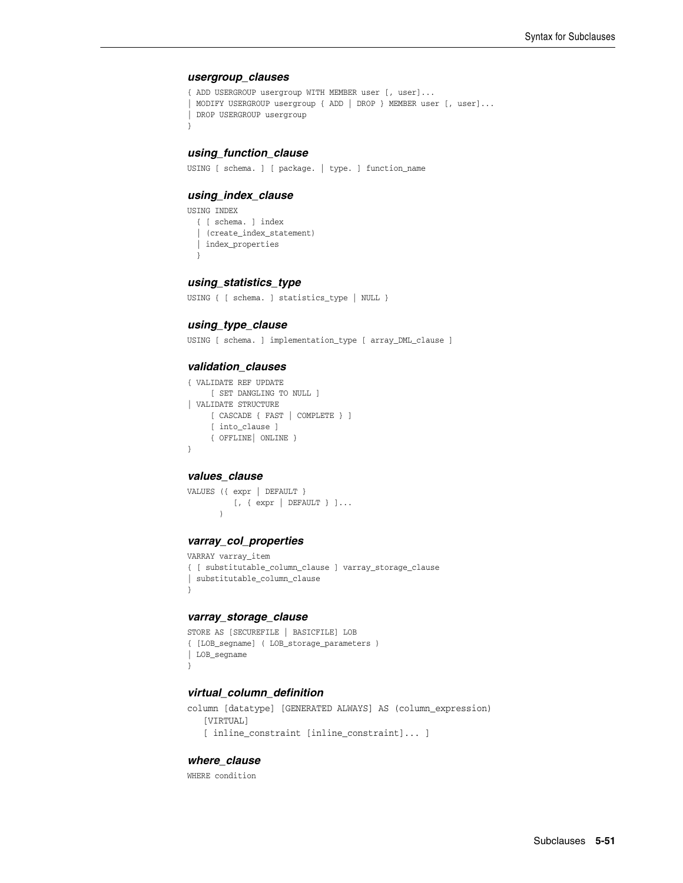### *usergroup_clauses*

```
{ ADD USERGROUP usergroup WITH MEMBER user [, user]...
| MODIFY USERGROUP usergroup { ADD | DROP } MEMBER user [, user]...
| DROP USERGROUP usergroup
}
```

### *using_function_clause*

```
USING [ schema. ] [ package. | type. ] function_name
```

### *using_index_clause*

```
USING INDEX
  { [ schema. ] index
  | (create_index_statement)
  | index_properties
  }
```

### *using_statistics_type*

```
USING { [ schema. ] statistics_type | NULL }
```

### *using_type_clause*

```
USING [ schema. ] implementation_type [ array_DML_clause ]
```

### *validation_clauses*

```
{ VALIDATE REF UPDATE
     [ SET DANGLING TO NULL ]
| VALIDATE STRUCTURE
     [ CASCADE { FAST | COMPLETE } ]
     [ into_clause ]
     { OFFLINE| ONLINE }
}
```

### *values_clause*

```
VALUES ({ expr | DEFAULT }
          [, { expr | DEFAULT } ]...
       )
```

### *varray_col_properties*

```
VARRAY varray_item
{ [ substitutable_column_clause ] varray_storage_clause
| substitutable_column_clause
}
```

### *varray_storage_clause*

```
STORE AS [SECUREFILE | BASICFILE] LOB
{ [LOB_segname] ( LOB_storage_parameters )
| LOB_segname
}
```

### *virtual_column_definition*

```
column [datatype] [GENERATED ALWAYS] AS (column_expression)
   [VIRTUAL]
   [ inline_constraint [inline_constraint]... ]
```

### *where_clause*

```
WHERE condition
```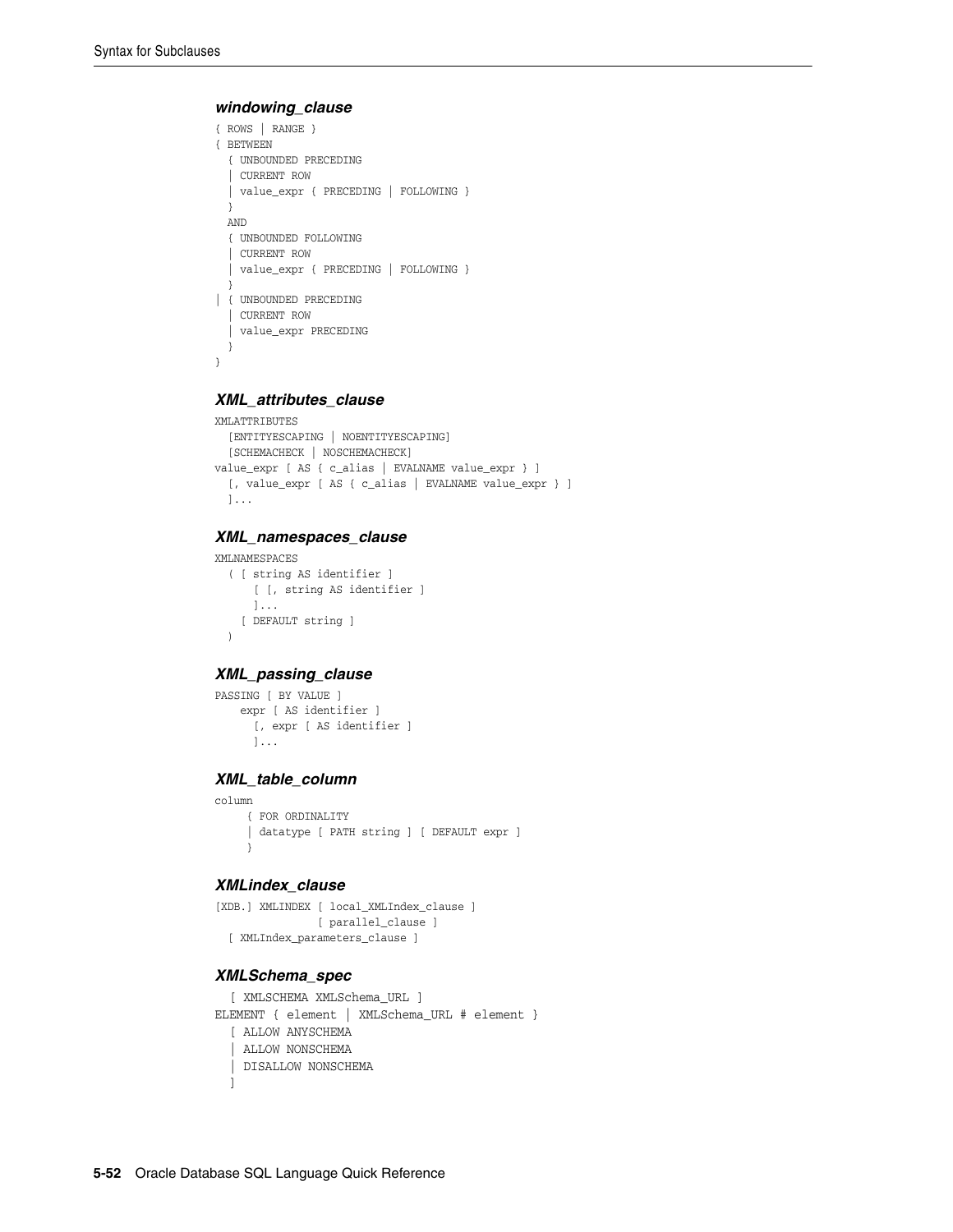#### *windowing_clause*

```
{ ROWS | RANGE }
{ BETWEEN
  { UNBOUNDED PRECEDING
  | CURRENT ROW
  | value_expr { PRECEDING | FOLLOWING }
  }
  AND
  { UNBOUNDED FOLLOWING
  | CURRENT ROW
  | value_expr { PRECEDING | FOLLOWING }
  }
| { UNBOUNDED PRECEDING
  | CURRENT ROW
  | value_expr PRECEDING
  }
}
```

#### *XML_attributes_clause*

```
XMLATTRIBUTES
  [ENTITYESCAPING | NOENTITYESCAPING]
  [SCHEMACHECK | NOSCHEMACHECK]
value_expr [ AS { c_alias | EVALNAME value_expr } ]
  [, value_expr [ AS { c_alias | EVALNAME value_expr } ]
  ]...
```

#### *XML_namespaces_clause*

```
XMLNAMESPACES
  ( [ string AS identifier ]
      [ [, string AS identifier ]
      ]...
    [ DEFAULT string ]
  )
```

#### *XML_passing_clause*

```
PASSING [ BY VALUE ]
    expr [ AS identifier ]
      [, expr [ AS identifier ]
      ]...
```

#### *XML_table_column*

```
column
     { FOR ORDINALITY
     | datatype [ PATH string ] [ DEFAULT expr ]
     }
```

#### *XMLindex_clause*

```
[XDB.] XMLINDEX [ local_XMLIndex_clause ]
                [ parallel_clause ]
  [ XMLIndex_parameters_clause ]
```

#### *XMLSchema_spec*

```
  [ XMLSCHEMA XMLSchema_URL ]
ELEMENT { element | XMLSchema_URL # element }
  [ ALLOW ANYSCHEMA
  | ALLOW NONSCHEMA
  | DISALLOW NONSCHEMA
  ]
```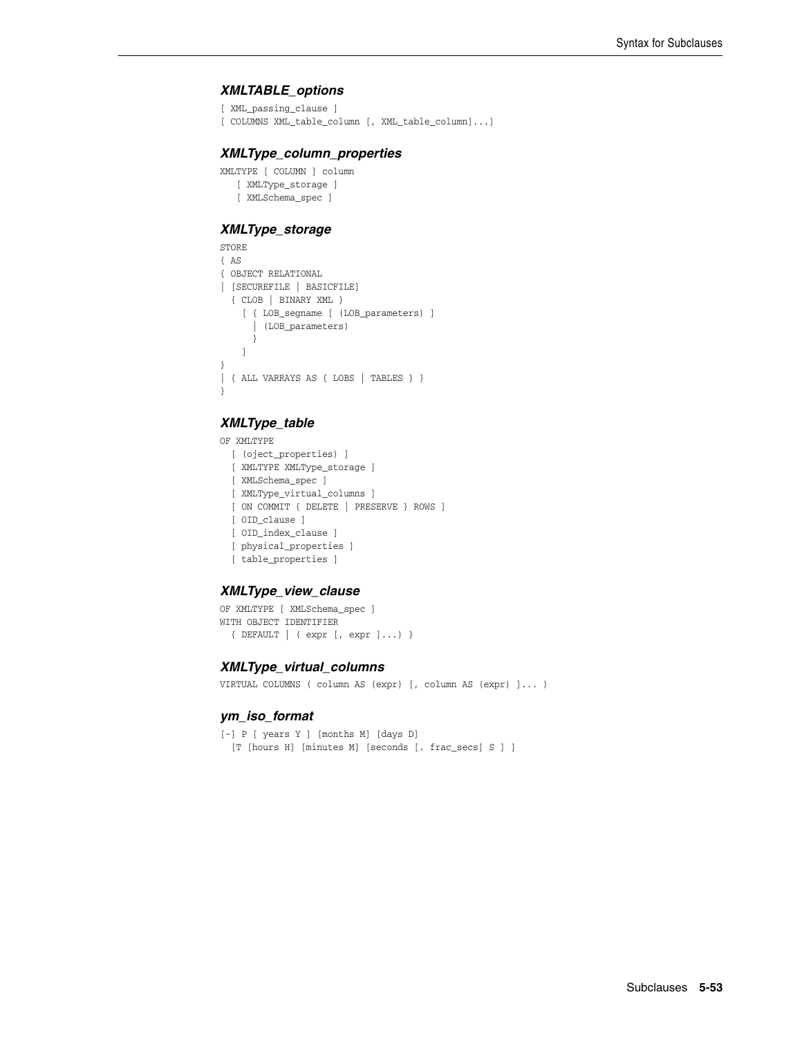### *XMLTABLE_options*

```
[ XML_passing_clause ]
[ COLUMNS XML_table_column [, XML_table_column]...]
```

### *XMLType_column_properties*

```
XMLTYPE [ COLUMN ] column
   [ XMLType_storage ]
   [ XMLSchema_spec ]
```

### *XMLType_storage*

```
STORE
{ AS
{ OBJECT RELATIONAL
| [SECUREFILE | BASICFILE]
  { CLOB | BINARY XML }
    [ { LOB_segname [ (LOB_parameters) ]
      | (LOB_parameters)
      }
    ]
}
| { ALL VARRAYS AS { LOBS | TABLES } }
}
```

### *XMLType_table*

```
OF XMLTYPE
  [ (oject_properties) ]
  [ XMLTYPE XMLType_storage ]
  [ XMLSchema_spec ]
  [ XMLType_virtual_columns ]
  [ ON COMMIT { DELETE | PRESERVE } ROWS ]
  [ OID_clause ]
  [ OID_index_clause ]
  [ physical_properties ]
  [ table_properties ]
```

### *XMLType_view_clause*

```
OF XMLTYPE [ XMLSchema_spec ]
WITH OBJECT IDENTIFIER
  { DEFAULT | ( expr [, expr ]...) }
```

### *XMLType_virtual_columns*

```
VIRTUAL COLUMNS ( column AS (expr) [, column AS (expr) ]... )
```

### *ym_iso_format*

```
[-] P [ years Y ] [months M] [days D]
  [T [hours H] [minutes M] [seconds [. frac_secs] S ] ]
```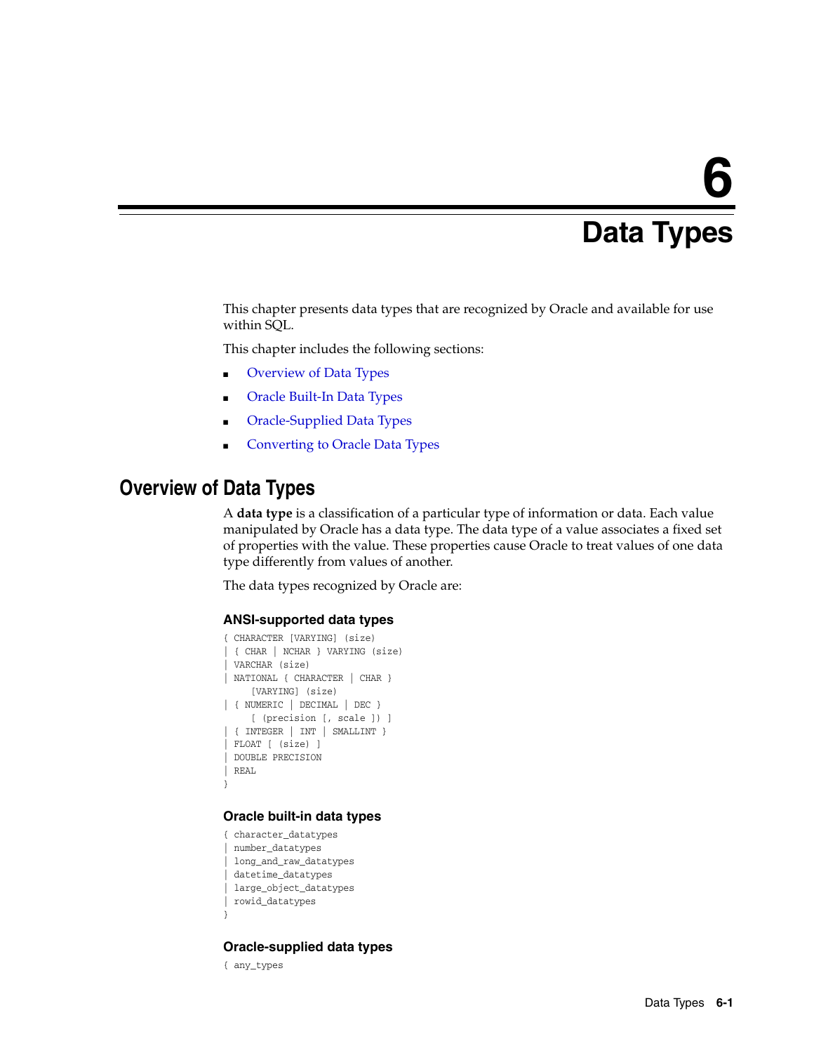# 6 Data Types

This chapter presents data types that are recognized by Oracle and available for use within SQL.

This chapter includes the following sections:

- Overview of Data Types
- Oracle Built-In Data Types
- Oracle-Supplied Data Types
- Converting to Oracle Data Types

## Overview of Data Types

A **data type** is a classification of a particular type of information or data. Each value manipulated by Oracle has a data type. The data type of a value associates a fixed set of properties with the value. These properties cause Oracle to treat values of one data type differently from values of another.

The data types recognized by Oracle are:

### ANSI-supported data types

```
{ CHARACTER [VARYING] (size)
| { CHAR | NCHAR } VARYING (size)
| VARCHAR (size)
| NATIONAL { CHARACTER | CHAR }
    [VARYING] (size)
| { NUMERIC | DECIMAL | DEC }
    [ (precision [, scale ]) ]
| { INTEGER | INT | SMALLINT }
| FLOAT [ (size) ]
| DOUBLE PRECISION
| REAL
}
```

### Oracle built-in data types

```
{ character_datatypes
| number_datatypes
| long_and_raw_datatypes
| datetime_datatypes
| large_object_datatypes
| rowid_datatypes
}
```

### Oracle-supplied data types

```
{ any_types
```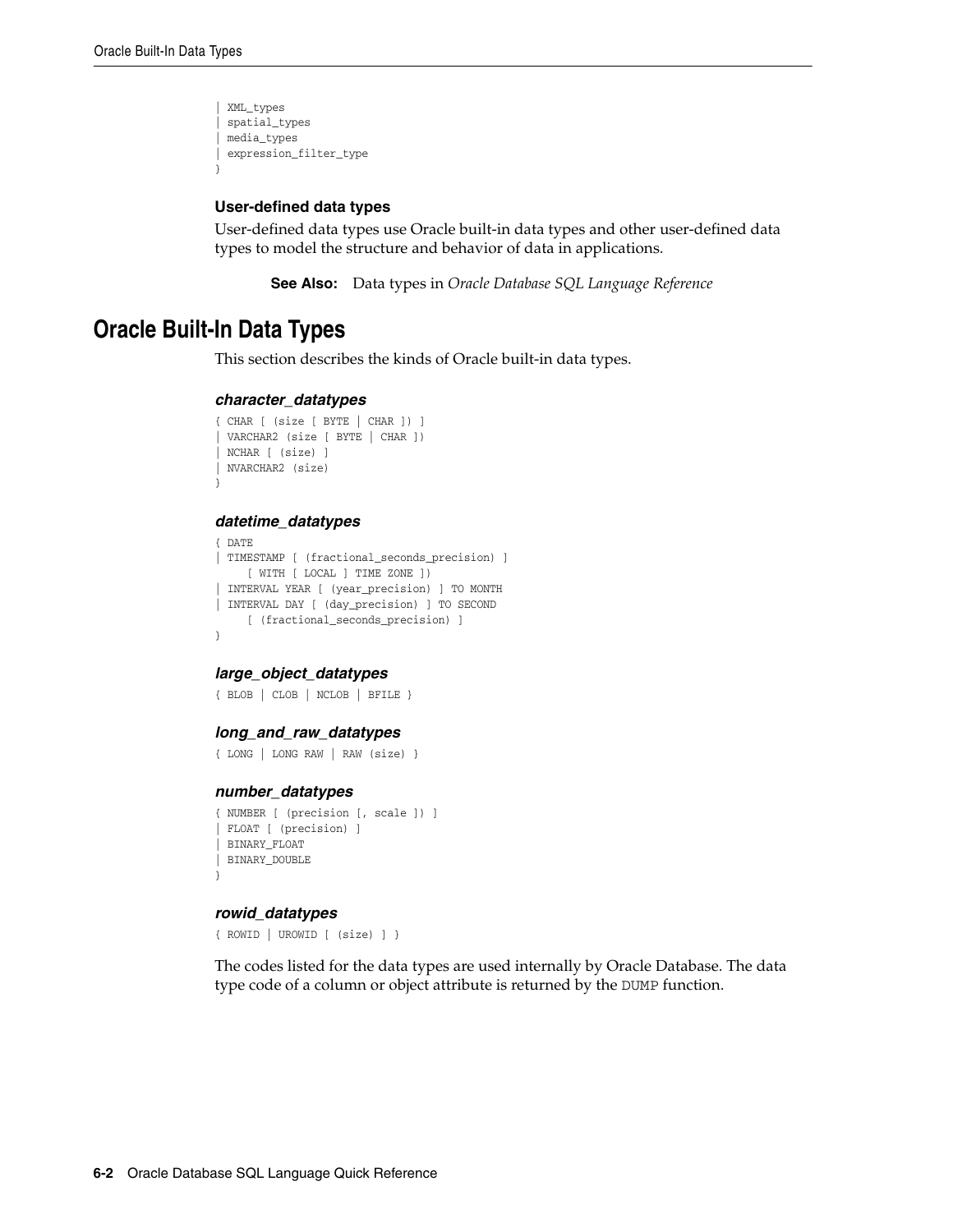```
| XML_types
| spatial_types
| media_types
| expression_filter_type
}
```

### User-defined data types

User-defined data types use Oracle built-in data types and other user-defined data types to model the structure and behavior of data in applications.

> **See Also:** Data types in *Oracle Database SQL Language Reference*

## Oracle Built-In Data Types

This section describes the kinds of Oracle built-in data types.

#### *character_datatypes*

```
{ CHAR [ (size [ BYTE | CHAR ]) ]
| VARCHAR2 (size [ BYTE | CHAR ])
| NCHAR [ (size) ]
| NVARCHAR2 (size)
}
```

#### *datetime_datatypes*

```
{ DATE
| TIMESTAMP [ (fractional_seconds_precision) ]
     [ WITH [ LOCAL ] TIME ZONE ])
| INTERVAL YEAR [ (year_precision) ] TO MONTH
| INTERVAL DAY [ (day_precision) ] TO SECOND
     [ (fractional_seconds_precision) ]
}
```

#### *large_object_datatypes*

```
{ BLOB | CLOB | NCLOB | BFILE }
```

#### *long_and_raw_datatypes*

```
{ LONG | LONG RAW | RAW (size) }
```

#### *number_datatypes*

```
{ NUMBER [ (precision [, scale ]) ]
| FLOAT [ (precision) ]
| BINARY_FLOAT
| BINARY_DOUBLE
}
```

#### *rowid_datatypes*

```
{ ROWID | UROWID [ (size) ] }
```

The codes listed for the data types are used internally by Oracle Database. The data type code of a column or object attribute is returned by the DUMP function.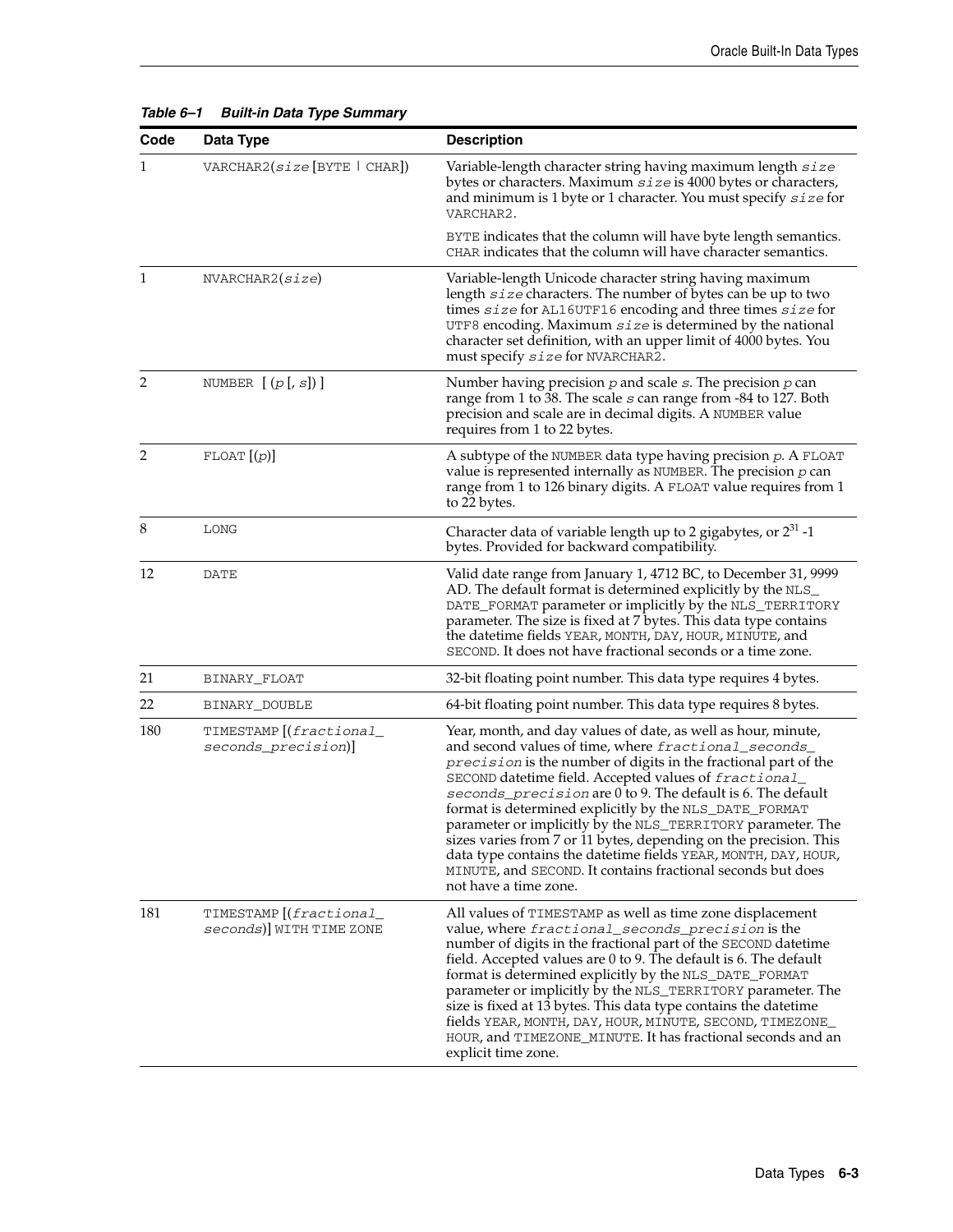*Table 6–1 Built-in Data Type Summary*

| Code | Data Type | Description |
|---|---|---|
| 1 | VARCHAR2(*size* [BYTE \| CHAR]) | Variable-length character string having maximum length *size* bytes or characters. Maximum *size* is 4000 bytes or characters, and minimum is 1 byte or 1 character. You must specify *size* for VARCHAR2.<br><br>BYTE indicates that the column will have byte length semantics. CHAR indicates that the column will have character semantics. |
| 1 | NVARCHAR2(*size*) | Variable-length Unicode character string having maximum length *size* characters. The number of bytes can be up to two times *size* for AL16UTF16 encoding and three times *size* for UTF8 encoding. Maximum *size* is determined by the national character set definition, with an upper limit of 4000 bytes. You must specify *size* for NVARCHAR2. |
| 2 | NUMBER [ (*p* [, *s*]) ] | Number having precision *p* and scale *s*. The precision *p* can range from 1 to 38. The scale *s* can range from -84 to 127. Both precision and scale are in decimal digits. A NUMBER value requires from 1 to 22 bytes. |
| 2 | FLOAT [(*p*)] | A subtype of the NUMBER data type having precision *p*. A FLOAT value is represented internally as NUMBER. The precision *p* can range from 1 to 126 binary digits. A FLOAT value requires from 1 to 22 bytes. |
| 8 | LONG | Character data of variable length up to 2 gigabytes, or $2^{31}$ -1 bytes. Provided for backward compatibility. |
| 12 | DATE | Valid date range from January 1, 4712 BC, to December 31, 9999 AD. The default format is determined explicitly by the NLS_DATE_FORMAT parameter or implicitly by the NLS_TERRITORY parameter. The size is fixed at 7 bytes. This data type contains the datetime fields YEAR, MONTH, DAY, HOUR, MINUTE, and SECOND. It does not have fractional seconds or a time zone. |
| 21 | BINARY_FLOAT | 32-bit floating point number. This data type requires 4 bytes. |
| 22 | BINARY_DOUBLE | 64-bit floating point number. This data type requires 8 bytes. |
| 180 | TIMESTAMP [(*fractional_seconds_precision*)] | Year, month, and day values of date, as well as hour, minute, and second values of time, where *fractional_seconds_precision* is the number of digits in the fractional part of the SECOND datetime field. Accepted values of *fractional_seconds_precision* are 0 to 9. The default is 6. The default format is determined explicitly by the NLS_DATE_FORMAT parameter or implicitly by the NLS_TERRITORY parameter. The sizes varies from 7 or 11 bytes, depending on the precision. This data type contains the datetime fields YEAR, MONTH, DAY, HOUR, MINUTE, and SECOND. It contains fractional seconds but does not have a time zone. |
| 181 | TIMESTAMP [(*fractional_seconds*)] WITH TIME ZONE | All values of TIMESTAMP as well as time zone displacement value, where *fractional_seconds_precision* is the number of digits in the fractional part of the SECOND datetime field. Accepted values are 0 to 9. The default is 6. The default format is determined explicitly by the NLS_DATE_FORMAT parameter or implicitly by the NLS_TERRITORY parameter. The size is fixed at 13 bytes. This data type contains the datetime fields YEAR, MONTH, DAY, HOUR, MINUTE, SECOND, TIMEZONE_HOUR, and TIMEZONE_MINUTE. It has fractional seconds and an explicit time zone. |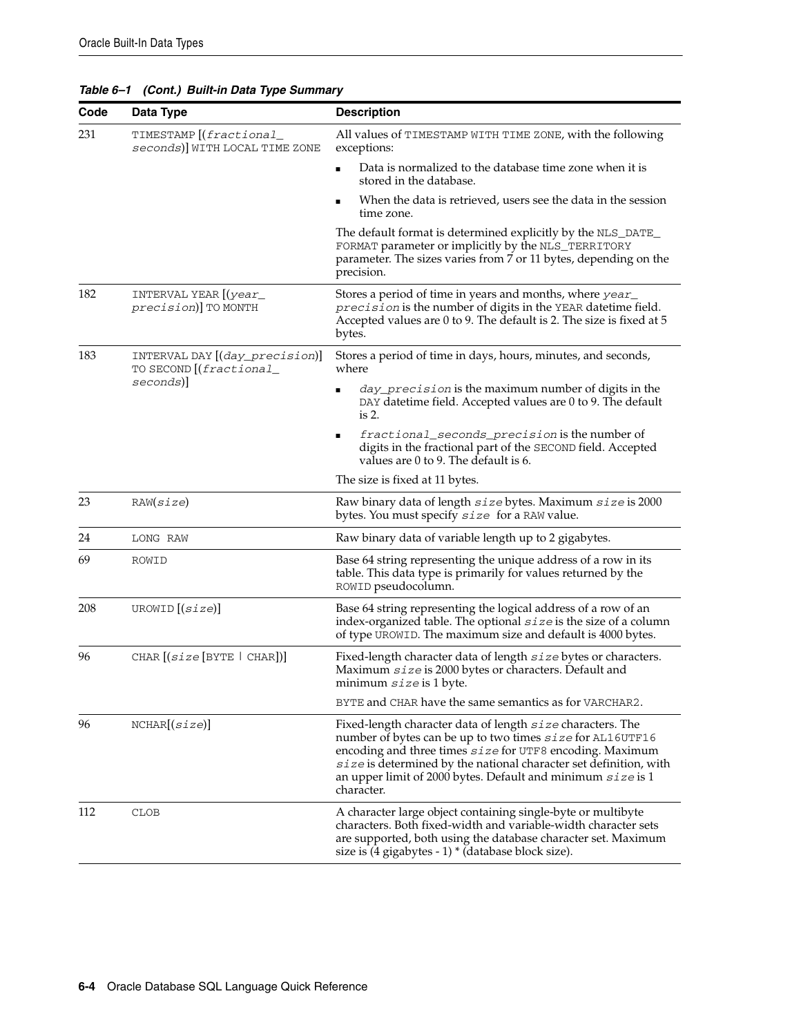**Table 6–1 (Cont.) Built-in Data Type Summary**

| Code | Data Type | Description |
|---|---|---|
| 231 | `TIMESTAMP [(fractional_seconds)] WITH LOCAL TIME ZONE` | All values of `TIMESTAMP WITH TIME ZONE`, with the following exceptions:<br>■ Data is normalized to the database time zone when it is stored in the database.<br>■ When the data is retrieved, users see the data in the session time zone.<br>The default format is determined explicitly by the `NLS_DATE_FORMAT` parameter or implicitly by the `NLS_TERRITORY` parameter. The sizes varies from 7 or 11 bytes, depending on the precision. |
| 182 | `INTERVAL YEAR [(year_precision)] TO MONTH` | Stores a period of time in years and months, where *year_precision* is the number of digits in the `YEAR` datetime field. Accepted values are 0 to 9. The default is 2. The size is fixed at 5 bytes. |
| 183 | `INTERVAL DAY [(day_precision)] TO SECOND [(fractional_seconds)]` | Stores a period of time in days, hours, minutes, and seconds, where<br>■ *day_precision* is the maximum number of digits in the `DAY` datetime field. Accepted values are 0 to 9. The default is 2.<br>■ *fractional_seconds_precision* is the number of digits in the fractional part of the `SECOND` field. Accepted values are 0 to 9. The default is 6.<br>The size is fixed at 11 bytes. |
| 23 | `RAW(size)` | Raw binary data of length *size* bytes. Maximum *size* is 2000 bytes. You must specify *size* for a `RAW` value. |
| 24 | `LONG RAW` | Raw binary data of variable length up to 2 gigabytes. |
| 69 | `ROWID` | Base 64 string representing the unique address of a row in its table. This data type is primarily for values returned by the `ROWID` pseudocolumn. |
| 208 | `UROWID [(size)]` | Base 64 string representing the logical address of a row of an index-organized table. The optional *size* is the size of a column of type `UROWID`. The maximum size and default is 4000 bytes. |
| 96 | `CHAR [(size [BYTE \| CHAR])]` | Fixed-length character data of length *size* bytes or characters. Maximum *size* is 2000 bytes or characters. Default and minimum *size* is 1 byte.<br>`BYTE` and `CHAR` have the same semantics as for `VARCHAR2`. |
| 96 | `NCHAR[(size)]` | Fixed-length character data of length *size* characters. The number of bytes can be up to two times *size* for `AL16UTF16` encoding and three times *size* for `UTF8` encoding. Maximum *size* is determined by the national character set definition, with an upper limit of 2000 bytes. Default and minimum *size* is 1 character. |
| 112 | `CLOB` | A character large object containing single-byte or multibyte characters. Both fixed-width and variable-width character sets are supported, both using the database character set. Maximum size is (4 gigabytes - 1) * (database block size). |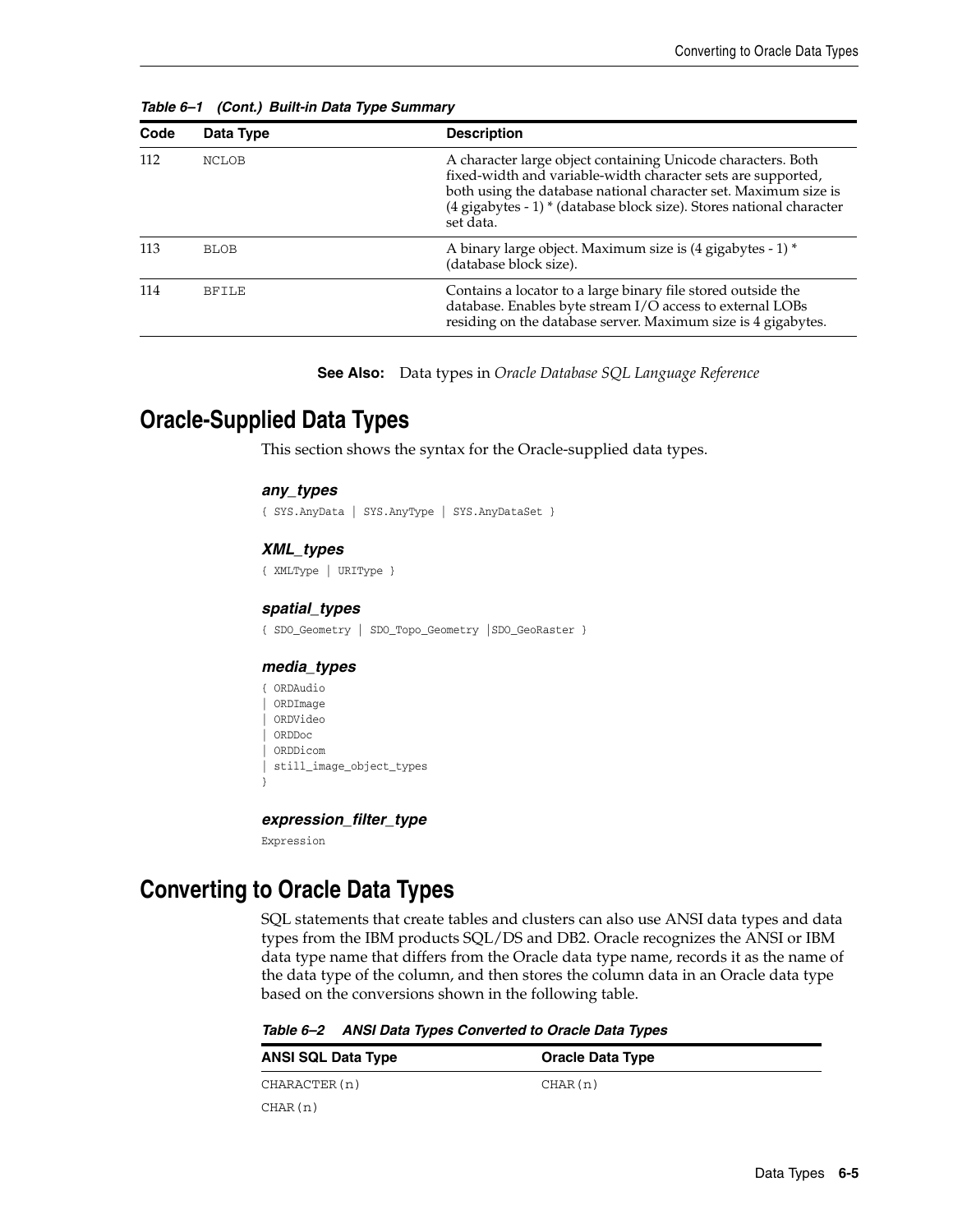**Table 6–1 (Cont.) Built-in Data Type Summary**

| Code | Data Type | Description |
| --- | --- | --- |
| 112 | NCLOB | A character large object containing Unicode characters. Both fixed-width and variable-width character sets are supported, both using the database national character set. Maximum size is (4 gigabytes - 1) * (database block size). Stores national character set data. |
| 113 | BLOB | A binary large object. Maximum size is (4 gigabytes - 1) * (database block size). |
| 114 | BFILE | Contains a locator to a large binary file stored outside the database. Enables byte stream I/O access to external LOBs residing on the database server. Maximum size is 4 gigabytes. |

**See Also:** Data types in *Oracle Database SQL Language Reference*

## Oracle-Supplied Data Types

This section shows the syntax for the Oracle-supplied data types.

#### *any_types*

```
{ SYS.AnyData | SYS.AnyType | SYS.AnyDataSet }
```

#### *XML_types*

```
{ XMLType | URIType }
```

#### *spatial_types*

```
{ SDO_Geometry | SDO_Topo_Geometry |SDO_GeoRaster }
```

#### *media_types*

```
{ ORDAudio
| ORDImage
| ORDVideo
| ORDDoc
| ORDDicom
| still_image_object_types
}
```

#### *expression_filter_type*

```
Expression
```

## Converting to Oracle Data Types

SQL statements that create tables and clusters can also use ANSI data types and data types from the IBM products SQL/DS and DB2. Oracle recognizes the ANSI or IBM data type name that differs from the Oracle data type name, records it as the name of the data type of the column, and then stores the column data in an Oracle data type based on the conversions shown in the following table.

**Table 6–2 ANSI Data Types Converted to Oracle Data Types**

| ANSI SQL Data Type | Oracle Data Type |
| --- | --- |
| CHARACTER(n) | CHAR(n) |
| CHAR(n) | |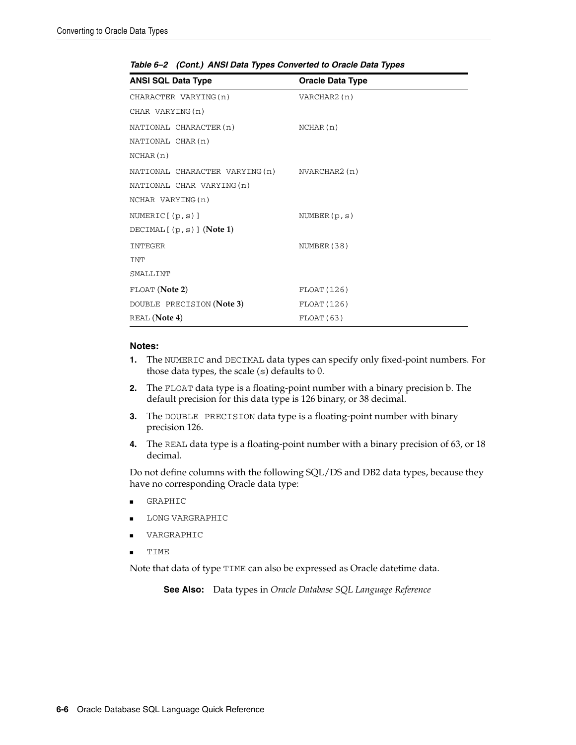**Table 6–2 (Cont.) ANSI Data Types Converted to Oracle Data Types**

| ANSI SQL Data Type | Oracle Data Type |
|---|---|
| CHARACTER VARYING(n)<br>CHAR VARYING(n) | VARCHAR2(n) |
| NATIONAL CHARACTER(n)<br>NATIONAL CHAR(n)<br>NCHAR(n) | NCHAR(n) |
| NATIONAL CHARACTER VARYING(n)<br>NATIONAL CHAR VARYING(n)<br>NCHAR VARYING(n) | NVARCHAR2(n) |
| NUMERIC[(p,s)]<br>DECIMAL[(p,s)] (**Note 1**) | NUMBER(p,s) |
| INTEGER<br>INT<br>SMALLINT | NUMBER(38) |
| FLOAT (**Note 2**) | FLOAT(126) |
| DOUBLE PRECISION (**Note 3**) | FLOAT(126) |
| REAL (**Note 4**) | FLOAT(63) |

**Notes:**

1. The NUMERIC and DECIMAL data types can specify only fixed-point numbers. For those data types, the scale (s) defaults to 0.
2. The FLOAT data type is a floating-point number with a binary precision b. The default precision for this data type is 126 binary, or 38 decimal.
3. The DOUBLE PRECISION data type is a floating-point number with binary precision 126.
4. The REAL data type is a floating-point number with a binary precision of 63, or 18 decimal.

Do not define columns with the following SQL/DS and DB2 data types, because they have no corresponding Oracle data type:

- GRAPHIC
- LONG VARGRAPHIC
- VARGRAPHIC
- TIME

Note that data of type TIME can also be expressed as Oracle datetime data.

**See Also:** Data types in *Oracle Database SQL Language Reference*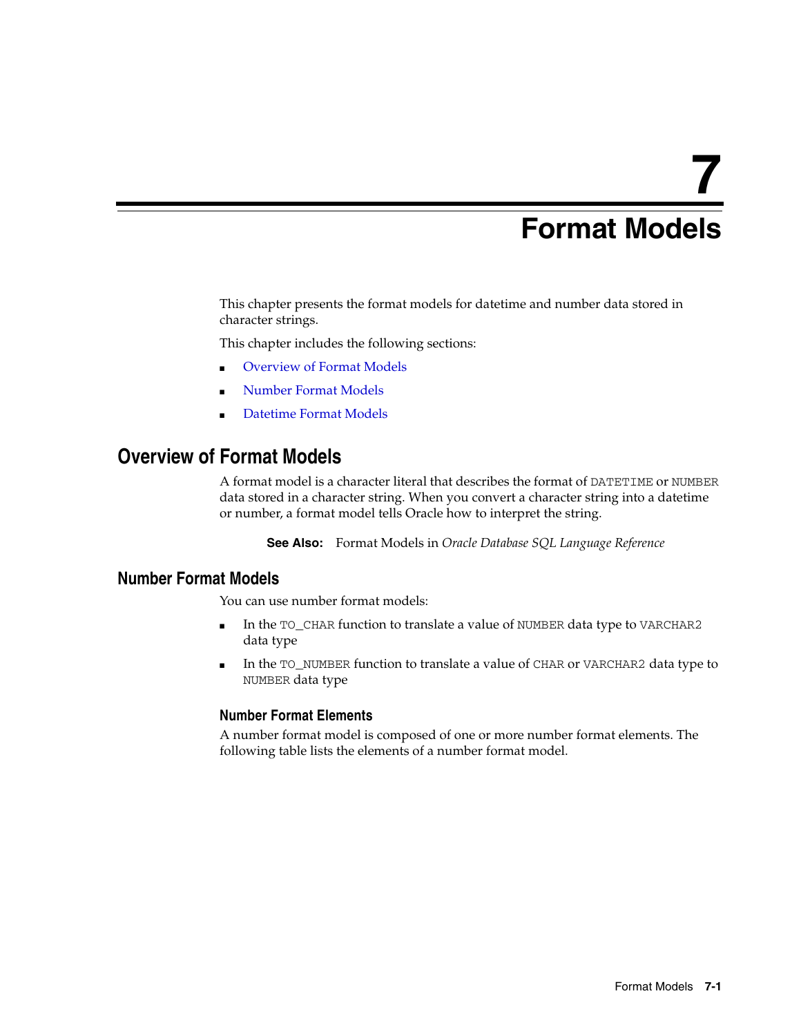# 7 Format Models

This chapter presents the format models for datetime and number data stored in character strings.

This chapter includes the following sections:

- Overview of Format Models
- Number Format Models
- Datetime Format Models

## Overview of Format Models

A format model is a character literal that describes the format of DATETIME or NUMBER data stored in a character string. When you convert a character string into a datetime or number, a format model tells Oracle how to interpret the string.

**See Also:** Format Models in *Oracle Database SQL Language Reference*

## Number Format Models

You can use number format models:

- In the TO_CHAR function to translate a value of NUMBER data type to VARCHAR2 data type
- In the TO_NUMBER function to translate a value of CHAR or VARCHAR2 data type to NUMBER data type

### Number Format Elements

A number format model is composed of one or more number format elements. The following table lists the elements of a number format model.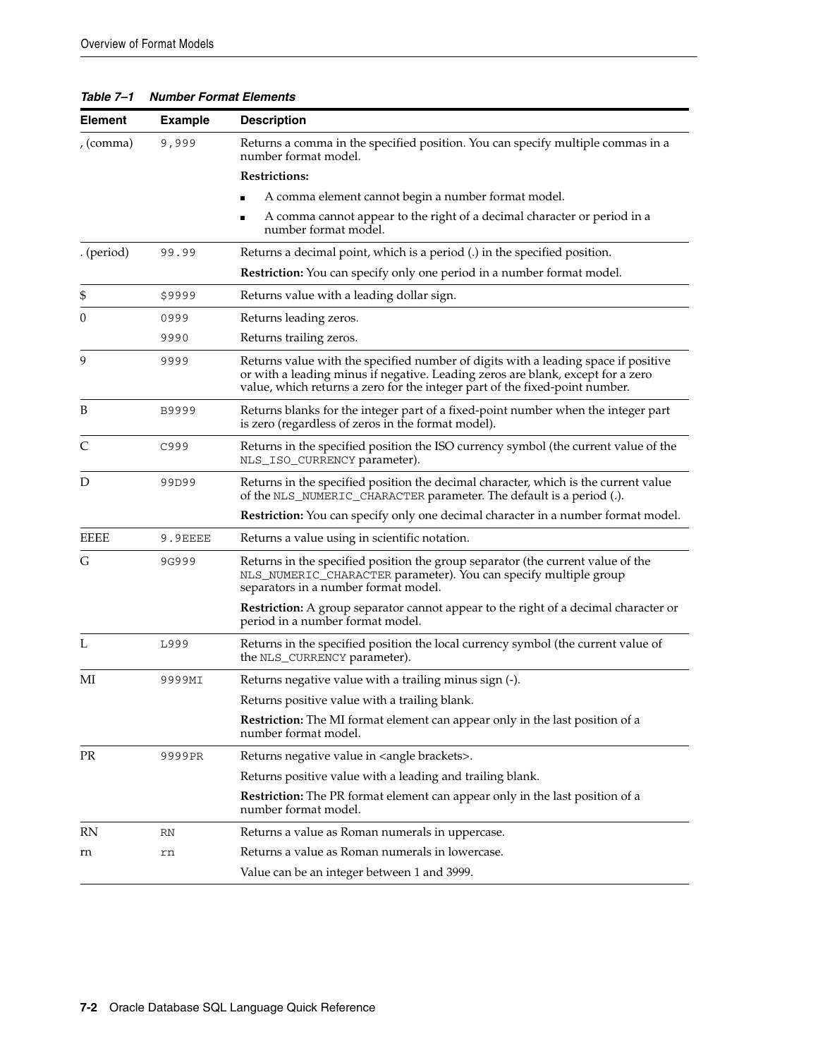**Table 7–1 Number Format Elements**

| Element | Example | Description |
|---|---|---|
| , (comma) | `9,999` | Returns a comma in the specified position. You can specify multiple commas in a number format model. |
| | | **Restrictions:** |
| | | ■ A comma element cannot begin a number format model. |
| | | ■ A comma cannot appear to the right of a decimal character or period in a number format model. |
| . (period) | `99.99` | Returns a decimal point, which is a period (.) in the specified position. |
| | | **Restriction:** You can specify only one period in a number format model. |
| $ | `$9999` | Returns value with a leading dollar sign. |
| 0 | `0999` | Returns leading zeros. |
| | `9990` | Returns trailing zeros. |
| 9 | `9999` | Returns value with the specified number of digits with a leading space if positive or with a leading minus if negative. Leading zeros are blank, except for a zero value, which returns a zero for the integer part of the fixed-point number. |
| B | `B9999` | Returns blanks for the integer part of a fixed-point number when the integer part is zero (regardless of zeros in the format model). |
| C | `C999` | Returns in the specified position the ISO currency symbol (the current value of the `NLS_ISO_CURRENCY` parameter). |
| D | `99D99` | Returns in the specified position the decimal character, which is the current value of the `NLS_NUMERIC_CHARACTER` parameter. The default is a period (.). |
| | | **Restriction:** You can specify only one decimal character in a number format model. |
| EEEE | `9.9EEEE` | Returns a value using in scientific notation. |
| G | `9G999` | Returns in the specified position the group separator (the current value of the `NLS_NUMERIC_CHARACTER` parameter). You can specify multiple group separators in a number format model. |
| | | **Restriction:** A group separator cannot appear to the right of a decimal character or period in a number format model. |
| L | `L999` | Returns in the specified position the local currency symbol (the current value of the `NLS_CURRENCY` parameter). |
| MI | `9999MI` | Returns negative value with a trailing minus sign (-). |
| | | Returns positive value with a trailing blank. |
| | | **Restriction:** The MI format element can appear only in the last position of a number format model. |
| PR | `9999PR` | Returns negative value in <angle brackets>. |
| | | Returns positive value with a leading and trailing blank. |
| | | **Restriction:** The PR format element can appear only in the last position of a number format model. |
| RN | `RN` | Returns a value as Roman numerals in uppercase. |
| rn | `rn` | Returns a value as Roman numerals in lowercase. |
| | | Value can be an integer between 1 and 3999. |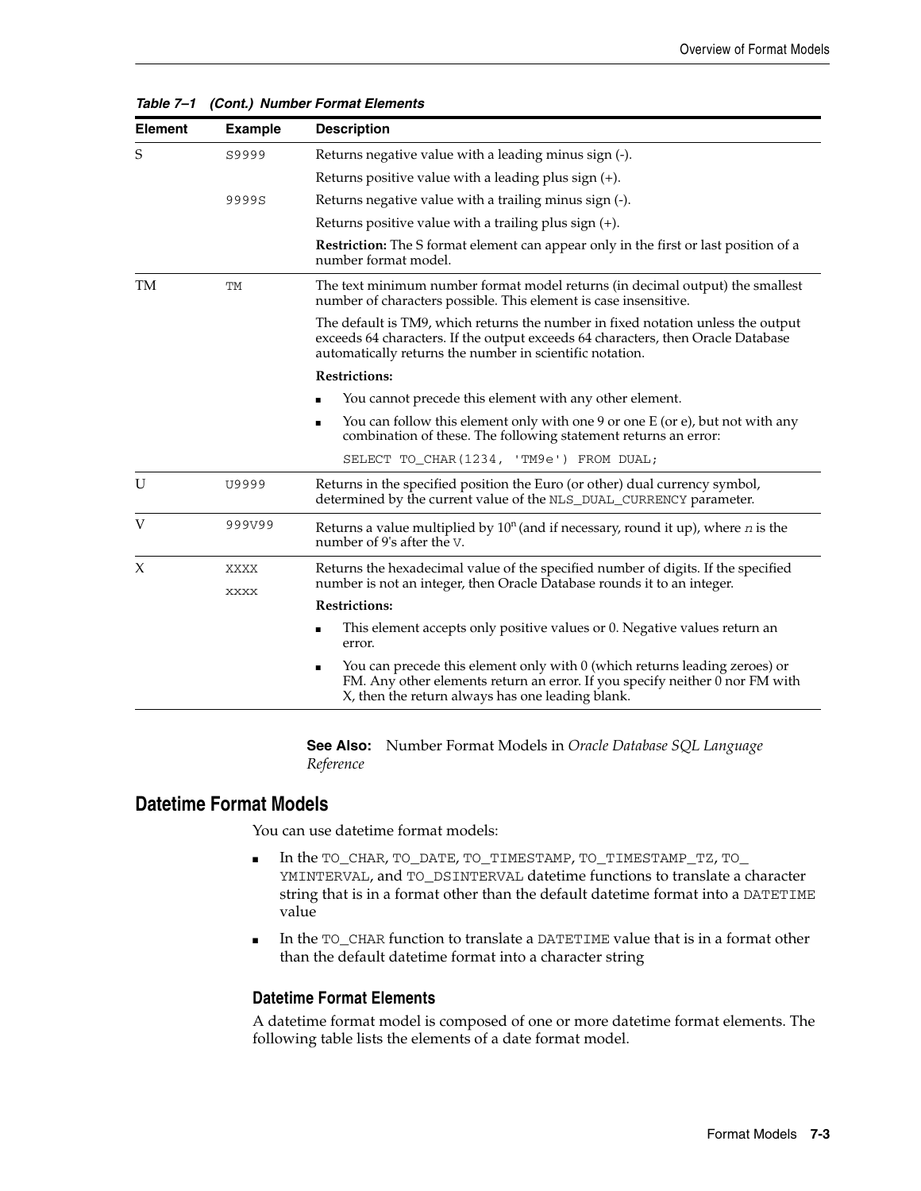*Table 7–1 (Cont.) Number Format Elements*

| Element | Example | Description |
|---|---|---|
| S | S9999 | Returns negative value with a leading minus sign (-). |
| | | Returns positive value with a leading plus sign (+). |
| | 9999S | Returns negative value with a trailing minus sign (-). |
| | | Returns positive value with a trailing plus sign (+). |
| | | **Restriction:** The S format element can appear only in the first or last position of a number format model. |
| TM | TM | The text minimum number format model returns (in decimal output) the smallest number of characters possible. This element is case insensitive. |
| | | The default is TM9, which returns the number in fixed notation unless the output exceeds 64 characters. If the output exceeds 64 characters, then Oracle Database automatically returns the number in scientific notation. |
| | | **Restrictions:** |
| | | ■ You cannot precede this element with any other element. |
| | | ■ You can follow this element only with one 9 or one E (or e), but not with any combination of these. The following statement returns an error: |
| | | `SELECT TO_CHAR(1234, 'TM9e') FROM DUAL;` |
| U | U9999 | Returns in the specified position the Euro (or other) dual currency symbol, determined by the current value of the NLS_DUAL_CURRENCY parameter. |
| V | 999V99 | Returns a value multiplied by $10^n$ (and if necessary, round it up), where *n* is the number of 9's after the V. |
| X | XXXX<br>xxxx | Returns the hexadecimal value of the specified number of digits. If the specified number is not an integer, then Oracle Database rounds it to an integer. |
| | | **Restrictions:** |
| | | ■ This element accepts only positive values or 0. Negative values return an error. |
| | | ■ You can precede this element only with 0 (which returns leading zeroes) or FM. Any other elements return an error. If you specify neither 0 nor FM with X, then the return always has one leading blank. |

**See Also:** Number Format Models in *Oracle Database SQL Language Reference*

## Datetime Format Models

You can use datetime format models:

- In the TO_CHAR, TO_DATE, TO_TIMESTAMP, TO_TIMESTAMP_TZ, TO_YMINTERVAL, and TO_DSINTERVAL datetime functions to translate a character string that is in a format other than the default datetime format into a DATETIME value
- In the TO_CHAR function to translate a DATETIME value that is in a format other than the default datetime format into a character string

### Datetime Format Elements

A datetime format model is composed of one or more datetime format elements. The following table lists the elements of a date format model.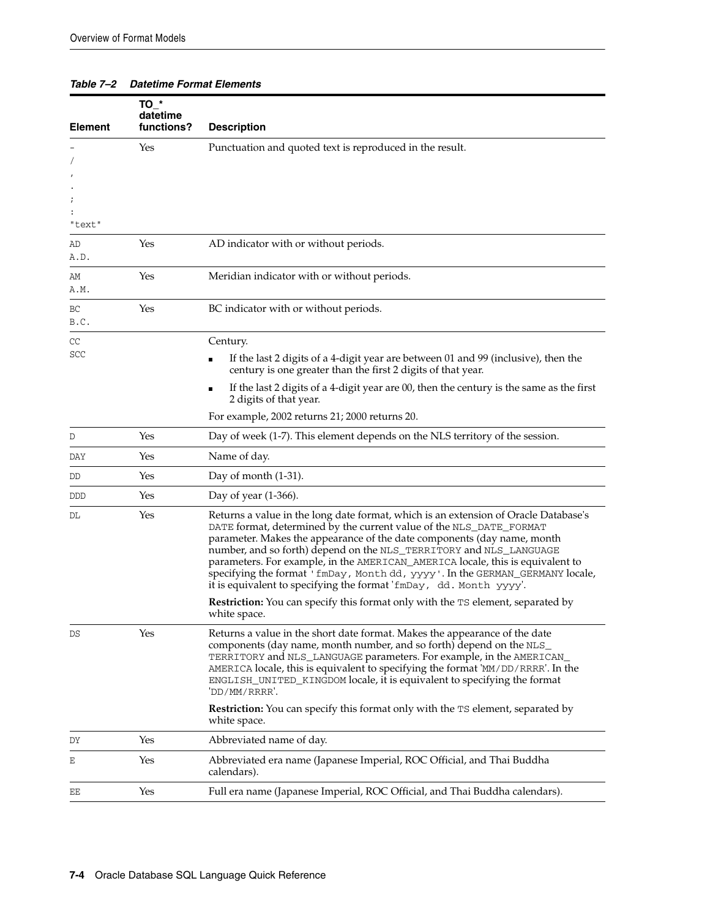**Table 7–2 Datetime Format Elements**

| Element | TO_* datetime functions? | Description |
|---|---|---|
| - / , . ; : "text" | Yes | Punctuation and quoted text is reproduced in the result. |
| AD A.D. | Yes | AD indicator with or without periods. |
| AM A.M. | Yes | Meridian indicator with or without periods. |
| BC B.C. | Yes | BC indicator with or without periods. |
| CC SCC | | Century. <br>■ If the last 2 digits of a 4-digit year are between 01 and 99 (inclusive), then the century is one greater than the first 2 digits of that year. <br>■ If the last 2 digits of a 4-digit year are 00, then the century is the same as the first 2 digits of that year. <br>For example, 2002 returns 21; 2000 returns 20. |
| D | Yes | Day of week (1-7). This element depends on the NLS territory of the session. |
| DAY | Yes | Name of day. |
| DD | Yes | Day of month (1-31). |
| DDD | Yes | Day of year (1-366). |
| DL | Yes | Returns a value in the long date format, which is an extension of Oracle Database's DATE format, determined by the current value of the NLS_DATE_FORMAT parameter. Makes the appearance of the date components (day name, month number, and so forth) depend on the NLS_TERRITORY and NLS_LANGUAGE parameters. For example, in the AMERICAN_AMERICA locale, this is equivalent to specifying the format 'fmDay, Month dd, yyyy'. In the GERMAN_GERMANY locale, it is equivalent to specifying the format 'fmDay, dd. Month yyyy'. <br>**Restriction:** You can specify this format only with the TS element, separated by white space. |
| DS | Yes | Returns a value in the short date format. Makes the appearance of the date components (day name, month number, and so forth) depend on the NLS_TERRITORY and NLS_LANGUAGE parameters. For example, in the AMERICAN_AMERICA locale, this is equivalent to specifying the format 'MM/DD/RRRR'. In the ENGLISH_UNITED_KINGDOM locale, it is equivalent to specifying the format 'DD/MM/RRRR'. <br>**Restriction:** You can specify this format only with the TS element, separated by white space. |
| DY | Yes | Abbreviated name of day. |
| E | Yes | Abbreviated era name (Japanese Imperial, ROC Official, and Thai Buddha calendars). |
| EE | Yes | Full era name (Japanese Imperial, ROC Official, and Thai Buddha calendars). |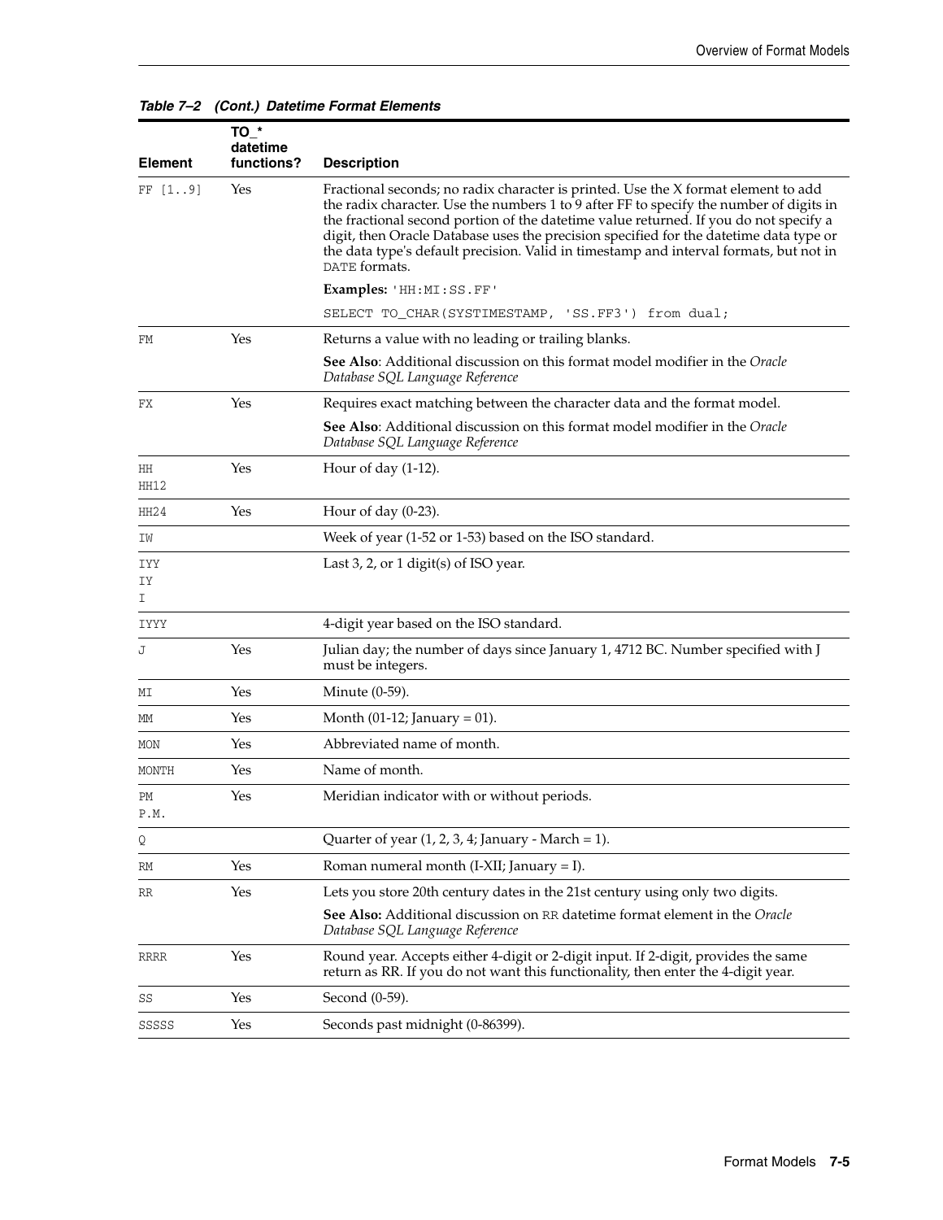**Table 7–2 (Cont.) Datetime Format Elements**

| Element | TO_* datetime functions? | Description |
|---|---|---|
| FF [1..9] | Yes | Fractional seconds; no radix character is printed. Use the X format element to add the radix character. Use the numbers 1 to 9 after FF to specify the number of digits in the fractional second portion of the datetime value returned. If you do not specify a digit, then Oracle Database uses the precision specified for the datetime data type or the data type's default precision. Valid in timestamp and interval formats, but not in DATE formats.<br><br>**Examples:** 'HH:MI:SS.FF'<br><br>SELECT TO_CHAR(SYSTIMESTAMP, 'SS.FF3') from dual; |
| FM | Yes | Returns a value with no leading or trailing blanks.<br><br>**See Also**: Additional discussion on this format model modifier in the *Oracle Database SQL Language Reference* |
| FX | Yes | Requires exact matching between the character data and the format model.<br><br>**See Also**: Additional discussion on this format model modifier in the *Oracle Database SQL Language Reference* |
| HH<br>HH12 | Yes | Hour of day (1-12). |
| HH24 | Yes | Hour of day (0-23). |
| IW | | Week of year (1-52 or 1-53) based on the ISO standard. |
| IYY<br>IY<br>I | | Last 3, 2, or 1 digit(s) of ISO year. |
| IYYY | | 4-digit year based on the ISO standard. |
| J | Yes | Julian day; the number of days since January 1, 4712 BC. Number specified with J must be integers. |
| MI | Yes | Minute (0-59). |
| MM | Yes | Month (01-12; January = 01). |
| MON | Yes | Abbreviated name of month. |
| MONTH | Yes | Name of month. |
| PM<br>P.M. | Yes | Meridian indicator with or without periods. |
| Q | | Quarter of year (1, 2, 3, 4; January - March = 1). |
| RM | Yes | Roman numeral month (I-XII; January = I). |
| RR | Yes | Lets you store 20th century dates in the 21st century using only two digits.<br><br>**See Also:** Additional discussion on RR datetime format element in the *Oracle Database SQL Language Reference* |
| RRRR | Yes | Round year. Accepts either 4-digit or 2-digit input. If 2-digit, provides the same return as RR. If you do not want this functionality, then enter the 4-digit year. |
| SS | Yes | Second (0-59). |
| SSSSS | Yes | Seconds past midnight (0-86399). |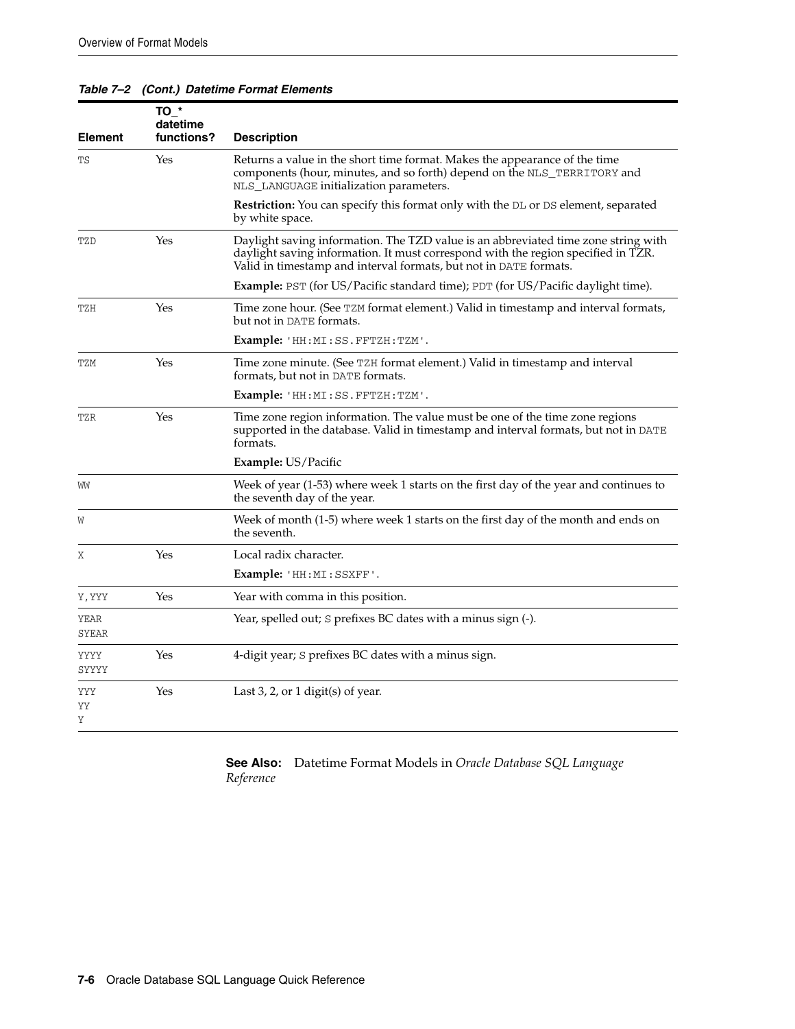**Table 7–2 (Cont.) Datetime Format Elements**

| Element | TO_* datetime functions? | Description |
|---|---|---|
| TS | Yes | Returns a value in the short time format. Makes the appearance of the time components (hour, minutes, and so forth) depend on the NLS_TERRITORY and NLS_LANGUAGE initialization parameters.<br><br>**Restriction:** You can specify this format only with the DL or DS element, separated by white space. |
| TZD | Yes | Daylight saving information. The TZD value is an abbreviated time zone string with daylight saving information. It must correspond with the region specified in TZR. Valid in timestamp and interval formats, but not in DATE formats.<br><br>**Example:** PST (for US/Pacific standard time); PDT (for US/Pacific daylight time). |
| TZH | Yes | Time zone hour. (See TZM format element.) Valid in timestamp and interval formats, but not in DATE formats.<br><br>**Example:** 'HH:MI:SS.FFTZH:TZM'. |
| TZM | Yes | Time zone minute. (See TZH format element.) Valid in timestamp and interval formats, but not in DATE formats.<br><br>**Example:** 'HH:MI:SS.FFTZH:TZM'. |
| TZR | Yes | Time zone region information. The value must be one of the time zone regions supported in the database. Valid in timestamp and interval formats, but not in DATE formats.<br><br>**Example:** US/Pacific |
| WW | | Week of year (1-53) where week 1 starts on the first day of the year and continues to the seventh day of the year. |
| W | | Week of month (1-5) where week 1 starts on the first day of the month and ends on the seventh. |
| X | Yes | Local radix character.<br><br>**Example:** 'HH:MI:SSXFF'. |
| Y,YYY | Yes | Year with comma in this position. |
| YEAR<br>SYEAR | | Year, spelled out; S prefixes BC dates with a minus sign (-). |
| YYYY<br>SYYYY | Yes | 4-digit year; S prefixes BC dates with a minus sign. |
| YYY<br>YY<br>Y | Yes | Last 3, 2, or 1 digit(s) of year. |

**See Also:** Datetime Format Models in *Oracle Database SQL Language Reference*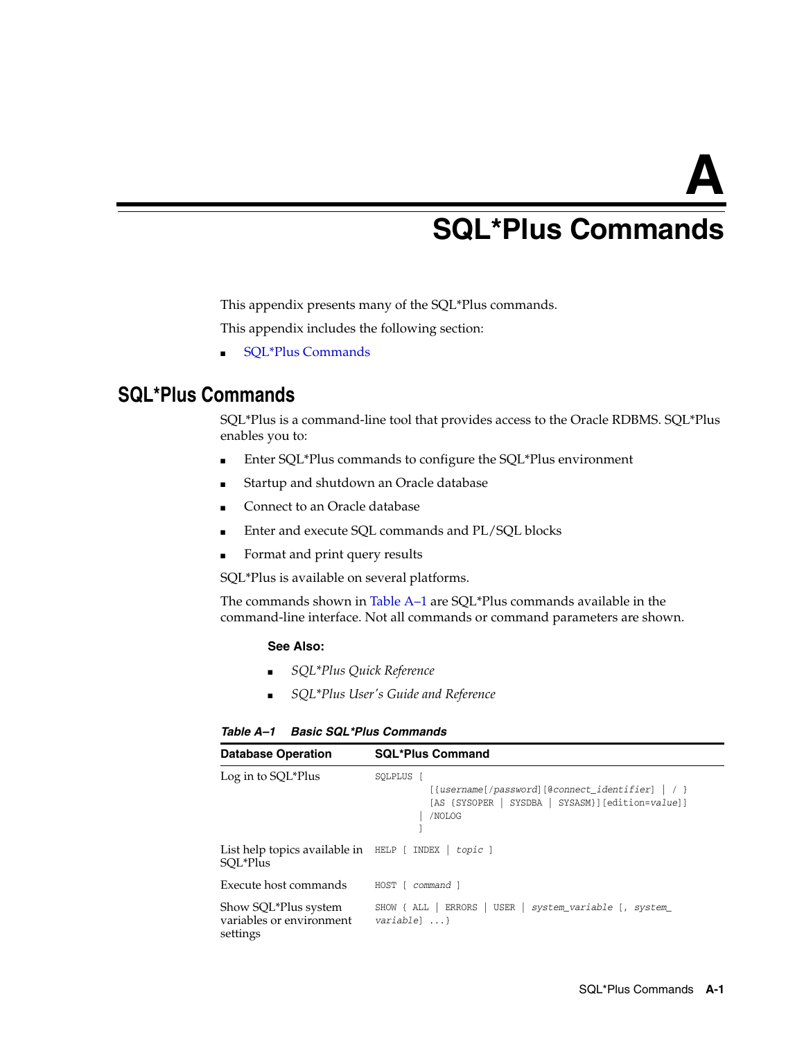# A SQL*Plus Commands

This appendix presents many of the SQL*Plus commands.

This appendix includes the following section:

- SQL*Plus Commands

## SQL*Plus Commands

SQL*Plus is a command-line tool that provides access to the Oracle RDBMS. SQL*Plus enables you to:

- Enter SQL*Plus commands to configure the SQL*Plus environment
- Startup and shutdown an Oracle database
- Connect to an Oracle database
- Enter and execute SQL commands and PL/SQL blocks
- Format and print query results

SQL*Plus is available on several platforms.

The commands shown in Table A–1 are SQL*Plus commands available in the command-line interface. Not all commands or command parameters are shown.

**See Also:**

- *SQL*Plus Quick Reference*
- *SQL*Plus User's Guide and Reference*

***Table A–1 Basic SQL*Plus Commands***

| Database Operation | SQL*Plus Command |
|---|---|
| Log in to SQL*Plus | `SQLPLUS [ [{username[/password][@connect_identifier] \| / } [AS {SYSOPER \| SYSDBA \| SYSASM}][edition=value]] \| /NOLOG ]` |
| List help topics available in SQL*Plus | `HELP [ INDEX \| topic ]` |
| Execute host commands | `HOST [ command ]` |
| Show SQL*Plus system variables or environment settings | `SHOW { ALL \| ERRORS \| USER \| system_variable [, system_variable] ...}` |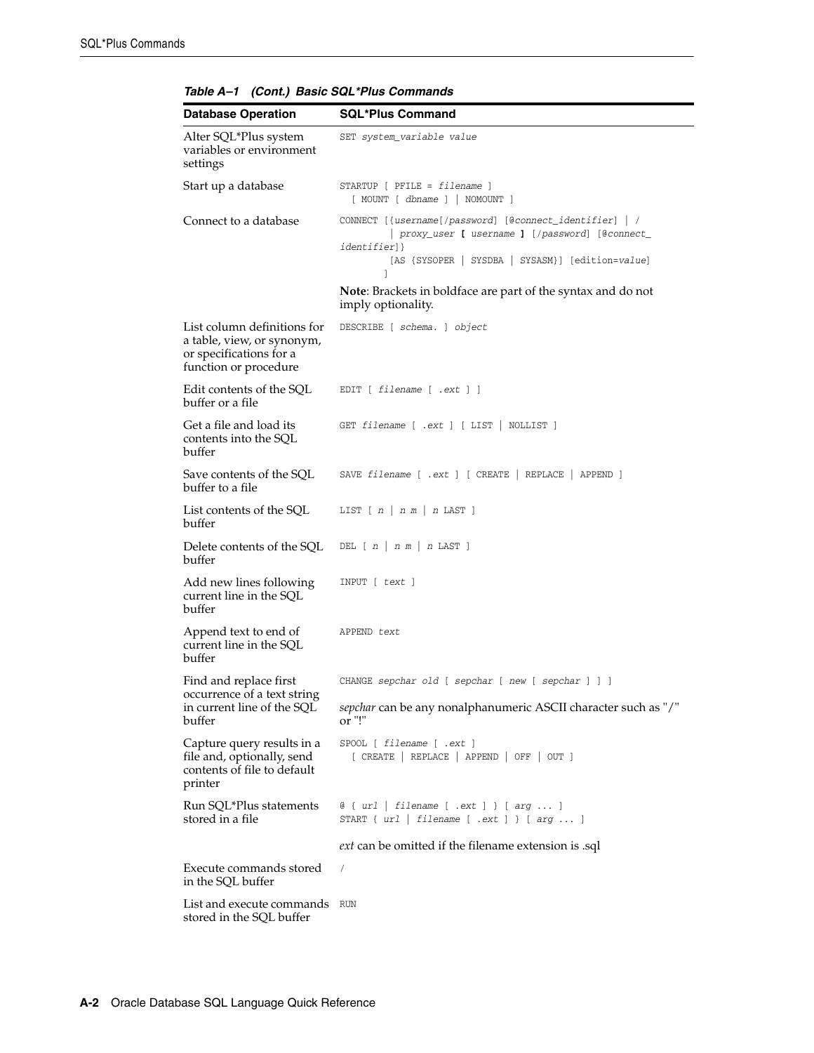*Table A–1 (Cont.) Basic SQL*Plus Commands*

| Database Operation | SQL*Plus Command |
|---|---|
| Alter SQL*Plus system variables or environment settings | `SET system_variable value` |
| Start up a database | `STARTUP [ PFILE = filename ] [ MOUNT [ dbname ] \| NOMOUNT ]` |
| Connect to a database | `CONNECT [{username[/password] [@connect_identifier] \| / \| proxy_user [ username ] [/password] [@connect_identifier]} [AS {SYSOPER \| SYSDBA \| SYSASM}] [edition=value] ]` <br><br> **Note**: Brackets in boldface are part of the syntax and do not imply optionality. |
| List column definitions for a table, view, or synonym, or specifications for a function or procedure | `DESCRIBE [ schema. ] object` |
| Edit contents of the SQL buffer or a file | `EDIT [ filename [ .ext ] ]` |
| Get a file and load its contents into the SQL buffer | `GET filename [ .ext ] [ LIST \| NOLLIST ]` |
| Save contents of the SQL buffer to a file | `SAVE filename [ .ext ] [ CREATE \| REPLACE \| APPEND ]` |
| List contents of the SQL buffer | `LIST [ n \| n m \| n LAST ]` |
| Delete contents of the SQL buffer | `DEL [ n \| n m \| n LAST ]` |
| Add new lines following current line in the SQL buffer | `INPUT [ text ]` |
| Append text to end of current line in the SQL buffer | `APPEND text` |
| Find and replace first occurrence of a text string in current line of the SQL buffer | `CHANGE sepchar old [ sepchar [ new [ sepchar ] ] ]` <br><br> *sepchar* can be any nonalphanumeric ASCII character such as "/" or "!" |
| Capture query results in a file and, optionally, send contents of file to default printer | `SPOOL [ filename [ .ext ] [ CREATE \| REPLACE \| APPEND \| OFF \| OUT ]` |
| Run SQL*Plus statements stored in a file | `@ { url \| filename [ .ext ] } [ arg ... ]` <br> `START { url \| filename [ .ext ] } [ arg ... ]` <br><br> *ext* can be omitted if the filename extension is .sql |
| Execute commands stored in the SQL buffer | `/` |
| List and execute commands stored in the SQL buffer | `RUN` |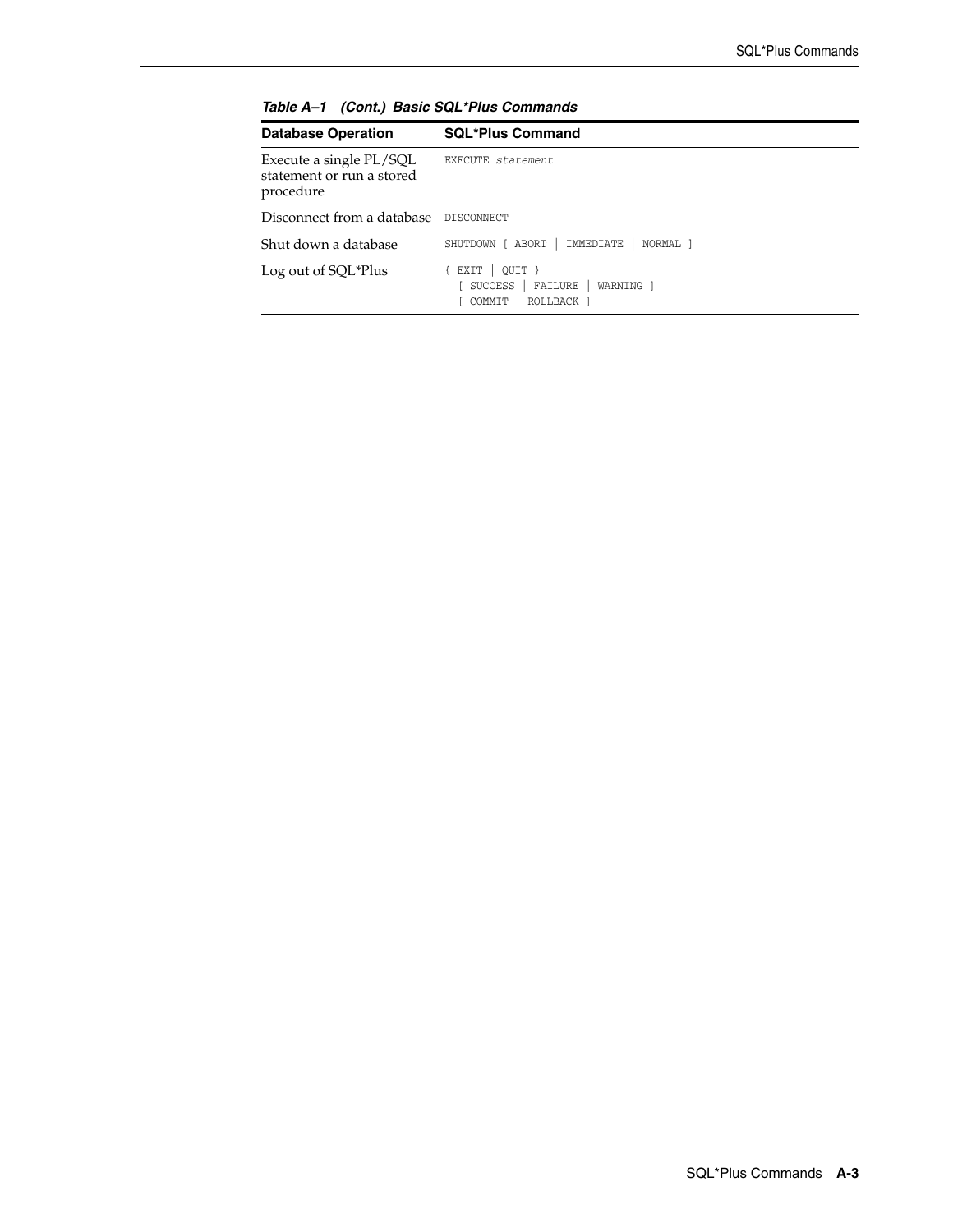*Table A–1 (Cont.) Basic SQL\*Plus Commands*

| Database Operation | SQL*Plus Command |
|---|---|
| Execute a single PL/SQL statement or run a stored procedure | `EXECUTE statement` |
| Disconnect from a database | `DISCONNECT` |
| Shut down a database | `SHUTDOWN [ ABORT \| IMMEDIATE \| NORMAL ]` |
| Log out of SQL*Plus | `{ EXIT \| QUIT } [ SUCCESS \| FAILURE \| WARNING ] [ COMMIT \| ROLLBACK ]` |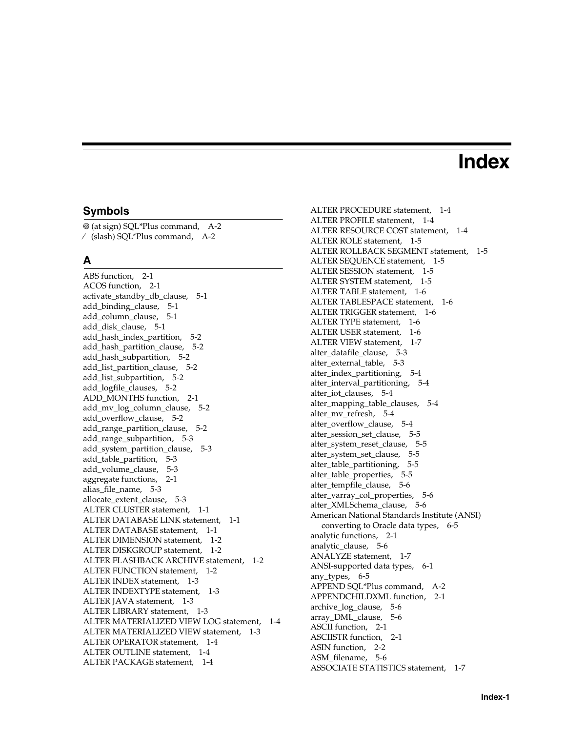# Index

## Symbols

@ (at sign) SQL*Plus command, A-2
/ (slash) SQL*Plus command, A-2

## A

ABS function, 2-1
ACOS function, 2-1
activate_standby_db_clause, 5-1
add_binding_clause, 5-1
add_column_clause, 5-1
add_disk_clause, 5-1
add_hash_index_partition, 5-2
add_hash_partition_clause, 5-2
add_hash_subpartition, 5-2
add_list_partition_clause, 5-2
add_list_subpartition, 5-2
add_logfile_clauses, 5-2
ADD_MONTHS function, 2-1
add_mv_log_column_clause, 5-2
add_overflow_clause, 5-2
add_range_partition_clause, 5-2
add_range_subpartition, 5-3
add_system_partition_clause, 5-3
add_table_partition, 5-3
add_volume_clause, 5-3
aggregate functions, 2-1
alias_file_name, 5-3
allocate_extent_clause, 5-3
ALTER CLUSTER statement, 1-1
ALTER DATABASE LINK statement, 1-1
ALTER DATABASE statement, 1-1
ALTER DIMENSION statement, 1-2
ALTER DISKGROUP statement, 1-2
ALTER FLASHBACK ARCHIVE statement, 1-2
ALTER FUNCTION statement, 1-2
ALTER INDEX statement, 1-3
ALTER INDEXTYPE statement, 1-3
ALTER JAVA statement, 1-3
ALTER LIBRARY statement, 1-3
ALTER MATERIALIZED VIEW LOG statement, 1-4
ALTER MATERIALIZED VIEW statement, 1-3
ALTER OPERATOR statement, 1-4
ALTER OUTLINE statement, 1-4
ALTER PACKAGE statement, 1-4
ALTER PROCEDURE statement, 1-4
ALTER PROFILE statement, 1-4
ALTER RESOURCE COST statement, 1-4
ALTER ROLE statement, 1-5
ALTER ROLLBACK SEGMENT statement, 1-5
ALTER SEQUENCE statement, 1-5
ALTER SESSION statement, 1-5
ALTER SYSTEM statement, 1-5
ALTER TABLE statement, 1-6
ALTER TABLESPACE statement, 1-6
ALTER TRIGGER statement, 1-6
ALTER TYPE statement, 1-6
ALTER USER statement, 1-6
ALTER VIEW statement, 1-7
alter_datafile_clause, 5-3
alter_external_table, 5-3
alter_index_partitioning, 5-4
alter_interval_partitioning, 5-4
alter_iot_clauses, 5-4
alter_mapping_table_clauses, 5-4
alter_mv_refresh, 5-4
alter_overflow_clause, 5-4
alter_session_set_clause, 5-5
alter_system_reset_clause, 5-5
alter_system_set_clause, 5-5
alter_table_partitioning, 5-5
alter_table_properties, 5-5
alter_tempfile_clause, 5-6
alter_varray_col_properties, 5-6
alter_XMLSchema_clause, 5-6
American National Standards Institute (ANSI)
  converting to Oracle data types, 6-5
analytic functions, 2-1
analytic_clause, 5-6
ANALYZE statement, 1-7
ANSI-supported data types, 6-1
any_types, 6-5
APPEND SQL*Plus command, A-2
APPENDCHILDXML function, 2-1
archive_log_clause, 5-6
array_DML_clause, 5-6
ASCII function, 2-1
ASCIISTR function, 2-1
ASIN function, 2-2
ASM_filename, 5-6
ASSOCIATE STATISTICS statement, 1-7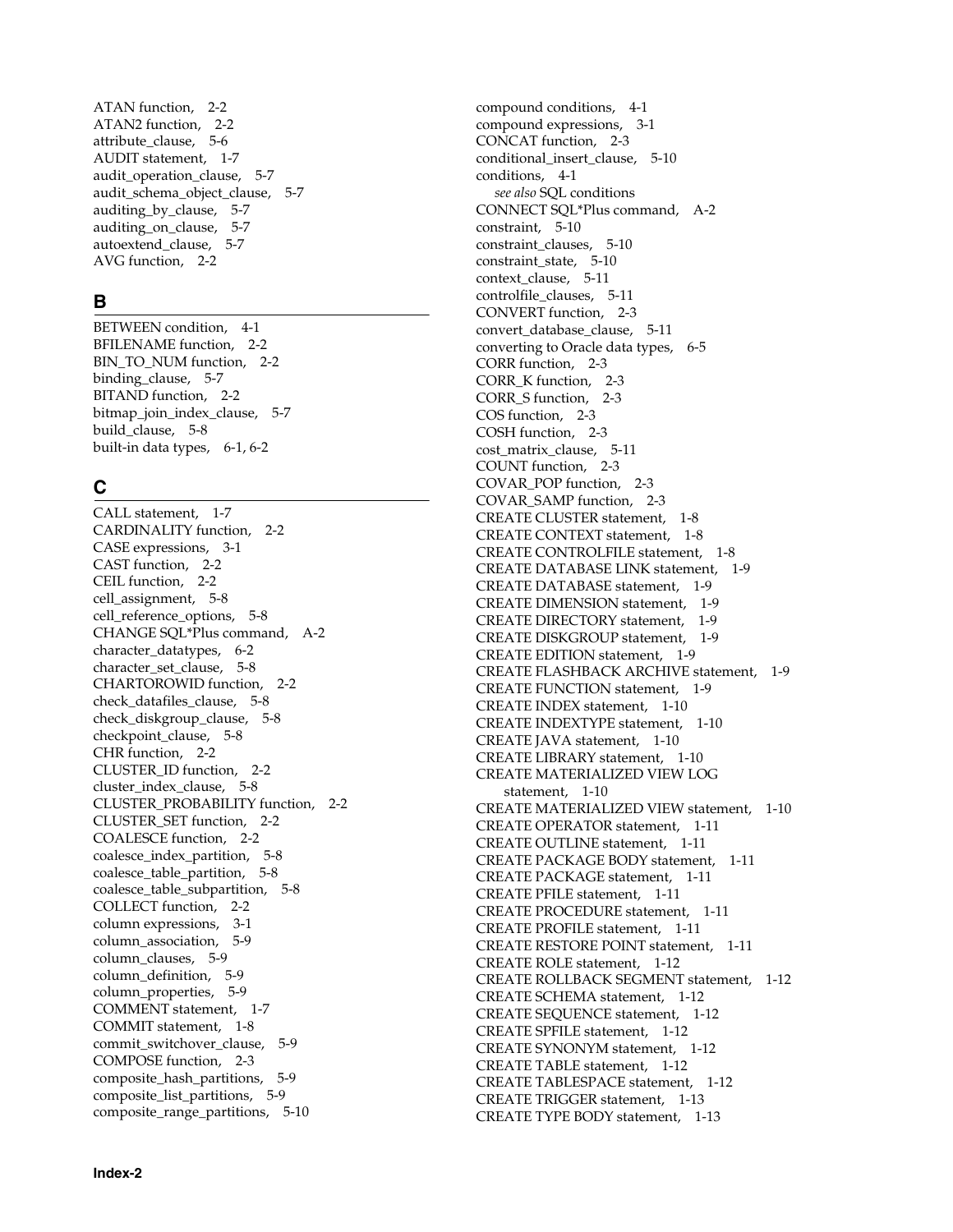ATAN function, 2-2
ATAN2 function, 2-2
attribute_clause, 5-6
AUDIT statement, 1-7
audit_operation_clause, 5-7
audit_schema_object_clause, 5-7
auditing_by_clause, 5-7
auditing_on_clause, 5-7
autoextend_clause, 5-7
AVG function, 2-2

## B

BETWEEN condition, 4-1
BFILENAME function, 2-2
BIN_TO_NUM function, 2-2
binding_clause, 5-7
BITAND function, 2-2
bitmap_join_index_clause, 5-7
build_clause, 5-8
built-in data types, 6-1, 6-2

## C

CALL statement, 1-7
CARDINALITY function, 2-2
CASE expressions, 3-1
CAST function, 2-2
CEIL function, 2-2
cell_assignment, 5-8
cell_reference_options, 5-8
CHANGE SQL*Plus command, A-2
character_datatypes, 6-2
character_set_clause, 5-8
CHARTOROWID function, 2-2
check_datafiles_clause, 5-8
check_diskgroup_clause, 5-8
checkpoint_clause, 5-8
CHR function, 2-2
CLUSTER_ID function, 2-2
cluster_index_clause, 5-8
CLUSTER_PROBABILITY function, 2-2
CLUSTER_SET function, 2-2
COALESCE function, 2-2
coalesce_index_partition, 5-8
coalesce_table_partition, 5-8
coalesce_table_subpartition, 5-8
COLLECT function, 2-2
column expressions, 3-1
column_association, 5-9
column_clauses, 5-9
column_definition, 5-9
column_properties, 5-9
COMMENT statement, 1-7
COMMIT statement, 1-8
commit_switchover_clause, 5-9
COMPOSE function, 2-3
composite_hash_partitions, 5-9
composite_list_partitions, 5-9
composite_range_partitions, 5-10
compound conditions, 4-1
compound expressions, 3-1
CONCAT function, 2-3
conditional_insert_clause, 5-10
conditions, 4-1
  *see also* SQL conditions
CONNECT SQL*Plus command, A-2
constraint, 5-10
constraint_clauses, 5-10
constraint_state, 5-10
context_clause, 5-11
controlfile_clauses, 5-11
CONVERT function, 2-3
convert_database_clause, 5-11
converting to Oracle data types, 6-5
CORR function, 2-3
CORR_K function, 2-3
CORR_S function, 2-3
COS function, 2-3
COSH function, 2-3
cost_matrix_clause, 5-11
COUNT function, 2-3
COVAR_POP function, 2-3
COVAR_SAMP function, 2-3
CREATE CLUSTER statement, 1-8
CREATE CONTEXT statement, 1-8
CREATE CONTROLFILE statement, 1-8
CREATE DATABASE LINK statement, 1-9
CREATE DATABASE statement, 1-9
CREATE DIMENSION statement, 1-9
CREATE DIRECTORY statement, 1-9
CREATE DISKGROUP statement, 1-9
CREATE EDITION statement, 1-9
CREATE FLASHBACK ARCHIVE statement, 1-9
CREATE FUNCTION statement, 1-9
CREATE INDEX statement, 1-10
CREATE INDEXTYPE statement, 1-10
CREATE JAVA statement, 1-10
CREATE LIBRARY statement, 1-10
CREATE MATERIALIZED VIEW LOG statement, 1-10
CREATE MATERIALIZED VIEW statement, 1-10
CREATE OPERATOR statement, 1-11
CREATE OUTLINE statement, 1-11
CREATE PACKAGE BODY statement, 1-11
CREATE PACKAGE statement, 1-11
CREATE PFILE statement, 1-11
CREATE PROCEDURE statement, 1-11
CREATE PROFILE statement, 1-11
CREATE RESTORE POINT statement, 1-11
CREATE ROLE statement, 1-12
CREATE ROLLBACK SEGMENT statement, 1-12
CREATE SCHEMA statement, 1-12
CREATE SEQUENCE statement, 1-12
CREATE SPFILE statement, 1-12
CREATE SYNONYM statement, 1-12
CREATE TABLE statement, 1-12
CREATE TABLESPACE statement, 1-12
CREATE TRIGGER statement, 1-13
CREATE TYPE BODY statement, 1-13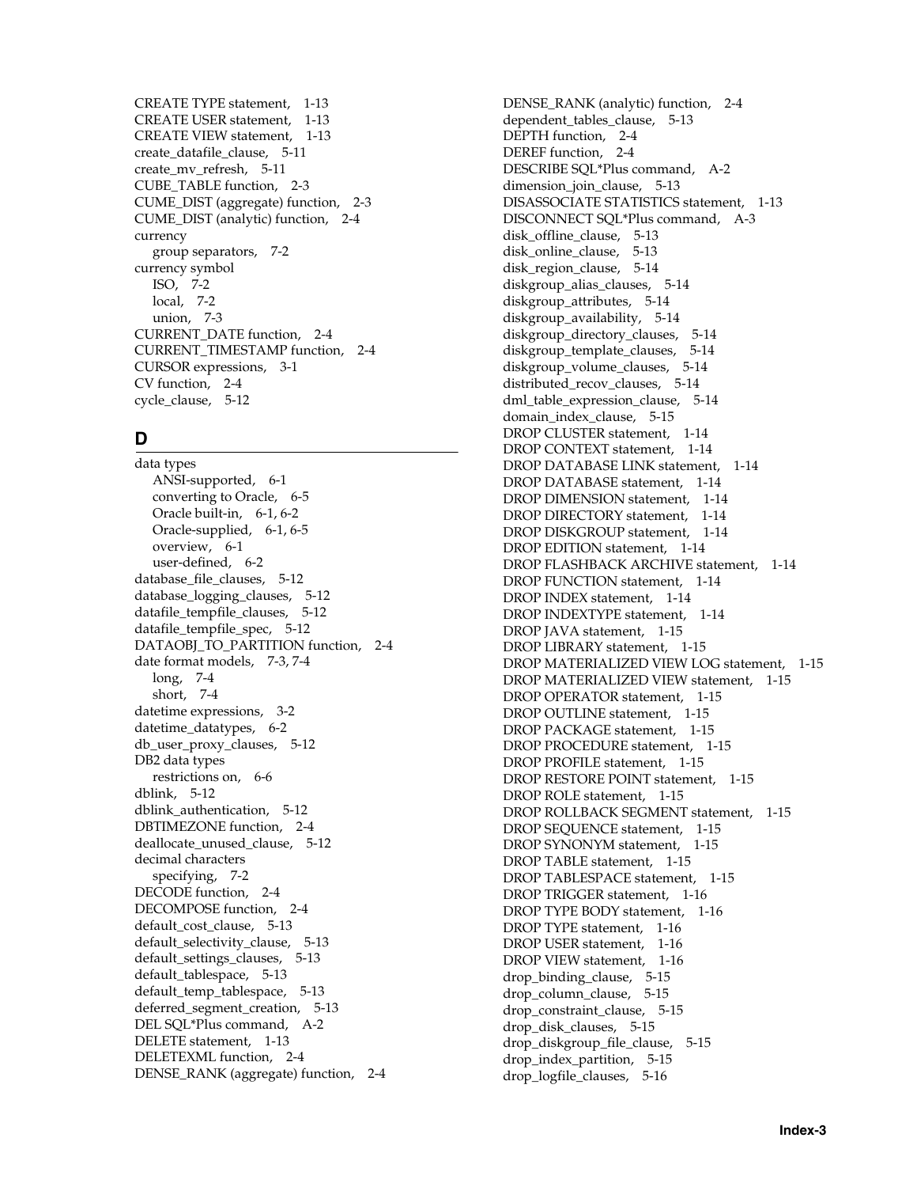CREATE TYPE statement, 1-13
CREATE USER statement, 1-13
CREATE VIEW statement, 1-13
create_datafile_clause, 5-11
create_mv_refresh, 5-11
CUBE_TABLE function, 2-3
CUME_DIST (aggregate) function, 2-3
CUME_DIST (analytic) function, 2-4
currency
  group separators, 7-2
currency symbol
  ISO, 7-2
  local, 7-2
  union, 7-3
CURRENT_DATE function, 2-4
CURRENT_TIMESTAMP function, 2-4
CURSOR expressions, 3-1
CV function, 2-4
cycle_clause, 5-12

## D

data types
  ANSI-supported, 6-1
  converting to Oracle, 6-5
  Oracle built-in, 6-1, 6-2
  Oracle-supplied, 6-1, 6-5
  overview, 6-1
  user-defined, 6-2
database_file_clauses, 5-12
database_logging_clauses, 5-12
datafile_tempfile_clauses, 5-12
datafile_tempfile_spec, 5-12
DATAOBJ_TO_PARTITION function, 2-4
date format models, 7-3, 7-4
  long, 7-4
  short, 7-4
datetime expressions, 3-2
datetime_datatypes, 6-2
db_user_proxy_clauses, 5-12
DB2 data types
  restrictions on, 6-6
dblink, 5-12
dblink_authentication, 5-12
DBTIMEZONE function, 2-4
deallocate_unused_clause, 5-12
decimal characters
  specifying, 7-2
DECODE function, 2-4
DECOMPOSE function, 2-4
default_cost_clause, 5-13
default_selectivity_clause, 5-13
default_settings_clauses, 5-13
default_tablespace, 5-13
default_temp_tablespace, 5-13
deferred_segment_creation, 5-13
DEL SQL*Plus command, A-2
DELETE statement, 1-13
DELETEXML function, 2-4
DENSE_RANK (aggregate) function, 2-4
DENSE_RANK (analytic) function, 2-4
dependent_tables_clause, 5-13
DEPTH function, 2-4
DEREF function, 2-4
DESCRIBE SQL*Plus command, A-2
dimension_join_clause, 5-13
DISASSOCIATE STATISTICS statement, 1-13
DISCONNECT SQL*Plus command, A-3
disk_offline_clause, 5-13
disk_online_clause, 5-13
disk_region_clause, 5-14
diskgroup_alias_clauses, 5-14
diskgroup_attributes, 5-14
diskgroup_availability, 5-14
diskgroup_directory_clauses, 5-14
diskgroup_template_clauses, 5-14
diskgroup_volume_clauses, 5-14
distributed_recov_clauses, 5-14
dml_table_expression_clause, 5-14
domain_index_clause, 5-15
DROP CLUSTER statement, 1-14
DROP CONTEXT statement, 1-14
DROP DATABASE LINK statement, 1-14
DROP DATABASE statement, 1-14
DROP DIMENSION statement, 1-14
DROP DIRECTORY statement, 1-14
DROP DISKGROUP statement, 1-14
DROP EDITION statement, 1-14
DROP FLASHBACK ARCHIVE statement, 1-14
DROP FUNCTION statement, 1-14
DROP INDEX statement, 1-14
DROP INDEXTYPE statement, 1-14
DROP JAVA statement, 1-15
DROP LIBRARY statement, 1-15
DROP MATERIALIZED VIEW LOG statement, 1-15
DROP MATERIALIZED VIEW statement, 1-15
DROP OPERATOR statement, 1-15
DROP OUTLINE statement, 1-15
DROP PACKAGE statement, 1-15
DROP PROCEDURE statement, 1-15
DROP PROFILE statement, 1-15
DROP RESTORE POINT statement, 1-15
DROP ROLE statement, 1-15
DROP ROLLBACK SEGMENT statement, 1-15
DROP SEQUENCE statement, 1-15
DROP SYNONYM statement, 1-15
DROP TABLE statement, 1-15
DROP TABLESPACE statement, 1-15
DROP TRIGGER statement, 1-16
DROP TYPE BODY statement, 1-16
DROP TYPE statement, 1-16
DROP USER statement, 1-16
DROP VIEW statement, 1-16
drop_binding_clause, 5-15
drop_column_clause, 5-15
drop_constraint_clause, 5-15
drop_disk_clauses, 5-15
drop_diskgroup_file_clause, 5-15
drop_index_partition, 5-15
drop_logfile_clauses, 5-16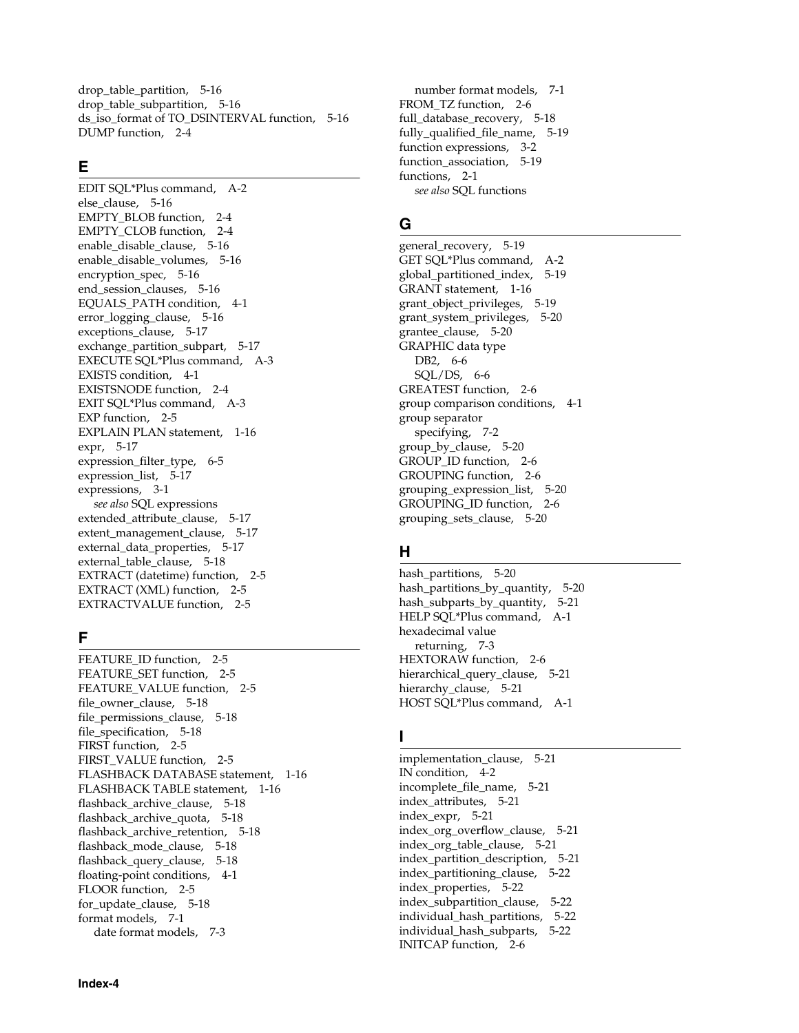drop_table_partition, 5-16
drop_table_subpartition, 5-16
ds_iso_format of TO_DSINTERVAL function, 5-16
DUMP function, 2-4

## E

EDIT SQL*Plus command, A-2
else_clause, 5-16
EMPTY_BLOB function, 2-4
EMPTY_CLOB function, 2-4
enable_disable_clause, 5-16
enable_disable_volumes, 5-16
encryption_spec, 5-16
end_session_clauses, 5-16
EQUALS_PATH condition, 4-1
error_logging_clause, 5-16
exceptions_clause, 5-17
exchange_partition_subpart, 5-17
EXECUTE SQL*Plus command, A-3
EXISTS condition, 4-1
EXISTSNODE function, 2-4
EXIT SQL*Plus command, A-3
EXP function, 2-5
EXPLAIN PLAN statement, 1-16
expr, 5-17
expression_filter_type, 6-5
expression_list, 5-17
expressions, 3-1
  *see also* SQL expressions
extended_attribute_clause, 5-17
extent_management_clause, 5-17
external_data_properties, 5-17
external_table_clause, 5-18
EXTRACT (datetime) function, 2-5
EXTRACT (XML) function, 2-5
EXTRACTVALUE function, 2-5

## F

FEATURE_ID function, 2-5
FEATURE_SET function, 2-5
FEATURE_VALUE function, 2-5
file_owner_clause, 5-18
file_permissions_clause, 5-18
file_specification, 5-18
FIRST function, 2-5
FIRST_VALUE function, 2-5
FLASHBACK DATABASE statement, 1-16
FLASHBACK TABLE statement, 1-16
flashback_archive_clause, 5-18
flashback_archive_quota, 5-18
flashback_archive_retention, 5-18
flashback_mode_clause, 5-18
flashback_query_clause, 5-18
floating-point conditions, 4-1
FLOOR function, 2-5
for_update_clause, 5-18
format models, 7-1
  date format models, 7-3
  number format models, 7-1
FROM_TZ function, 2-6
full_database_recovery, 5-18
fully_qualified_file_name, 5-19
function expressions, 3-2
function_association, 5-19
functions, 2-1
  *see also* SQL functions

## G

general_recovery, 5-19
GET SQL*Plus command, A-2
global_partitioned_index, 5-19
GRANT statement, 1-16
grant_object_privileges, 5-19
grant_system_privileges, 5-20
grantee_clause, 5-20
GRAPHIC data type
  DB2, 6-6
  SQL/DS, 6-6
GREATEST function, 2-6
group comparison conditions, 4-1
group separator
  specifying, 7-2
group_by_clause, 5-20
GROUP_ID function, 2-6
GROUPING function, 2-6
grouping_expression_list, 5-20
GROUPING_ID function, 2-6
grouping_sets_clause, 5-20

## H

hash_partitions, 5-20
hash_partitions_by_quantity, 5-20
hash_subparts_by_quantity, 5-21
HELP SQL*Plus command, A-1
hexadecimal value
  returning, 7-3
HEXTORAW function, 2-6
hierarchical_query_clause, 5-21
hierarchy_clause, 5-21
HOST SQL*Plus command, A-1

## I

implementation_clause, 5-21
IN condition, 4-2
incomplete_file_name, 5-21
index_attributes, 5-21
index_expr, 5-21
index_org_overflow_clause, 5-21
index_org_table_clause, 5-21
index_partition_description, 5-21
index_partitioning_clause, 5-22
index_properties, 5-22
index_subpartition_clause, 5-22
individual_hash_partitions, 5-22
individual_hash_subparts, 5-22
INITCAP function, 2-6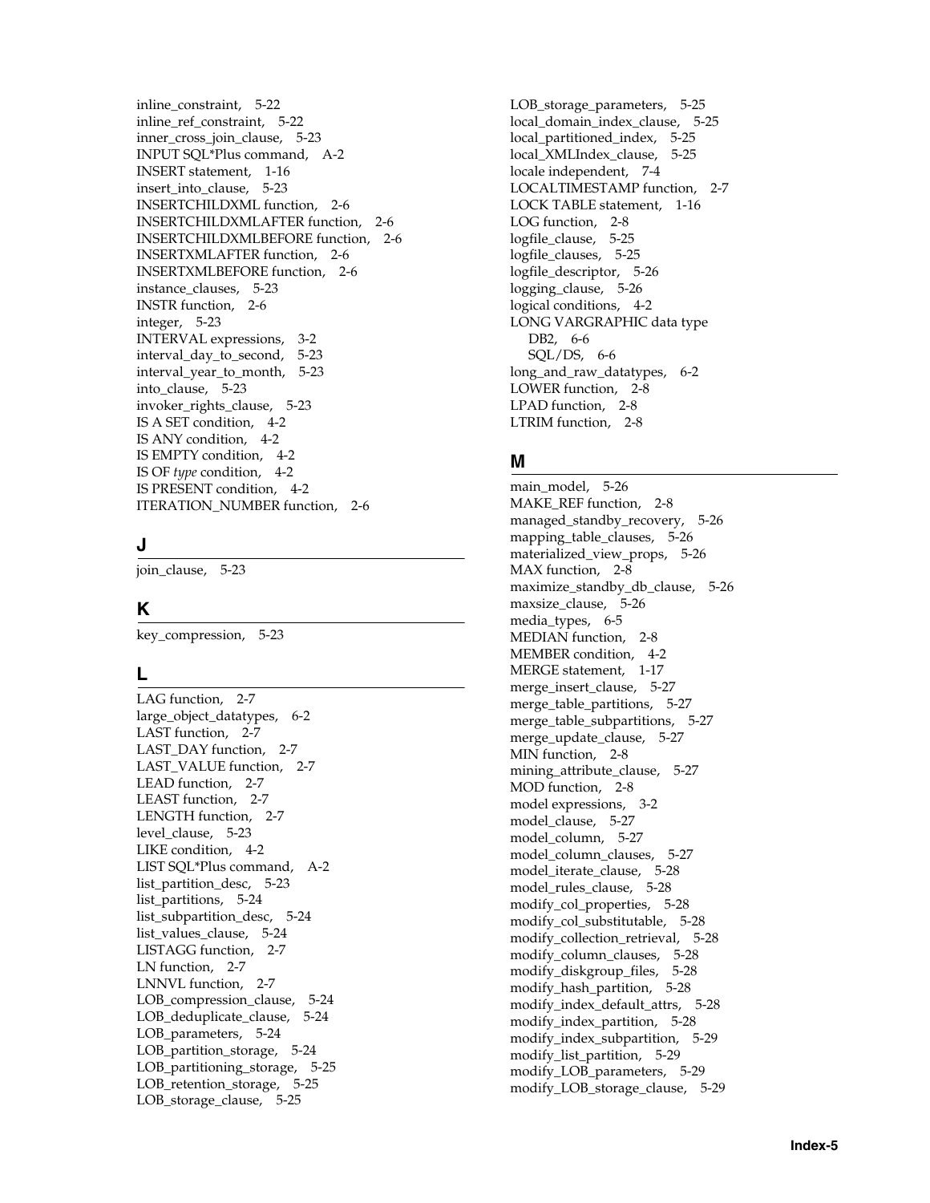inline_constraint, 5-22
inline_ref_constraint, 5-22
inner_cross_join_clause, 5-23
INPUT SQL*Plus command, A-2
INSERT statement, 1-16
insert_into_clause, 5-23
INSERTCHILDXML function, 2-6
INSERTCHILDXMLAFTER function, 2-6
INSERTCHILDXMLBEFORE function, 2-6
INSERTXMLAFTER function, 2-6
INSERTXMLBEFORE function, 2-6
instance_clauses, 5-23
INSTR function, 2-6
integer, 5-23
INTERVAL expressions, 3-2
interval_day_to_second, 5-23
interval_year_to_month, 5-23
into_clause, 5-23
invoker_rights_clause, 5-23
IS A SET condition, 4-2
IS ANY condition, 4-2
IS EMPTY condition, 4-2
IS OF *type* condition, 4-2
IS PRESENT condition, 4-2
ITERATION_NUMBER function, 2-6

## J

join_clause, 5-23

## K

key_compression, 5-23

## L

LAG function, 2-7
large_object_datatypes, 6-2
LAST function, 2-7
LAST_DAY function, 2-7
LAST_VALUE function, 2-7
LEAD function, 2-7
LEAST function, 2-7
LENGTH function, 2-7
level_clause, 5-23
LIKE condition, 4-2
LIST SQL*Plus command, A-2
list_partition_desc, 5-23
list_partitions, 5-24
list_subpartition_desc, 5-24
list_values_clause, 5-24
LISTAGG function, 2-7
LN function, 2-7
LNNVL function, 2-7
LOB_compression_clause, 5-24
LOB_deduplicate_clause, 5-24
LOB_parameters, 5-24
LOB_partition_storage, 5-24
LOB_partitioning_storage, 5-25
LOB_retention_storage, 5-25
LOB_storage_clause, 5-25
LOB_storage_parameters, 5-25
local_domain_index_clause, 5-25
local_partitioned_index, 5-25
local_XMLIndex_clause, 5-25
locale independent, 7-4
LOCALTIMESTAMP function, 2-7
LOCK TABLE statement, 1-16
LOG function, 2-8
logfile_clause, 5-25
logfile_clauses, 5-25
logfile_descriptor, 5-26
logging_clause, 5-26
logical conditions, 4-2
LONG VARGRAPHIC data type
  DB2, 6-6
  SQL/DS, 6-6
long_and_raw_datatypes, 6-2
LOWER function, 2-8
LPAD function, 2-8
LTRIM function, 2-8

## M

main_model, 5-26
MAKE_REF function, 2-8
managed_standby_recovery, 5-26
mapping_table_clauses, 5-26
materialized_view_props, 5-26
MAX function, 2-8
maximize_standby_db_clause, 5-26
maxsize_clause, 5-26
media_types, 6-5
MEDIAN function, 2-8
MEMBER condition, 4-2
MERGE statement, 1-17
merge_insert_clause, 5-27
merge_table_partitions, 5-27
merge_table_subpartitions, 5-27
merge_update_clause, 5-27
MIN function, 2-8
mining_attribute_clause, 5-27
MOD function, 2-8
model expressions, 3-2
model_clause, 5-27
model_column, 5-27
model_column_clauses, 5-27
model_iterate_clause, 5-28
model_rules_clause, 5-28
modify_col_properties, 5-28
modify_col_substitutable, 5-28
modify_collection_retrieval, 5-28
modify_column_clauses, 5-28
modify_diskgroup_files, 5-28
modify_hash_partition, 5-28
modify_index_default_attrs, 5-28
modify_index_partition, 5-28
modify_index_subpartition, 5-29
modify_list_partition, 5-29
modify_LOB_parameters, 5-29
modify_LOB_storage_clause, 5-29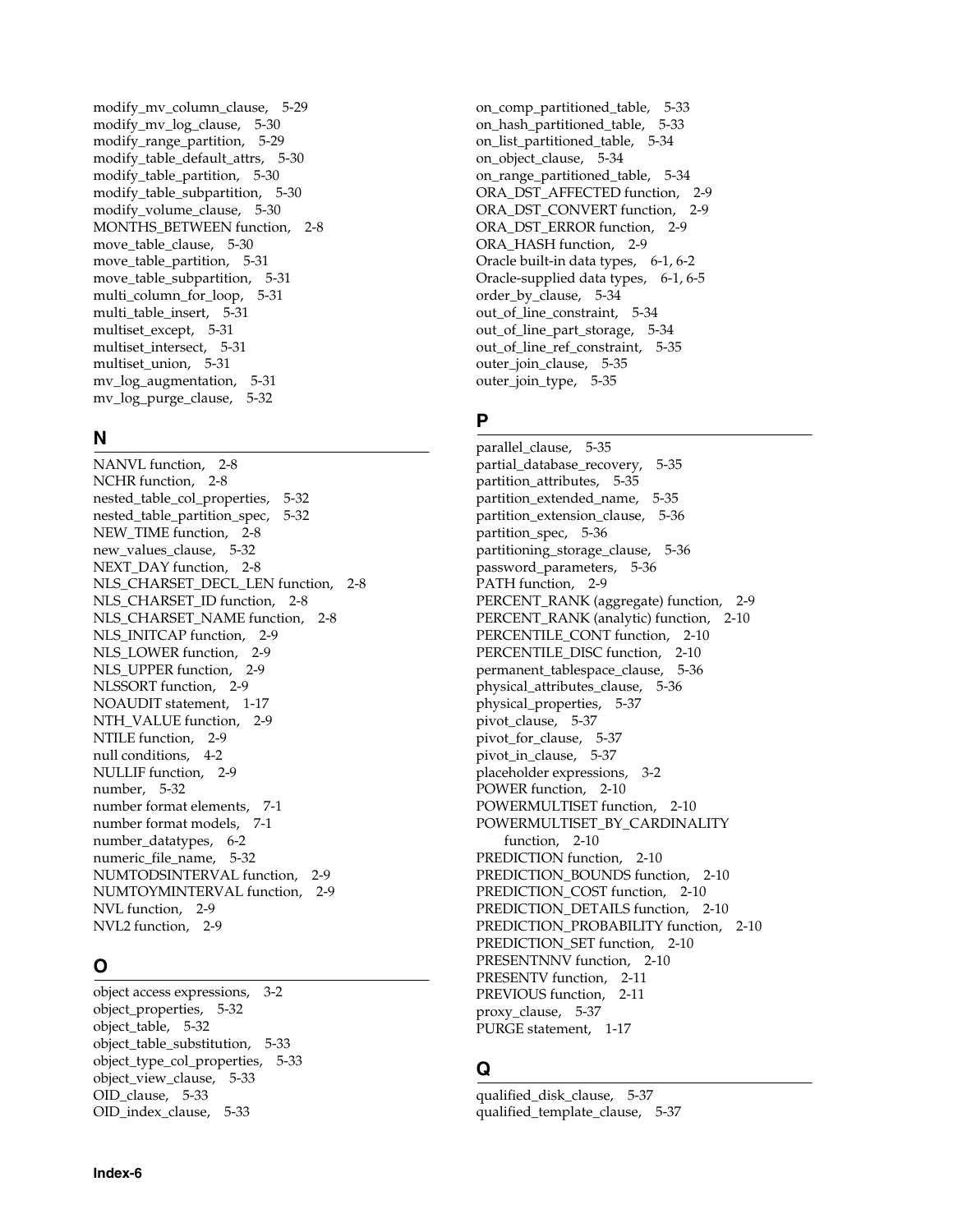modify_mv_column_clause, 5-29
modify_mv_log_clause, 5-30
modify_range_partition, 5-29
modify_table_default_attrs, 5-30
modify_table_partition, 5-30
modify_table_subpartition, 5-30
modify_volume_clause, 5-30
MONTHS_BETWEEN function, 2-8
move_table_clause, 5-30
move_table_partition, 5-31
move_table_subpartition, 5-31
multi_column_for_loop, 5-31
multi_table_insert, 5-31
multiset_except, 5-31
multiset_intersect, 5-31
multiset_union, 5-31
mv_log_augmentation, 5-31
mv_log_purge_clause, 5-32

## N

NANVL function, 2-8
NCHR function, 2-8
nested_table_col_properties, 5-32
nested_table_partition_spec, 5-32
NEW_TIME function, 2-8
new_values_clause, 5-32
NEXT_DAY function, 2-8
NLS_CHARSET_DECL_LEN function, 2-8
NLS_CHARSET_ID function, 2-8
NLS_CHARSET_NAME function, 2-8
NLS_INITCAP function, 2-9
NLS_LOWER function, 2-9
NLS_UPPER function, 2-9
NLSSORT function, 2-9
NOAUDIT statement, 1-17
NTH_VALUE function, 2-9
NTILE function, 2-9
null conditions, 4-2
NULLIF function, 2-9
number, 5-32
number format elements, 7-1
number format models, 7-1
number_datatypes, 6-2
numeric_file_name, 5-32
NUMTODSINTERVAL function, 2-9
NUMTOYMINTERVAL function, 2-9
NVL function, 2-9
NVL2 function, 2-9

## O

object access expressions, 3-2
object_properties, 5-32
object_table, 5-32
object_table_substitution, 5-33
object_type_col_properties, 5-33
object_view_clause, 5-33
OID_clause, 5-33
OID_index_clause, 5-33
on_comp_partitioned_table, 5-33
on_hash_partitioned_table, 5-33
on_list_partitioned_table, 5-34
on_object_clause, 5-34
on_range_partitioned_table, 5-34
ORA_DST_AFFECTED function, 2-9
ORA_DST_CONVERT function, 2-9
ORA_DST_ERROR function, 2-9
ORA_HASH function, 2-9
Oracle built-in data types, 6-1, 6-2
Oracle-supplied data types, 6-1, 6-5
order_by_clause, 5-34
out_of_line_constraint, 5-34
out_of_line_part_storage, 5-34
out_of_line_ref_constraint, 5-35
outer_join_clause, 5-35
outer_join_type, 5-35

## P

parallel_clause, 5-35
partial_database_recovery, 5-35
partition_attributes, 5-35
partition_extended_name, 5-35
partition_extension_clause, 5-36
partition_spec, 5-36
partitioning_storage_clause, 5-36
password_parameters, 5-36
PATH function, 2-9
PERCENT_RANK (aggregate) function, 2-9
PERCENT_RANK (analytic) function, 2-10
PERCENTILE_CONT function, 2-10
PERCENTILE_DISC function, 2-10
permanent_tablespace_clause, 5-36
physical_attributes_clause, 5-36
physical_properties, 5-37
pivot_clause, 5-37
pivot_for_clause, 5-37
pivot_in_clause, 5-37
placeholder expressions, 3-2
POWER function, 2-10
POWERMULTISET function, 2-10
POWERMULTISET_BY_CARDINALITY function, 2-10
PREDICTION function, 2-10
PREDICTION_BOUNDS function, 2-10
PREDICTION_COST function, 2-10
PREDICTION_DETAILS function, 2-10
PREDICTION_PROBABILITY function, 2-10
PREDICTION_SET function, 2-10
PRESENTNNV function, 2-10
PRESENTV function, 2-11
PREVIOUS function, 2-11
proxy_clause, 5-37
PURGE statement, 1-17

## Q

qualified_disk_clause, 5-37
qualified_template_clause, 5-37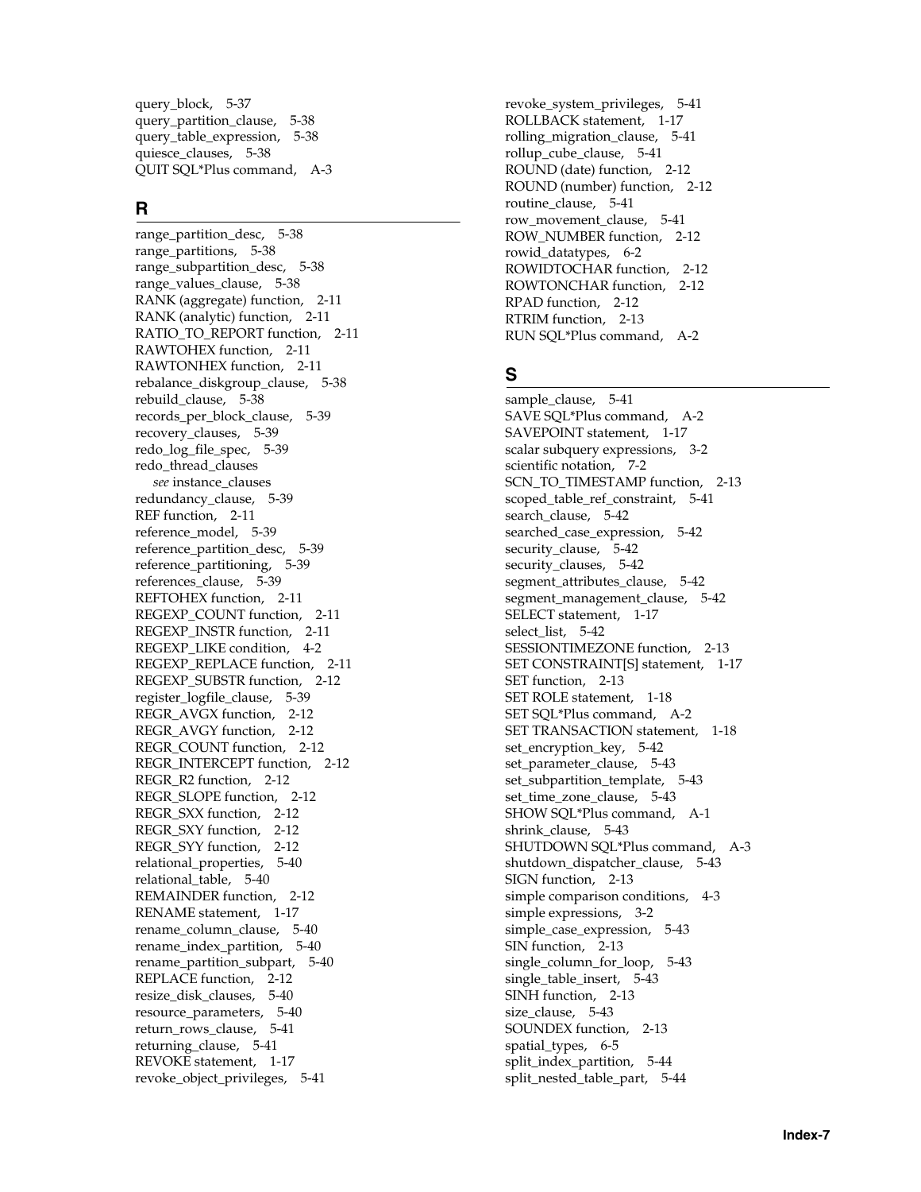query_block, 5-37
query_partition_clause, 5-38
query_table_expression, 5-38
quiesce_clauses, 5-38
QUIT SQL*Plus command, A-3

## R

range_partition_desc, 5-38
range_partitions, 5-38
range_subpartition_desc, 5-38
range_values_clause, 5-38
RANK (aggregate) function, 2-11
RANK (analytic) function, 2-11
RATIO_TO_REPORT function, 2-11
RAWTOHEX function, 2-11
RAWTONHEX function, 2-11
rebalance_diskgroup_clause, 5-38
rebuild_clause, 5-38
records_per_block_clause, 5-39
recovery_clauses, 5-39
redo_log_file_spec, 5-39
redo_thread_clauses
  *see* instance_clauses
redundancy_clause, 5-39
REF function, 2-11
reference_model, 5-39
reference_partition_desc, 5-39
reference_partitioning, 5-39
references_clause, 5-39
REFTOHEX function, 2-11
REGEXP_COUNT function, 2-11
REGEXP_INSTR function, 2-11
REGEXP_LIKE condition, 4-2
REGEXP_REPLACE function, 2-11
REGEXP_SUBSTR function, 2-12
register_logfile_clause, 5-39
REGR_AVGX function, 2-12
REGR_AVGY function, 2-12
REGR_COUNT function, 2-12
REGR_INTERCEPT function, 2-12
REGR_R2 function, 2-12
REGR_SLOPE function, 2-12
REGR_SXX function, 2-12
REGR_SXY function, 2-12
REGR_SYY function, 2-12
relational_properties, 5-40
relational_table, 5-40
REMAINDER function, 2-12
RENAME statement, 1-17
rename_column_clause, 5-40
rename_index_partition, 5-40
rename_partition_subpart, 5-40
REPLACE function, 2-12
resize_disk_clauses, 5-40
resource_parameters, 5-40
return_rows_clause, 5-41
returning_clause, 5-41
REVOKE statement, 1-17
revoke_object_privileges, 5-41
revoke_system_privileges, 5-41
ROLLBACK statement, 1-17
rolling_migration_clause, 5-41
rollup_cube_clause, 5-41
ROUND (date) function, 2-12
ROUND (number) function, 2-12
routine_clause, 5-41
row_movement_clause, 5-41
ROW_NUMBER function, 2-12
rowid_datatypes, 6-2
ROWIDTOCHAR function, 2-12
ROWTONCHAR function, 2-12
RPAD function, 2-12
RTRIM function, 2-13
RUN SQL*Plus command, A-2

## S

sample_clause, 5-41
SAVE SQL*Plus command, A-2
SAVEPOINT statement, 1-17
scalar subquery expressions, 3-2
scientific notation, 7-2
SCN_TO_TIMESTAMP function, 2-13
scoped_table_ref_constraint, 5-41
search_clause, 5-42
searched_case_expression, 5-42
security_clause, 5-42
security_clauses, 5-42
segment_attributes_clause, 5-42
segment_management_clause, 5-42
SELECT statement, 1-17
select_list, 5-42
SESSIONTIMEZONE function, 2-13
SET CONSTRAINT[S] statement, 1-17
SET function, 2-13
SET ROLE statement, 1-18
SET SQL*Plus command, A-2
SET TRANSACTION statement, 1-18
set_encryption_key, 5-42
set_parameter_clause, 5-43
set_subpartition_template, 5-43
set_time_zone_clause, 5-43
SHOW SQL*Plus command, A-1
shrink_clause, 5-43
SHUTDOWN SQL*Plus command, A-3
shutdown_dispatcher_clause, 5-43
SIGN function, 2-13
simple comparison conditions, 4-3
simple expressions, 3-2
simple_case_expression, 5-43
SIN function, 2-13
single_column_for_loop, 5-43
single_table_insert, 5-43
SINH function, 2-13
size_clause, 5-43
SOUNDEX function, 2-13
spatial_types, 6-5
split_index_partition, 5-44
split_nested_table_part, 5-44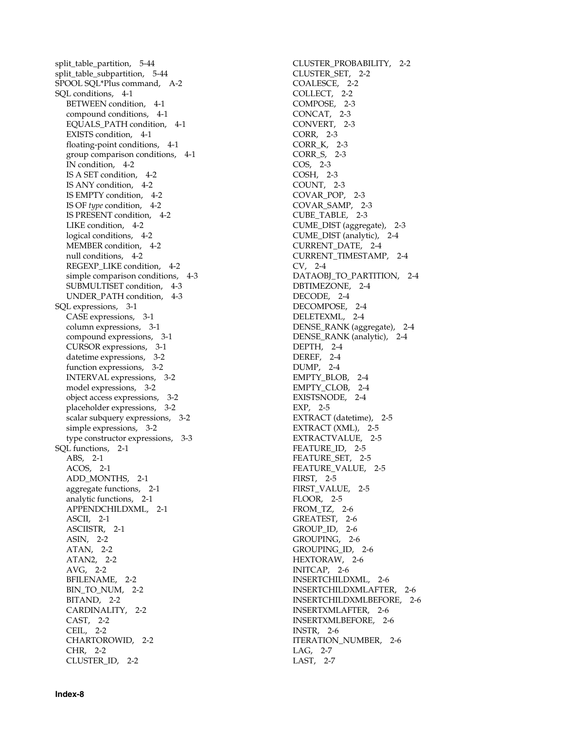split_table_partition, 5-44
split_table_subpartition, 5-44
SPOOL SQL*Plus command, A-2
SQL conditions, 4-1
  BETWEEN condition, 4-1
  compound conditions, 4-1
  EQUALS_PATH condition, 4-1
  EXISTS condition, 4-1
  floating-point conditions, 4-1
  group comparison conditions, 4-1
  IN condition, 4-2
  IS A SET condition, 4-2
  IS ANY condition, 4-2
  IS EMPTY condition, 4-2
  IS OF *type* condition, 4-2
  IS PRESENT condition, 4-2
  LIKE condition, 4-2
  logical conditions, 4-2
  MEMBER condition, 4-2
  null conditions, 4-2
  REGEXP_LIKE condition, 4-2
  simple comparison conditions, 4-3
  SUBMULTISET condition, 4-3
  UNDER_PATH condition, 4-3
SQL expressions, 3-1
  CASE expressions, 3-1
  column expressions, 3-1
  compound expressions, 3-1
  CURSOR expressions, 3-1
  datetime expressions, 3-2
  function expressions, 3-2
  INTERVAL expressions, 3-2
  model expressions, 3-2
  object access expressions, 3-2
  placeholder expressions, 3-2
  scalar subquery expressions, 3-2
  simple expressions, 3-2
  type constructor expressions, 3-3
SQL functions, 2-1
  ABS, 2-1
  ACOS, 2-1
  ADD_MONTHS, 2-1
  aggregate functions, 2-1
  analytic functions, 2-1
  APPENDCHILDXML, 2-1
  ASCII, 2-1
  ASCIISTR, 2-1
  ASIN, 2-2
  ATAN, 2-2
  ATAN2, 2-2
  AVG, 2-2
  BFILENAME, 2-2
  BIN_TO_NUM, 2-2
  BITAND, 2-2
  CARDINALITY, 2-2
  CAST, 2-2
  CEIL, 2-2
  CHARTOROWID, 2-2
  CHR, 2-2
  CLUSTER_ID, 2-2
  CLUSTER_PROBABILITY, 2-2
  CLUSTER_SET, 2-2
  COALESCE, 2-2
  COLLECT, 2-2
  COMPOSE, 2-3
  CONCAT, 2-3
  CONVERT, 2-3
  CORR, 2-3
  CORR_K, 2-3
  CORR_S, 2-3
  COS, 2-3
  COSH, 2-3
  COUNT, 2-3
  COVAR_POP, 2-3
  COVAR_SAMP, 2-3
  CUBE_TABLE, 2-3
  CUME_DIST (aggregate), 2-3
  CUME_DIST (analytic), 2-4
  CURRENT_DATE, 2-4
  CURRENT_TIMESTAMP, 2-4
  CV, 2-4
  DATAOBJ_TO_PARTITION, 2-4
  DBTIMEZONE, 2-4
  DECODE, 2-4
  DECOMPOSE, 2-4
  DELETEXML, 2-4
  DENSE_RANK (aggregate), 2-4
  DENSE_RANK (analytic), 2-4
  DEPTH, 2-4
  DEREF, 2-4
  DUMP, 2-4
  EMPTY_BLOB, 2-4
  EMPTY_CLOB, 2-4
  EXISTSNODE, 2-4
  EXP, 2-5
  EXTRACT (datetime), 2-5
  EXTRACT (XML), 2-5
  EXTRACTVALUE, 2-5
  FEATURE_ID, 2-5
  FEATURE_SET, 2-5
  FEATURE_VALUE, 2-5
  FIRST, 2-5
  FIRST_VALUE, 2-5
  FLOOR, 2-5
  FROM_TZ, 2-6
  GREATEST, 2-6
  GROUP_ID, 2-6
  GROUPING, 2-6
  GROUPING_ID, 2-6
  HEXTORAW, 2-6
  INITCAP, 2-6
  INSERTCHILDXML, 2-6
  INSERTCHILDXMLAFTER, 2-6
  INSERTCHILDXMLBEFORE, 2-6
  INSERTXMLAFTER, 2-6
  INSERTXMLBEFORE, 2-6
  INSTR, 2-6
  ITERATION_NUMBER, 2-6
  LAG, 2-7
  LAST, 2-7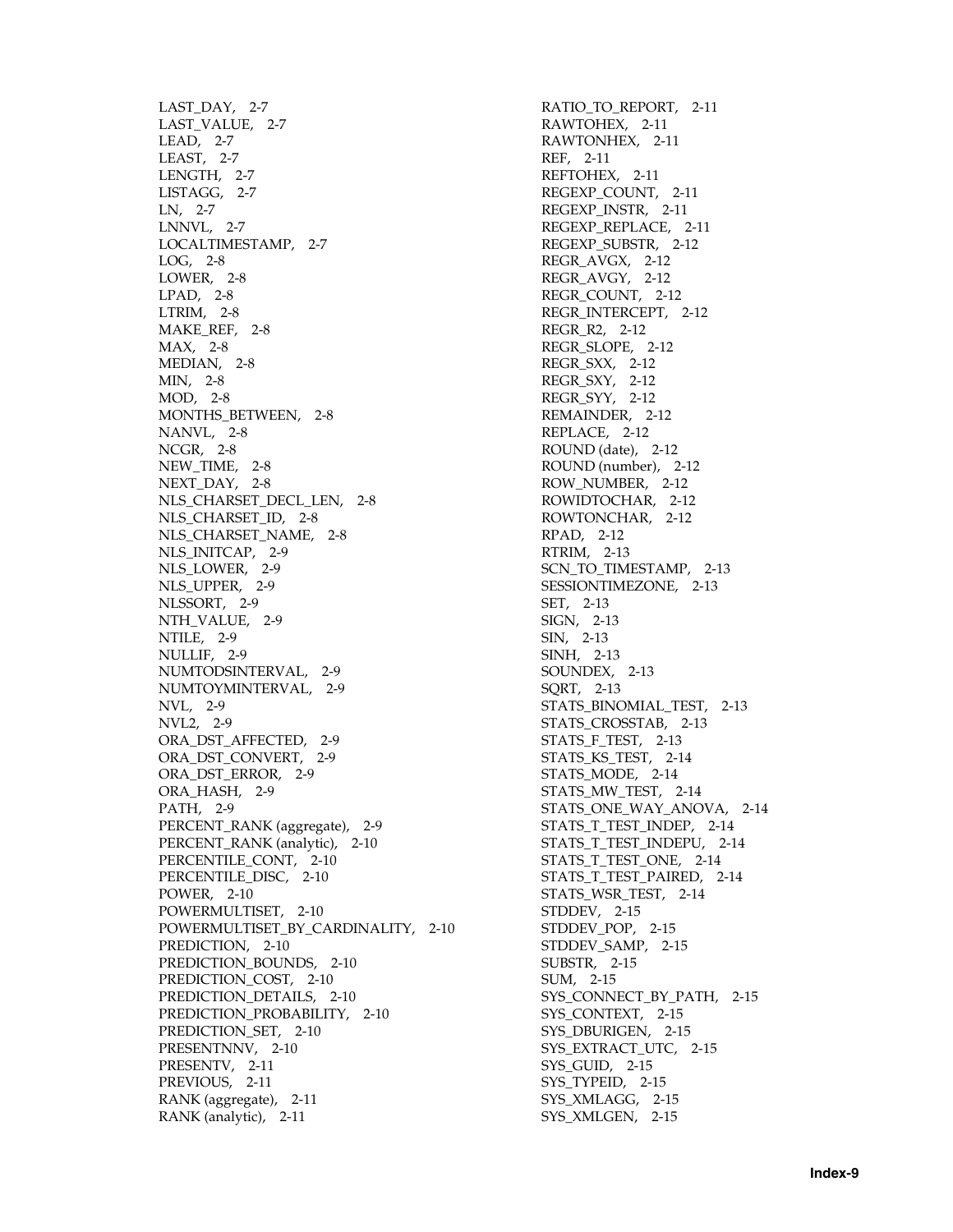LAST_DAY, 2-7
LAST_VALUE, 2-7
LEAD, 2-7
LEAST, 2-7
LENGTH, 2-7
LISTAGG, 2-7
LN, 2-7
LNNVL, 2-7
LOCALTIMESTAMP, 2-7
LOG, 2-8
LOWER, 2-8
LPAD, 2-8
LTRIM, 2-8
MAKE_REF, 2-8
MAX, 2-8
MEDIAN, 2-8
MIN, 2-8
MOD, 2-8
MONTHS_BETWEEN, 2-8
NANVL, 2-8
NCGR, 2-8
NEW_TIME, 2-8
NEXT_DAY, 2-8
NLS_CHARSET_DECL_LEN, 2-8
NLS_CHARSET_ID, 2-8
NLS_CHARSET_NAME, 2-8
NLS_INITCAP, 2-9
NLS_LOWER, 2-9
NLS_UPPER, 2-9
NLSSORT, 2-9
NTH_VALUE, 2-9
NTILE, 2-9
NULLIF, 2-9
NUMTODSINTERVAL, 2-9
NUMTOYMINTERVAL, 2-9
NVL, 2-9
NVL2, 2-9
ORA_DST_AFFECTED, 2-9
ORA_DST_CONVERT, 2-9
ORA_DST_ERROR, 2-9
ORA_HASH, 2-9
PATH, 2-9
PERCENT_RANK (aggregate), 2-9
PERCENT_RANK (analytic), 2-10
PERCENTILE_CONT, 2-10
PERCENTILE_DISC, 2-10
POWER, 2-10
POWERMULTISET, 2-10
POWERMULTISET_BY_CARDINALITY, 2-10
PREDICTION, 2-10
PREDICTION_BOUNDS, 2-10
PREDICTION_COST, 2-10
PREDICTION_DETAILS, 2-10
PREDICTION_PROBABILITY, 2-10
PREDICTION_SET, 2-10
PRESENTNNV, 2-10
PRESENTV, 2-11
PREVIOUS, 2-11
RANK (aggregate), 2-11
RANK (analytic), 2-11
RATIO_TO_REPORT, 2-11
RAWTOHEX, 2-11
RAWTONHEX, 2-11
REF, 2-11
REFTOHEX, 2-11
REGEXP_COUNT, 2-11
REGEXP_INSTR, 2-11
REGEXP_REPLACE, 2-11
REGEXP_SUBSTR, 2-12
REGR_AVGX, 2-12
REGR_AVGY, 2-12
REGR_COUNT, 2-12
REGR_INTERCEPT, 2-12
REGR_R2, 2-12
REGR_SLOPE, 2-12
REGR_SXX, 2-12
REGR_SXY, 2-12
REGR_SYY, 2-12
REMAINDER, 2-12
REPLACE, 2-12
ROUND (date), 2-12
ROUND (number), 2-12
ROW_NUMBER, 2-12
ROWIDTOCHAR, 2-12
ROWTONCHAR, 2-12
RPAD, 2-12
RTRIM, 2-13
SCN_TO_TIMESTAMP, 2-13
SESSIONTIMEZONE, 2-13
SET, 2-13
SIGN, 2-13
SIN, 2-13
SINH, 2-13
SOUNDEX, 2-13
SQRT, 2-13
STATS_BINOMIAL_TEST, 2-13
STATS_CROSSTAB, 2-13
STATS_F_TEST, 2-13
STATS_KS_TEST, 2-14
STATS_MODE, 2-14
STATS_MW_TEST, 2-14
STATS_ONE_WAY_ANOVA, 2-14
STATS_T_TEST_INDEP, 2-14
STATS_T_TEST_INDEPU, 2-14
STATS_T_TEST_ONE, 2-14
STATS_T_TEST_PAIRED, 2-14
STATS_WSR_TEST, 2-14
STDDEV, 2-15
STDDEV_POP, 2-15
STDDEV_SAMP, 2-15
SUBSTR, 2-15
SUM, 2-15
SYS_CONNECT_BY_PATH, 2-15
SYS_CONTEXT, 2-15
SYS_DBURIGEN, 2-15
SYS_EXTRACT_UTC, 2-15
SYS_GUID, 2-15
SYS_TYPEID, 2-15
SYS_XMLAGG, 2-15
SYS_XMLGEN, 2-15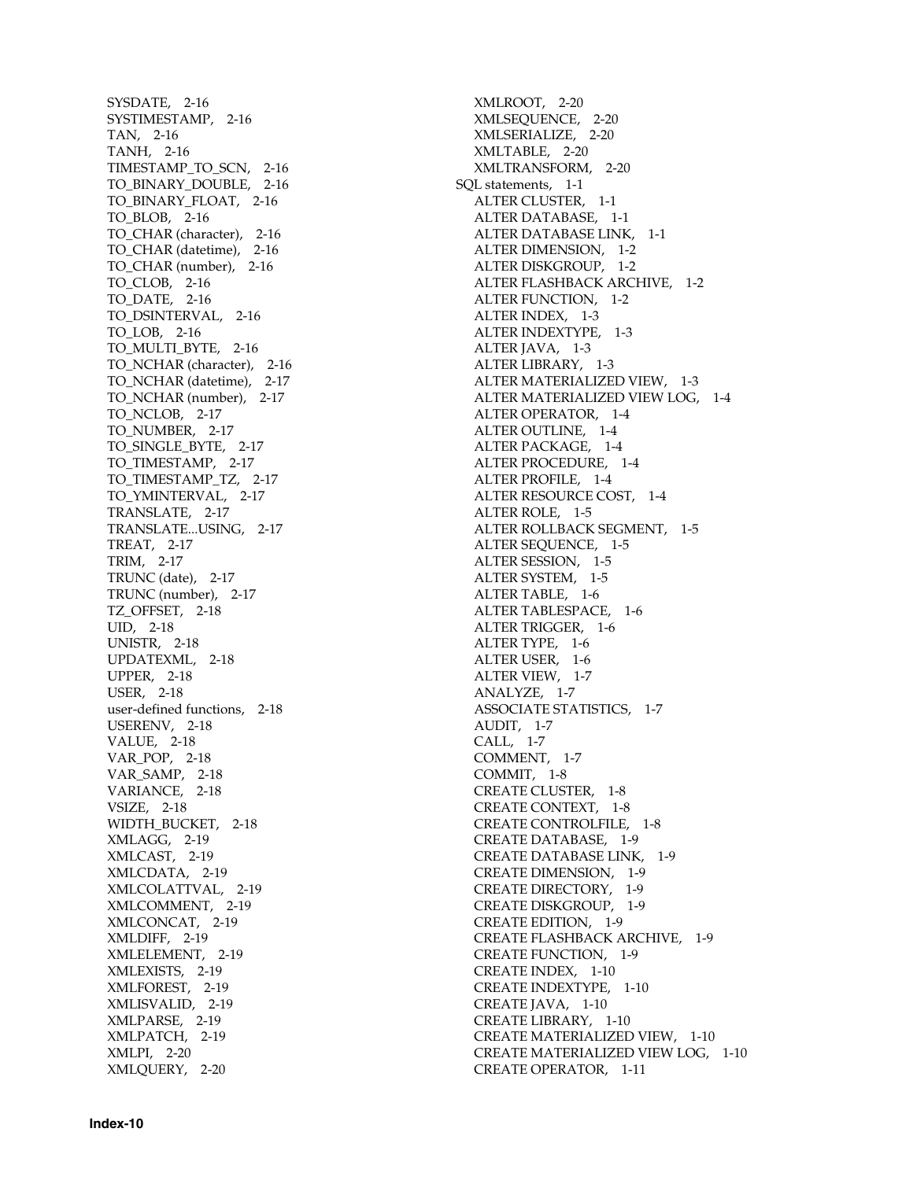SYSDATE, 2-16
SYSTIMESTAMP, 2-16
TAN, 2-16
TANH, 2-16
TIMESTAMP_TO_SCN, 2-16
TO_BINARY_DOUBLE, 2-16
TO_BINARY_FLOAT, 2-16
TO_BLOB, 2-16
TO_CHAR (character), 2-16
TO_CHAR (datetime), 2-16
TO_CHAR (number), 2-16
TO_CLOB, 2-16
TO_DATE, 2-16
TO_DSINTERVAL, 2-16
TO_LOB, 2-16
TO_MULTI_BYTE, 2-16
TO_NCHAR (character), 2-16
TO_NCHAR (datetime), 2-17
TO_NCHAR (number), 2-17
TO_NCLOB, 2-17
TO_NUMBER, 2-17
TO_SINGLE_BYTE, 2-17
TO_TIMESTAMP, 2-17
TO_TIMESTAMP_TZ, 2-17
TO_YMINTERVAL, 2-17
TRANSLATE, 2-17
TRANSLATE...USING, 2-17
TREAT, 2-17
TRIM, 2-17
TRUNC (date), 2-17
TRUNC (number), 2-17
TZ_OFFSET, 2-18
UID, 2-18
UNISTR, 2-18
UPDATEXML, 2-18
UPPER, 2-18
USER, 2-18
user-defined functions, 2-18
USERENV, 2-18
VALUE, 2-18
VAR_POP, 2-18
VAR_SAMP, 2-18
VARIANCE, 2-18
VSIZE, 2-18
WIDTH_BUCKET, 2-18
XMLAGG, 2-19
XMLCAST, 2-19
XMLCDATA, 2-19
XMLCOLATTVAL, 2-19
XMLCOMMENT, 2-19
XMLCONCAT, 2-19
XMLDIFF, 2-19
XMLELEMENT, 2-19
XMLEXISTS, 2-19
XMLFOREST, 2-19
XMLISVALID, 2-19
XMLPARSE, 2-19
XMLPATCH, 2-19
XMLPI, 2-20
XMLQUERY, 2-20
XMLROOT, 2-20
XMLSEQUENCE, 2-20
XMLSERIALIZE, 2-20
XMLTABLE, 2-20
XMLTRANSFORM, 2-20

SQL statements, 1-1
ALTER CLUSTER, 1-1
ALTER DATABASE, 1-1
ALTER DATABASE LINK, 1-1
ALTER DIMENSION, 1-2
ALTER DISKGROUP, 1-2
ALTER FLASHBACK ARCHIVE, 1-2
ALTER FUNCTION, 1-2
ALTER INDEX, 1-3
ALTER INDEXTYPE, 1-3
ALTER JAVA, 1-3
ALTER LIBRARY, 1-3
ALTER MATERIALIZED VIEW, 1-3
ALTER MATERIALIZED VIEW LOG, 1-4
ALTER OPERATOR, 1-4
ALTER OUTLINE, 1-4
ALTER PACKAGE, 1-4
ALTER PROCEDURE, 1-4
ALTER PROFILE, 1-4
ALTER RESOURCE COST, 1-4
ALTER ROLE, 1-5
ALTER ROLLBACK SEGMENT, 1-5
ALTER SEQUENCE, 1-5
ALTER SESSION, 1-5
ALTER SYSTEM, 1-5
ALTER TABLE, 1-6
ALTER TABLESPACE, 1-6
ALTER TRIGGER, 1-6
ALTER TYPE, 1-6
ALTER USER, 1-6
ALTER VIEW, 1-7
ANALYZE, 1-7
ASSOCIATE STATISTICS, 1-7
AUDIT, 1-7
CALL, 1-7
COMMENT, 1-7
COMMIT, 1-8
CREATE CLUSTER, 1-8
CREATE CONTEXT, 1-8
CREATE CONTROLFILE, 1-8
CREATE DATABASE, 1-9
CREATE DATABASE LINK, 1-9
CREATE DIMENSION, 1-9
CREATE DIRECTORY, 1-9
CREATE DISKGROUP, 1-9
CREATE EDITION, 1-9
CREATE FLASHBACK ARCHIVE, 1-9
CREATE FUNCTION, 1-9
CREATE INDEX, 1-10
CREATE INDEXTYPE, 1-10
CREATE JAVA, 1-10
CREATE LIBRARY, 1-10
CREATE MATERIALIZED VIEW, 1-10
CREATE MATERIALIZED VIEW LOG, 1-10
CREATE OPERATOR, 1-11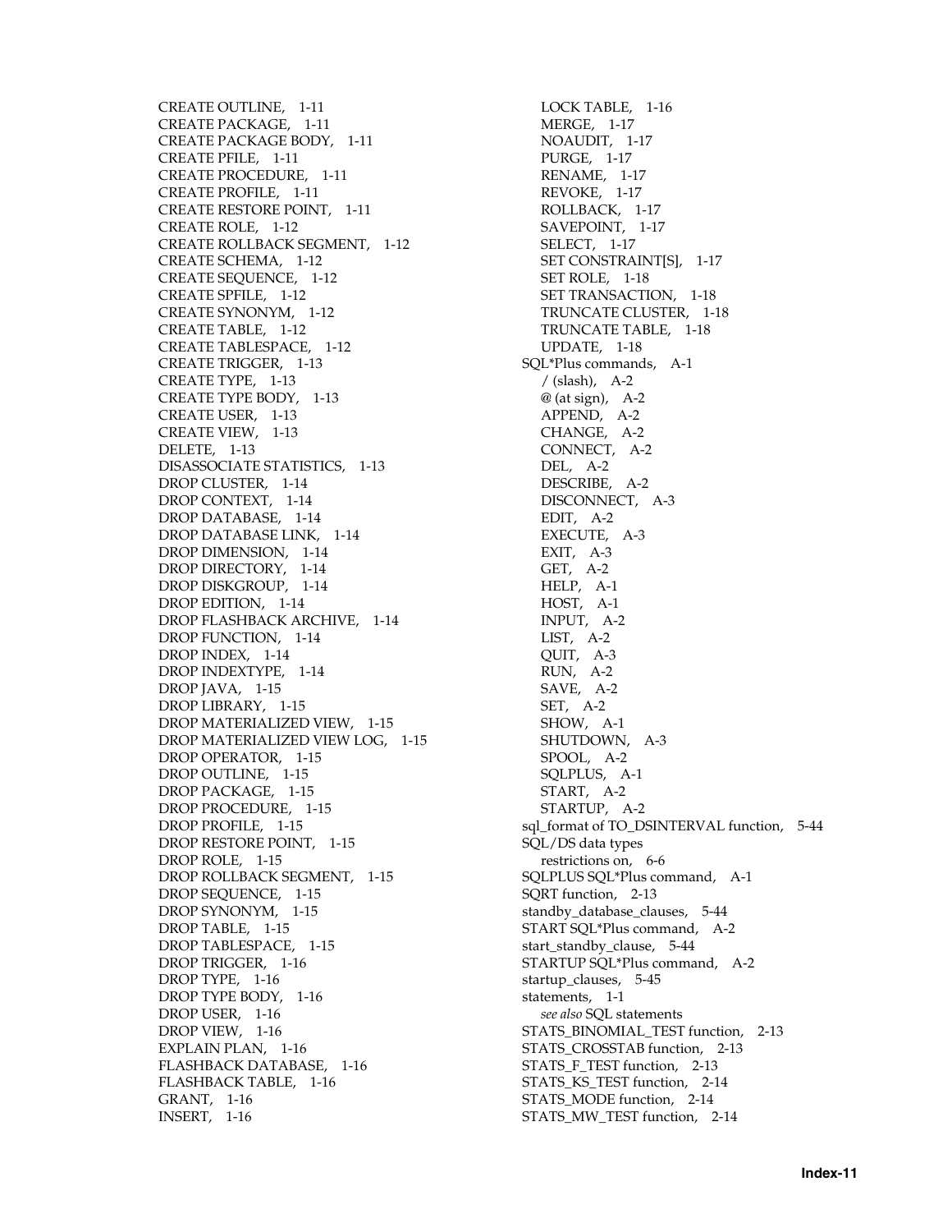CREATE OUTLINE, 1-11
CREATE PACKAGE, 1-11
CREATE PACKAGE BODY, 1-11
CREATE PFILE, 1-11
CREATE PROCEDURE, 1-11
CREATE PROFILE, 1-11
CREATE RESTORE POINT, 1-11
CREATE ROLE, 1-12
CREATE ROLLBACK SEGMENT, 1-12
CREATE SCHEMA, 1-12
CREATE SEQUENCE, 1-12
CREATE SPFILE, 1-12
CREATE SYNONYM, 1-12
CREATE TABLE, 1-12
CREATE TABLESPACE, 1-12
CREATE TRIGGER, 1-13
CREATE TYPE, 1-13
CREATE TYPE BODY, 1-13
CREATE USER, 1-13
CREATE VIEW, 1-13
DELETE, 1-13
DISASSOCIATE STATISTICS, 1-13
DROP CLUSTER, 1-14
DROP CONTEXT, 1-14
DROP DATABASE, 1-14
DROP DATABASE LINK, 1-14
DROP DIMENSION, 1-14
DROP DIRECTORY, 1-14
DROP DISKGROUP, 1-14
DROP EDITION, 1-14
DROP FLASHBACK ARCHIVE, 1-14
DROP FUNCTION, 1-14
DROP INDEX, 1-14
DROP INDEXTYPE, 1-14
DROP JAVA, 1-15
DROP LIBRARY, 1-15
DROP MATERIALIZED VIEW, 1-15
DROP MATERIALIZED VIEW LOG, 1-15
DROP OPERATOR, 1-15
DROP OUTLINE, 1-15
DROP PACKAGE, 1-15
DROP PROCEDURE, 1-15
DROP PROFILE, 1-15
DROP RESTORE POINT, 1-15
DROP ROLE, 1-15
DROP ROLLBACK SEGMENT, 1-15
DROP SEQUENCE, 1-15
DROP SYNONYM, 1-15
DROP TABLE, 1-15
DROP TABLESPACE, 1-15
DROP TRIGGER, 1-16
DROP TYPE, 1-16
DROP TYPE BODY, 1-16
DROP USER, 1-16
DROP VIEW, 1-16
EXPLAIN PLAN, 1-16
FLASHBACK DATABASE, 1-16
FLASHBACK TABLE, 1-16
GRANT, 1-16
INSERT, 1-16
LOCK TABLE, 1-16
MERGE, 1-17
NOAUDIT, 1-17
PURGE, 1-17
RENAME, 1-17
REVOKE, 1-17
ROLLBACK, 1-17
SAVEPOINT, 1-17
SELECT, 1-17
SET CONSTRAINT[S], 1-17
SET ROLE, 1-18
SET TRANSACTION, 1-18
TRUNCATE CLUSTER, 1-18
TRUNCATE TABLE, 1-18
UPDATE, 1-18

SQL*Plus commands, A-1
- / (slash), A-2
- @ (at sign), A-2
- APPEND, A-2
- CHANGE, A-2
- CONNECT, A-2
- DEL, A-2
- DESCRIBE, A-2
- DISCONNECT, A-3
- EDIT, A-2
- EXECUTE, A-3
- EXIT, A-3
- GET, A-2
- HELP, A-1
- HOST, A-1
- INPUT, A-2
- LIST, A-2
- QUIT, A-3
- RUN, A-2
- SAVE, A-2
- SET, A-2
- SHOW, A-1
- SHUTDOWN, A-3
- SPOOL, A-2
- SQLPLUS, A-1
- START, A-2
- STARTUP, A-2

sql_format of TO_DSINTERVAL function, 5-44

SQL/DS data types
- restrictions on, 6-6

SQLPLUS SQL*Plus command, A-1

SQRT function, 2-13

standby_database_clauses, 5-44

START SQL*Plus command, A-2

start_standby_clause, 5-44

STARTUP SQL*Plus command, A-2

startup_clauses, 5-45

statements, 1-1
- *see also* SQL statements

STATS_BINOMIAL_TEST function, 2-13

STATS_CROSSTAB function, 2-13

STATS_F_TEST function, 2-13

STATS_KS_TEST function, 2-14

STATS_MODE function, 2-14

STATS_MW_TEST function, 2-14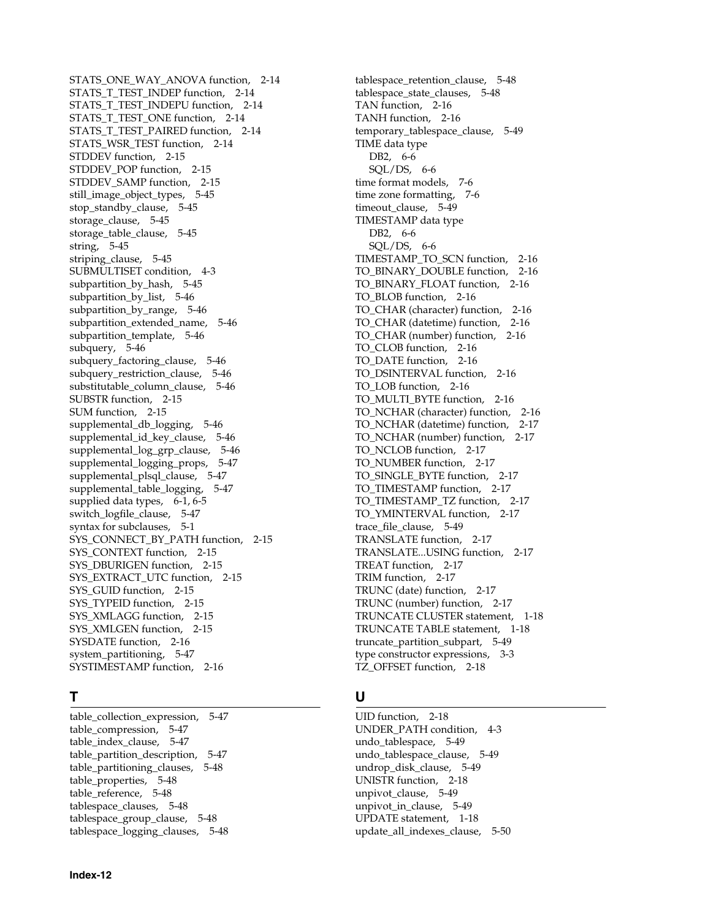STATS_ONE_WAY_ANOVA function, 2-14
STATS_T_TEST_INDEP function, 2-14
STATS_T_TEST_INDEPU function, 2-14
STATS_T_TEST_ONE function, 2-14
STATS_T_TEST_PAIRED function, 2-14
STATS_WSR_TEST function, 2-14
STDDEV function, 2-15
STDDEV_POP function, 2-15
STDDEV_SAMP function, 2-15
still_image_object_types, 5-45
stop_standby_clause, 5-45
storage_clause, 5-45
storage_table_clause, 5-45
string, 5-45
striping_clause, 5-45
SUBMULTISET condition, 4-3
subpartition_by_hash, 5-45
subpartition_by_list, 5-46
subpartition_by_range, 5-46
subpartition_extended_name, 5-46
subpartition_template, 5-46
subquery, 5-46
subquery_factoring_clause, 5-46
subquery_restriction_clause, 5-46
substitutable_column_clause, 5-46
SUBSTR function, 2-15
SUM function, 2-15
supplemental_db_logging, 5-46
supplemental_id_key_clause, 5-46
supplemental_log_grp_clause, 5-46
supplemental_logging_props, 5-47
supplemental_plsql_clause, 5-47
supplemental_table_logging, 5-47
supplied data types, 6-1, 6-5
switch_logfile_clause, 5-47
syntax for subclauses, 5-1
SYS_CONNECT_BY_PATH function, 2-15
SYS_CONTEXT function, 2-15
SYS_DBURIGEN function, 2-15
SYS_EXTRACT_UTC function, 2-15
SYS_GUID function, 2-15
SYS_TYPEID function, 2-15
SYS_XMLAGG function, 2-15
SYS_XMLGEN function, 2-15
SYSDATE function, 2-16
system_partitioning, 5-47
SYSTIMESTAMP function, 2-16

## T

table_collection_expression, 5-47
table_compression, 5-47
table_index_clause, 5-47
table_partition_description, 5-47
table_partitioning_clauses, 5-48
table_properties, 5-48
table_reference, 5-48
tablespace_clauses, 5-48
tablespace_group_clause, 5-48
tablespace_logging_clauses, 5-48
tablespace_retention_clause, 5-48
tablespace_state_clauses, 5-48
TAN function, 2-16
TANH function, 2-16
temporary_tablespace_clause, 5-49
TIME data type
  DB2, 6-6
  SQL/DS, 6-6
time format models, 7-6
time zone formatting, 7-6
timeout_clause, 5-49
TIMESTAMP data type
  DB2, 6-6
  SQL/DS, 6-6
TIMESTAMP_TO_SCN function, 2-16
TO_BINARY_DOUBLE function, 2-16
TO_BINARY_FLOAT function, 2-16
TO_BLOB function, 2-16
TO_CHAR (character) function, 2-16
TO_CHAR (datetime) function, 2-16
TO_CHAR (number) function, 2-16
TO_CLOB function, 2-16
TO_DATE function, 2-16
TO_DSINTERVAL function, 2-16
TO_LOB function, 2-16
TO_MULTI_BYTE function, 2-16
TO_NCHAR (character) function, 2-16
TO_NCHAR (datetime) function, 2-17
TO_NCHAR (number) function, 2-17
TO_NCLOB function, 2-17
TO_NUMBER function, 2-17
TO_SINGLE_BYTE function, 2-17
TO_TIMESTAMP function, 2-17
TO_TIMESTAMP_TZ function, 2-17
TO_YMINTERVAL function, 2-17
trace_file_clause, 5-49
TRANSLATE function, 2-17
TRANSLATE...USING function, 2-17
TREAT function, 2-17
TRIM function, 2-17
TRUNC (date) function, 2-17
TRUNC (number) function, 2-17
TRUNCATE CLUSTER statement, 1-18
TRUNCATE TABLE statement, 1-18
truncate_partition_subpart, 5-49
type constructor expressions, 3-3
TZ_OFFSET function, 2-18

## U

UID function, 2-18
UNDER_PATH condition, 4-3
undo_tablespace, 5-49
undo_tablespace_clause, 5-49
undrop_disk_clause, 5-49
UNISTR function, 2-18
unpivot_clause, 5-49
unpivot_in_clause, 5-49
UPDATE statement, 1-18
update_all_indexes_clause, 5-50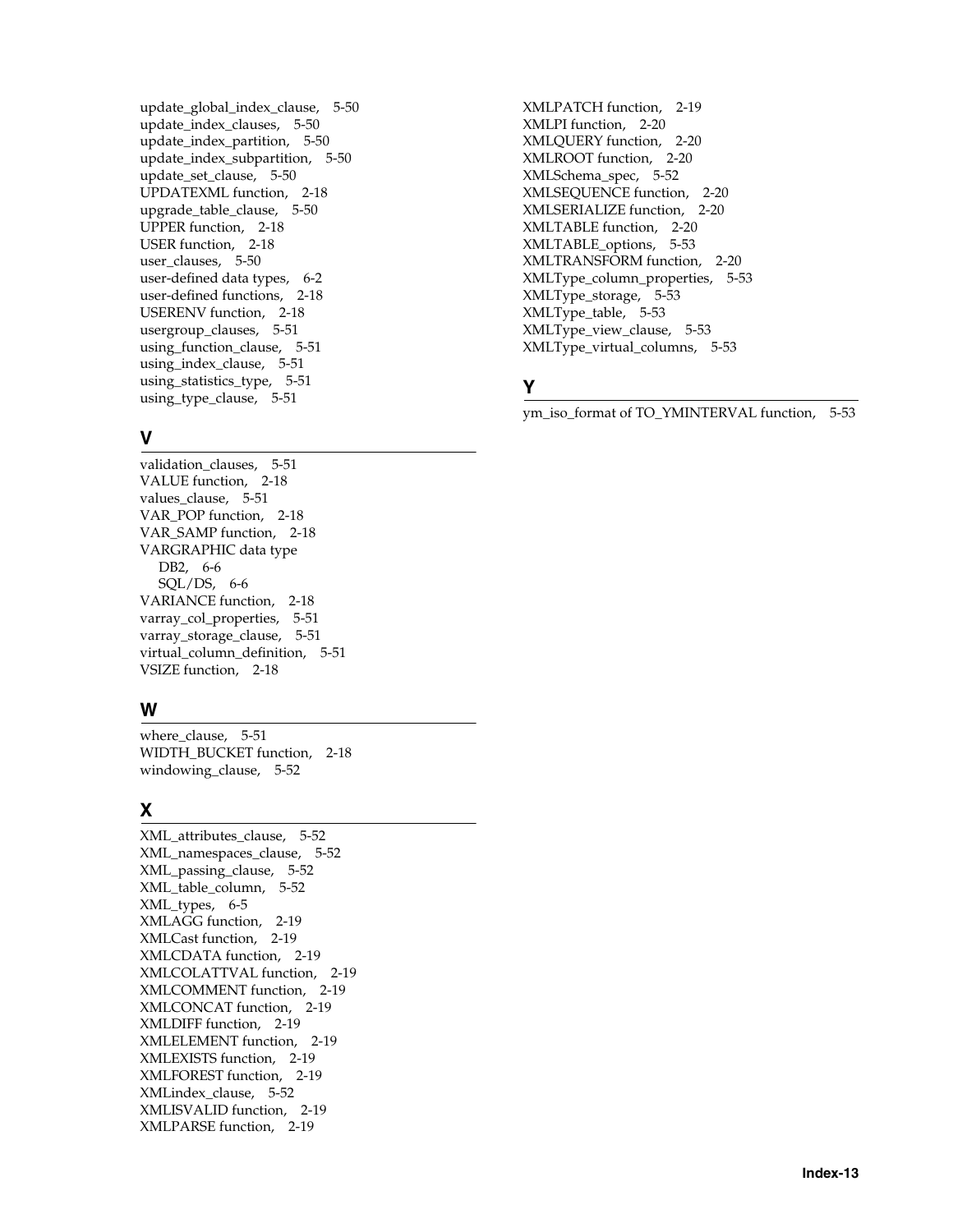update_global_index_clause, 5-50
update_index_clauses, 5-50
update_index_partition, 5-50
update_index_subpartition, 5-50
update_set_clause, 5-50
UPDATEXML function, 2-18
upgrade_table_clause, 5-50
UPPER function, 2-18
USER function, 2-18
user_clauses, 5-50
user-defined data types, 6-2
user-defined functions, 2-18
USERENV function, 2-18
usergroup_clauses, 5-51
using_function_clause, 5-51
using_index_clause, 5-51
using_statistics_type, 5-51
using_type_clause, 5-51

## V

validation_clauses, 5-51
VALUE function, 2-18
values_clause, 5-51
VAR_POP function, 2-18
VAR_SAMP function, 2-18
VARGRAPHIC data type
  DB2, 6-6
  SQL/DS, 6-6
VARIANCE function, 2-18
varray_col_properties, 5-51
varray_storage_clause, 5-51
virtual_column_definition, 5-51
VSIZE function, 2-18

## W

where_clause, 5-51
WIDTH_BUCKET function, 2-18
windowing_clause, 5-52

## X

XML_attributes_clause, 5-52
XML_namespaces_clause, 5-52
XML_passing_clause, 5-52
XML_table_column, 5-52
XML_types, 6-5
XMLAGG function, 2-19
XMLCast function, 2-19
XMLCDATA function, 2-19
XMLCOLATTVAL function, 2-19
XMLCOMMENT function, 2-19
XMLCONCAT function, 2-19
XMLDIFF function, 2-19
XMLELEMENT function, 2-19
XMLEXISTS function, 2-19
XMLFOREST function, 2-19
XMLindex_clause, 5-52
XMLISVALID function, 2-19
XMLPARSE function, 2-19
XMLPATCH function, 2-19
XMLPI function, 2-20
XMLQUERY function, 2-20
XMLROOT function, 2-20
XMLSchema_spec, 5-52
XMLSEQUENCE function, 2-20
XMLSERIALIZE function, 2-20
XMLTABLE function, 2-20
XMLTABLE_options, 5-53
XMLTRANSFORM function, 2-20
XMLType_column_properties, 5-53
XMLType_storage, 5-53
XMLType_table, 5-53
XMLType_view_clause, 5-53
XMLType_virtual_columns, 5-53

## Y

ym_iso_format of TO_YMINTERVAL function, 5-53